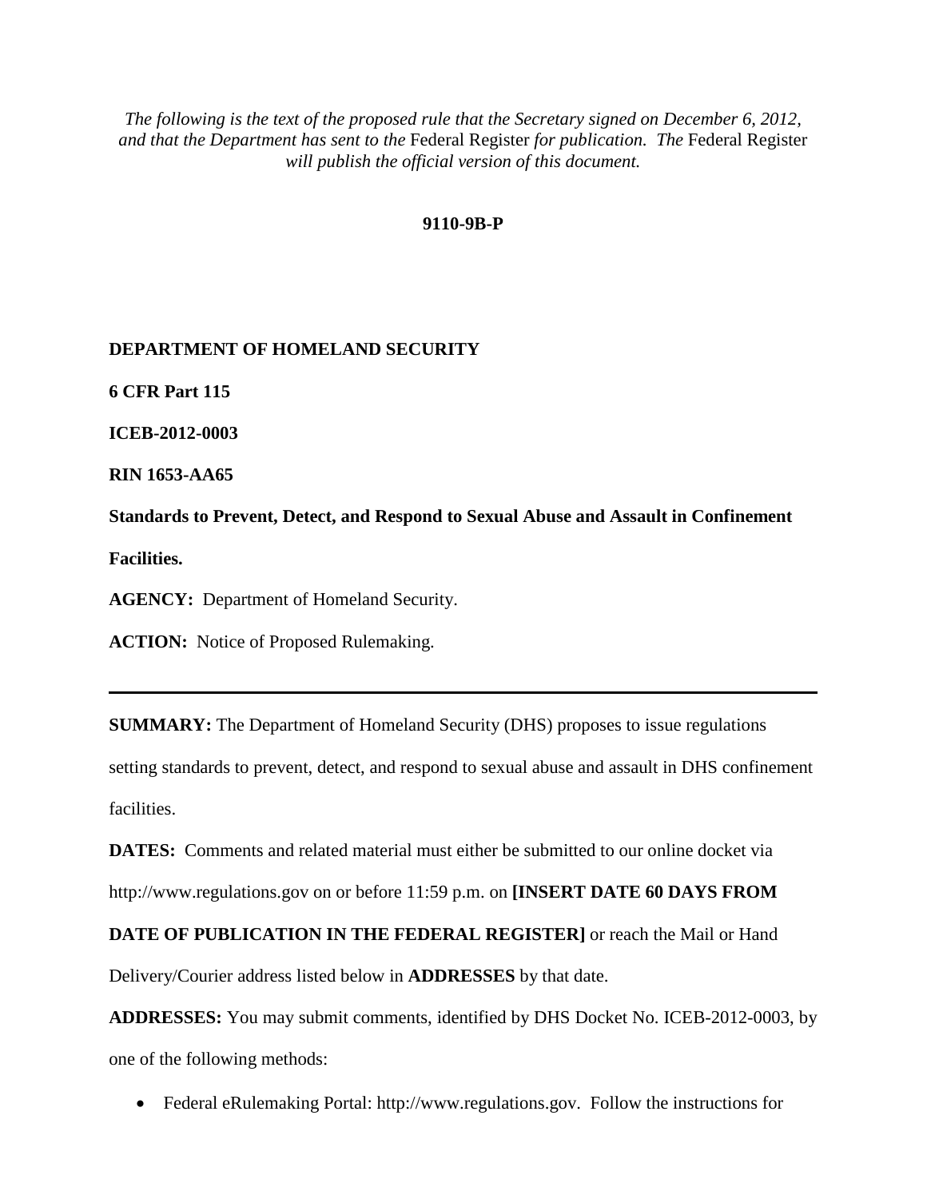*The following is the text of the proposed rule that the Secretary signed on December 6, 2012, and that the Department has sent to the* Federal Register *for publication. The* Federal Register *will publish the official version of this document.*

**9110-9B-P**

**DEPARTMENT OF HOMELAND SECURITY**

**6 CFR Part 115**

**ICEB-2012-0003**

**RIN 1653-AA65**

**Standards to Prevent, Detect, and Respond to Sexual Abuse and Assault in Confinement Facilities.**

**AGENCY:** Department of Homeland Security.

**ACTION:** Notice of Proposed Rulemaking.

---

**SUMMARY:** The Department of Homeland Security (DHS) proposes to issue regulations setting standards to prevent, detect, and respond to sexual abuse and assault in DHS confinement facilities.

**DATES:** Comments and related material must either be submitted to our online docket via http://www.regulations.gov on or before 11:59 p.m. on **[INSERT DATE 60 DAYS FROM DATE OF PUBLICATION IN THE FEDERAL REGISTER]** or reach the Mail or Hand Delivery/Courier address listed below in **ADDRESSES** by that date.

**ADDRESSES:** You may submit comments, identified by DHS Docket No. ICEB-2012-0003, by one of the following methods:

- Federal eRulemaking Portal: http://www.regulations.gov. Follow the instructions for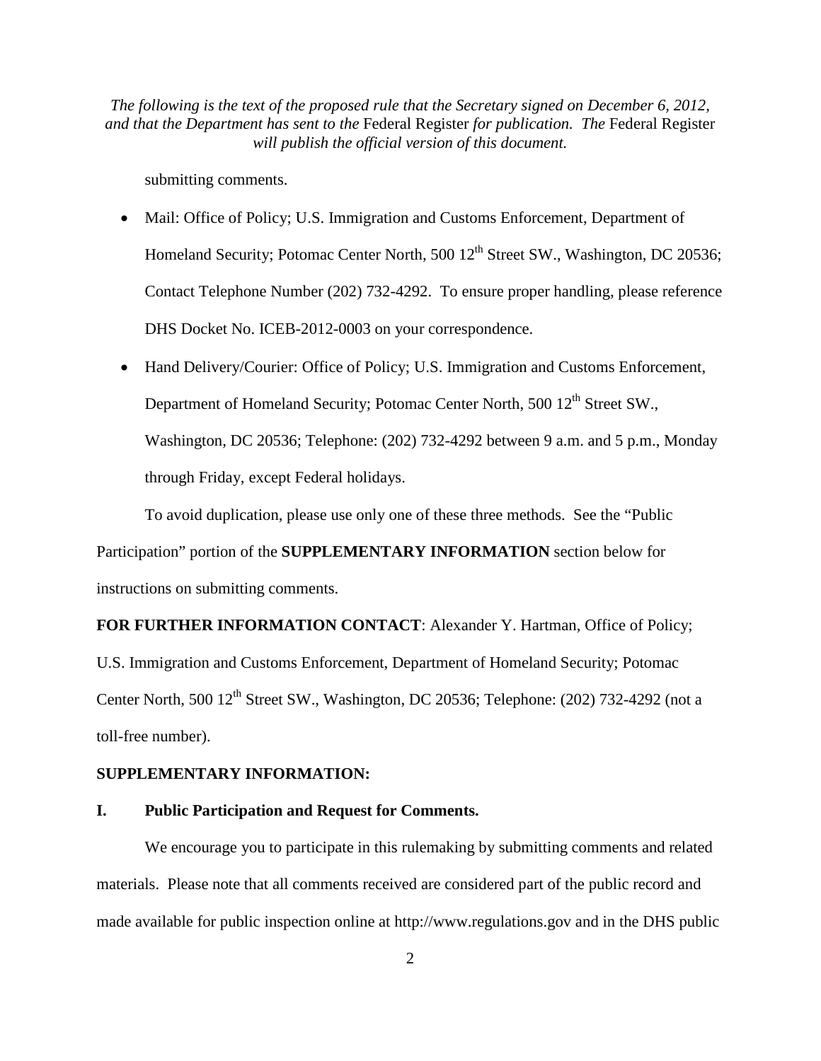submitting comments.

- Mail: Office of Policy; U.S. Immigration and Customs Enforcement, Department of Homeland Security; Potomac Center North, 500 12th Street SW., Washington, DC 20536; Contact Telephone Number (202) 732-4292. To ensure proper handling, please reference DHS Docket No. ICEB-2012-0003 on your correspondence.
- Hand Delivery/Courier: Office of Policy; U.S. Immigration and Customs Enforcement, Department of Homeland Security; Potomac Center North, 500 12th Street SW., Washington, DC 20536; Telephone: (202) 732-4292 between 9 a.m. and 5 p.m., Monday through Friday, except Federal holidays.

To avoid duplication, please use only one of these three methods. See the "Public Participation" portion of the **SUPPLEMENTARY INFORMATION** section below for instructions on submitting comments.

**FOR FURTHER INFORMATION CONTACT**: Alexander Y. Hartman, Office of Policy; U.S. Immigration and Customs Enforcement, Department of Homeland Security; Potomac Center North, 500 12th Street SW., Washington, DC 20536; Telephone: (202) 732-4292 (not a toll-free number).

**SUPPLEMENTARY INFORMATION:**

**I. Public Participation and Request for Comments.**

We encourage you to participate in this rulemaking by submitting comments and related materials. Please note that all comments received are considered part of the public record and made available for public inspection online at http://www.regulations.gov and in the DHS public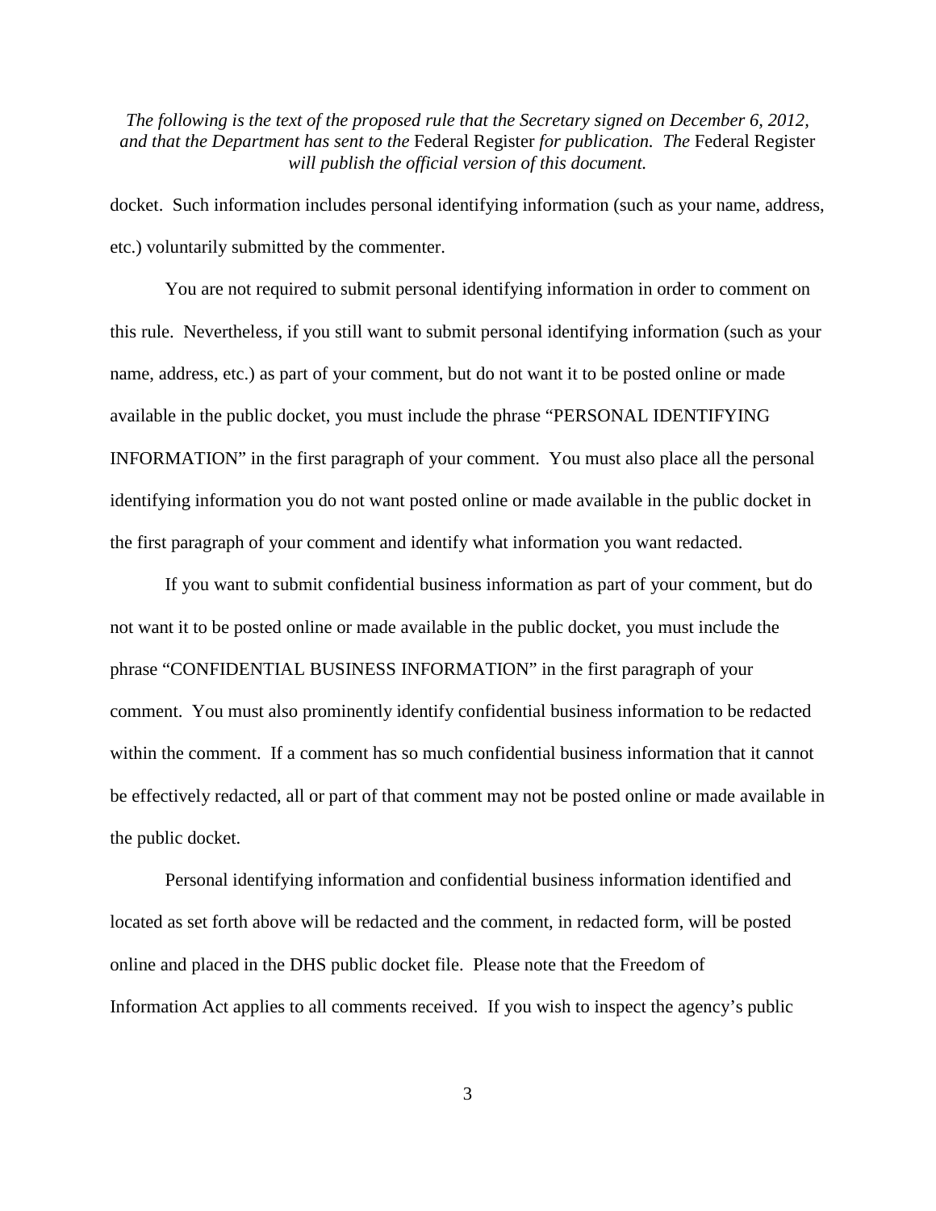docket. Such information includes personal identifying information (such as your name, address, etc.) voluntarily submitted by the commenter.

You are not required to submit personal identifying information in order to comment on this rule. Nevertheless, if you still want to submit personal identifying information (such as your name, address, etc.) as part of your comment, but do not want it to be posted online or made available in the public docket, you must include the phrase "PERSONAL IDENTIFYING INFORMATION" in the first paragraph of your comment. You must also place all the personal identifying information you do not want posted online or made available in the public docket in the first paragraph of your comment and identify what information you want redacted.

If you want to submit confidential business information as part of your comment, but do not want it to be posted online or made available in the public docket, you must include the phrase "CONFIDENTIAL BUSINESS INFORMATION" in the first paragraph of your comment. You must also prominently identify confidential business information to be redacted within the comment. If a comment has so much confidential business information that it cannot be effectively redacted, all or part of that comment may not be posted online or made available in the public docket.

Personal identifying information and confidential business information identified and located as set forth above will be redacted and the comment, in redacted form, will be posted online and placed in the DHS public docket file. Please note that the Freedom of Information Act applies to all comments received. If you wish to inspect the agency's public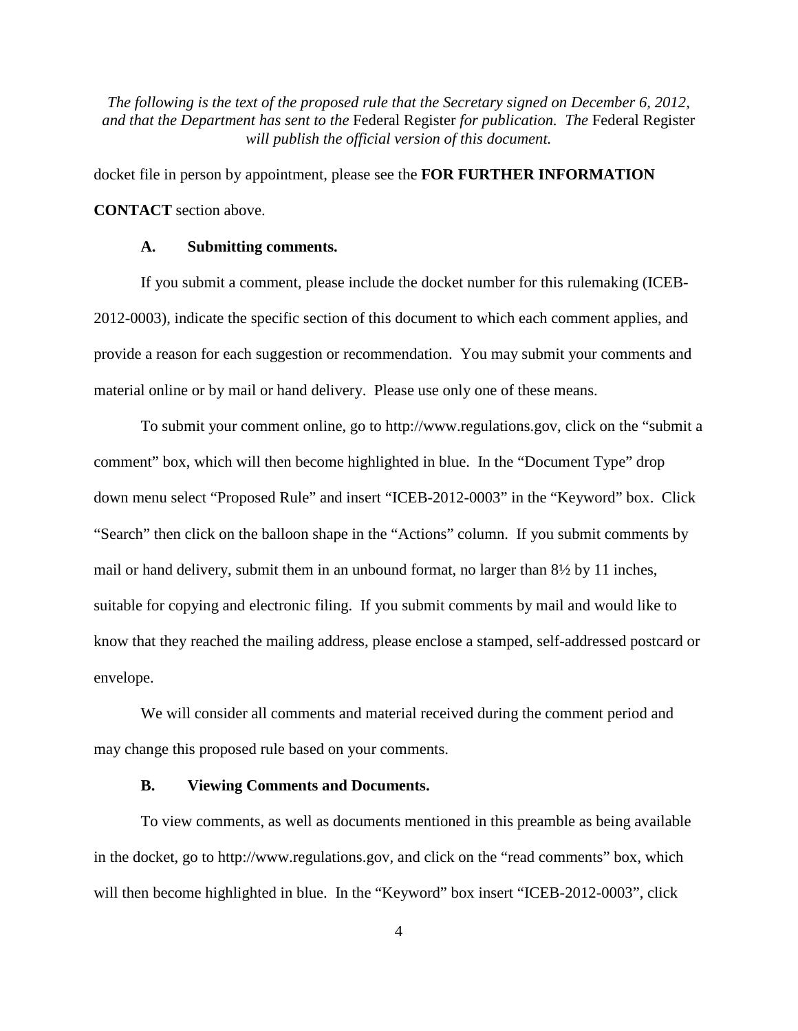docket file in person by appointment, please see the **FOR FURTHER INFORMATION CONTACT** section above.

### A. Submitting comments.

If you submit a comment, please include the docket number for this rulemaking (ICEB-2012-0003), indicate the specific section of this document to which each comment applies, and provide a reason for each suggestion or recommendation. You may submit your comments and material online or by mail or hand delivery. Please use only one of these means.

To submit your comment online, go to http://www.regulations.gov, click on the "submit a comment" box, which will then become highlighted in blue. In the "Document Type" drop down menu select "Proposed Rule" and insert "ICEB-2012-0003" in the "Keyword" box. Click "Search" then click on the balloon shape in the "Actions" column. If you submit comments by mail or hand delivery, submit them in an unbound format, no larger than 8½ by 11 inches, suitable for copying and electronic filing. If you submit comments by mail and would like to know that they reached the mailing address, please enclose a stamped, self-addressed postcard or envelope.

We will consider all comments and material received during the comment period and may change this proposed rule based on your comments.

### B. Viewing Comments and Documents.

To view comments, as well as documents mentioned in this preamble as being available in the docket, go to http://www.regulations.gov, and click on the "read comments" box, which will then become highlighted in blue. In the "Keyword" box insert "ICEB-2012-0003", click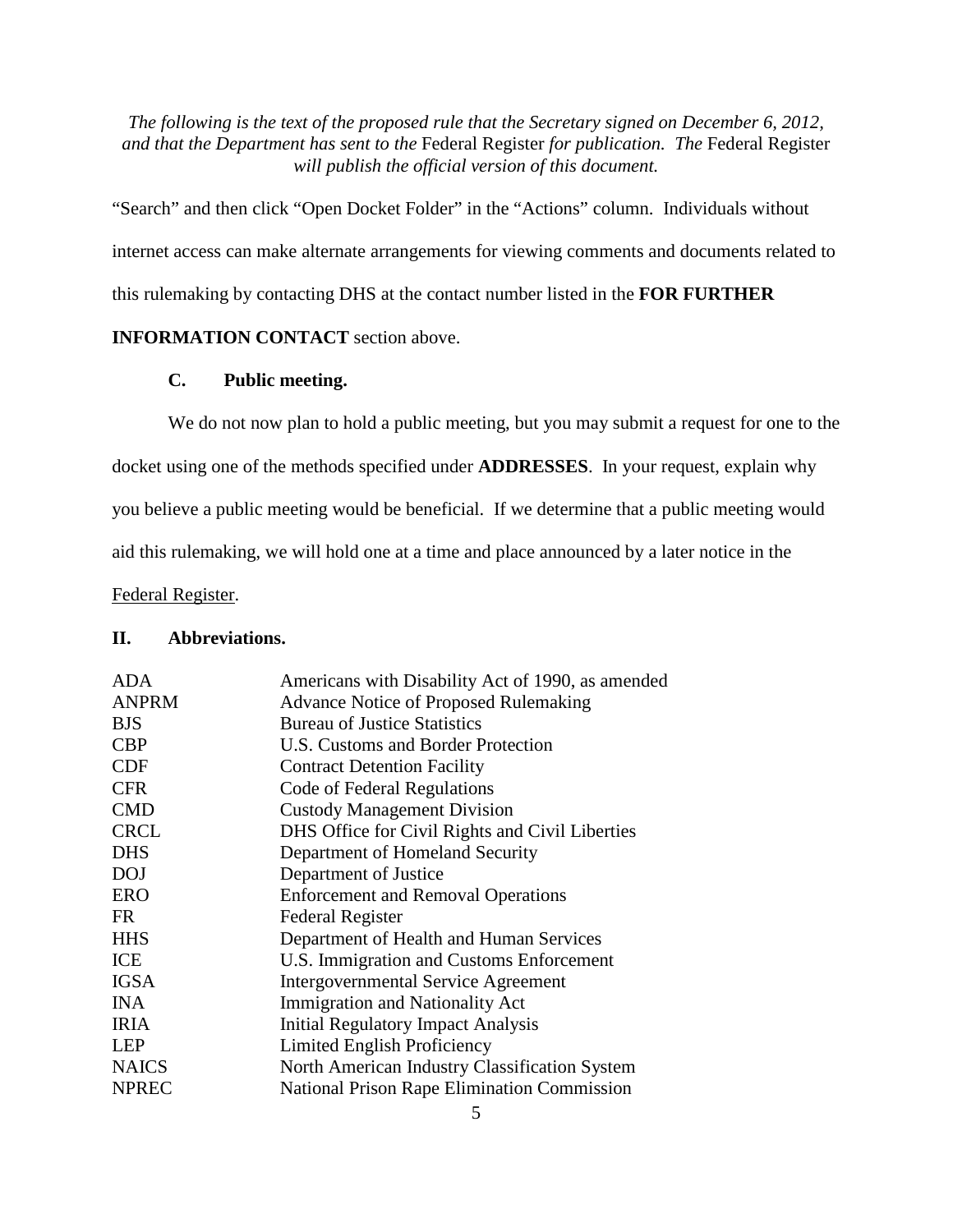*The following is the text of the proposed rule that the Secretary signed on December 6, 2012, and that the Department has sent to the* Federal Register *for publication. The* Federal Register *will publish the official version of this document.*

"Search" and then click "Open Docket Folder" in the "Actions" column. Individuals without internet access can make alternate arrangements for viewing comments and documents related to this rulemaking by contacting DHS at the contact number listed in the **FOR FURTHER INFORMATION CONTACT** section above.

### C. Public meeting.

We do not now plan to hold a public meeting, but you may submit a request for one to the docket using one of the methods specified under **ADDRESSES**. In your request, explain why you believe a public meeting would be beneficial. If we determine that a public meeting would aid this rulemaking, we will hold one at a time and place announced by a later notice in the Federal Register.

## II. Abbreviations.

| | |
|---|---|
| ADA | Americans with Disability Act of 1990, as amended |
| ANPRM | Advance Notice of Proposed Rulemaking |
| BJS | Bureau of Justice Statistics |
| CBP | U.S. Customs and Border Protection |
| CDF | Contract Detention Facility |
| CFR | Code of Federal Regulations |
| CMD | Custody Management Division |
| CRCL | DHS Office for Civil Rights and Civil Liberties |
| DHS | Department of Homeland Security |
| DOJ | Department of Justice |
| ERO | Enforcement and Removal Operations |
| FR | Federal Register |
| HHS | Department of Health and Human Services |
| ICE | U.S. Immigration and Customs Enforcement |
| IGSA | Intergovernmental Service Agreement |
| INA | Immigration and Nationality Act |
| IRIA | Initial Regulatory Impact Analysis |
| LEP | Limited English Proficiency |
| NAICS | North American Industry Classification System |
| NPREC | National Prison Rape Elimination Commission |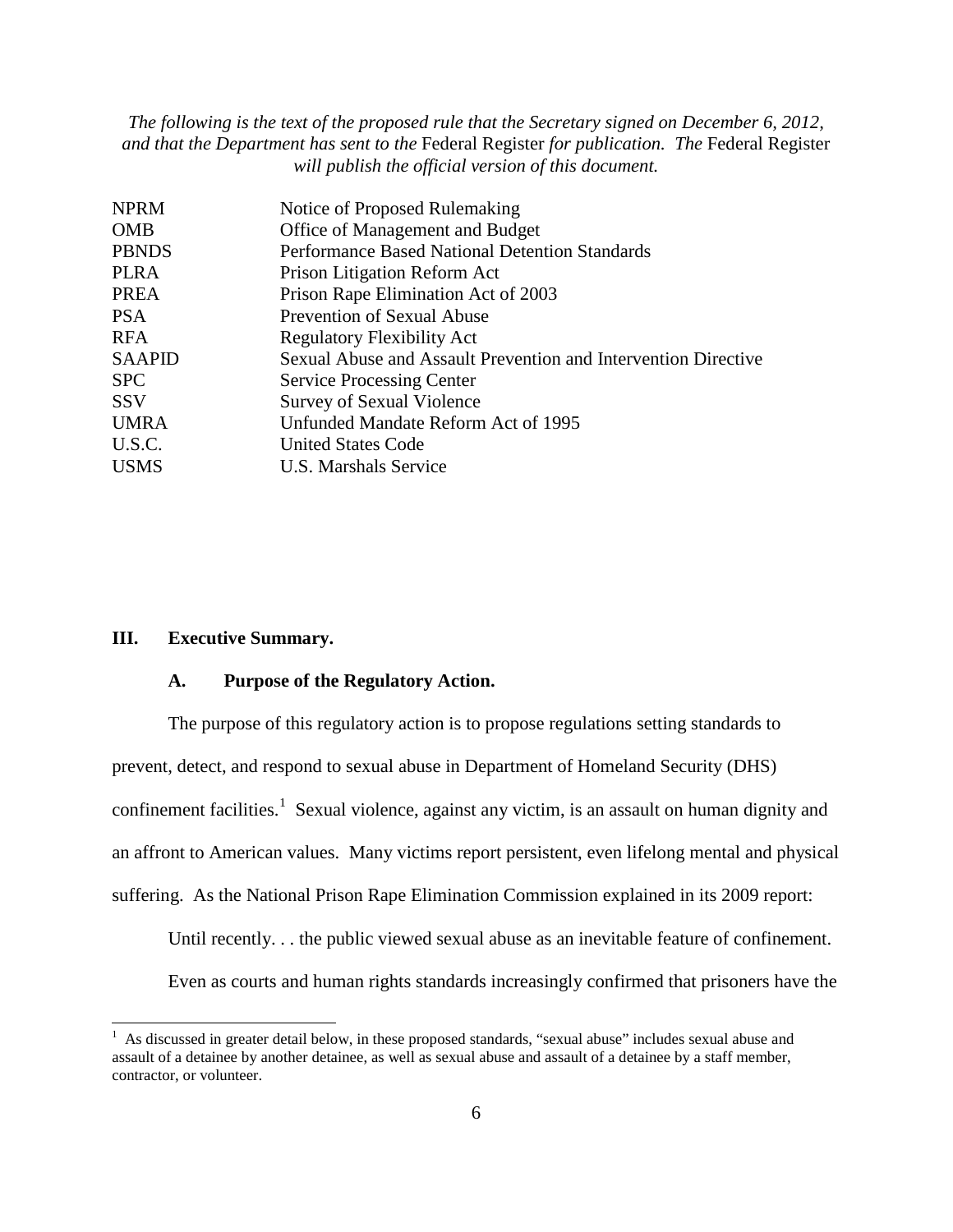*The following is the text of the proposed rule that the Secretary signed on December 6, 2012, and that the Department has sent to the* Federal Register *for publication. The* Federal Register *will publish the official version of this document.*

| | |
|---|---|
| NPRM | Notice of Proposed Rulemaking |
| OMB | Office of Management and Budget |
| PBNDS | Performance Based National Detention Standards |
| PLRA | Prison Litigation Reform Act |
| PREA | Prison Rape Elimination Act of 2003 |
| PSA | Prevention of Sexual Abuse |
| RFA | Regulatory Flexibility Act |
| SAAPID | Sexual Abuse and Assault Prevention and Intervention Directive |
| SPC | Service Processing Center |
| SSV | Survey of Sexual Violence |
| UMRA | Unfunded Mandate Reform Act of 1995 |
| U.S.C. | United States Code |
| USMS | U.S. Marshals Service |

## III. Executive Summary.

### A. Purpose of the Regulatory Action.

The purpose of this regulatory action is to propose regulations setting standards to prevent, detect, and respond to sexual abuse in Department of Homeland Security (DHS) confinement facilities.[1] Sexual violence, against any victim, is an assault on human dignity and an affront to American values. Many victims report persistent, even lifelong mental and physical suffering. As the National Prison Rape Elimination Commission explained in its 2009 report:

> Until recently. . . the public viewed sexual abuse as an inevitable feature of confinement. Even as courts and human rights standards increasingly confirmed that prisoners have the

[1] As discussed in greater detail below, in these proposed standards, "sexual abuse" includes sexual abuse and assault of a detainee by another detainee, as well as sexual abuse and assault of a detainee by a staff member, contractor, or volunteer.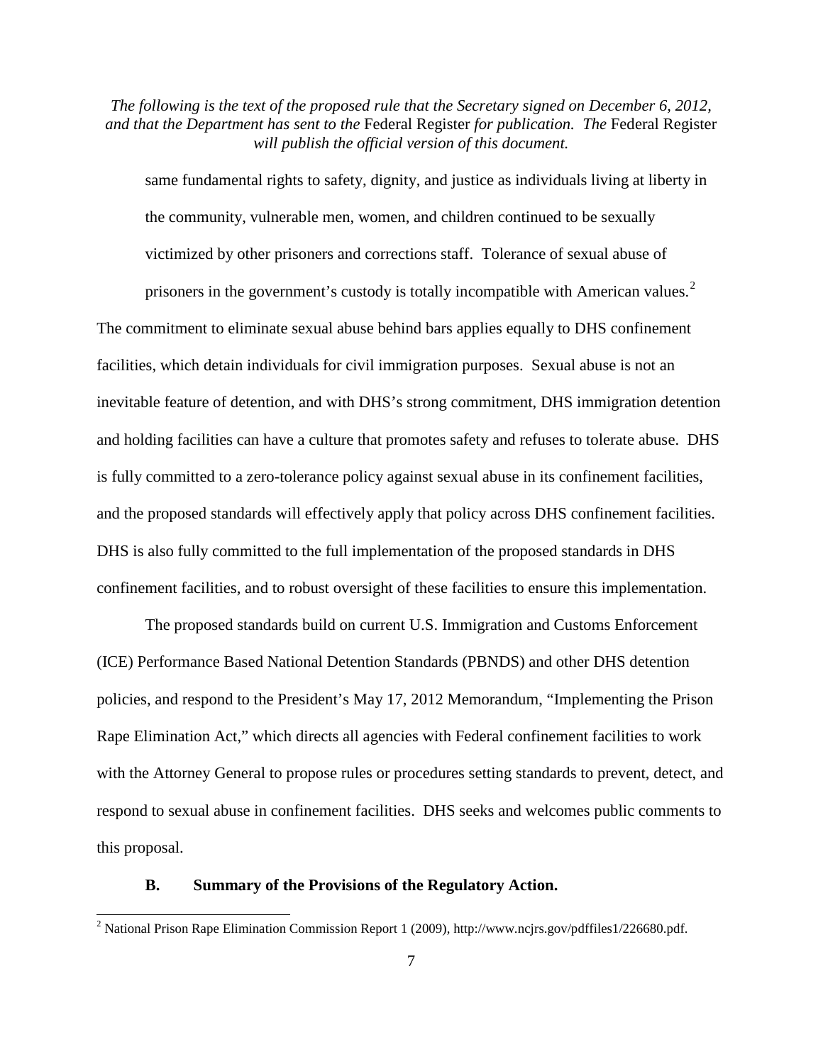same fundamental rights to safety, dignity, and justice as individuals living at liberty in the community, vulnerable men, women, and children continued to be sexually victimized by other prisoners and corrections staff. Tolerance of sexual abuse of prisoners in the government's custody is totally incompatible with American values.[2]

The commitment to eliminate sexual abuse behind bars applies equally to DHS confinement facilities, which detain individuals for civil immigration purposes. Sexual abuse is not an inevitable feature of detention, and with DHS's strong commitment, DHS immigration detention and holding facilities can have a culture that promotes safety and refuses to tolerate abuse. DHS is fully committed to a zero-tolerance policy against sexual abuse in its confinement facilities, and the proposed standards will effectively apply that policy across DHS confinement facilities. DHS is also fully committed to the full implementation of the proposed standards in DHS confinement facilities, and to robust oversight of these facilities to ensure this implementation.

The proposed standards build on current U.S. Immigration and Customs Enforcement (ICE) Performance Based National Detention Standards (PBNDS) and other DHS detention policies, and respond to the President's May 17, 2012 Memorandum, "Implementing the Prison Rape Elimination Act," which directs all agencies with Federal confinement facilities to work with the Attorney General to propose rules or procedures setting standards to prevent, detect, and respond to sexual abuse in confinement facilities. DHS seeks and welcomes public comments to this proposal.

### B. Summary of the Provisions of the Regulatory Action.

[2] National Prison Rape Elimination Commission Report 1 (2009), http://www.ncjrs.gov/pdffiles1/226680.pdf.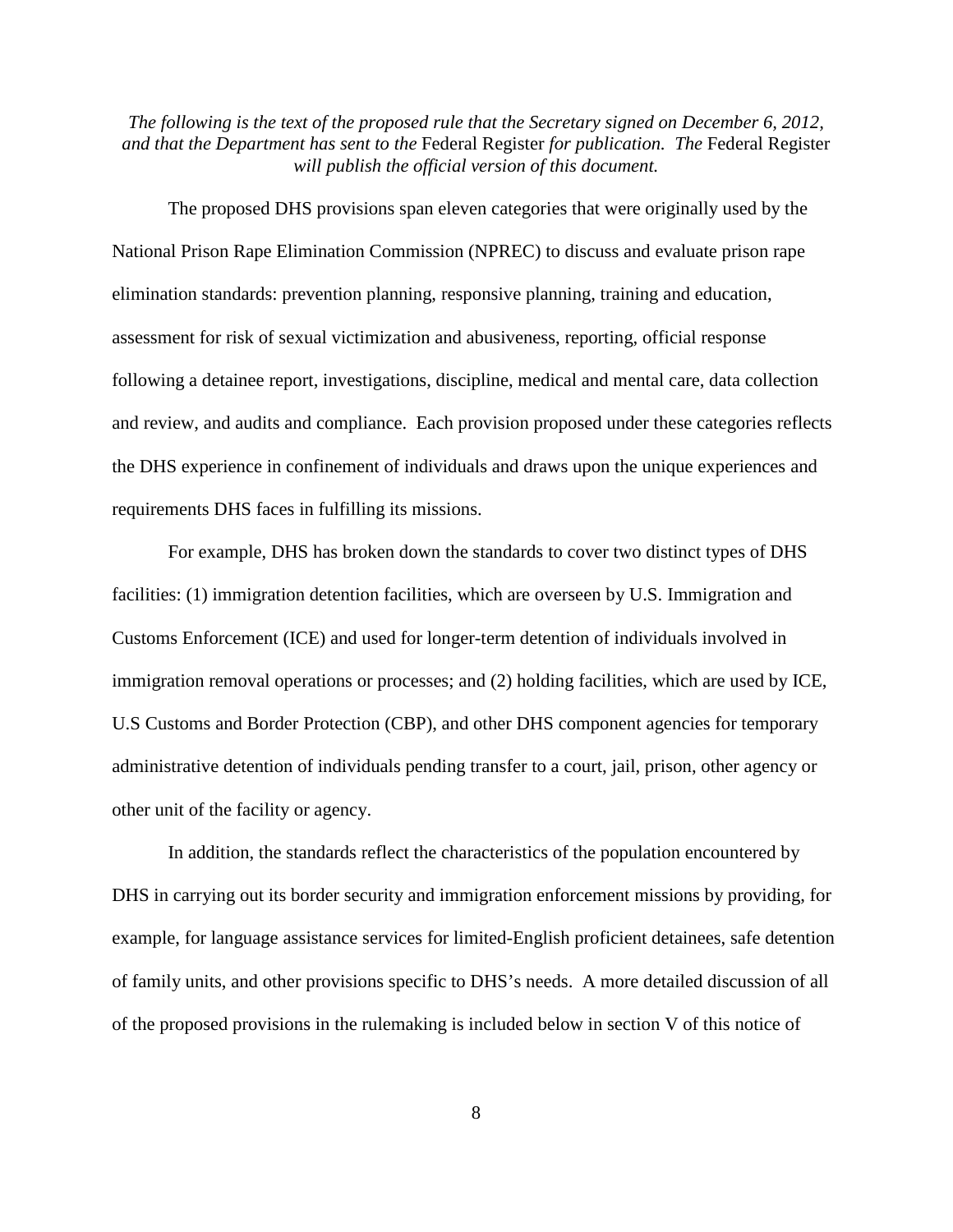*The following is the text of the proposed rule that the Secretary signed on December 6, 2012, and that the Department has sent to the* Federal Register *for publication. The* Federal Register *will publish the official version of this document.*

The proposed DHS provisions span eleven categories that were originally used by the National Prison Rape Elimination Commission (NPREC) to discuss and evaluate prison rape elimination standards: prevention planning, responsive planning, training and education, assessment for risk of sexual victimization and abusiveness, reporting, official response following a detainee report, investigations, discipline, medical and mental care, data collection and review, and audits and compliance. Each provision proposed under these categories reflects the DHS experience in confinement of individuals and draws upon the unique experiences and requirements DHS faces in fulfilling its missions.

For example, DHS has broken down the standards to cover two distinct types of DHS facilities: (1) immigration detention facilities, which are overseen by U.S. Immigration and Customs Enforcement (ICE) and used for longer-term detention of individuals involved in immigration removal operations or processes; and (2) holding facilities, which are used by ICE, U.S Customs and Border Protection (CBP), and other DHS component agencies for temporary administrative detention of individuals pending transfer to a court, jail, prison, other agency or other unit of the facility or agency.

In addition, the standards reflect the characteristics of the population encountered by DHS in carrying out its border security and immigration enforcement missions by providing, for example, for language assistance services for limited-English proficient detainees, safe detention of family units, and other provisions specific to DHS's needs. A more detailed discussion of all of the proposed provisions in the rulemaking is included below in section V of this notice of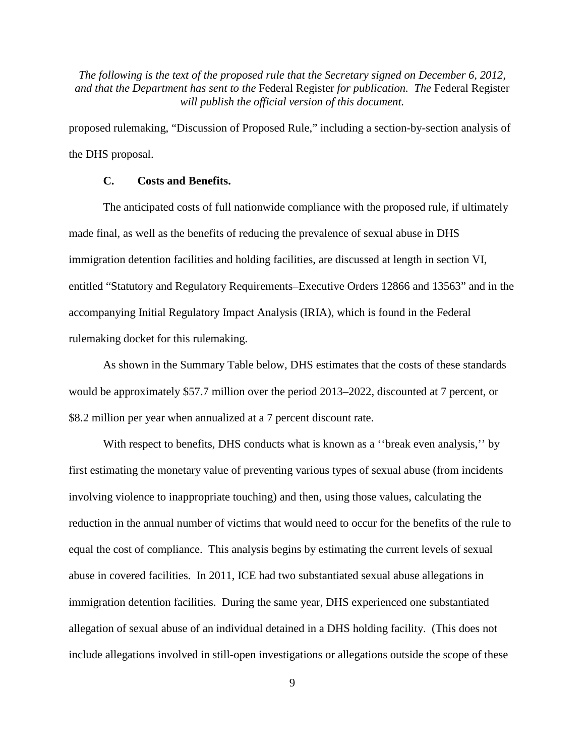proposed rulemaking, "Discussion of Proposed Rule," including a section-by-section analysis of the DHS proposal.

### C. Costs and Benefits.

The anticipated costs of full nationwide compliance with the proposed rule, if ultimately made final, as well as the benefits of reducing the prevalence of sexual abuse in DHS immigration detention facilities and holding facilities, are discussed at length in section VI, entitled "Statutory and Regulatory Requirements–Executive Orders 12866 and 13563" and in the accompanying Initial Regulatory Impact Analysis (IRIA), which is found in the Federal rulemaking docket for this rulemaking.

As shown in the Summary Table below, DHS estimates that the costs of these standards would be approximately $57.7 million over the period 2013–2022, discounted at 7 percent, or $8.2 million per year when annualized at a 7 percent discount rate.

With respect to benefits, DHS conducts what is known as a ''break even analysis,'' by first estimating the monetary value of preventing various types of sexual abuse (from incidents involving violence to inappropriate touching) and then, using those values, calculating the reduction in the annual number of victims that would need to occur for the benefits of the rule to equal the cost of compliance. This analysis begins by estimating the current levels of sexual abuse in covered facilities. In 2011, ICE had two substantiated sexual abuse allegations in immigration detention facilities. During the same year, DHS experienced one substantiated allegation of sexual abuse of an individual detained in a DHS holding facility. (This does not include allegations involved in still-open investigations or allegations outside the scope of these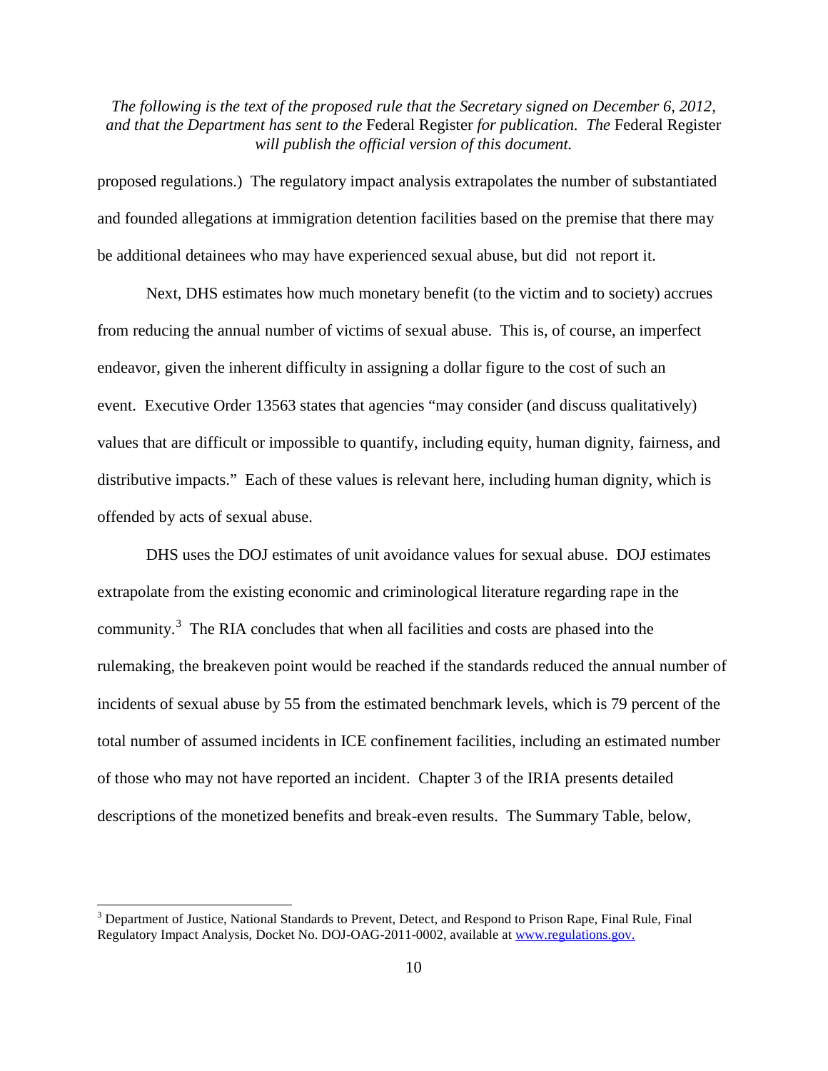proposed regulations.) The regulatory impact analysis extrapolates the number of substantiated and founded allegations at immigration detention facilities based on the premise that there may be additional detainees who may have experienced sexual abuse, but did not report it.

Next, DHS estimates how much monetary benefit (to the victim and to society) accrues from reducing the annual number of victims of sexual abuse. This is, of course, an imperfect endeavor, given the inherent difficulty in assigning a dollar figure to the cost of such an event. Executive Order 13563 states that agencies "may consider (and discuss qualitatively) values that are difficult or impossible to quantify, including equity, human dignity, fairness, and distributive impacts." Each of these values is relevant here, including human dignity, which is offended by acts of sexual abuse.

DHS uses the DOJ estimates of unit avoidance values for sexual abuse. DOJ estimates extrapolate from the existing economic and criminological literature regarding rape in the community.[3] The RIA concludes that when all facilities and costs are phased into the rulemaking, the breakeven point would be reached if the standards reduced the annual number of incidents of sexual abuse by 55 from the estimated benchmark levels, which is 79 percent of the total number of assumed incidents in ICE confinement facilities, including an estimated number of those who may not have reported an incident. Chapter 3 of the IRIA presents detailed descriptions of the monetized benefits and break-even results. The Summary Table, below,

[3] Department of Justice, National Standards to Prevent, Detect, and Respond to Prison Rape, Final Rule, Final Regulatory Impact Analysis, Docket No. DOJ-OAG-2011-0002, available at www.regulations.gov.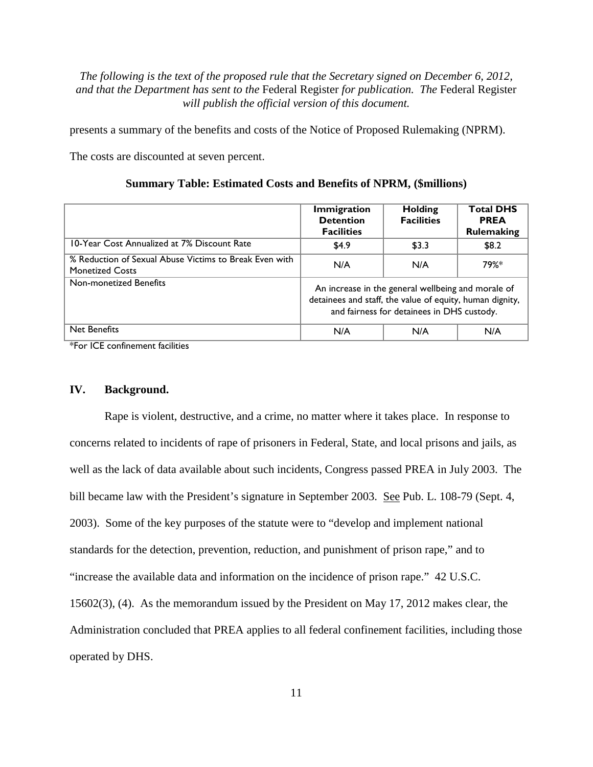*The following is the text of the proposed rule that the Secretary signed on December 6, 2012, and that the Department has sent to the* Federal Register *for publication. The* Federal Register *will publish the official version of this document.*

presents a summary of the benefits and costs of the Notice of Proposed Rulemaking (NPRM). The costs are discounted at seven percent.

**Summary Table: Estimated Costs and Benefits of NPRM, ($millions)**

| | Immigration Detention Facilities | Holding Facilities | Total DHS PREA Rulemaking |
|---|---|---|---|
| 10-Year Cost Annualized at 7% Discount Rate | $4.9 | $3.3 | $8.2 |
| % Reduction of Sexual Abuse Victims to Break Even with Monetized Costs | N/A | N/A | 79%* |
| Non-monetized Benefits | An increase in the general wellbeing and morale of detainees and staff, the value of equity, human dignity, and fairness for detainees in DHS custody. | | |
| Net Benefits | N/A | N/A | N/A |

*For ICE confinement facilities

## IV. Background.

Rape is violent, destructive, and a crime, no matter where it takes place. In response to concerns related to incidents of rape of prisoners in Federal, State, and local prisons and jails, as well as the lack of data available about such incidents, Congress passed PREA in July 2003. The bill became law with the President's signature in September 2003. See Pub. L. 108-79 (Sept. 4, 2003). Some of the key purposes of the statute were to "develop and implement national standards for the detection, prevention, reduction, and punishment of prison rape," and to "increase the available data and information on the incidence of prison rape." 42 U.S.C. 15602(3), (4). As the memorandum issued by the President on May 17, 2012 makes clear, the Administration concluded that PREA applies to all federal confinement facilities, including those operated by DHS.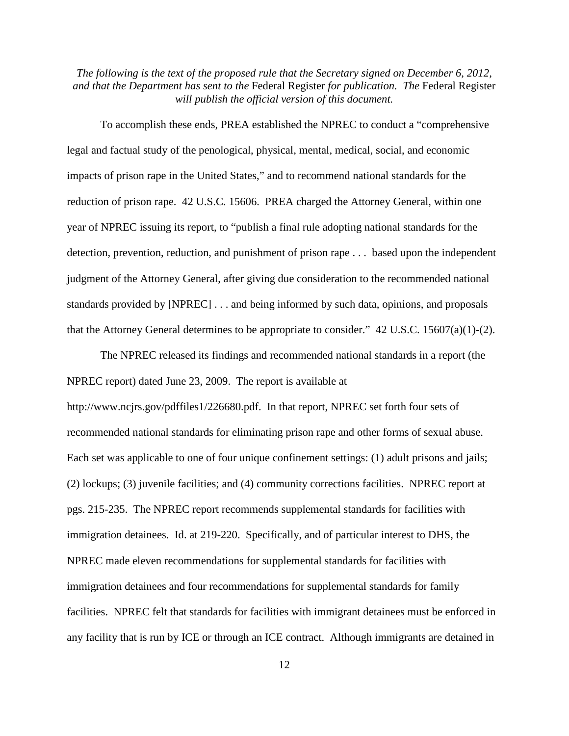To accomplish these ends, PREA established the NPREC to conduct a "comprehensive legal and factual study of the penological, physical, mental, medical, social, and economic impacts of prison rape in the United States," and to recommend national standards for the reduction of prison rape. 42 U.S.C. 15606. PREA charged the Attorney General, within one year of NPREC issuing its report, to "publish a final rule adopting national standards for the detection, prevention, reduction, and punishment of prison rape . . . based upon the independent judgment of the Attorney General, after giving due consideration to the recommended national standards provided by [NPREC] . . . and being informed by such data, opinions, and proposals that the Attorney General determines to be appropriate to consider." 42 U.S.C. 15607(a)(1)-(2).

The NPREC released its findings and recommended national standards in a report (the NPREC report) dated June 23, 2009. The report is available at http://www.ncjrs.gov/pdffiles1/226680.pdf. In that report, NPREC set forth four sets of recommended national standards for eliminating prison rape and other forms of sexual abuse. Each set was applicable to one of four unique confinement settings: (1) adult prisons and jails; (2) lockups; (3) juvenile facilities; and (4) community corrections facilities. NPREC report at pgs. 215-235. The NPREC report recommends supplemental standards for facilities with immigration detainees. Id. at 219-220. Specifically, and of particular interest to DHS, the NPREC made eleven recommendations for supplemental standards for facilities with immigration detainees and four recommendations for supplemental standards for family facilities. NPREC felt that standards for facilities with immigrant detainees must be enforced in any facility that is run by ICE or through an ICE contract. Although immigrants are detained in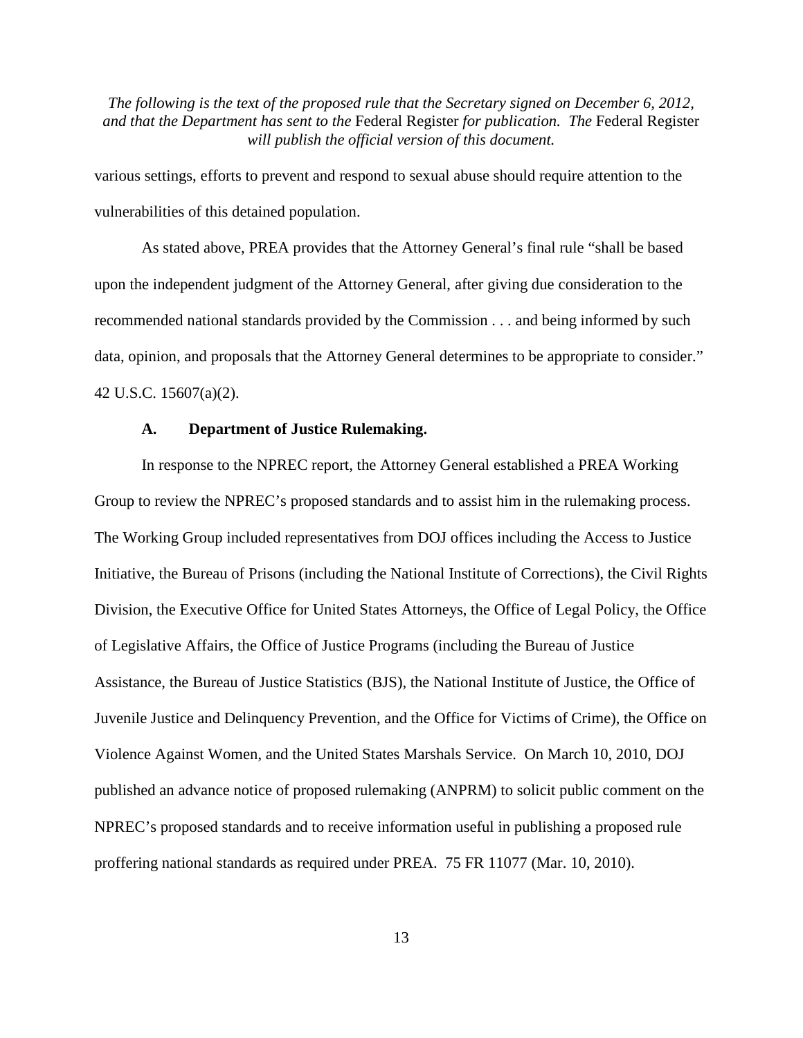various settings, efforts to prevent and respond to sexual abuse should require attention to the vulnerabilities of this detained population.

As stated above, PREA provides that the Attorney General's final rule "shall be based upon the independent judgment of the Attorney General, after giving due consideration to the recommended national standards provided by the Commission . . . and being informed by such data, opinion, and proposals that the Attorney General determines to be appropriate to consider." 42 U.S.C. 15607(a)(2).

### A. Department of Justice Rulemaking.

In response to the NPREC report, the Attorney General established a PREA Working Group to review the NPREC's proposed standards and to assist him in the rulemaking process. The Working Group included representatives from DOJ offices including the Access to Justice Initiative, the Bureau of Prisons (including the National Institute of Corrections), the Civil Rights Division, the Executive Office for United States Attorneys, the Office of Legal Policy, the Office of Legislative Affairs, the Office of Justice Programs (including the Bureau of Justice Assistance, the Bureau of Justice Statistics (BJS), the National Institute of Justice, the Office of Juvenile Justice and Delinquency Prevention, and the Office for Victims of Crime), the Office on Violence Against Women, and the United States Marshals Service. On March 10, 2010, DOJ published an advance notice of proposed rulemaking (ANPRM) to solicit public comment on the NPREC's proposed standards and to receive information useful in publishing a proposed rule proffering national standards as required under PREA. 75 FR 11077 (Mar. 10, 2010).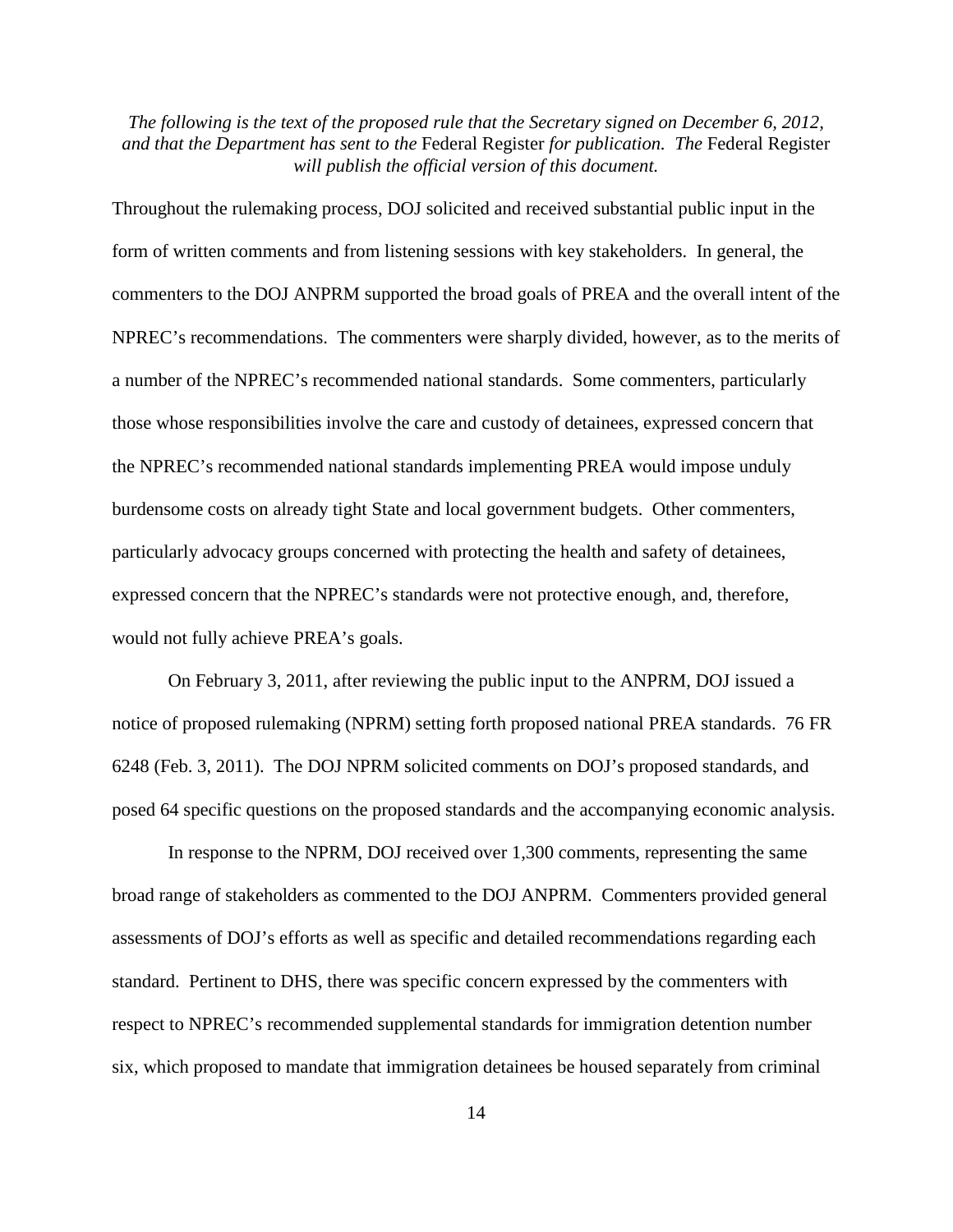Throughout the rulemaking process, DOJ solicited and received substantial public input in the form of written comments and from listening sessions with key stakeholders. In general, the commenters to the DOJ ANPRM supported the broad goals of PREA and the overall intent of the NPREC's recommendations. The commenters were sharply divided, however, as to the merits of a number of the NPREC's recommended national standards. Some commenters, particularly those whose responsibilities involve the care and custody of detainees, expressed concern that the NPREC's recommended national standards implementing PREA would impose unduly burdensome costs on already tight State and local government budgets. Other commenters, particularly advocacy groups concerned with protecting the health and safety of detainees, expressed concern that the NPREC's standards were not protective enough, and, therefore, would not fully achieve PREA's goals.

On February 3, 2011, after reviewing the public input to the ANPRM, DOJ issued a notice of proposed rulemaking (NPRM) setting forth proposed national PREA standards. 76 FR 6248 (Feb. 3, 2011). The DOJ NPRM solicited comments on DOJ's proposed standards, and posed 64 specific questions on the proposed standards and the accompanying economic analysis.

In response to the NPRM, DOJ received over 1,300 comments, representing the same broad range of stakeholders as commented to the DOJ ANPRM. Commenters provided general assessments of DOJ's efforts as well as specific and detailed recommendations regarding each standard. Pertinent to DHS, there was specific concern expressed by the commenters with respect to NPREC's recommended supplemental standards for immigration detention number six, which proposed to mandate that immigration detainees be housed separately from criminal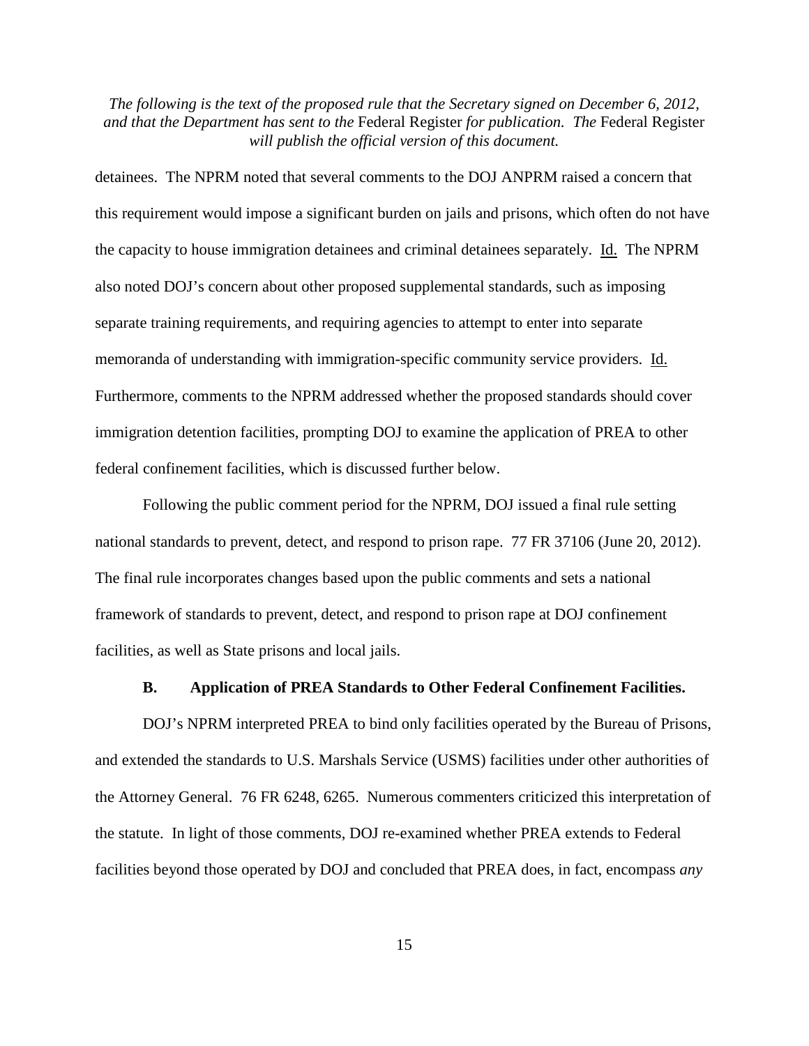detainees. The NPRM noted that several comments to the DOJ ANPRM raised a concern that this requirement would impose a significant burden on jails and prisons, which often do not have the capacity to house immigration detainees and criminal detainees separately. Id. The NPRM also noted DOJ's concern about other proposed supplemental standards, such as imposing separate training requirements, and requiring agencies to attempt to enter into separate memoranda of understanding with immigration-specific community service providers. Id. Furthermore, comments to the NPRM addressed whether the proposed standards should cover immigration detention facilities, prompting DOJ to examine the application of PREA to other federal confinement facilities, which is discussed further below.

Following the public comment period for the NPRM, DOJ issued a final rule setting national standards to prevent, detect, and respond to prison rape. 77 FR 37106 (June 20, 2012). The final rule incorporates changes based upon the public comments and sets a national framework of standards to prevent, detect, and respond to prison rape at DOJ confinement facilities, as well as State prisons and local jails.

### B. Application of PREA Standards to Other Federal Confinement Facilities.

DOJ's NPRM interpreted PREA to bind only facilities operated by the Bureau of Prisons, and extended the standards to U.S. Marshals Service (USMS) facilities under other authorities of the Attorney General. 76 FR 6248, 6265. Numerous commenters criticized this interpretation of the statute. In light of those comments, DOJ re-examined whether PREA extends to Federal facilities beyond those operated by DOJ and concluded that PREA does, in fact, encompass *any*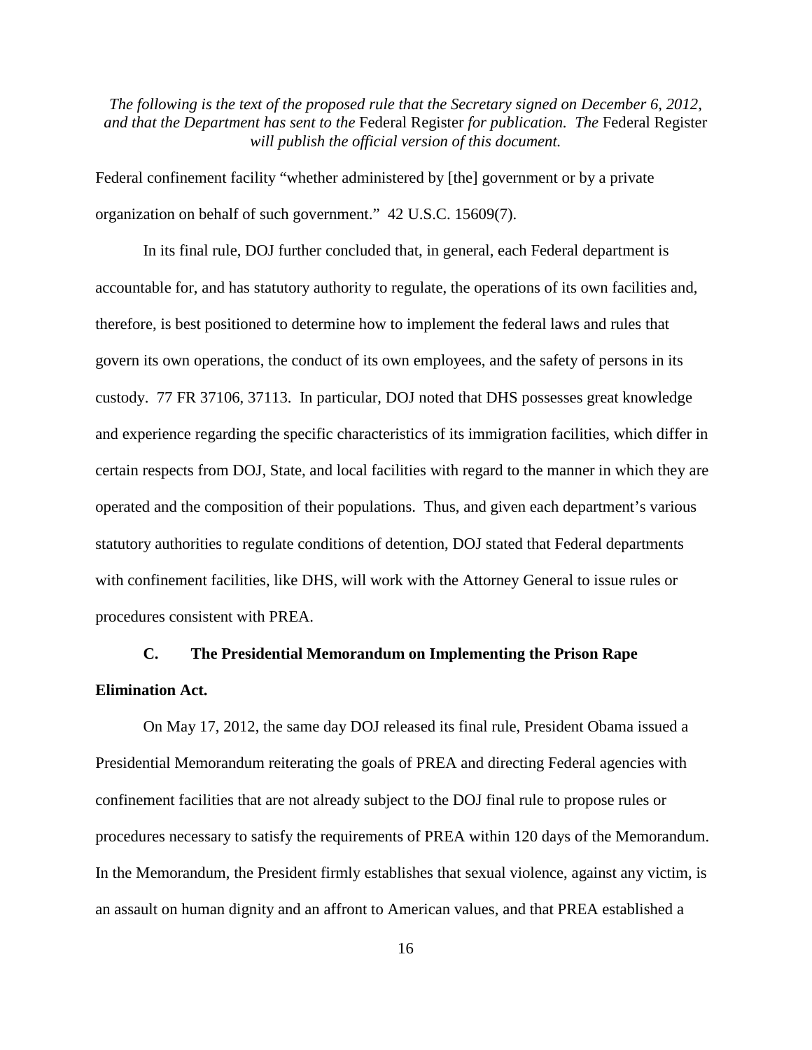Federal confinement facility "whether administered by [the] government or by a private organization on behalf of such government." 42 U.S.C. 15609(7).

In its final rule, DOJ further concluded that, in general, each Federal department is accountable for, and has statutory authority to regulate, the operations of its own facilities and, therefore, is best positioned to determine how to implement the federal laws and rules that govern its own operations, the conduct of its own employees, and the safety of persons in its custody. 77 FR 37106, 37113. In particular, DOJ noted that DHS possesses great knowledge and experience regarding the specific characteristics of its immigration facilities, which differ in certain respects from DOJ, State, and local facilities with regard to the manner in which they are operated and the composition of their populations. Thus, and given each department's various statutory authorities to regulate conditions of detention, DOJ stated that Federal departments with confinement facilities, like DHS, will work with the Attorney General to issue rules or procedures consistent with PREA.

### C. The Presidential Memorandum on Implementing the Prison Rape Elimination Act.

On May 17, 2012, the same day DOJ released its final rule, President Obama issued a Presidential Memorandum reiterating the goals of PREA and directing Federal agencies with confinement facilities that are not already subject to the DOJ final rule to propose rules or procedures necessary to satisfy the requirements of PREA within 120 days of the Memorandum. In the Memorandum, the President firmly establishes that sexual violence, against any victim, is an assault on human dignity and an affront to American values, and that PREA established a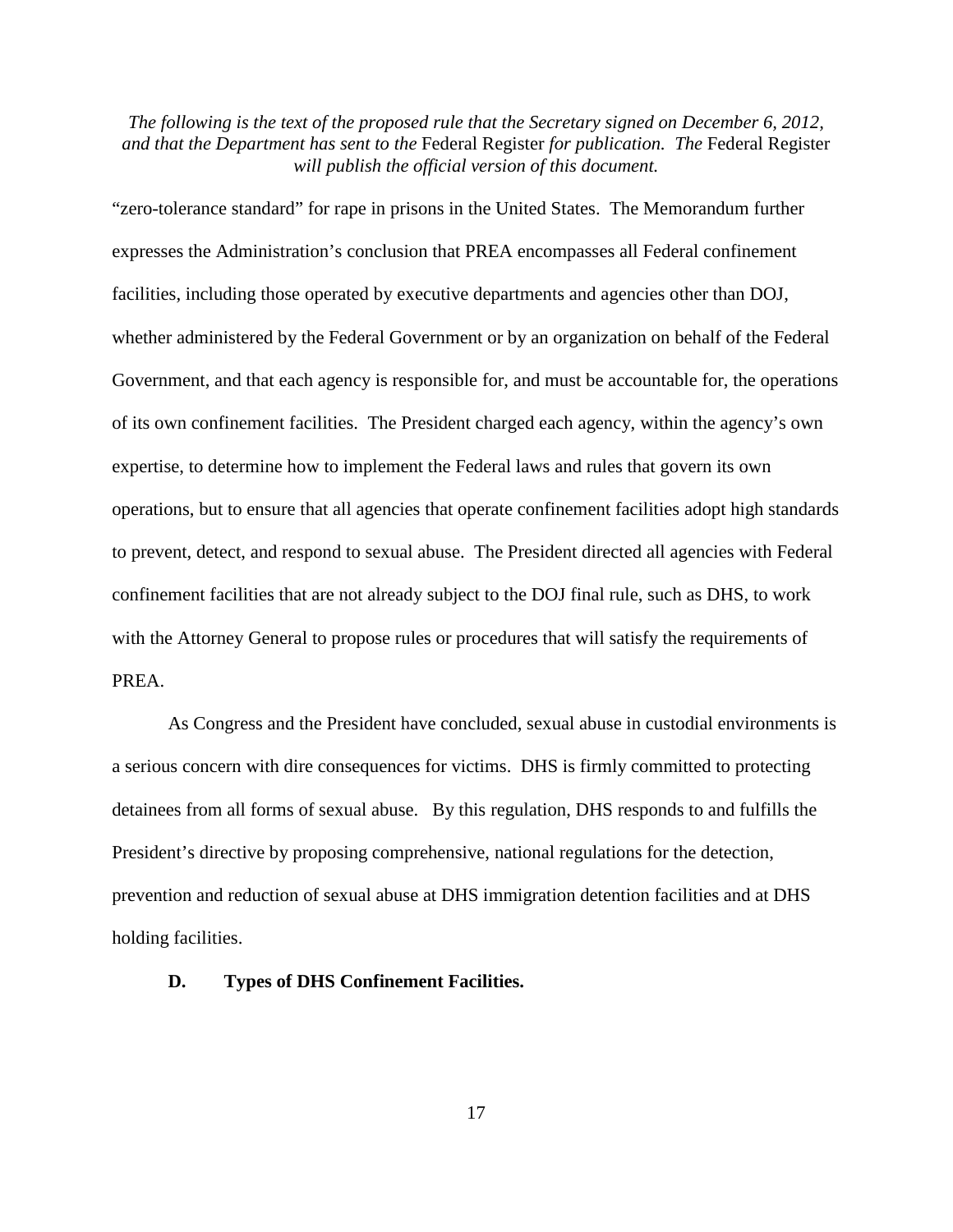"zero-tolerance standard" for rape in prisons in the United States. The Memorandum further expresses the Administration's conclusion that PREA encompasses all Federal confinement facilities, including those operated by executive departments and agencies other than DOJ, whether administered by the Federal Government or by an organization on behalf of the Federal Government, and that each agency is responsible for, and must be accountable for, the operations of its own confinement facilities. The President charged each agency, within the agency's own expertise, to determine how to implement the Federal laws and rules that govern its own operations, but to ensure that all agencies that operate confinement facilities adopt high standards to prevent, detect, and respond to sexual abuse. The President directed all agencies with Federal confinement facilities that are not already subject to the DOJ final rule, such as DHS, to work with the Attorney General to propose rules or procedures that will satisfy the requirements of PREA.

As Congress and the President have concluded, sexual abuse in custodial environments is a serious concern with dire consequences for victims. DHS is firmly committed to protecting detainees from all forms of sexual abuse. By this regulation, DHS responds to and fulfills the President's directive by proposing comprehensive, national regulations for the detection, prevention and reduction of sexual abuse at DHS immigration detention facilities and at DHS holding facilities.

**D. Types of DHS Confinement Facilities.**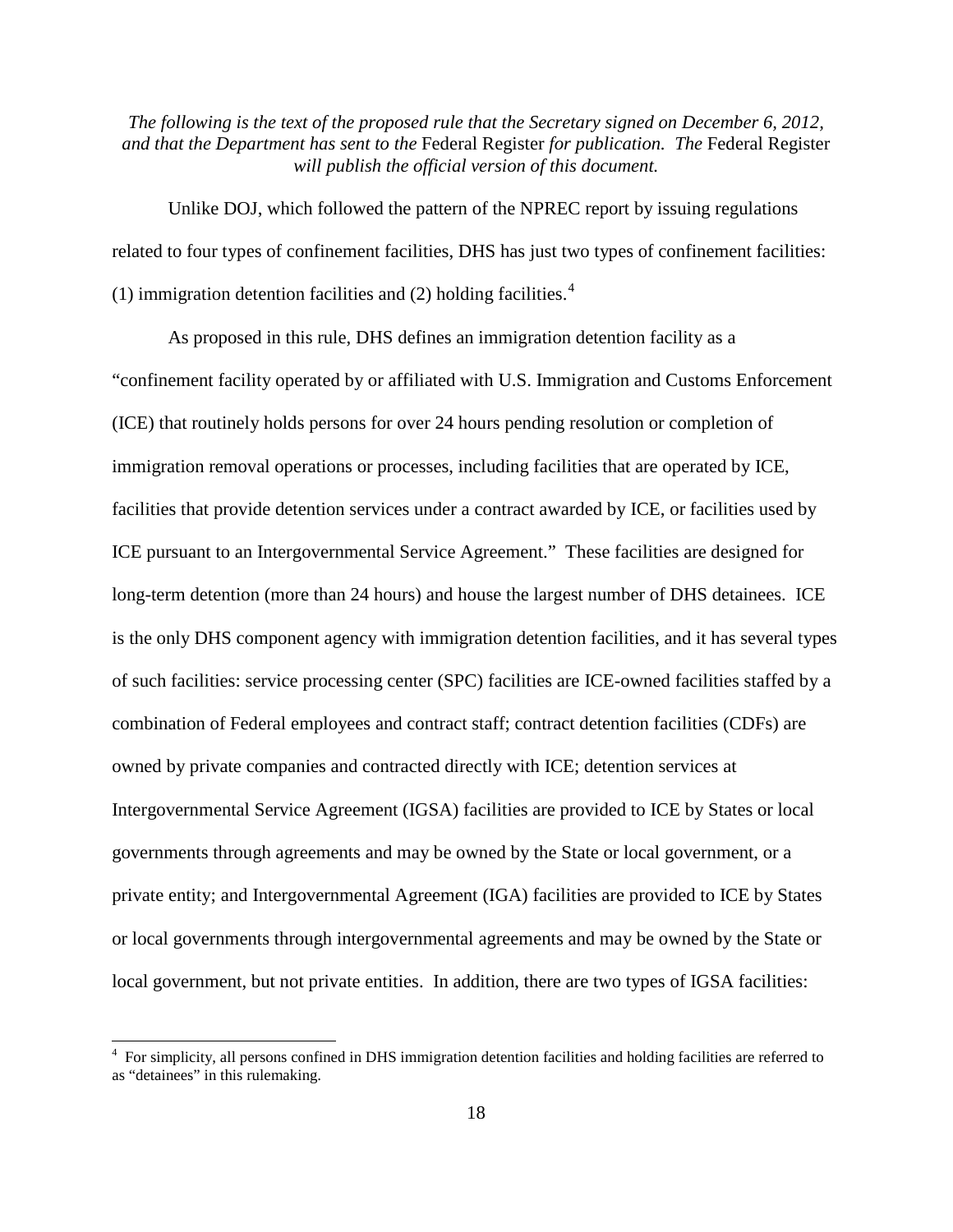*The following is the text of the proposed rule that the Secretary signed on December 6, 2012, and that the Department has sent to the* Federal Register *for publication. The* Federal Register *will publish the official version of this document.*

Unlike DOJ, which followed the pattern of the NPREC report by issuing regulations related to four types of confinement facilities, DHS has just two types of confinement facilities: (1) immigration detention facilities and (2) holding facilities.[4]

As proposed in this rule, DHS defines an immigration detention facility as a "confinement facility operated by or affiliated with U.S. Immigration and Customs Enforcement (ICE) that routinely holds persons for over 24 hours pending resolution or completion of immigration removal operations or processes, including facilities that are operated by ICE, facilities that provide detention services under a contract awarded by ICE, or facilities used by ICE pursuant to an Intergovernmental Service Agreement." These facilities are designed for long-term detention (more than 24 hours) and house the largest number of DHS detainees. ICE is the only DHS component agency with immigration detention facilities, and it has several types of such facilities: service processing center (SPC) facilities are ICE-owned facilities staffed by a combination of Federal employees and contract staff; contract detention facilities (CDFs) are owned by private companies and contracted directly with ICE; detention services at Intergovernmental Service Agreement (IGSA) facilities are provided to ICE by States or local governments through agreements and may be owned by the State or local government, or a private entity; and Intergovernmental Agreement (IGA) facilities are provided to ICE by States or local governments through intergovernmental agreements and may be owned by the State or local government, but not private entities. In addition, there are two types of IGSA facilities:

[4] For simplicity, all persons confined in DHS immigration detention facilities and holding facilities are referred to as "detainees" in this rulemaking.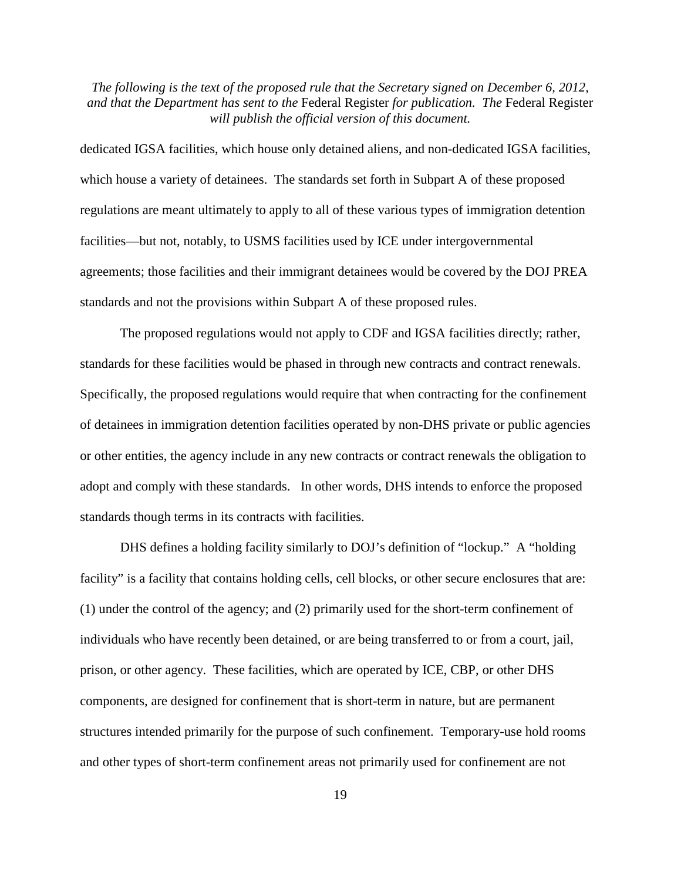dedicated IGSA facilities, which house only detained aliens, and non-dedicated IGSA facilities, which house a variety of detainees. The standards set forth in Subpart A of these proposed regulations are meant ultimately to apply to all of these various types of immigration detention facilities—but not, notably, to USMS facilities used by ICE under intergovernmental agreements; those facilities and their immigrant detainees would be covered by the DOJ PREA standards and not the provisions within Subpart A of these proposed rules.

The proposed regulations would not apply to CDF and IGSA facilities directly; rather, standards for these facilities would be phased in through new contracts and contract renewals. Specifically, the proposed regulations would require that when contracting for the confinement of detainees in immigration detention facilities operated by non-DHS private or public agencies or other entities, the agency include in any new contracts or contract renewals the obligation to adopt and comply with these standards. In other words, DHS intends to enforce the proposed standards though terms in its contracts with facilities.

DHS defines a holding facility similarly to DOJ's definition of "lockup." A "holding facility" is a facility that contains holding cells, cell blocks, or other secure enclosures that are: (1) under the control of the agency; and (2) primarily used for the short-term confinement of individuals who have recently been detained, or are being transferred to or from a court, jail, prison, or other agency. These facilities, which are operated by ICE, CBP, or other DHS components, are designed for confinement that is short-term in nature, but are permanent structures intended primarily for the purpose of such confinement. Temporary-use hold rooms and other types of short-term confinement areas not primarily used for confinement are not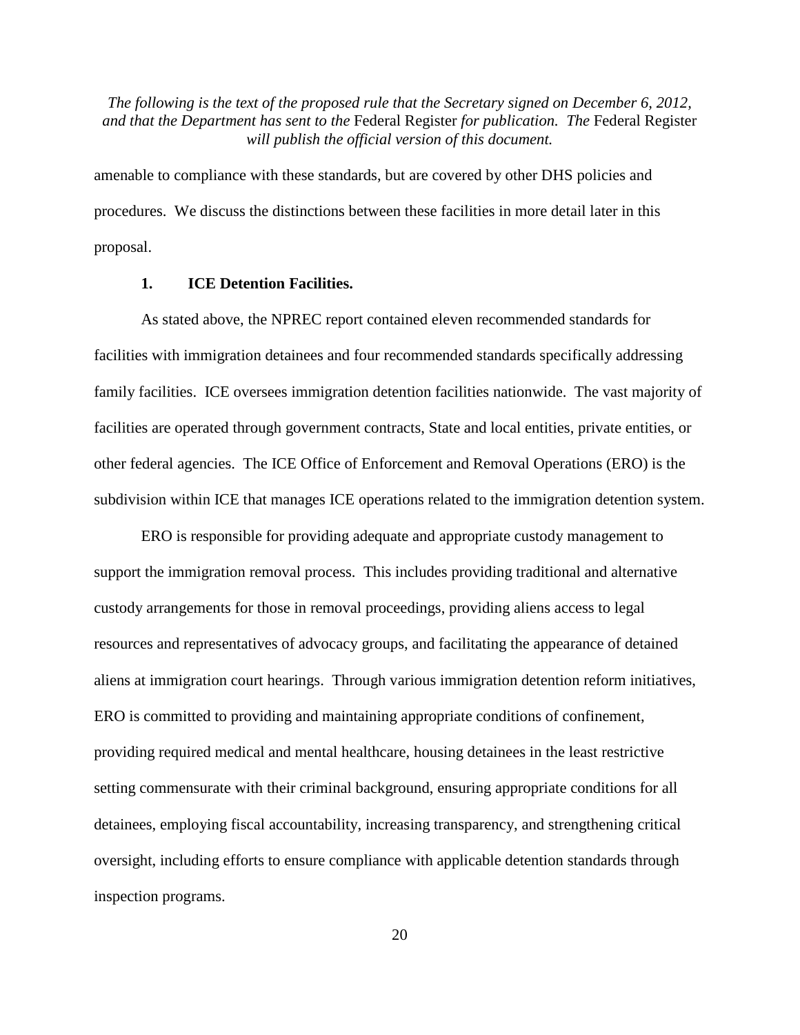amenable to compliance with these standards, but are covered by other DHS policies and procedures. We discuss the distinctions between these facilities in more detail later in this proposal.

### 1. ICE Detention Facilities.

As stated above, the NPREC report contained eleven recommended standards for facilities with immigration detainees and four recommended standards specifically addressing family facilities. ICE oversees immigration detention facilities nationwide. The vast majority of facilities are operated through government contracts, State and local entities, private entities, or other federal agencies. The ICE Office of Enforcement and Removal Operations (ERO) is the subdivision within ICE that manages ICE operations related to the immigration detention system.

ERO is responsible for providing adequate and appropriate custody management to support the immigration removal process. This includes providing traditional and alternative custody arrangements for those in removal proceedings, providing aliens access to legal resources and representatives of advocacy groups, and facilitating the appearance of detained aliens at immigration court hearings. Through various immigration detention reform initiatives, ERO is committed to providing and maintaining appropriate conditions of confinement, providing required medical and mental healthcare, housing detainees in the least restrictive setting commensurate with their criminal background, ensuring appropriate conditions for all detainees, employing fiscal accountability, increasing transparency, and strengthening critical oversight, including efforts to ensure compliance with applicable detention standards through inspection programs.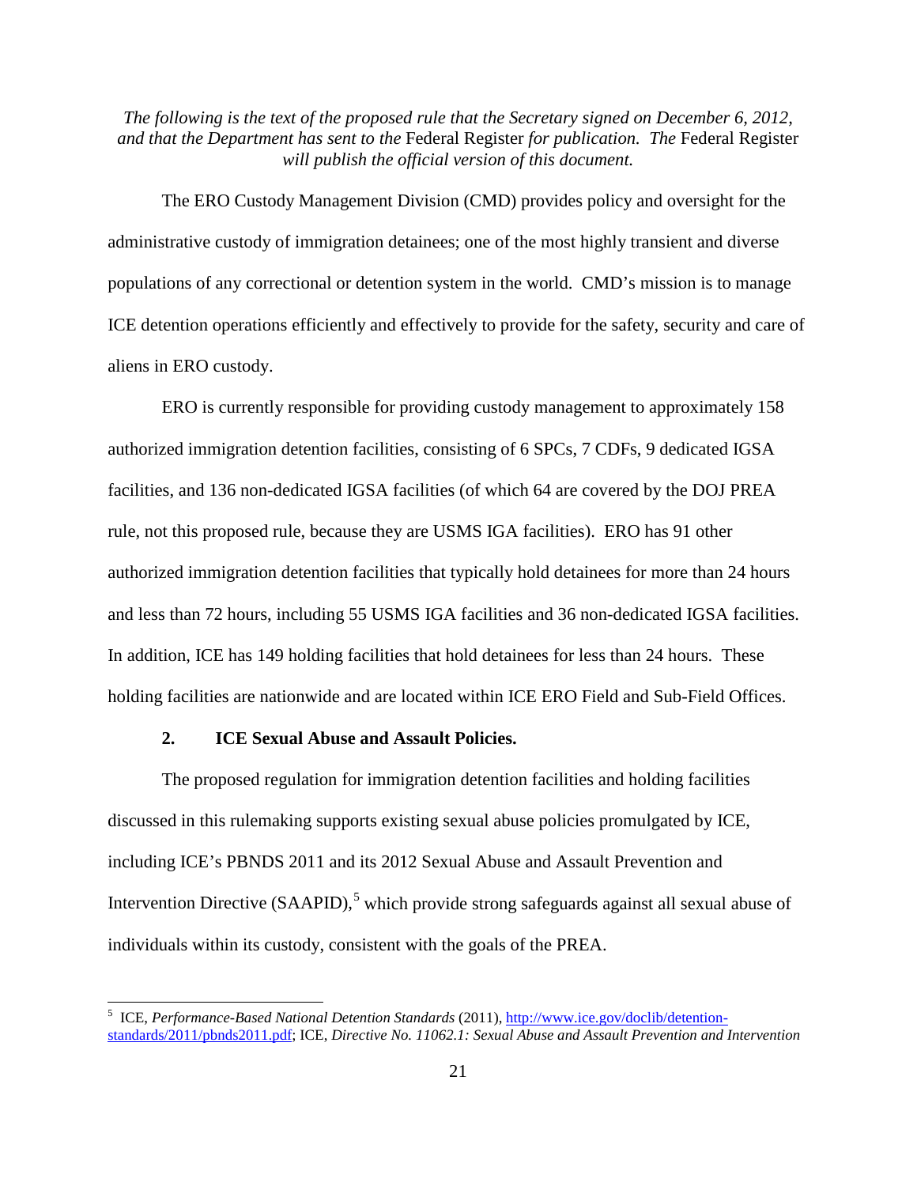*The following is the text of the proposed rule that the Secretary signed on December 6, 2012, and that the Department has sent to the* Federal Register *for publication. The* Federal Register *will publish the official version of this document.*

The ERO Custody Management Division (CMD) provides policy and oversight for the administrative custody of immigration detainees; one of the most highly transient and diverse populations of any correctional or detention system in the world. CMD's mission is to manage ICE detention operations efficiently and effectively to provide for the safety, security and care of aliens in ERO custody.

ERO is currently responsible for providing custody management to approximately 158 authorized immigration detention facilities, consisting of 6 SPCs, 7 CDFs, 9 dedicated IGSA facilities, and 136 non-dedicated IGSA facilities (of which 64 are covered by the DOJ PREA rule, not this proposed rule, because they are USMS IGA facilities). ERO has 91 other authorized immigration detention facilities that typically hold detainees for more than 24 hours and less than 72 hours, including 55 USMS IGA facilities and 36 non-dedicated IGSA facilities. In addition, ICE has 149 holding facilities that hold detainees for less than 24 hours. These holding facilities are nationwide and are located within ICE ERO Field and Sub-Field Offices.

### 2. ICE Sexual Abuse and Assault Policies.

The proposed regulation for immigration detention facilities and holding facilities discussed in this rulemaking supports existing sexual abuse policies promulgated by ICE, including ICE's PBNDS 2011 and its 2012 Sexual Abuse and Assault Prevention and Intervention Directive (SAAPID),[5] which provide strong safeguards against all sexual abuse of individuals within its custody, consistent with the goals of the PREA.

---

[5] ICE, *Performance-Based National Detention Standards* (2011), http://www.ice.gov/doclib/detention-standards/2011/pbnds2011.pdf; ICE, *Directive No. 11062.1: Sexual Abuse and Assault Prevention and Intervention*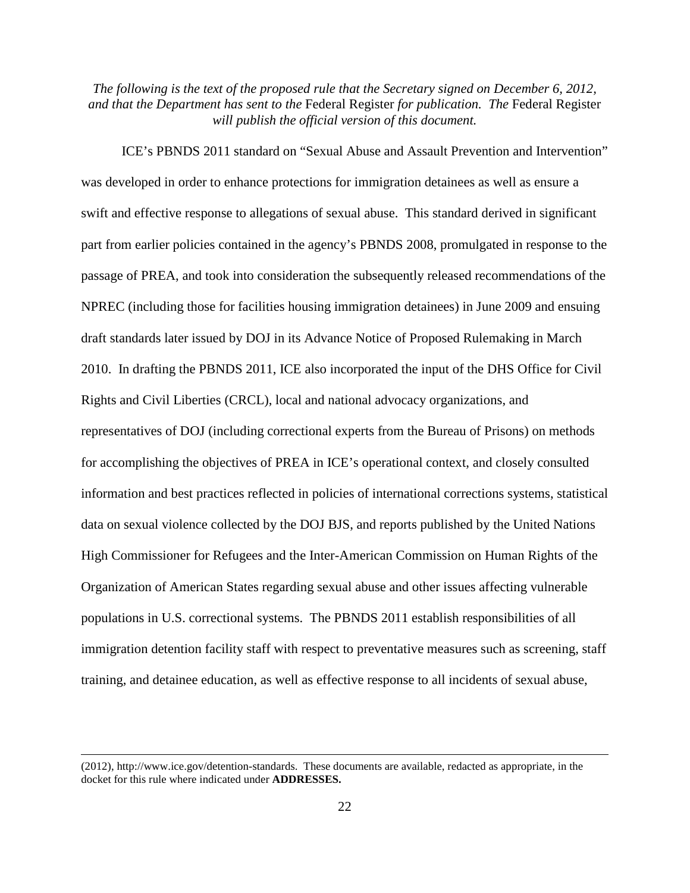*The following is the text of the proposed rule that the Secretary signed on December 6, 2012, and that the Department has sent to the* Federal Register *for publication. The* Federal Register *will publish the official version of this document.*

ICE's PBNDS 2011 standard on "Sexual Abuse and Assault Prevention and Intervention" was developed in order to enhance protections for immigration detainees as well as ensure a swift and effective response to allegations of sexual abuse. This standard derived in significant part from earlier policies contained in the agency's PBNDS 2008, promulgated in response to the passage of PREA, and took into consideration the subsequently released recommendations of the NPREC (including those for facilities housing immigration detainees) in June 2009 and ensuing draft standards later issued by DOJ in its Advance Notice of Proposed Rulemaking in March 2010. In drafting the PBNDS 2011, ICE also incorporated the input of the DHS Office for Civil Rights and Civil Liberties (CRCL), local and national advocacy organizations, and representatives of DOJ (including correctional experts from the Bureau of Prisons) on methods for accomplishing the objectives of PREA in ICE's operational context, and closely consulted information and best practices reflected in policies of international corrections systems, statistical data on sexual violence collected by the DOJ BJS, and reports published by the United Nations High Commissioner for Refugees and the Inter-American Commission on Human Rights of the Organization of American States regarding sexual abuse and other issues affecting vulnerable populations in U.S. correctional systems. The PBNDS 2011 establish responsibilities of all immigration detention facility staff with respect to preventative measures such as screening, staff training, and detainee education, as well as effective response to all incidents of sexual abuse,

---

(2012), http://www.ice.gov/detention-standards. These documents are available, redacted as appropriate, in the docket for this rule where indicated under **ADDRESSES.**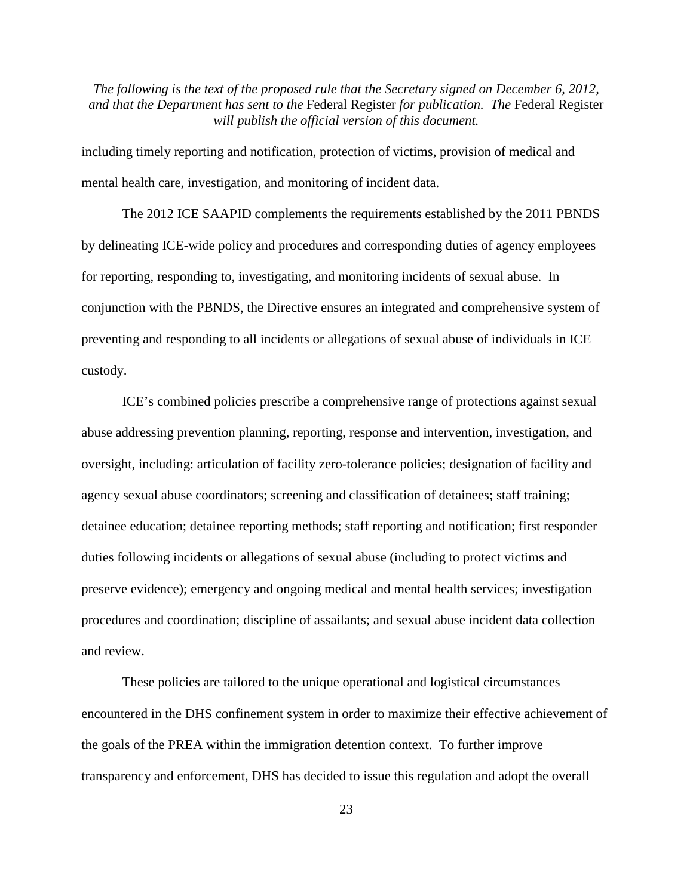including timely reporting and notification, protection of victims, provision of medical and mental health care, investigation, and monitoring of incident data.

The 2012 ICE SAAPID complements the requirements established by the 2011 PBNDS by delineating ICE-wide policy and procedures and corresponding duties of agency employees for reporting, responding to, investigating, and monitoring incidents of sexual abuse. In conjunction with the PBNDS, the Directive ensures an integrated and comprehensive system of preventing and responding to all incidents or allegations of sexual abuse of individuals in ICE custody.

ICE's combined policies prescribe a comprehensive range of protections against sexual abuse addressing prevention planning, reporting, response and intervention, investigation, and oversight, including: articulation of facility zero-tolerance policies; designation of facility and agency sexual abuse coordinators; screening and classification of detainees; staff training; detainee education; detainee reporting methods; staff reporting and notification; first responder duties following incidents or allegations of sexual abuse (including to protect victims and preserve evidence); emergency and ongoing medical and mental health services; investigation procedures and coordination; discipline of assailants; and sexual abuse incident data collection and review.

These policies are tailored to the unique operational and logistical circumstances encountered in the DHS confinement system in order to maximize their effective achievement of the goals of the PREA within the immigration detention context. To further improve transparency and enforcement, DHS has decided to issue this regulation and adopt the overall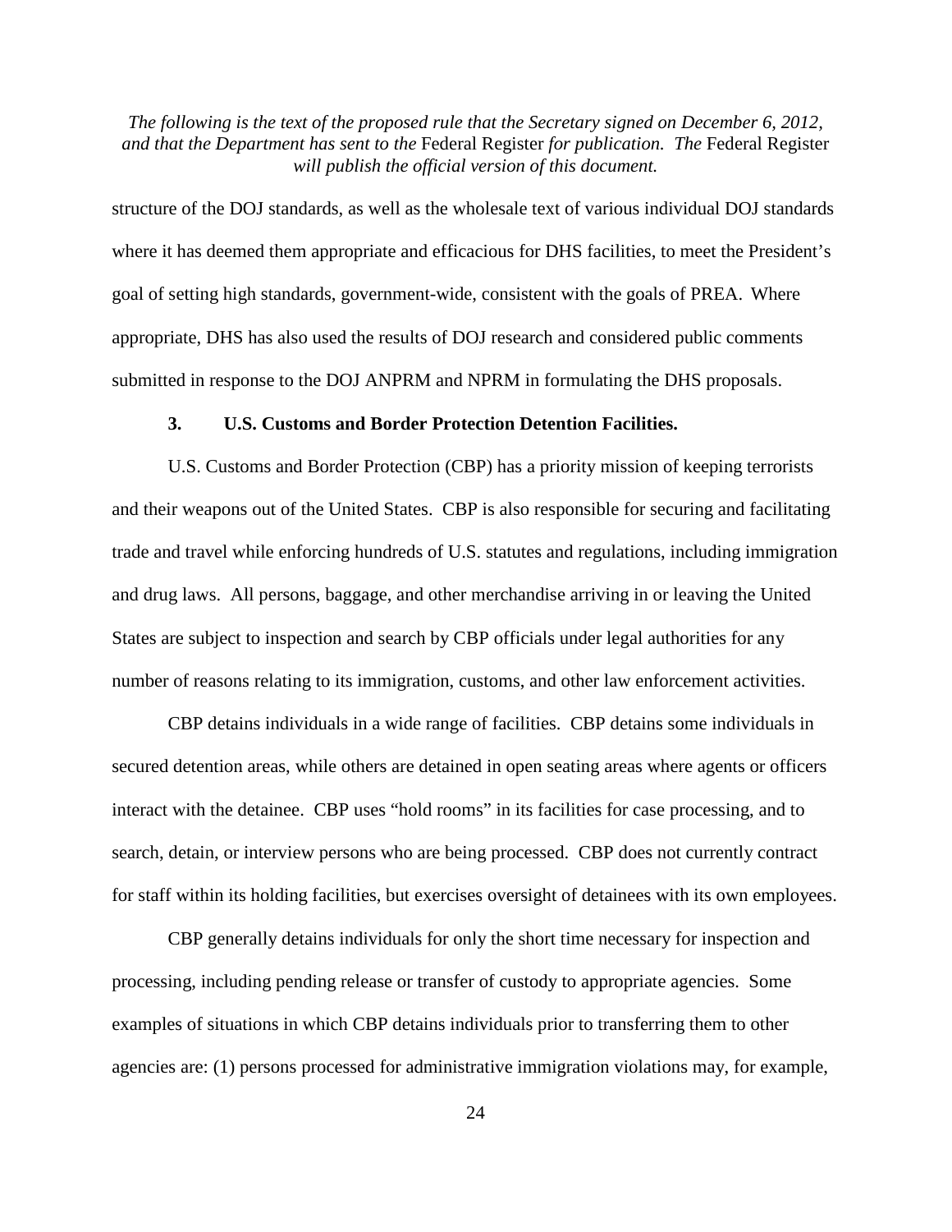structure of the DOJ standards, as well as the wholesale text of various individual DOJ standards where it has deemed them appropriate and efficacious for DHS facilities, to meet the President's goal of setting high standards, government-wide, consistent with the goals of PREA. Where appropriate, DHS has also used the results of DOJ research and considered public comments submitted in response to the DOJ ANPRM and NPRM in formulating the DHS proposals.

### 3. U.S. Customs and Border Protection Detention Facilities.

U.S. Customs and Border Protection (CBP) has a priority mission of keeping terrorists and their weapons out of the United States. CBP is also responsible for securing and facilitating trade and travel while enforcing hundreds of U.S. statutes and regulations, including immigration and drug laws. All persons, baggage, and other merchandise arriving in or leaving the United States are subject to inspection and search by CBP officials under legal authorities for any number of reasons relating to its immigration, customs, and other law enforcement activities.

CBP detains individuals in a wide range of facilities. CBP detains some individuals in secured detention areas, while others are detained in open seating areas where agents or officers interact with the detainee. CBP uses "hold rooms" in its facilities for case processing, and to search, detain, or interview persons who are being processed. CBP does not currently contract for staff within its holding facilities, but exercises oversight of detainees with its own employees.

CBP generally detains individuals for only the short time necessary for inspection and processing, including pending release or transfer of custody to appropriate agencies. Some examples of situations in which CBP detains individuals prior to transferring them to other agencies are: (1) persons processed for administrative immigration violations may, for example,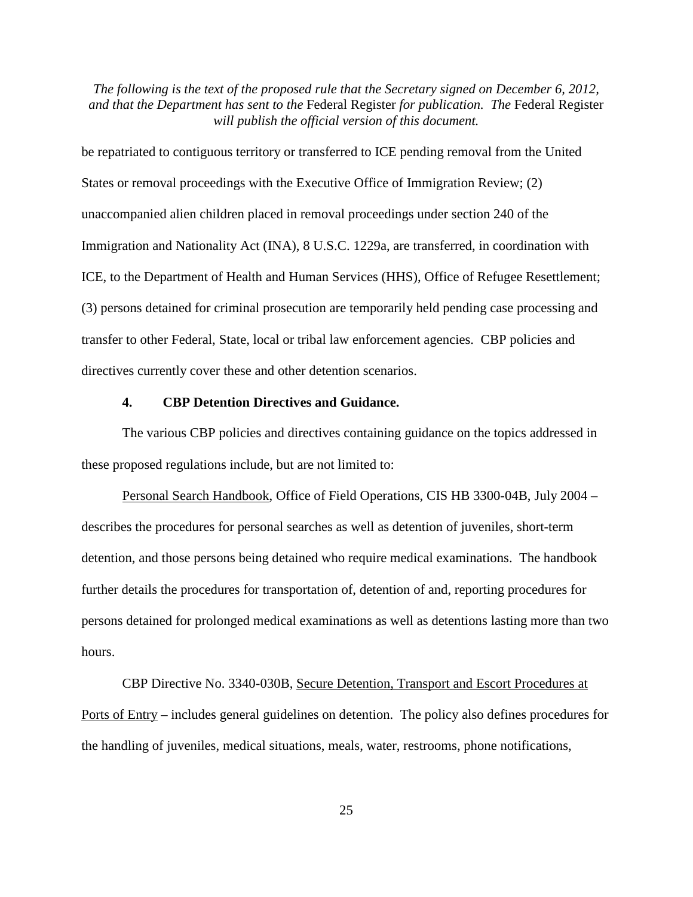be repatriated to contiguous territory or transferred to ICE pending removal from the United States or removal proceedings with the Executive Office of Immigration Review; (2) unaccompanied alien children placed in removal proceedings under section 240 of the Immigration and Nationality Act (INA), 8 U.S.C. 1229a, are transferred, in coordination with ICE, to the Department of Health and Human Services (HHS), Office of Refugee Resettlement; (3) persons detained for criminal prosecution are temporarily held pending case processing and transfer to other Federal, State, local or tribal law enforcement agencies. CBP policies and directives currently cover these and other detention scenarios.

### 4. CBP Detention Directives and Guidance.

The various CBP policies and directives containing guidance on the topics addressed in these proposed regulations include, but are not limited to:

Personal Search Handbook, Office of Field Operations, CIS HB 3300-04B, July 2004 – describes the procedures for personal searches as well as detention of juveniles, short-term detention, and those persons being detained who require medical examinations. The handbook further details the procedures for transportation of, detention of and, reporting procedures for persons detained for prolonged medical examinations as well as detentions lasting more than two hours.

CBP Directive No. 3340-030B, Secure Detention, Transport and Escort Procedures at Ports of Entry – includes general guidelines on detention. The policy also defines procedures for the handling of juveniles, medical situations, meals, water, restrooms, phone notifications,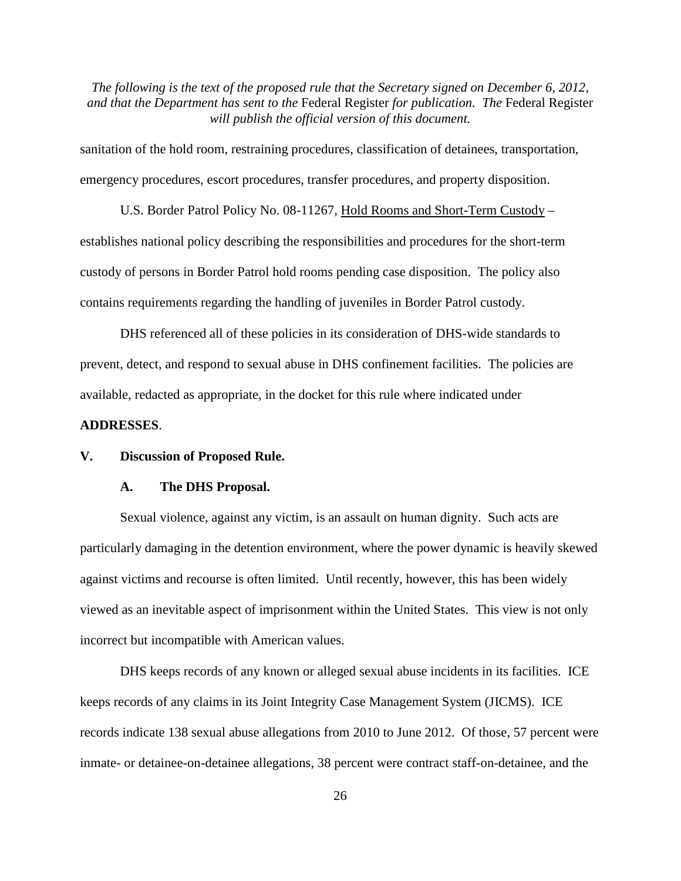sanitation of the hold room, restraining procedures, classification of detainees, transportation, emergency procedures, escort procedures, transfer procedures, and property disposition.

U.S. Border Patrol Policy No. 08-11267, Hold Rooms and Short-Term Custody – establishes national policy describing the responsibilities and procedures for the short-term custody of persons in Border Patrol hold rooms pending case disposition. The policy also contains requirements regarding the handling of juveniles in Border Patrol custody.

DHS referenced all of these policies in its consideration of DHS-wide standards to prevent, detect, and respond to sexual abuse in DHS confinement facilities. The policies are available, redacted as appropriate, in the docket for this rule where indicated under **ADDRESSES**.

## V. Discussion of Proposed Rule.

### A. The DHS Proposal.

Sexual violence, against any victim, is an assault on human dignity. Such acts are particularly damaging in the detention environment, where the power dynamic is heavily skewed against victims and recourse is often limited. Until recently, however, this has been widely viewed as an inevitable aspect of imprisonment within the United States. This view is not only incorrect but incompatible with American values.

DHS keeps records of any known or alleged sexual abuse incidents in its facilities. ICE keeps records of any claims in its Joint Integrity Case Management System (JICMS). ICE records indicate 138 sexual abuse allegations from 2010 to June 2012. Of those, 57 percent were inmate- or detainee-on-detainee allegations, 38 percent were contract staff-on-detainee, and the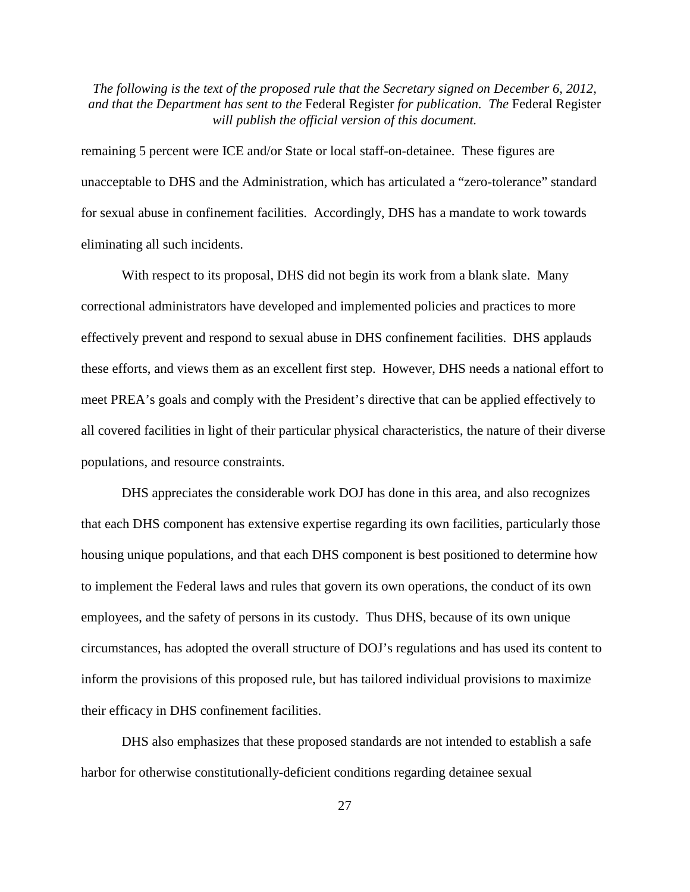remaining 5 percent were ICE and/or State or local staff-on-detainee. These figures are unacceptable to DHS and the Administration, which has articulated a "zero-tolerance" standard for sexual abuse in confinement facilities. Accordingly, DHS has a mandate to work towards eliminating all such incidents.

With respect to its proposal, DHS did not begin its work from a blank slate. Many correctional administrators have developed and implemented policies and practices to more effectively prevent and respond to sexual abuse in DHS confinement facilities. DHS applauds these efforts, and views them as an excellent first step. However, DHS needs a national effort to meet PREA's goals and comply with the President's directive that can be applied effectively to all covered facilities in light of their particular physical characteristics, the nature of their diverse populations, and resource constraints.

DHS appreciates the considerable work DOJ has done in this area, and also recognizes that each DHS component has extensive expertise regarding its own facilities, particularly those housing unique populations, and that each DHS component is best positioned to determine how to implement the Federal laws and rules that govern its own operations, the conduct of its own employees, and the safety of persons in its custody. Thus DHS, because of its own unique circumstances, has adopted the overall structure of DOJ's regulations and has used its content to inform the provisions of this proposed rule, but has tailored individual provisions to maximize their efficacy in DHS confinement facilities.

DHS also emphasizes that these proposed standards are not intended to establish a safe harbor for otherwise constitutionally-deficient conditions regarding detainee sexual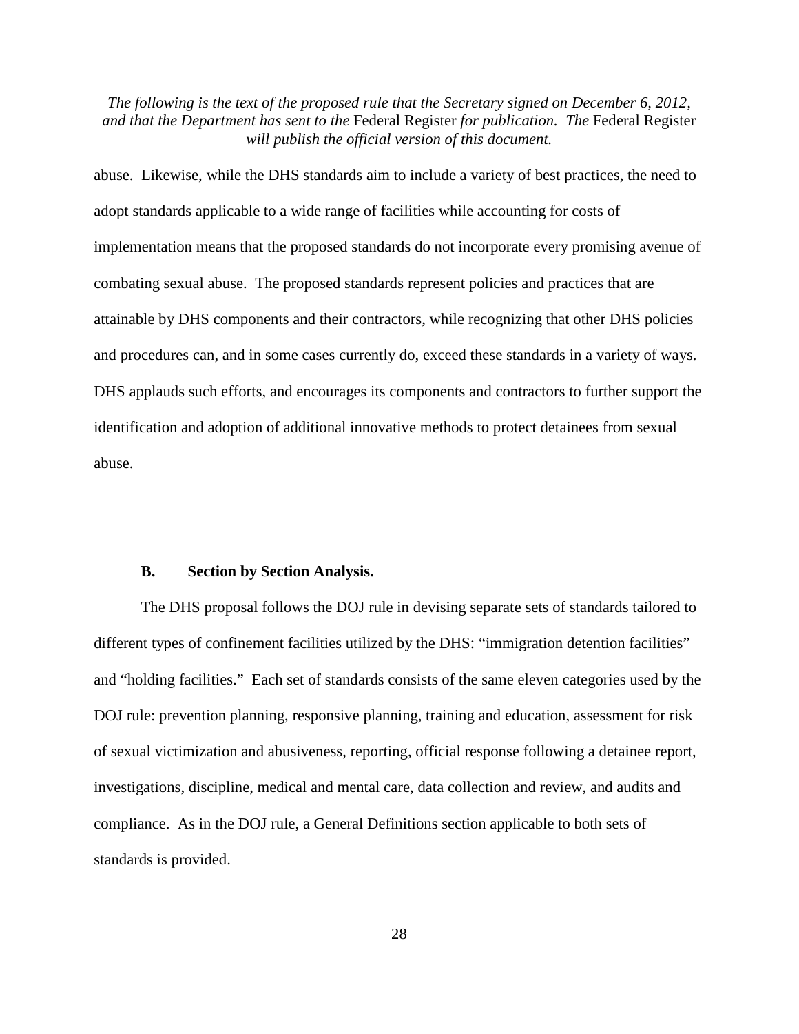abuse. Likewise, while the DHS standards aim to include a variety of best practices, the need to adopt standards applicable to a wide range of facilities while accounting for costs of implementation means that the proposed standards do not incorporate every promising avenue of combating sexual abuse. The proposed standards represent policies and practices that are attainable by DHS components and their contractors, while recognizing that other DHS policies and procedures can, and in some cases currently do, exceed these standards in a variety of ways. DHS applauds such efforts, and encourages its components and contractors to further support the identification and adoption of additional innovative methods to protect detainees from sexual abuse.

### B. Section by Section Analysis.

The DHS proposal follows the DOJ rule in devising separate sets of standards tailored to different types of confinement facilities utilized by the DHS: "immigration detention facilities" and "holding facilities." Each set of standards consists of the same eleven categories used by the DOJ rule: prevention planning, responsive planning, training and education, assessment for risk of sexual victimization and abusiveness, reporting, official response following a detainee report, investigations, discipline, medical and mental care, data collection and review, and audits and compliance. As in the DOJ rule, a General Definitions section applicable to both sets of standards is provided.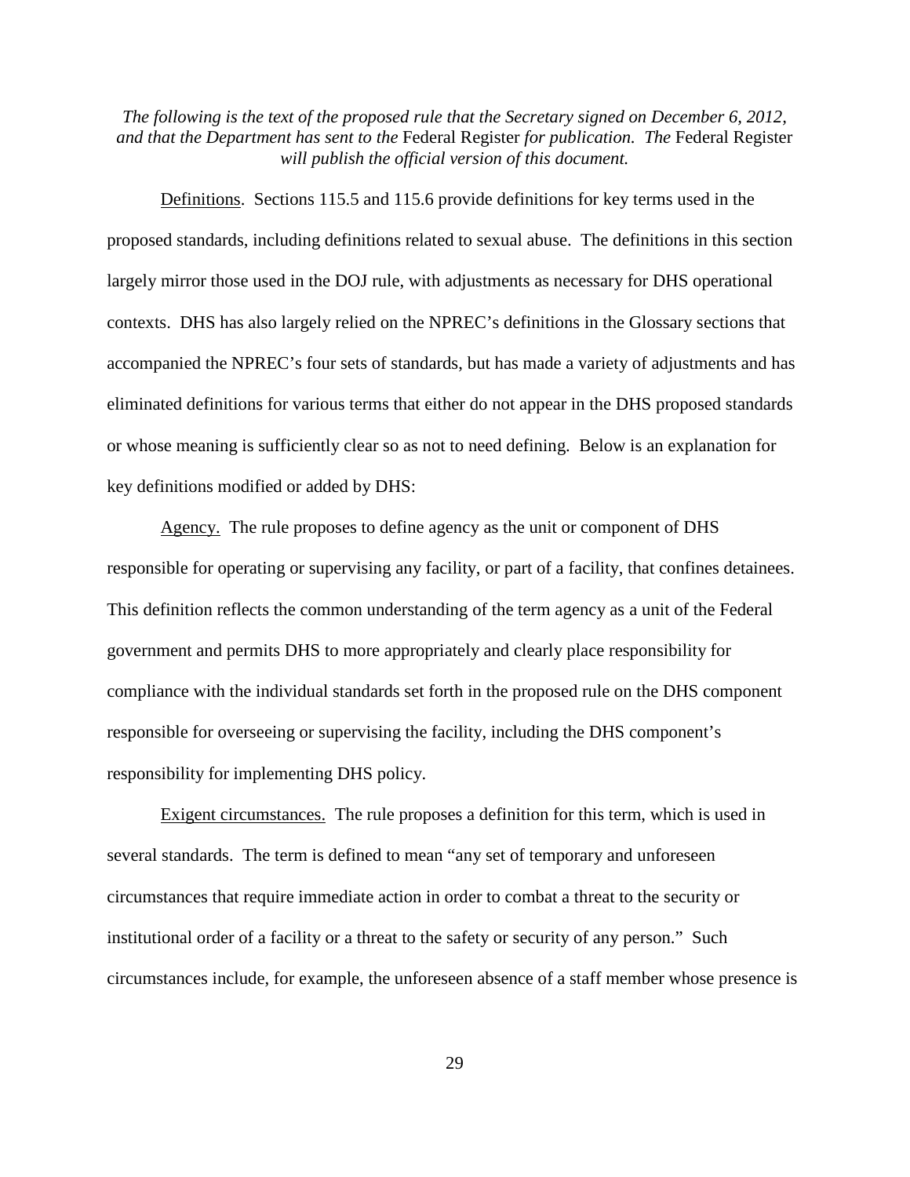*The following is the text of the proposed rule that the Secretary signed on December 6, 2012, and that the Department has sent to the* Federal Register *for publication. The* Federal Register *will publish the official version of this document.*

Definitions. Sections 115.5 and 115.6 provide definitions for key terms used in the proposed standards, including definitions related to sexual abuse. The definitions in this section largely mirror those used in the DOJ rule, with adjustments as necessary for DHS operational contexts. DHS has also largely relied on the NPREC's definitions in the Glossary sections that accompanied the NPREC's four sets of standards, but has made a variety of adjustments and has eliminated definitions for various terms that either do not appear in the DHS proposed standards or whose meaning is sufficiently clear so as not to need defining. Below is an explanation for key definitions modified or added by DHS:

Agency. The rule proposes to define agency as the unit or component of DHS responsible for operating or supervising any facility, or part of a facility, that confines detainees. This definition reflects the common understanding of the term agency as a unit of the Federal government and permits DHS to more appropriately and clearly place responsibility for compliance with the individual standards set forth in the proposed rule on the DHS component responsible for overseeing or supervising the facility, including the DHS component's responsibility for implementing DHS policy.

Exigent circumstances. The rule proposes a definition for this term, which is used in several standards. The term is defined to mean "any set of temporary and unforeseen circumstances that require immediate action in order to combat a threat to the security or institutional order of a facility or a threat to the safety or security of any person." Such circumstances include, for example, the unforeseen absence of a staff member whose presence is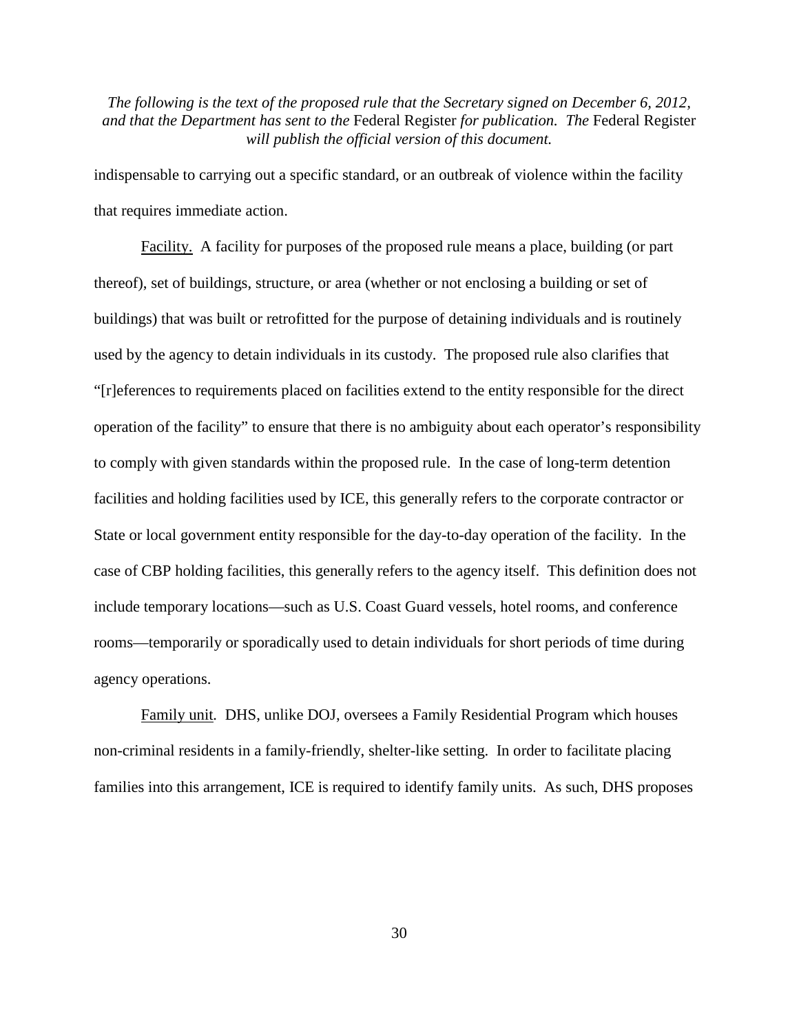indispensable to carrying out a specific standard, or an outbreak of violence within the facility that requires immediate action.

Facility. A facility for purposes of the proposed rule means a place, building (or part thereof), set of buildings, structure, or area (whether or not enclosing a building or set of buildings) that was built or retrofitted for the purpose of detaining individuals and is routinely used by the agency to detain individuals in its custody. The proposed rule also clarifies that "[r]eferences to requirements placed on facilities extend to the entity responsible for the direct operation of the facility" to ensure that there is no ambiguity about each operator's responsibility to comply with given standards within the proposed rule. In the case of long-term detention facilities and holding facilities used by ICE, this generally refers to the corporate contractor or State or local government entity responsible for the day-to-day operation of the facility. In the case of CBP holding facilities, this generally refers to the agency itself. This definition does not include temporary locations—such as U.S. Coast Guard vessels, hotel rooms, and conference rooms—temporarily or sporadically used to detain individuals for short periods of time during agency operations.

Family unit. DHS, unlike DOJ, oversees a Family Residential Program which houses non-criminal residents in a family-friendly, shelter-like setting. In order to facilitate placing families into this arrangement, ICE is required to identify family units. As such, DHS proposes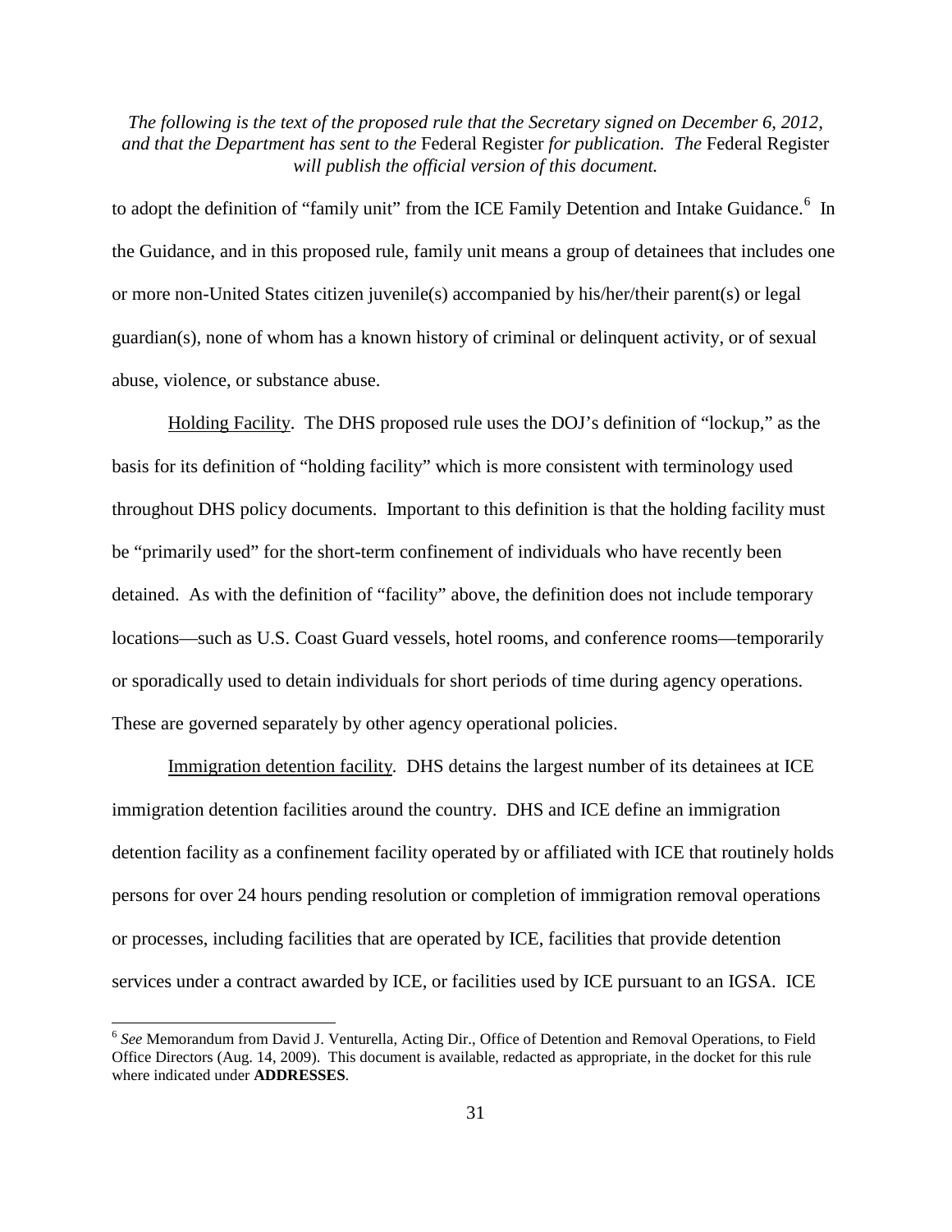to adopt the definition of "family unit" from the ICE Family Detention and Intake Guidance.[6] In the Guidance, and in this proposed rule, family unit means a group of detainees that includes one or more non-United States citizen juvenile(s) accompanied by his/her/their parent(s) or legal guardian(s), none of whom has a known history of criminal or delinquent activity, or of sexual abuse, violence, or substance abuse.

Holding Facility. The DHS proposed rule uses the DOJ's definition of "lockup," as the basis for its definition of "holding facility" which is more consistent with terminology used throughout DHS policy documents. Important to this definition is that the holding facility must be "primarily used" for the short-term confinement of individuals who have recently been detained. As with the definition of "facility" above, the definition does not include temporary locations—such as U.S. Coast Guard vessels, hotel rooms, and conference rooms—temporarily or sporadically used to detain individuals for short periods of time during agency operations. These are governed separately by other agency operational policies.

Immigration detention facility. DHS detains the largest number of its detainees at ICE immigration detention facilities around the country. DHS and ICE define an immigration detention facility as a confinement facility operated by or affiliated with ICE that routinely holds persons for over 24 hours pending resolution or completion of immigration removal operations or processes, including facilities that are operated by ICE, facilities that provide detention services under a contract awarded by ICE, or facilities used by ICE pursuant to an IGSA. ICE

[6] *See* Memorandum from David J. Venturella, Acting Dir., Office of Detention and Removal Operations, to Field Office Directors (Aug. 14, 2009). This document is available, redacted as appropriate, in the docket for this rule where indicated under **ADDRESSES**.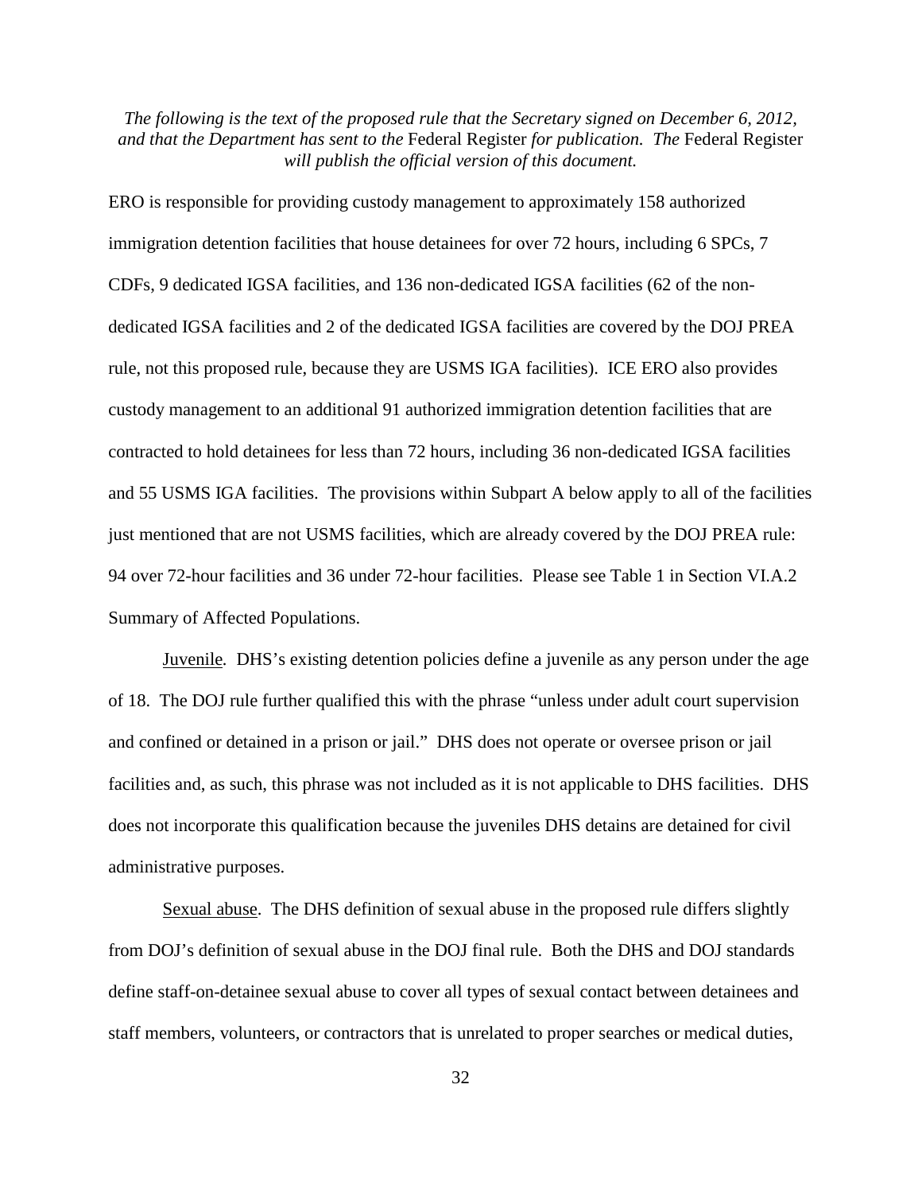*The following is the text of the proposed rule that the Secretary signed on December 6, 2012, and that the Department has sent to the* Federal Register *for publication. The* Federal Register *will publish the official version of this document.*

ERO is responsible for providing custody management to approximately 158 authorized immigration detention facilities that house detainees for over 72 hours, including 6 SPCs, 7 CDFs, 9 dedicated IGSA facilities, and 136 non-dedicated IGSA facilities (62 of the non-dedicated IGSA facilities and 2 of the dedicated IGSA facilities are covered by the DOJ PREA rule, not this proposed rule, because they are USMS IGA facilities). ICE ERO also provides custody management to an additional 91 authorized immigration detention facilities that are contracted to hold detainees for less than 72 hours, including 36 non-dedicated IGSA facilities and 55 USMS IGA facilities. The provisions within Subpart A below apply to all of the facilities just mentioned that are not USMS facilities, which are already covered by the DOJ PREA rule: 94 over 72-hour facilities and 36 under 72-hour facilities. Please see Table 1 in Section VI.A.2 Summary of Affected Populations.

Juvenile. DHS's existing detention policies define a juvenile as any person under the age of 18. The DOJ rule further qualified this with the phrase "unless under adult court supervision and confined or detained in a prison or jail." DHS does not operate or oversee prison or jail facilities and, as such, this phrase was not included as it is not applicable to DHS facilities. DHS does not incorporate this qualification because the juveniles DHS detains are detained for civil administrative purposes.

Sexual abuse. The DHS definition of sexual abuse in the proposed rule differs slightly from DOJ's definition of sexual abuse in the DOJ final rule. Both the DHS and DOJ standards define staff-on-detainee sexual abuse to cover all types of sexual contact between detainees and staff members, volunteers, or contractors that is unrelated to proper searches or medical duties,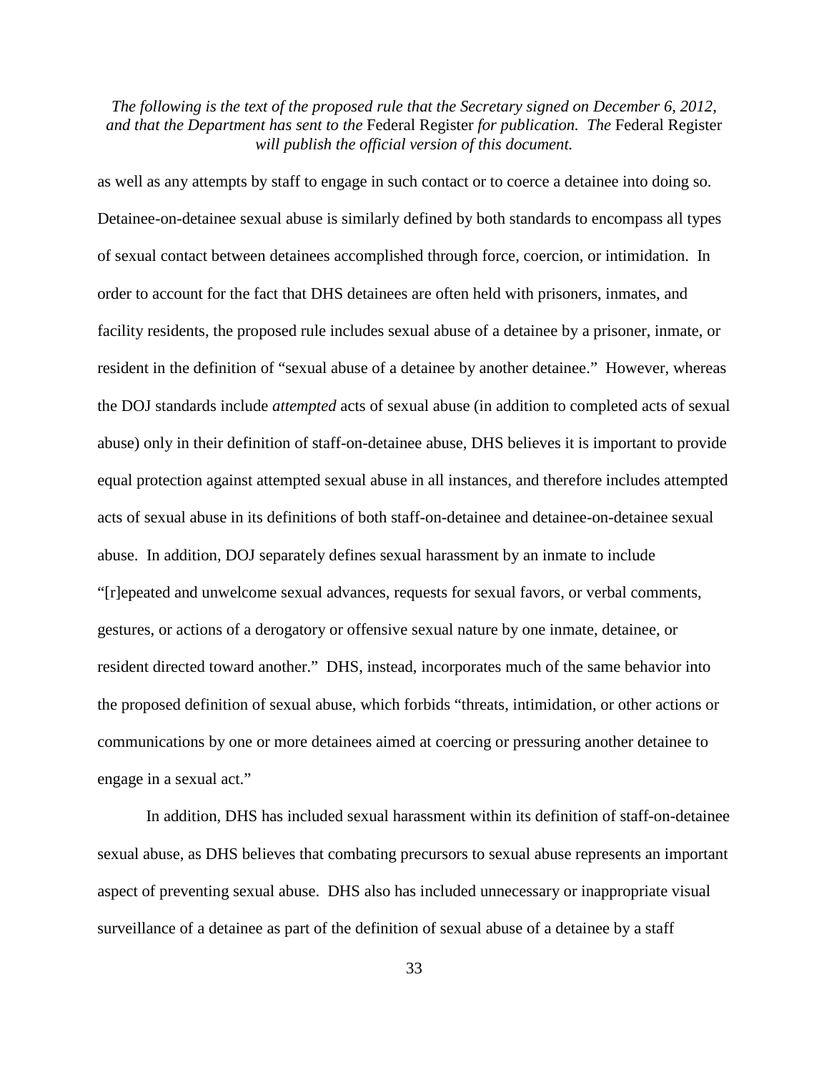as well as any attempts by staff to engage in such contact or to coerce a detainee into doing so. Detainee-on-detainee sexual abuse is similarly defined by both standards to encompass all types of sexual contact between detainees accomplished through force, coercion, or intimidation. In order to account for the fact that DHS detainees are often held with prisoners, inmates, and facility residents, the proposed rule includes sexual abuse of a detainee by a prisoner, inmate, or resident in the definition of "sexual abuse of a detainee by another detainee." However, whereas the DOJ standards include *attempted* acts of sexual abuse (in addition to completed acts of sexual abuse) only in their definition of staff-on-detainee abuse, DHS believes it is important to provide equal protection against attempted sexual abuse in all instances, and therefore includes attempted acts of sexual abuse in its definitions of both staff-on-detainee and detainee-on-detainee sexual abuse. In addition, DOJ separately defines sexual harassment by an inmate to include "[r]epeated and unwelcome sexual advances, requests for sexual favors, or verbal comments, gestures, or actions of a derogatory or offensive sexual nature by one inmate, detainee, or resident directed toward another." DHS, instead, incorporates much of the same behavior into the proposed definition of sexual abuse, which forbids "threats, intimidation, or other actions or communications by one or more detainees aimed at coercing or pressuring another detainee to engage in a sexual act."

In addition, DHS has included sexual harassment within its definition of staff-on-detainee sexual abuse, as DHS believes that combating precursors to sexual abuse represents an important aspect of preventing sexual abuse. DHS also has included unnecessary or inappropriate visual surveillance of a detainee as part of the definition of sexual abuse of a detainee by a staff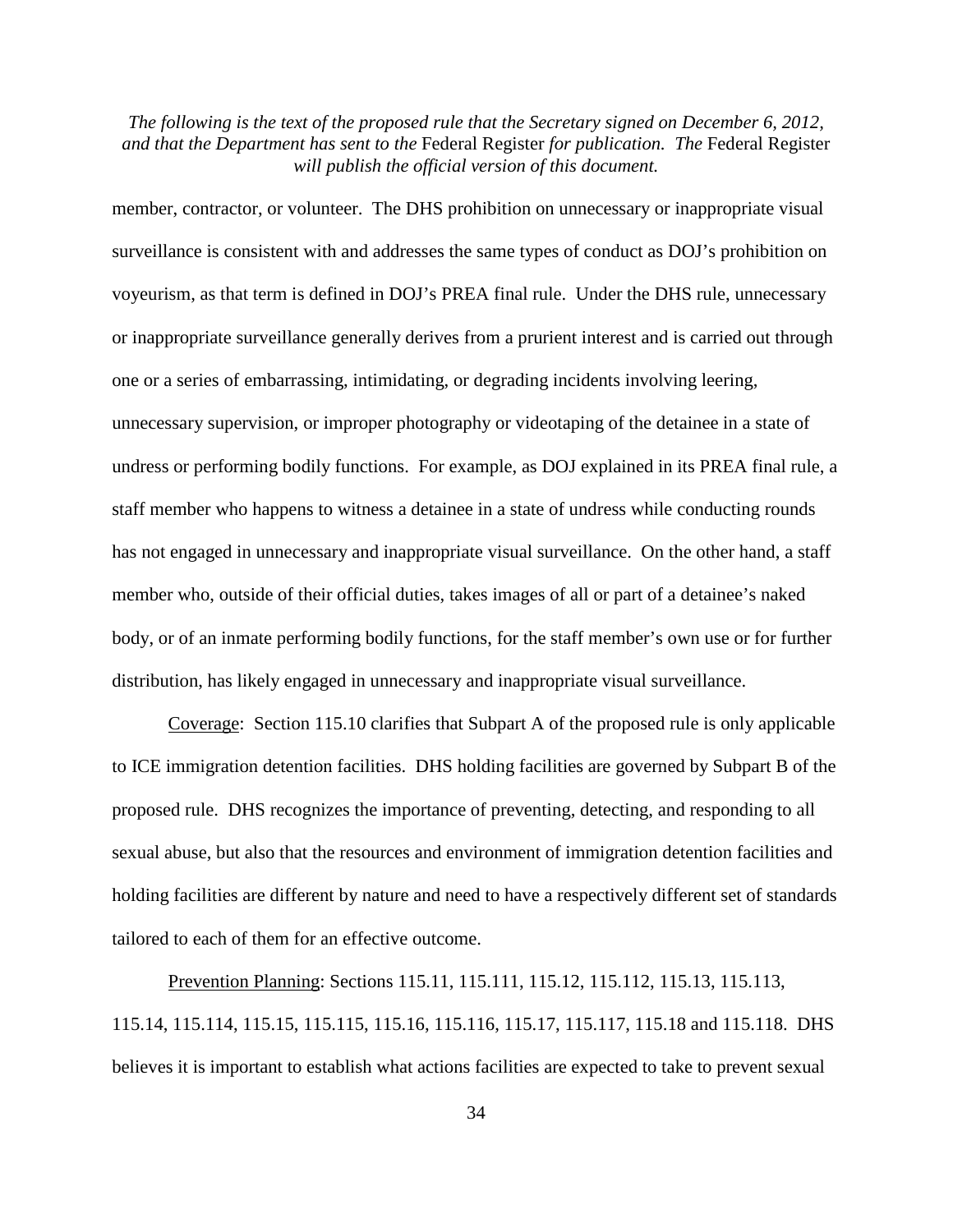member, contractor, or volunteer. The DHS prohibition on unnecessary or inappropriate visual surveillance is consistent with and addresses the same types of conduct as DOJ's prohibition on voyeurism, as that term is defined in DOJ's PREA final rule. Under the DHS rule, unnecessary or inappropriate surveillance generally derives from a prurient interest and is carried out through one or a series of embarrassing, intimidating, or degrading incidents involving leering, unnecessary supervision, or improper photography or videotaping of the detainee in a state of undress or performing bodily functions. For example, as DOJ explained in its PREA final rule, a staff member who happens to witness a detainee in a state of undress while conducting rounds has not engaged in unnecessary and inappropriate visual surveillance. On the other hand, a staff member who, outside of their official duties, takes images of all or part of a detainee's naked body, or of an inmate performing bodily functions, for the staff member's own use or for further distribution, has likely engaged in unnecessary and inappropriate visual surveillance.

Coverage: Section 115.10 clarifies that Subpart A of the proposed rule is only applicable to ICE immigration detention facilities. DHS holding facilities are governed by Subpart B of the proposed rule. DHS recognizes the importance of preventing, detecting, and responding to all sexual abuse, but also that the resources and environment of immigration detention facilities and holding facilities are different by nature and need to have a respectively different set of standards tailored to each of them for an effective outcome.

Prevention Planning: Sections 115.11, 115.111, 115.12, 115.112, 115.13, 115.113, 115.14, 115.114, 115.15, 115.115, 115.16, 115.116, 115.17, 115.117, 115.18 and 115.118. DHS believes it is important to establish what actions facilities are expected to take to prevent sexual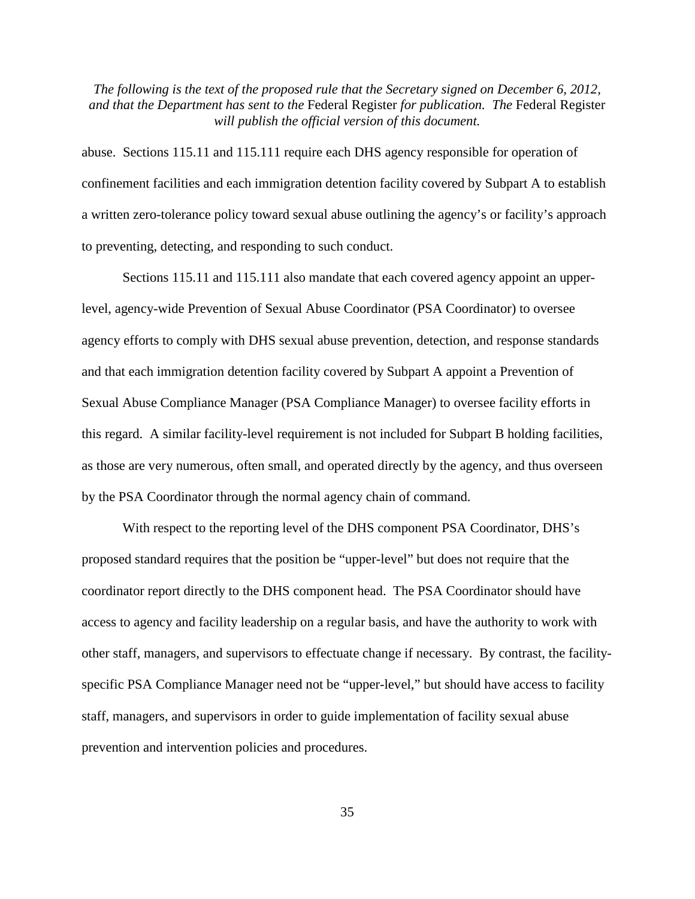abuse. Sections 115.11 and 115.111 require each DHS agency responsible for operation of confinement facilities and each immigration detention facility covered by Subpart A to establish a written zero-tolerance policy toward sexual abuse outlining the agency's or facility's approach to preventing, detecting, and responding to such conduct.

Sections 115.11 and 115.111 also mandate that each covered agency appoint an upper-level, agency-wide Prevention of Sexual Abuse Coordinator (PSA Coordinator) to oversee agency efforts to comply with DHS sexual abuse prevention, detection, and response standards and that each immigration detention facility covered by Subpart A appoint a Prevention of Sexual Abuse Compliance Manager (PSA Compliance Manager) to oversee facility efforts in this regard. A similar facility-level requirement is not included for Subpart B holding facilities, as those are very numerous, often small, and operated directly by the agency, and thus overseen by the PSA Coordinator through the normal agency chain of command.

With respect to the reporting level of the DHS component PSA Coordinator, DHS's proposed standard requires that the position be "upper-level" but does not require that the coordinator report directly to the DHS component head. The PSA Coordinator should have access to agency and facility leadership on a regular basis, and have the authority to work with other staff, managers, and supervisors to effectuate change if necessary. By contrast, the facility-specific PSA Compliance Manager need not be "upper-level," but should have access to facility staff, managers, and supervisors in order to guide implementation of facility sexual abuse prevention and intervention policies and procedures.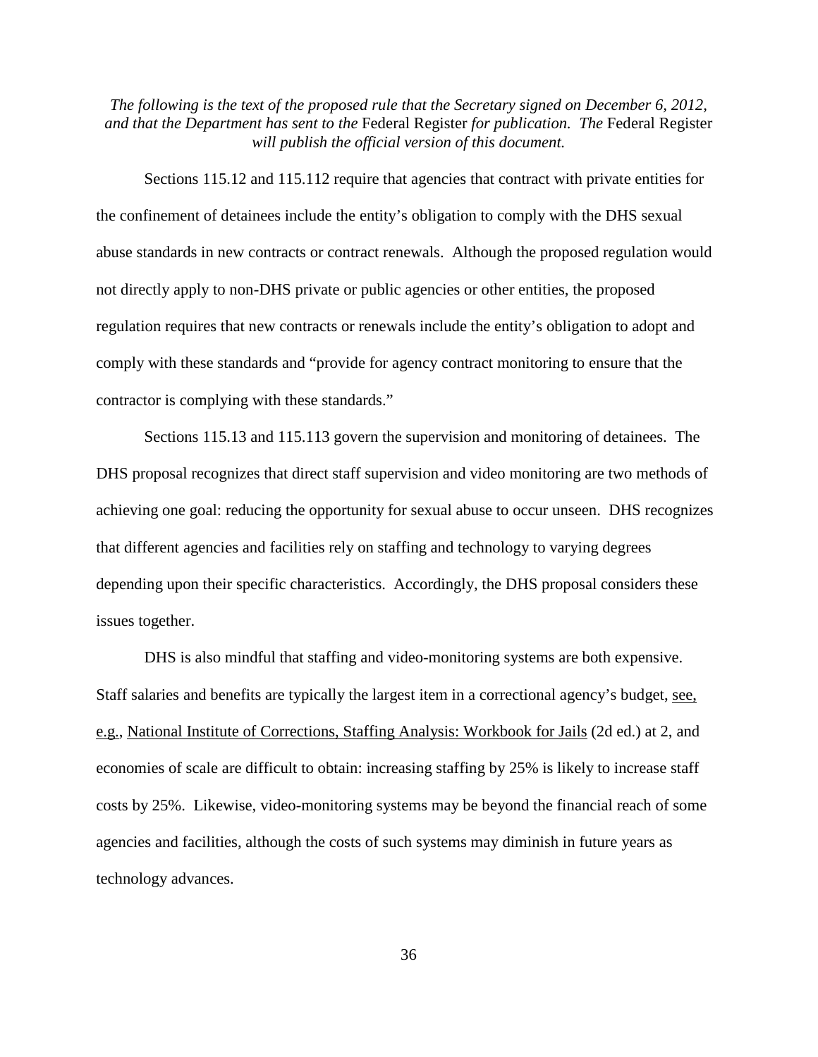*The following is the text of the proposed rule that the Secretary signed on December 6, 2012, and that the Department has sent to the* Federal Register *for publication. The* Federal Register *will publish the official version of this document.*

Sections 115.12 and 115.112 require that agencies that contract with private entities for the confinement of detainees include the entity's obligation to comply with the DHS sexual abuse standards in new contracts or contract renewals. Although the proposed regulation would not directly apply to non-DHS private or public agencies or other entities, the proposed regulation requires that new contracts or renewals include the entity's obligation to adopt and comply with these standards and "provide for agency contract monitoring to ensure that the contractor is complying with these standards."

Sections 115.13 and 115.113 govern the supervision and monitoring of detainees. The DHS proposal recognizes that direct staff supervision and video monitoring are two methods of achieving one goal: reducing the opportunity for sexual abuse to occur unseen. DHS recognizes that different agencies and facilities rely on staffing and technology to varying degrees depending upon their specific characteristics. Accordingly, the DHS proposal considers these issues together.

DHS is also mindful that staffing and video-monitoring systems are both expensive. Staff salaries and benefits are typically the largest item in a correctional agency's budget, see, e.g., National Institute of Corrections, Staffing Analysis: Workbook for Jails (2d ed.) at 2, and economies of scale are difficult to obtain: increasing staffing by 25% is likely to increase staff costs by 25%. Likewise, video-monitoring systems may be beyond the financial reach of some agencies and facilities, although the costs of such systems may diminish in future years as technology advances.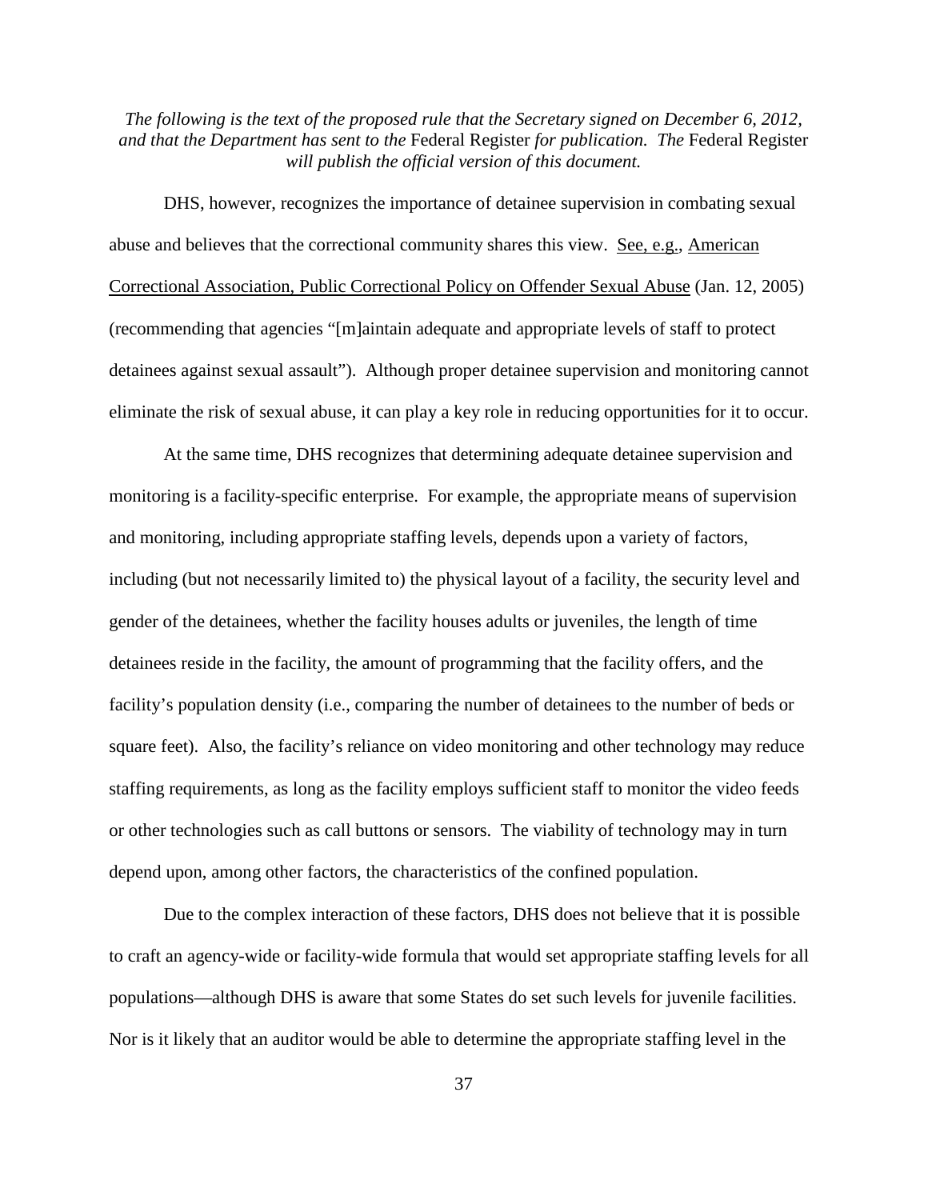*The following is the text of the proposed rule that the Secretary signed on December 6, 2012, and that the Department has sent to the* Federal Register *for publication. The* Federal Register *will publish the official version of this document.*

DHS, however, recognizes the importance of detainee supervision in combating sexual abuse and believes that the correctional community shares this view. See, e.g., American Correctional Association, Public Correctional Policy on Offender Sexual Abuse (Jan. 12, 2005) (recommending that agencies "[m]aintain adequate and appropriate levels of staff to protect detainees against sexual assault"). Although proper detainee supervision and monitoring cannot eliminate the risk of sexual abuse, it can play a key role in reducing opportunities for it to occur.

At the same time, DHS recognizes that determining adequate detainee supervision and monitoring is a facility-specific enterprise. For example, the appropriate means of supervision and monitoring, including appropriate staffing levels, depends upon a variety of factors, including (but not necessarily limited to) the physical layout of a facility, the security level and gender of the detainees, whether the facility houses adults or juveniles, the length of time detainees reside in the facility, the amount of programming that the facility offers, and the facility's population density (i.e., comparing the number of detainees to the number of beds or square feet). Also, the facility's reliance on video monitoring and other technology may reduce staffing requirements, as long as the facility employs sufficient staff to monitor the video feeds or other technologies such as call buttons or sensors. The viability of technology may in turn depend upon, among other factors, the characteristics of the confined population.

Due to the complex interaction of these factors, DHS does not believe that it is possible to craft an agency-wide or facility-wide formula that would set appropriate staffing levels for all populations—although DHS is aware that some States do set such levels for juvenile facilities. Nor is it likely that an auditor would be able to determine the appropriate staffing level in the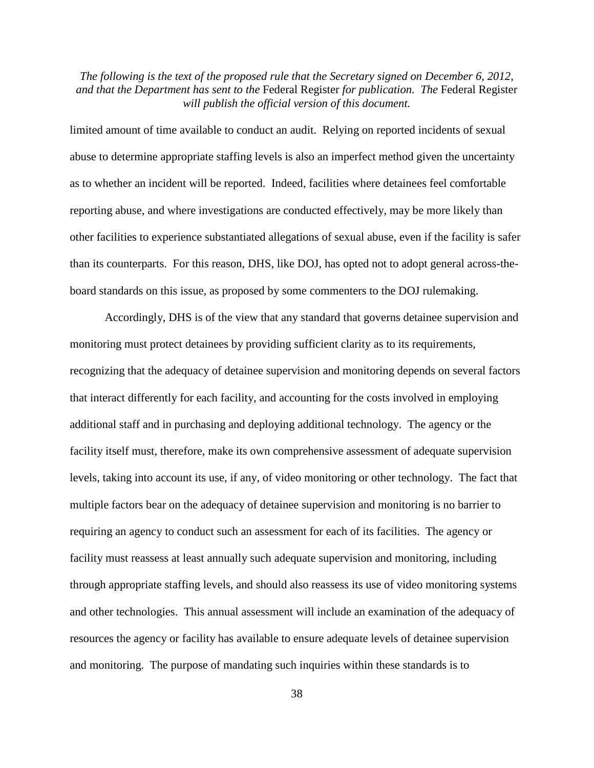limited amount of time available to conduct an audit. Relying on reported incidents of sexual abuse to determine appropriate staffing levels is also an imperfect method given the uncertainty as to whether an incident will be reported. Indeed, facilities where detainees feel comfortable reporting abuse, and where investigations are conducted effectively, may be more likely than other facilities to experience substantiated allegations of sexual abuse, even if the facility is safer than its counterparts. For this reason, DHS, like DOJ, has opted not to adopt general across-the-board standards on this issue, as proposed by some commenters to the DOJ rulemaking.

Accordingly, DHS is of the view that any standard that governs detainee supervision and monitoring must protect detainees by providing sufficient clarity as to its requirements, recognizing that the adequacy of detainee supervision and monitoring depends on several factors that interact differently for each facility, and accounting for the costs involved in employing additional staff and in purchasing and deploying additional technology. The agency or the facility itself must, therefore, make its own comprehensive assessment of adequate supervision levels, taking into account its use, if any, of video monitoring or other technology. The fact that multiple factors bear on the adequacy of detainee supervision and monitoring is no barrier to requiring an agency to conduct such an assessment for each of its facilities. The agency or facility must reassess at least annually such adequate supervision and monitoring, including through appropriate staffing levels, and should also reassess its use of video monitoring systems and other technologies. This annual assessment will include an examination of the adequacy of resources the agency or facility has available to ensure adequate levels of detainee supervision and monitoring. The purpose of mandating such inquiries within these standards is to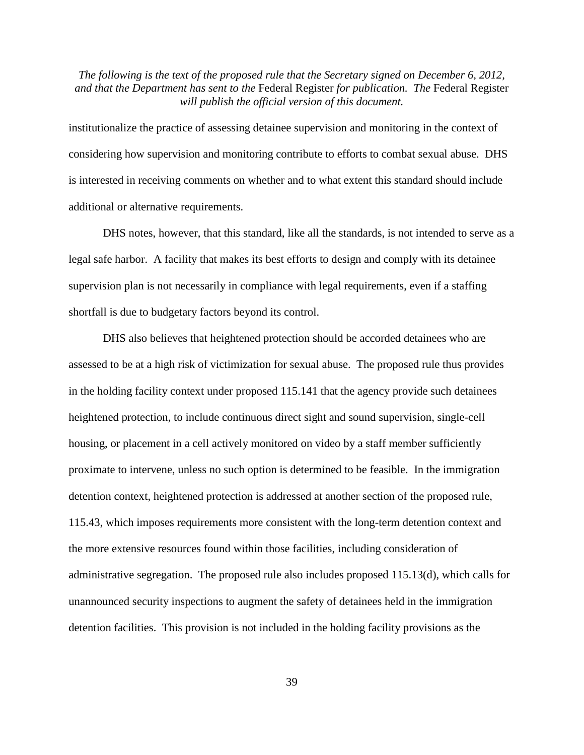institutionalize the practice of assessing detainee supervision and monitoring in the context of considering how supervision and monitoring contribute to efforts to combat sexual abuse. DHS is interested in receiving comments on whether and to what extent this standard should include additional or alternative requirements.

DHS notes, however, that this standard, like all the standards, is not intended to serve as a legal safe harbor. A facility that makes its best efforts to design and comply with its detainee supervision plan is not necessarily in compliance with legal requirements, even if a staffing shortfall is due to budgetary factors beyond its control.

DHS also believes that heightened protection should be accorded detainees who are assessed to be at a high risk of victimization for sexual abuse. The proposed rule thus provides in the holding facility context under proposed 115.141 that the agency provide such detainees heightened protection, to include continuous direct sight and sound supervision, single-cell housing, or placement in a cell actively monitored on video by a staff member sufficiently proximate to intervene, unless no such option is determined to be feasible. In the immigration detention context, heightened protection is addressed at another section of the proposed rule, 115.43, which imposes requirements more consistent with the long-term detention context and the more extensive resources found within those facilities, including consideration of administrative segregation. The proposed rule also includes proposed 115.13(d), which calls for unannounced security inspections to augment the safety of detainees held in the immigration detention facilities. This provision is not included in the holding facility provisions as the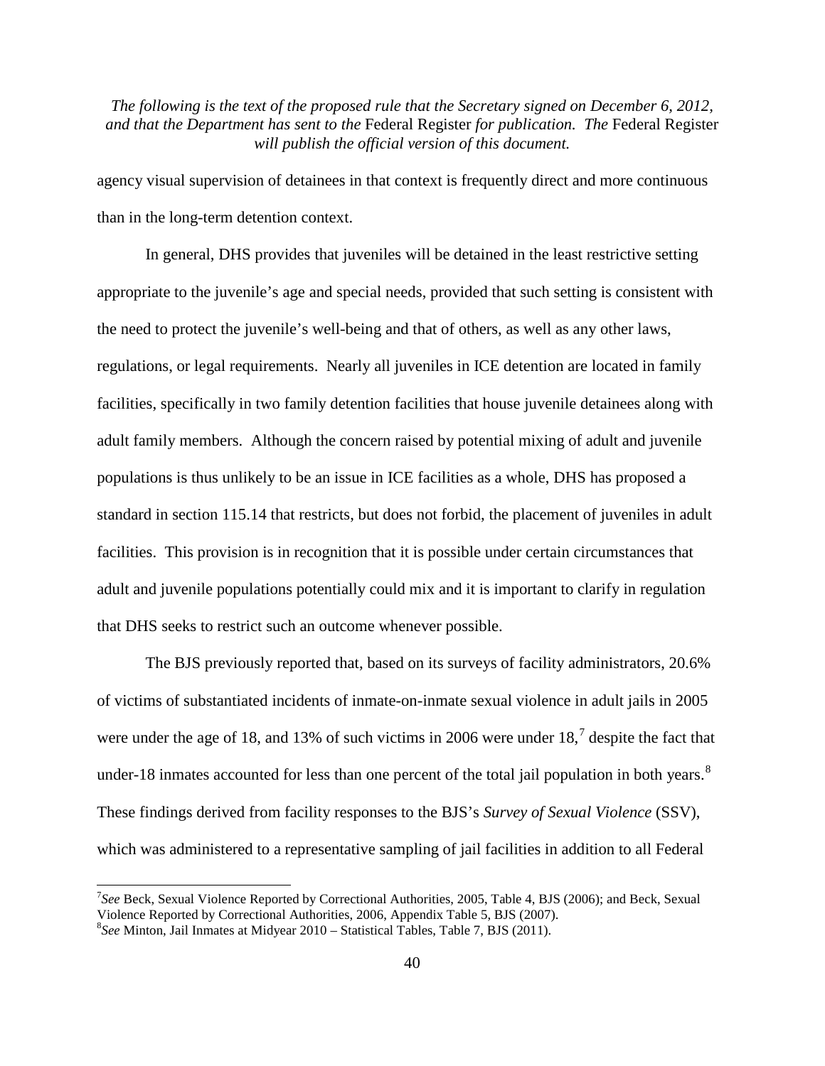agency visual supervision of detainees in that context is frequently direct and more continuous than in the long-term detention context.

In general, DHS provides that juveniles will be detained in the least restrictive setting appropriate to the juvenile's age and special needs, provided that such setting is consistent with the need to protect the juvenile's well-being and that of others, as well as any other laws, regulations, or legal requirements. Nearly all juveniles in ICE detention are located in family facilities, specifically in two family detention facilities that house juvenile detainees along with adult family members. Although the concern raised by potential mixing of adult and juvenile populations is thus unlikely to be an issue in ICE facilities as a whole, DHS has proposed a standard in section 115.14 that restricts, but does not forbid, the placement of juveniles in adult facilities. This provision is in recognition that it is possible under certain circumstances that adult and juvenile populations potentially could mix and it is important to clarify in regulation that DHS seeks to restrict such an outcome whenever possible.

The BJS previously reported that, based on its surveys of facility administrators, 20.6% of victims of substantiated incidents of inmate-on-inmate sexual violence in adult jails in 2005 were under the age of 18, and 13% of such victims in 2006 were under 18,[7] despite the fact that under-18 inmates accounted for less than one percent of the total jail population in both years.[8] These findings derived from facility responses to the BJS's *Survey of Sexual Violence* (SSV), which was administered to a representative sampling of jail facilities in addition to all Federal

---

[7] *See* Beck, Sexual Violence Reported by Correctional Authorities, 2005, Table 4, BJS (2006); and Beck, Sexual Violence Reported by Correctional Authorities, 2006, Appendix Table 5, BJS (2007).

[8] *See* Minton, Jail Inmates at Midyear 2010 – Statistical Tables, Table 7, BJS (2011).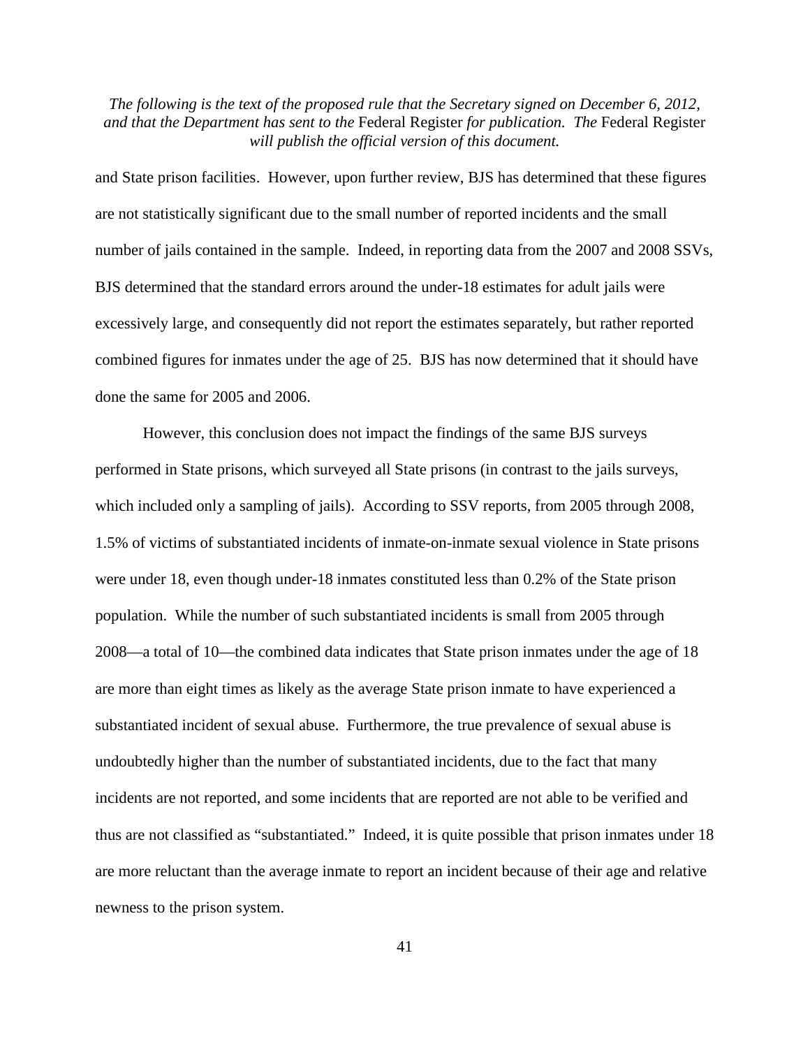and State prison facilities. However, upon further review, BJS has determined that these figures are not statistically significant due to the small number of reported incidents and the small number of jails contained in the sample. Indeed, in reporting data from the 2007 and 2008 SSVs, BJS determined that the standard errors around the under-18 estimates for adult jails were excessively large, and consequently did not report the estimates separately, but rather reported combined figures for inmates under the age of 25. BJS has now determined that it should have done the same for 2005 and 2006.

However, this conclusion does not impact the findings of the same BJS surveys performed in State prisons, which surveyed all State prisons (in contrast to the jails surveys, which included only a sampling of jails). According to SSV reports, from 2005 through 2008, 1.5% of victims of substantiated incidents of inmate-on-inmate sexual violence in State prisons were under 18, even though under-18 inmates constituted less than 0.2% of the State prison population. While the number of such substantiated incidents is small from 2005 through 2008—a total of 10—the combined data indicates that State prison inmates under the age of 18 are more than eight times as likely as the average State prison inmate to have experienced a substantiated incident of sexual abuse. Furthermore, the true prevalence of sexual abuse is undoubtedly higher than the number of substantiated incidents, due to the fact that many incidents are not reported, and some incidents that are reported are not able to be verified and thus are not classified as "substantiated." Indeed, it is quite possible that prison inmates under 18 are more reluctant than the average inmate to report an incident because of their age and relative newness to the prison system.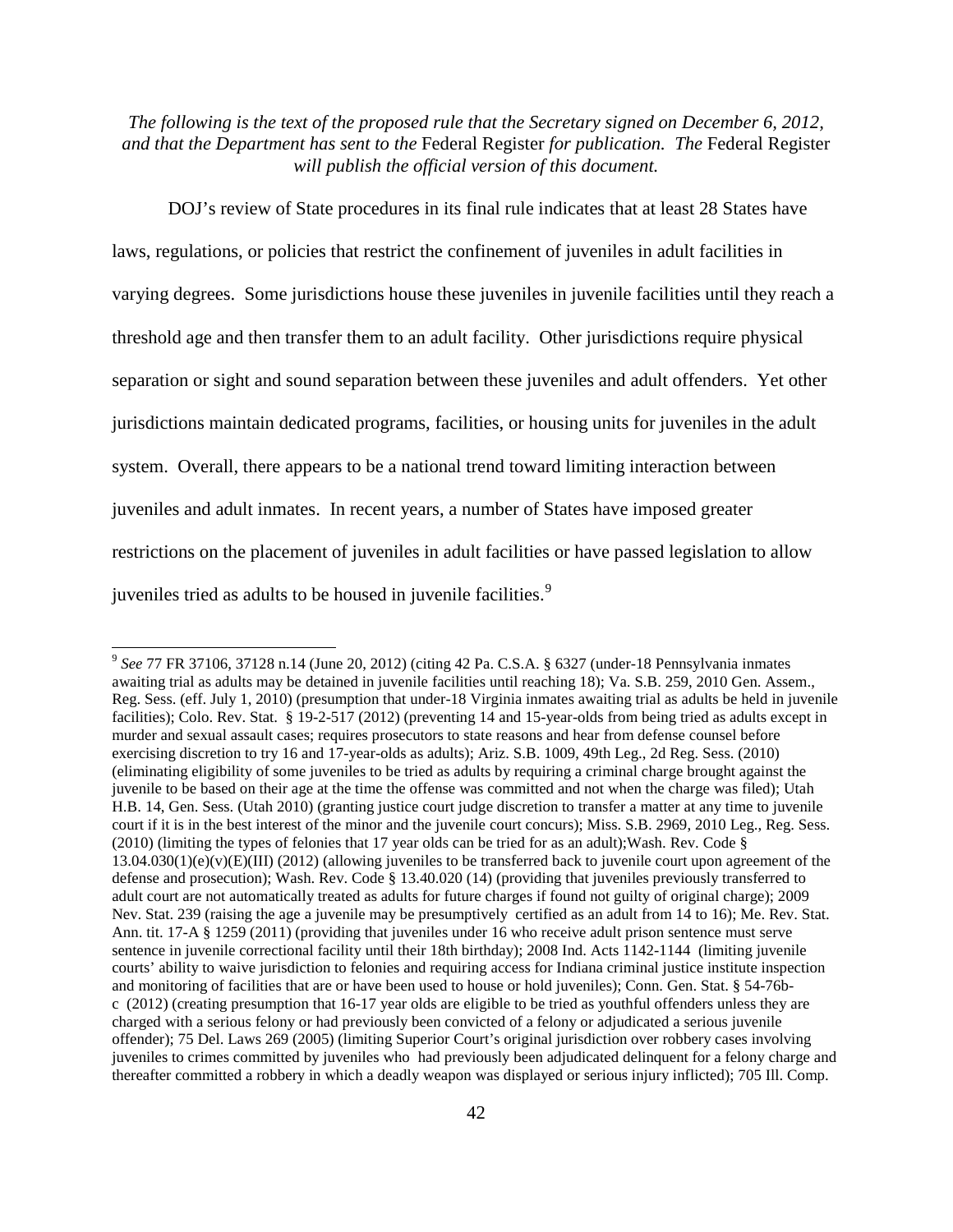*The following is the text of the proposed rule that the Secretary signed on December 6, 2012, and that the Department has sent to the* Federal Register *for publication. The* Federal Register *will publish the official version of this document.*

DOJ's review of State procedures in its final rule indicates that at least 28 States have laws, regulations, or policies that restrict the confinement of juveniles in adult facilities in varying degrees. Some jurisdictions house these juveniles in juvenile facilities until they reach a threshold age and then transfer them to an adult facility. Other jurisdictions require physical separation or sight and sound separation between these juveniles and adult offenders. Yet other jurisdictions maintain dedicated programs, facilities, or housing units for juveniles in the adult system. Overall, there appears to be a national trend toward limiting interaction between juveniles and adult inmates. In recent years, a number of States have imposed greater restrictions on the placement of juveniles in adult facilities or have passed legislation to allow juveniles tried as adults to be housed in juvenile facilities.[9]

---

[9] *See* 77 FR 37106, 37128 n.14 (June 20, 2012) (citing 42 Pa. C.S.A. § 6327 (under-18 Pennsylvania inmates awaiting trial as adults may be detained in juvenile facilities until reaching 18); Va. S.B. 259, 2010 Gen. Assem., Reg. Sess. (eff. July 1, 2010) (presumption that under-18 Virginia inmates awaiting trial as adults be held in juvenile facilities); Colo. Rev. Stat. § 19-2-517 (2012) (preventing 14 and 15-year-olds from being tried as adults except in murder and sexual assault cases; requires prosecutors to state reasons and hear from defense counsel before exercising discretion to try 16 and 17-year-olds as adults); Ariz. S.B. 1009, 49th Leg., 2d Reg. Sess. (2010) (eliminating eligibility of some juveniles to be tried as adults by requiring a criminal charge brought against the juvenile to be based on their age at the time the offense was committed and not when the charge was filed); Utah H.B. 14, Gen. Sess. (Utah 2010) (granting justice court judge discretion to transfer a matter at any time to juvenile court if it is in the best interest of the minor and the juvenile court concurs); Miss. S.B. 2969, 2010 Leg., Reg. Sess. (2010) (limiting the types of felonies that 17 year olds can be tried for as an adult);Wash. Rev. Code § 13.04.030(1)(e)(v)(E)(III) (2012) (allowing juveniles to be transferred back to juvenile court upon agreement of the defense and prosecution); Wash. Rev. Code § 13.40.020 (14) (providing that juveniles previously transferred to adult court are not automatically treated as adults for future charges if found not guilty of original charge); 2009 Nev. Stat. 239 (raising the age a juvenile may be presumptively certified as an adult from 14 to 16); Me. Rev. Stat. Ann. tit. 17-A § 1259 (2011) (providing that juveniles under 16 who receive adult prison sentence must serve sentence in juvenile correctional facility until their 18th birthday); 2008 Ind. Acts 1142-1144 (limiting juvenile courts' ability to waive jurisdiction to felonies and requiring access for Indiana criminal justice institute inspection and monitoring of facilities that are or have been used to house or hold juveniles); Conn. Gen. Stat. § 54-76b-c (2012) (creating presumption that 16-17 year olds are eligible to be tried as youthful offenders unless they are charged with a serious felony or had previously been convicted of a felony or adjudicated a serious juvenile offender); 75 Del. Laws 269 (2005) (limiting Superior Court's original jurisdiction over robbery cases involving juveniles to crimes committed by juveniles who had previously been adjudicated delinquent for a felony charge and thereafter committed a robbery in which a deadly weapon was displayed or serious injury inflicted); 705 Ill. Comp.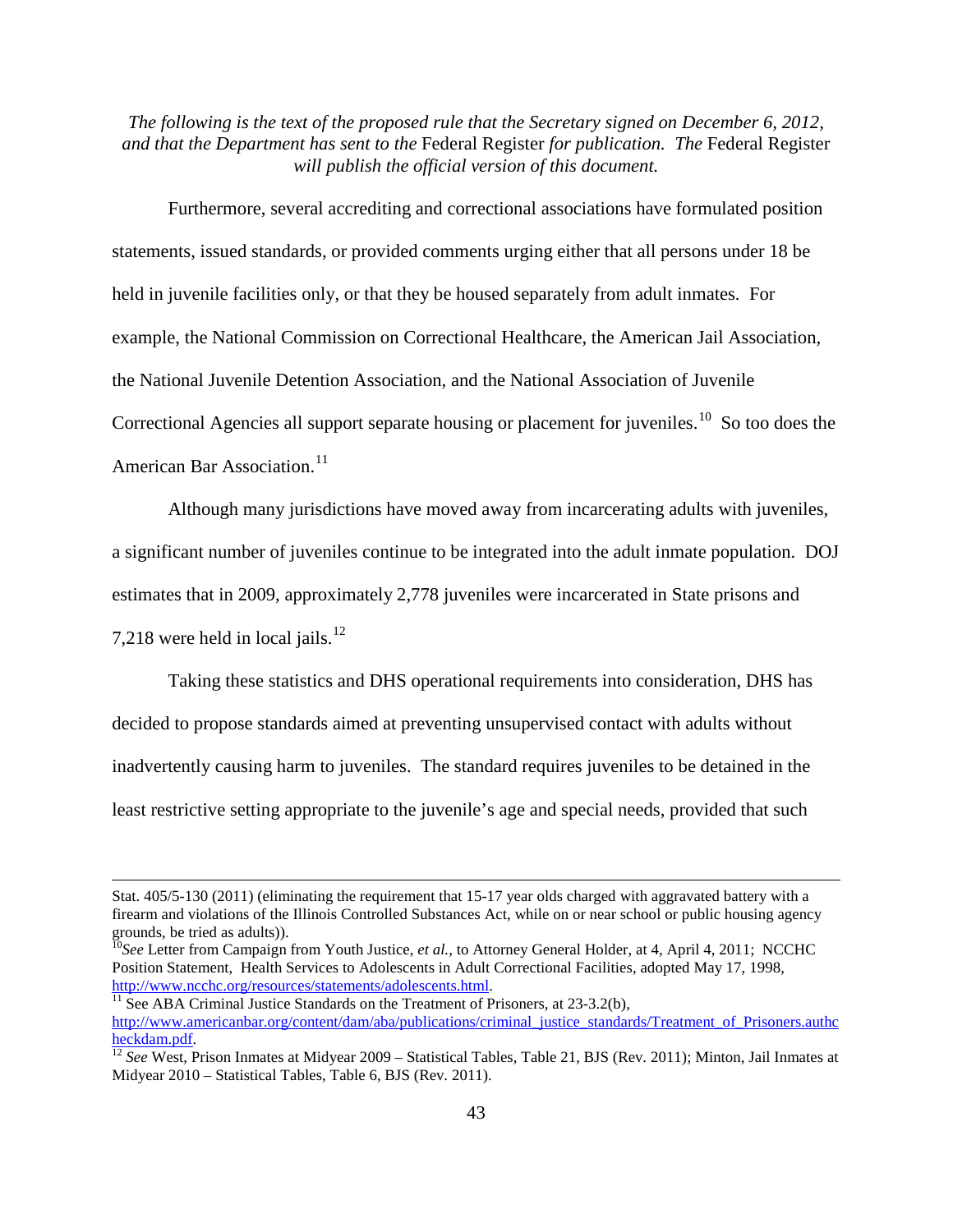*The following is the text of the proposed rule that the Secretary signed on December 6, 2012, and that the Department has sent to the* Federal Register *for publication. The* Federal Register *will publish the official version of this document.*

Furthermore, several accrediting and correctional associations have formulated position statements, issued standards, or provided comments urging either that all persons under 18 be held in juvenile facilities only, or that they be housed separately from adult inmates. For example, the National Commission on Correctional Healthcare, the American Jail Association, the National Juvenile Detention Association, and the National Association of Juvenile Correctional Agencies all support separate housing or placement for juveniles.[10] So too does the American Bar Association.[11]

Although many jurisdictions have moved away from incarcerating adults with juveniles, a significant number of juveniles continue to be integrated into the adult inmate population. DOJ estimates that in 2009, approximately 2,778 juveniles were incarcerated in State prisons and 7,218 were held in local jails.[12]

Taking these statistics and DHS operational requirements into consideration, DHS has decided to propose standards aimed at preventing unsupervised contact with adults without inadvertently causing harm to juveniles. The standard requires juveniles to be detained in the least restrictive setting appropriate to the juvenile's age and special needs, provided that such

---

Stat. 405/5-130 (2011) (eliminating the requirement that 15-17 year olds charged with aggravated battery with a firearm and violations of the Illinois Controlled Substances Act, while on or near school or public housing agency grounds, be tried as adults)).

[10] *See* Letter from Campaign from Youth Justice, *et al.*, to Attorney General Holder, at 4, April 4, 2011; NCCHC Position Statement, Health Services to Adolescents in Adult Correctional Facilities, adopted May 17, 1998, http://www.ncchc.org/resources/statements/adolescents.html.

[11] See ABA Criminal Justice Standards on the Treatment of Prisoners, at 23-3.2(b), http://www.americanbar.org/content/dam/aba/publications/criminal_justice_standards/Treatment_of_Prisoners.authcheckdam.pdf.

[12] *See* West, Prison Inmates at Midyear 2009 – Statistical Tables, Table 21, BJS (Rev. 2011); Minton, Jail Inmates at Midyear 2010 – Statistical Tables, Table 6, BJS (Rev. 2011).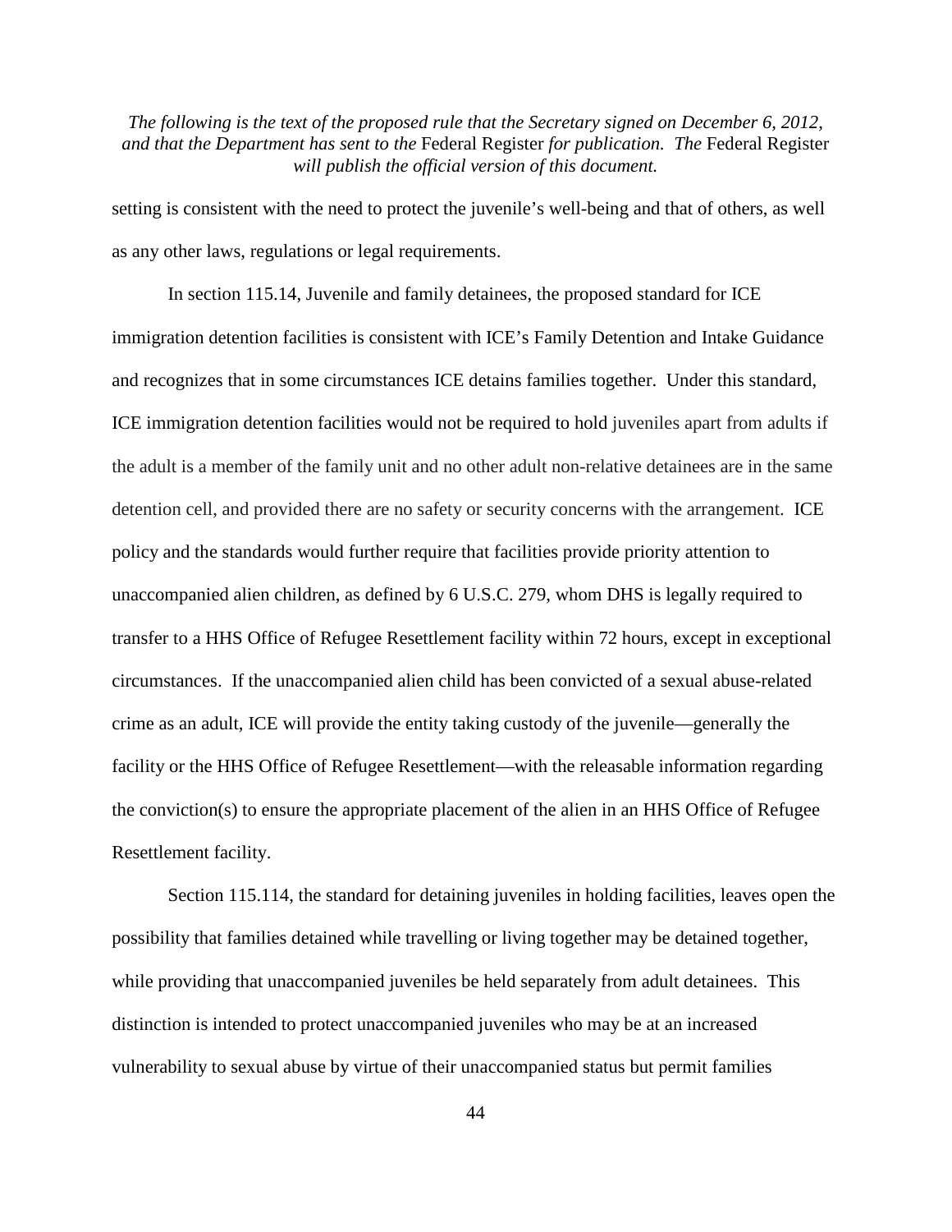setting is consistent with the need to protect the juvenile's well-being and that of others, as well as any other laws, regulations or legal requirements.

In section 115.14, Juvenile and family detainees, the proposed standard for ICE immigration detention facilities is consistent with ICE's Family Detention and Intake Guidance and recognizes that in some circumstances ICE detains families together. Under this standard, ICE immigration detention facilities would not be required to hold juveniles apart from adults if the adult is a member of the family unit and no other adult non-relative detainees are in the same detention cell, and provided there are no safety or security concerns with the arrangement. ICE policy and the standards would further require that facilities provide priority attention to unaccompanied alien children, as defined by 6 U.S.C. 279, whom DHS is legally required to transfer to a HHS Office of Refugee Resettlement facility within 72 hours, except in exceptional circumstances. If the unaccompanied alien child has been convicted of a sexual abuse-related crime as an adult, ICE will provide the entity taking custody of the juvenile—generally the facility or the HHS Office of Refugee Resettlement—with the releasable information regarding the conviction(s) to ensure the appropriate placement of the alien in an HHS Office of Refugee Resettlement facility.

Section 115.114, the standard for detaining juveniles in holding facilities, leaves open the possibility that families detained while travelling or living together may be detained together, while providing that unaccompanied juveniles be held separately from adult detainees. This distinction is intended to protect unaccompanied juveniles who may be at an increased vulnerability to sexual abuse by virtue of their unaccompanied status but permit families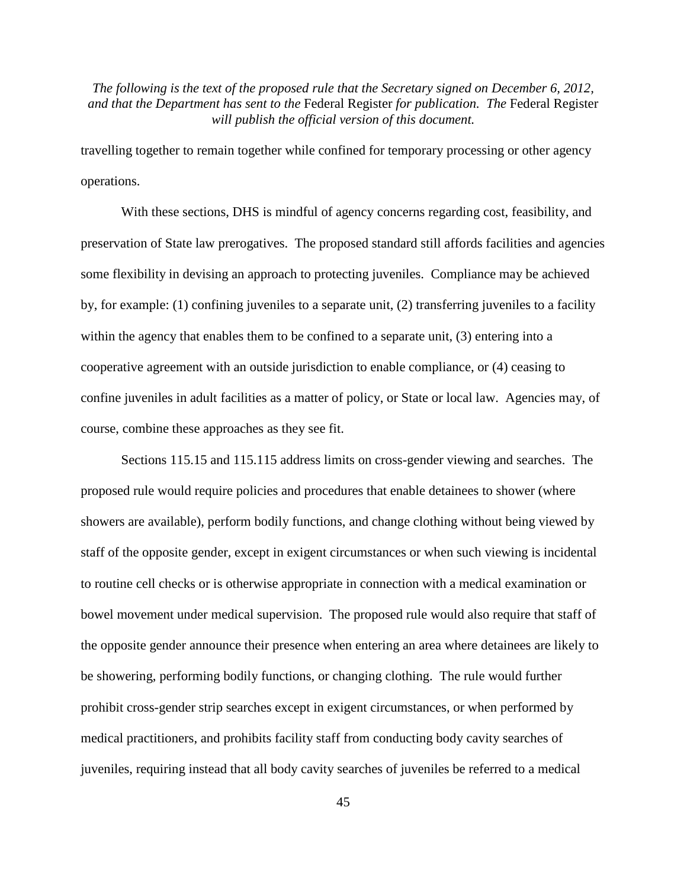travelling together to remain together while confined for temporary processing or other agency operations.

With these sections, DHS is mindful of agency concerns regarding cost, feasibility, and preservation of State law prerogatives. The proposed standard still affords facilities and agencies some flexibility in devising an approach to protecting juveniles. Compliance may be achieved by, for example: (1) confining juveniles to a separate unit, (2) transferring juveniles to a facility within the agency that enables them to be confined to a separate unit, (3) entering into a cooperative agreement with an outside jurisdiction to enable compliance, or (4) ceasing to confine juveniles in adult facilities as a matter of policy, or State or local law. Agencies may, of course, combine these approaches as they see fit.

Sections 115.15 and 115.115 address limits on cross-gender viewing and searches. The proposed rule would require policies and procedures that enable detainees to shower (where showers are available), perform bodily functions, and change clothing without being viewed by staff of the opposite gender, except in exigent circumstances or when such viewing is incidental to routine cell checks or is otherwise appropriate in connection with a medical examination or bowel movement under medical supervision. The proposed rule would also require that staff of the opposite gender announce their presence when entering an area where detainees are likely to be showering, performing bodily functions, or changing clothing. The rule would further prohibit cross-gender strip searches except in exigent circumstances, or when performed by medical practitioners, and prohibits facility staff from conducting body cavity searches of juveniles, requiring instead that all body cavity searches of juveniles be referred to a medical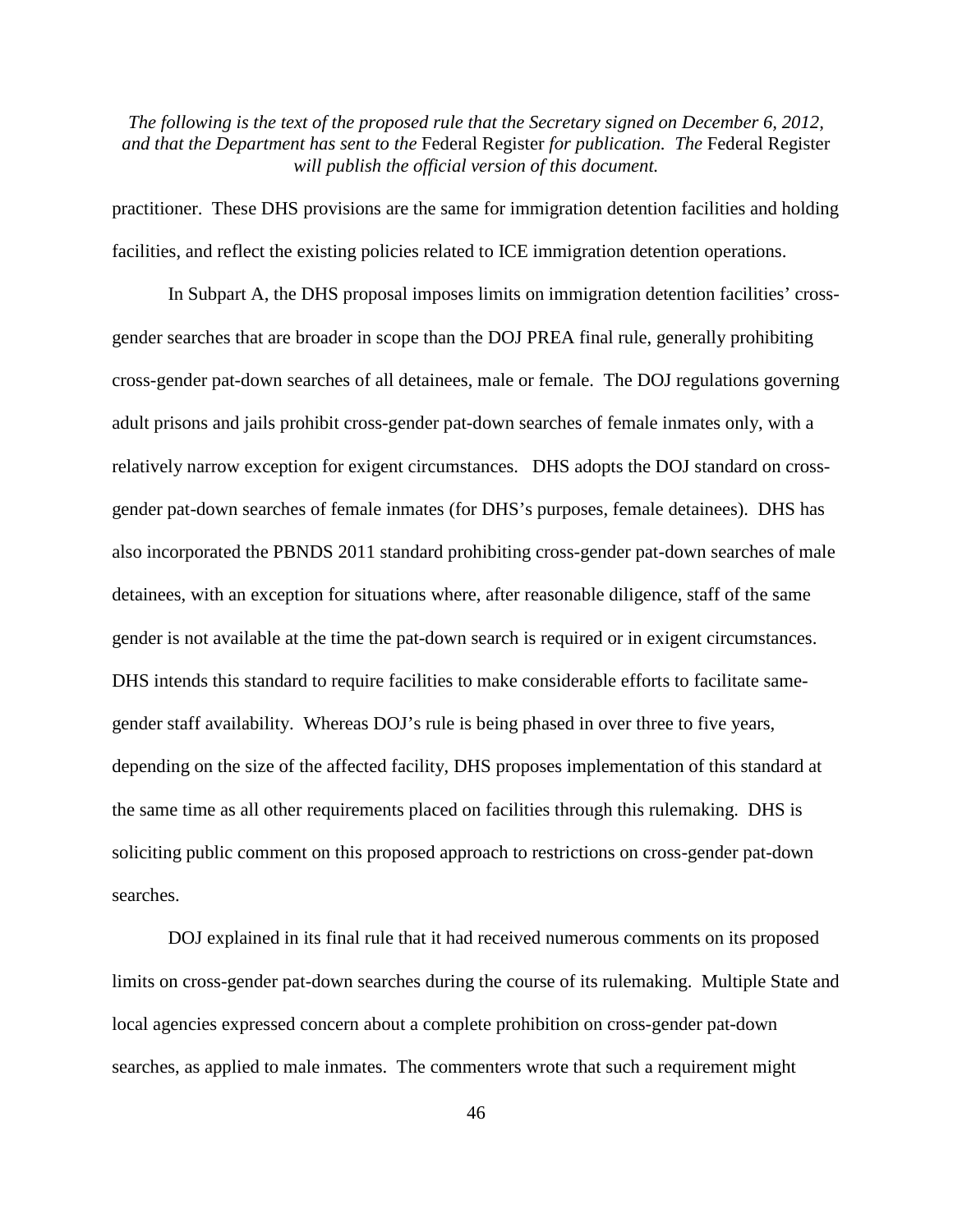practitioner. These DHS provisions are the same for immigration detention facilities and holding facilities, and reflect the existing policies related to ICE immigration detention operations.

In Subpart A, the DHS proposal imposes limits on immigration detention facilities' cross-gender searches that are broader in scope than the DOJ PREA final rule, generally prohibiting cross-gender pat-down searches of all detainees, male or female. The DOJ regulations governing adult prisons and jails prohibit cross-gender pat-down searches of female inmates only, with a relatively narrow exception for exigent circumstances. DHS adopts the DOJ standard on cross-gender pat-down searches of female inmates (for DHS's purposes, female detainees). DHS has also incorporated the PBNDS 2011 standard prohibiting cross-gender pat-down searches of male detainees, with an exception for situations where, after reasonable diligence, staff of the same gender is not available at the time the pat-down search is required or in exigent circumstances. DHS intends this standard to require facilities to make considerable efforts to facilitate same-gender staff availability. Whereas DOJ's rule is being phased in over three to five years, depending on the size of the affected facility, DHS proposes implementation of this standard at the same time as all other requirements placed on facilities through this rulemaking. DHS is soliciting public comment on this proposed approach to restrictions on cross-gender pat-down searches.

DOJ explained in its final rule that it had received numerous comments on its proposed limits on cross-gender pat-down searches during the course of its rulemaking. Multiple State and local agencies expressed concern about a complete prohibition on cross-gender pat-down searches, as applied to male inmates. The commenters wrote that such a requirement might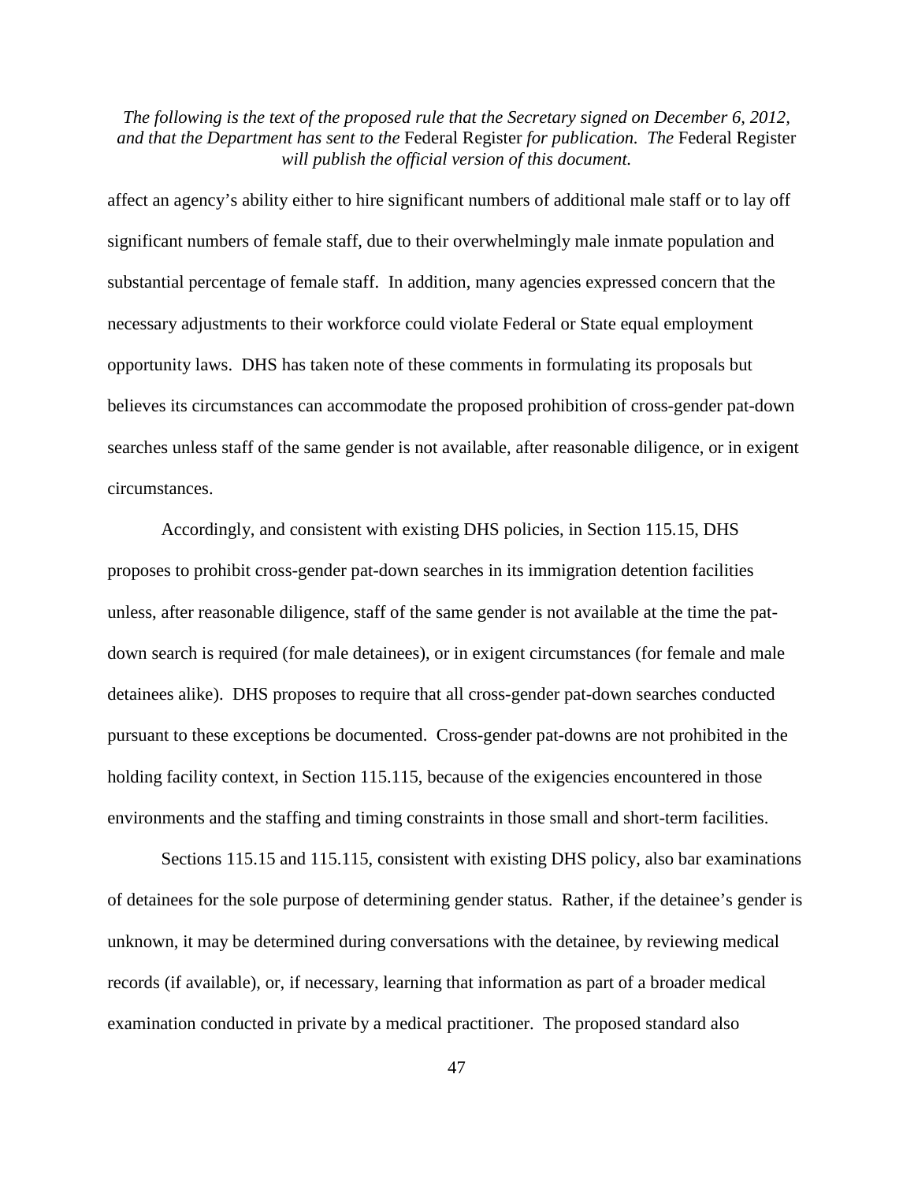affect an agency's ability either to hire significant numbers of additional male staff or to lay off significant numbers of female staff, due to their overwhelmingly male inmate population and substantial percentage of female staff. In addition, many agencies expressed concern that the necessary adjustments to their workforce could violate Federal or State equal employment opportunity laws. DHS has taken note of these comments in formulating its proposals but believes its circumstances can accommodate the proposed prohibition of cross-gender pat-down searches unless staff of the same gender is not available, after reasonable diligence, or in exigent circumstances.

Accordingly, and consistent with existing DHS policies, in Section 115.15, DHS proposes to prohibit cross-gender pat-down searches in its immigration detention facilities unless, after reasonable diligence, staff of the same gender is not available at the time the pat-down search is required (for male detainees), or in exigent circumstances (for female and male detainees alike). DHS proposes to require that all cross-gender pat-down searches conducted pursuant to these exceptions be documented. Cross-gender pat-downs are not prohibited in the holding facility context, in Section 115.115, because of the exigencies encountered in those environments and the staffing and timing constraints in those small and short-term facilities.

Sections 115.15 and 115.115, consistent with existing DHS policy, also bar examinations of detainees for the sole purpose of determining gender status. Rather, if the detainee's gender is unknown, it may be determined during conversations with the detainee, by reviewing medical records (if available), or, if necessary, learning that information as part of a broader medical examination conducted in private by a medical practitioner. The proposed standard also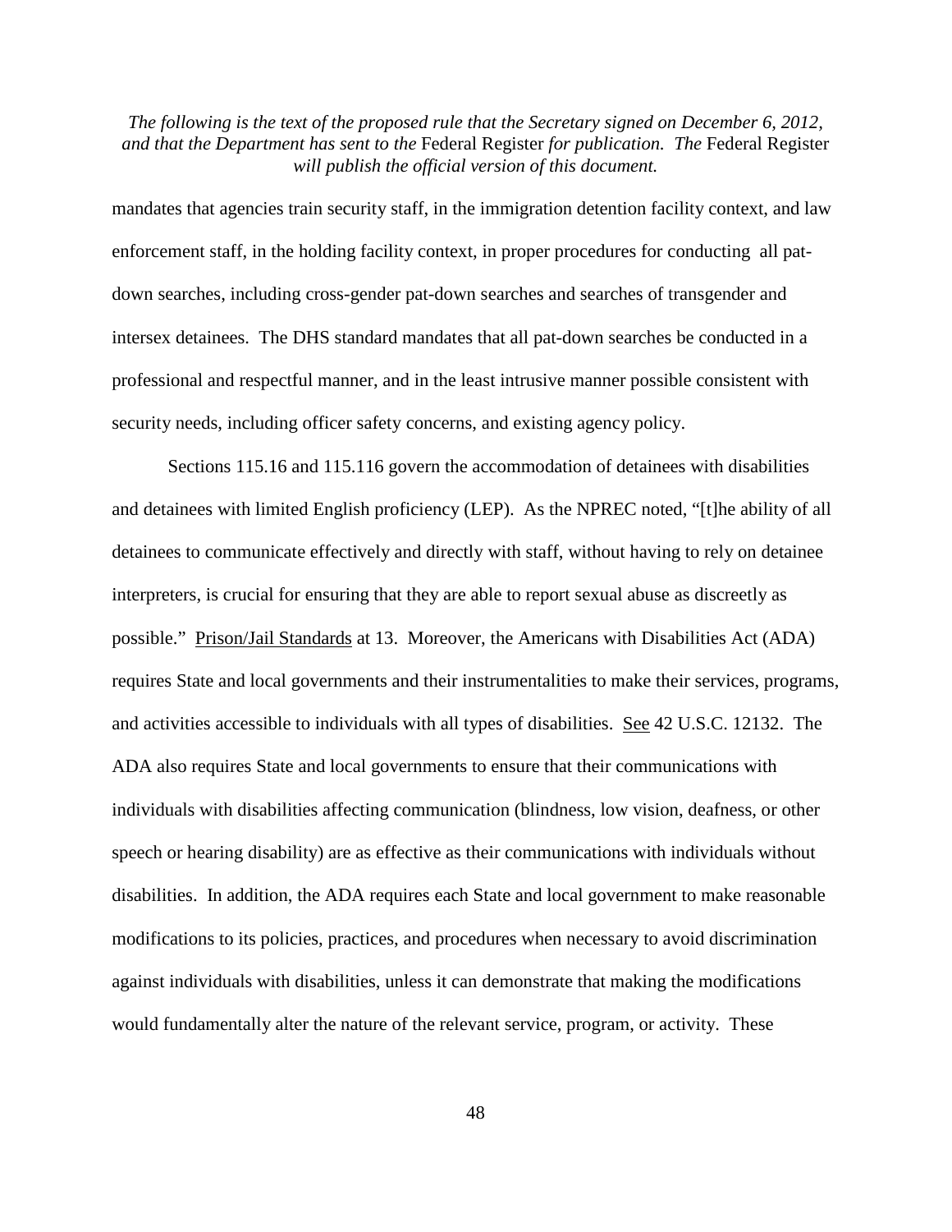mandates that agencies train security staff, in the immigration detention facility context, and law enforcement staff, in the holding facility context, in proper procedures for conducting all pat-down searches, including cross-gender pat-down searches and searches of transgender and intersex detainees. The DHS standard mandates that all pat-down searches be conducted in a professional and respectful manner, and in the least intrusive manner possible consistent with security needs, including officer safety concerns, and existing agency policy.

Sections 115.16 and 115.116 govern the accommodation of detainees with disabilities and detainees with limited English proficiency (LEP). As the NPREC noted, "[t]he ability of all detainees to communicate effectively and directly with staff, without having to rely on detainee interpreters, is crucial for ensuring that they are able to report sexual abuse as discreetly as possible." Prison/Jail Standards at 13. Moreover, the Americans with Disabilities Act (ADA) requires State and local governments and their instrumentalities to make their services, programs, and activities accessible to individuals with all types of disabilities. See 42 U.S.C. 12132. The ADA also requires State and local governments to ensure that their communications with individuals with disabilities affecting communication (blindness, low vision, deafness, or other speech or hearing disability) are as effective as their communications with individuals without disabilities. In addition, the ADA requires each State and local government to make reasonable modifications to its policies, practices, and procedures when necessary to avoid discrimination against individuals with disabilities, unless it can demonstrate that making the modifications would fundamentally alter the nature of the relevant service, program, or activity. These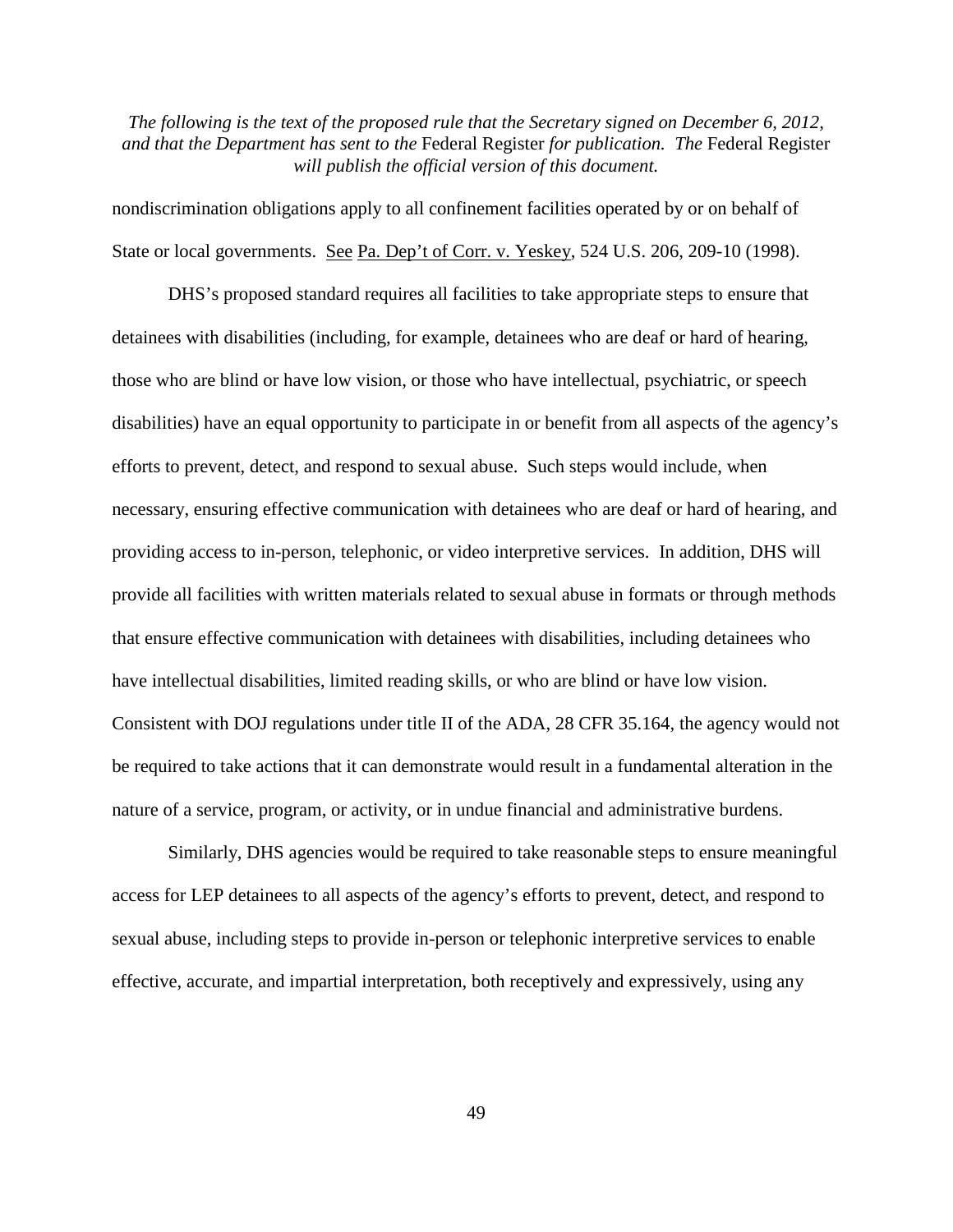nondiscrimination obligations apply to all confinement facilities operated by or on behalf of State or local governments. See Pa. Dep't of Corr. v. Yeskey, 524 U.S. 206, 209-10 (1998).

DHS's proposed standard requires all facilities to take appropriate steps to ensure that detainees with disabilities (including, for example, detainees who are deaf or hard of hearing, those who are blind or have low vision, or those who have intellectual, psychiatric, or speech disabilities) have an equal opportunity to participate in or benefit from all aspects of the agency's efforts to prevent, detect, and respond to sexual abuse. Such steps would include, when necessary, ensuring effective communication with detainees who are deaf or hard of hearing, and providing access to in-person, telephonic, or video interpretive services. In addition, DHS will provide all facilities with written materials related to sexual abuse in formats or through methods that ensure effective communication with detainees with disabilities, including detainees who have intellectual disabilities, limited reading skills, or who are blind or have low vision. Consistent with DOJ regulations under title II of the ADA, 28 CFR 35.164, the agency would not be required to take actions that it can demonstrate would result in a fundamental alteration in the nature of a service, program, or activity, or in undue financial and administrative burdens.

Similarly, DHS agencies would be required to take reasonable steps to ensure meaningful access for LEP detainees to all aspects of the agency's efforts to prevent, detect, and respond to sexual abuse, including steps to provide in-person or telephonic interpretive services to enable effective, accurate, and impartial interpretation, both receptively and expressively, using any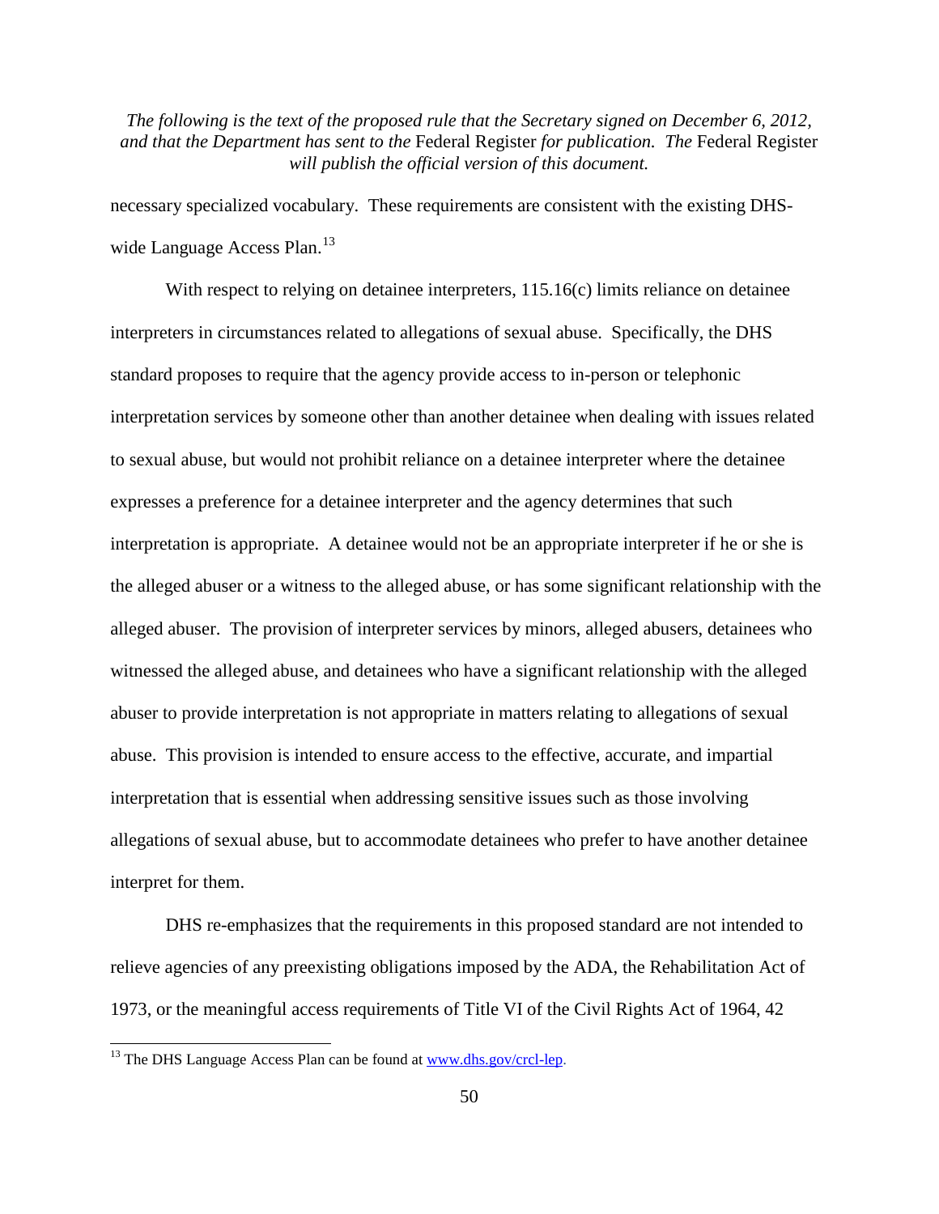necessary specialized vocabulary. These requirements are consistent with the existing DHS-wide Language Access Plan.[13]

With respect to relying on detainee interpreters, 115.16(c) limits reliance on detainee interpreters in circumstances related to allegations of sexual abuse. Specifically, the DHS standard proposes to require that the agency provide access to in-person or telephonic interpretation services by someone other than another detainee when dealing with issues related to sexual abuse, but would not prohibit reliance on a detainee interpreter where the detainee expresses a preference for a detainee interpreter and the agency determines that such interpretation is appropriate. A detainee would not be an appropriate interpreter if he or she is the alleged abuser or a witness to the alleged abuse, or has some significant relationship with the alleged abuser. The provision of interpreter services by minors, alleged abusers, detainees who witnessed the alleged abuse, and detainees who have a significant relationship with the alleged abuser to provide interpretation is not appropriate in matters relating to allegations of sexual abuse. This provision is intended to ensure access to the effective, accurate, and impartial interpretation that is essential when addressing sensitive issues such as those involving allegations of sexual abuse, but to accommodate detainees who prefer to have another detainee interpret for them.

DHS re-emphasizes that the requirements in this proposed standard are not intended to relieve agencies of any preexisting obligations imposed by the ADA, the Rehabilitation Act of 1973, or the meaningful access requirements of Title VI of the Civil Rights Act of 1964, 42

[13] The DHS Language Access Plan can be found at www.dhs.gov/crcl-lep.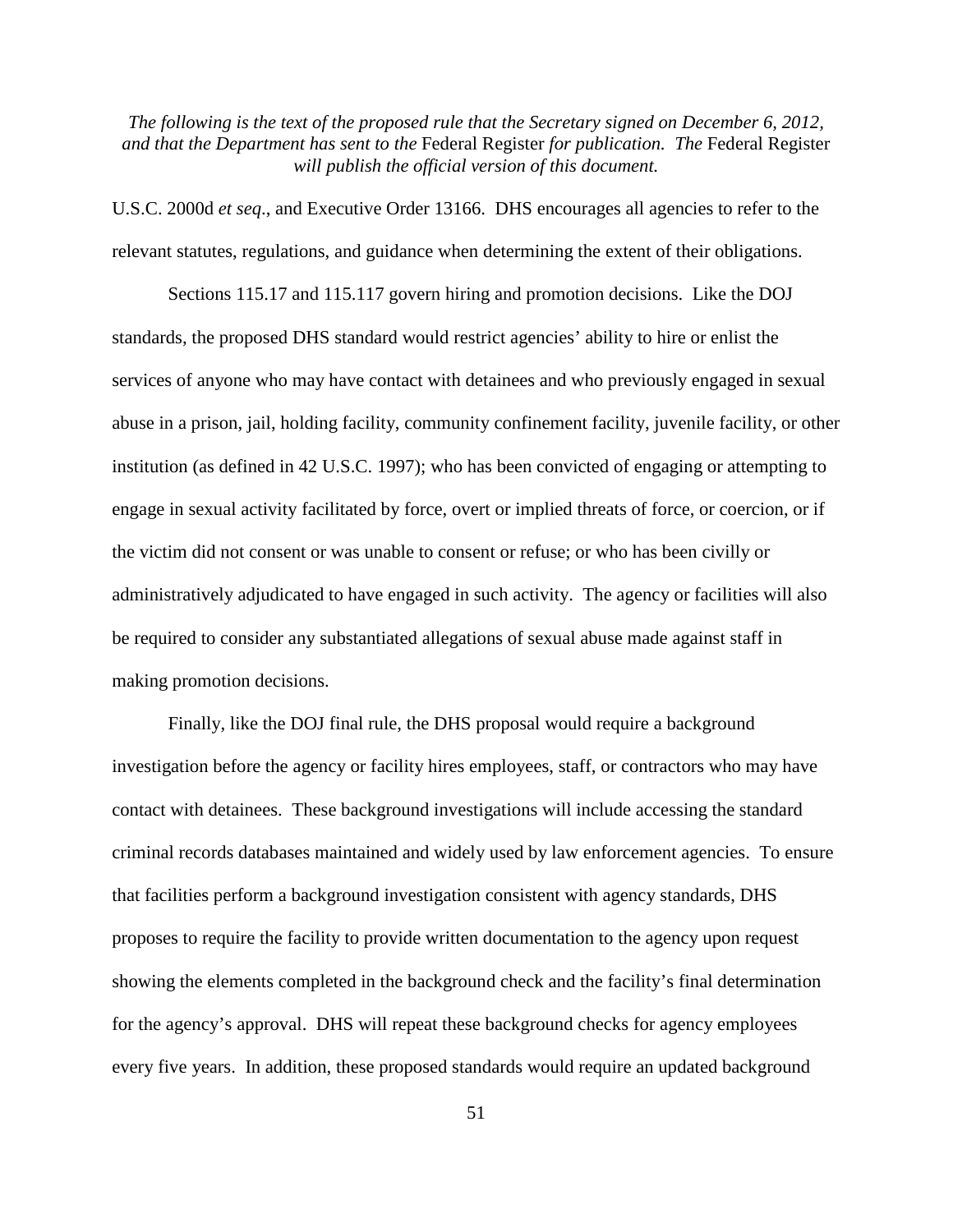U.S.C. 2000d *et seq*., and Executive Order 13166. DHS encourages all agencies to refer to the relevant statutes, regulations, and guidance when determining the extent of their obligations.

Sections 115.17 and 115.117 govern hiring and promotion decisions. Like the DOJ standards, the proposed DHS standard would restrict agencies' ability to hire or enlist the services of anyone who may have contact with detainees and who previously engaged in sexual abuse in a prison, jail, holding facility, community confinement facility, juvenile facility, or other institution (as defined in 42 U.S.C. 1997); who has been convicted of engaging or attempting to engage in sexual activity facilitated by force, overt or implied threats of force, or coercion, or if the victim did not consent or was unable to consent or refuse; or who has been civilly or administratively adjudicated to have engaged in such activity. The agency or facilities will also be required to consider any substantiated allegations of sexual abuse made against staff in making promotion decisions.

Finally, like the DOJ final rule, the DHS proposal would require a background investigation before the agency or facility hires employees, staff, or contractors who may have contact with detainees. These background investigations will include accessing the standard criminal records databases maintained and widely used by law enforcement agencies. To ensure that facilities perform a background investigation consistent with agency standards, DHS proposes to require the facility to provide written documentation to the agency upon request showing the elements completed in the background check and the facility's final determination for the agency's approval. DHS will repeat these background checks for agency employees every five years. In addition, these proposed standards would require an updated background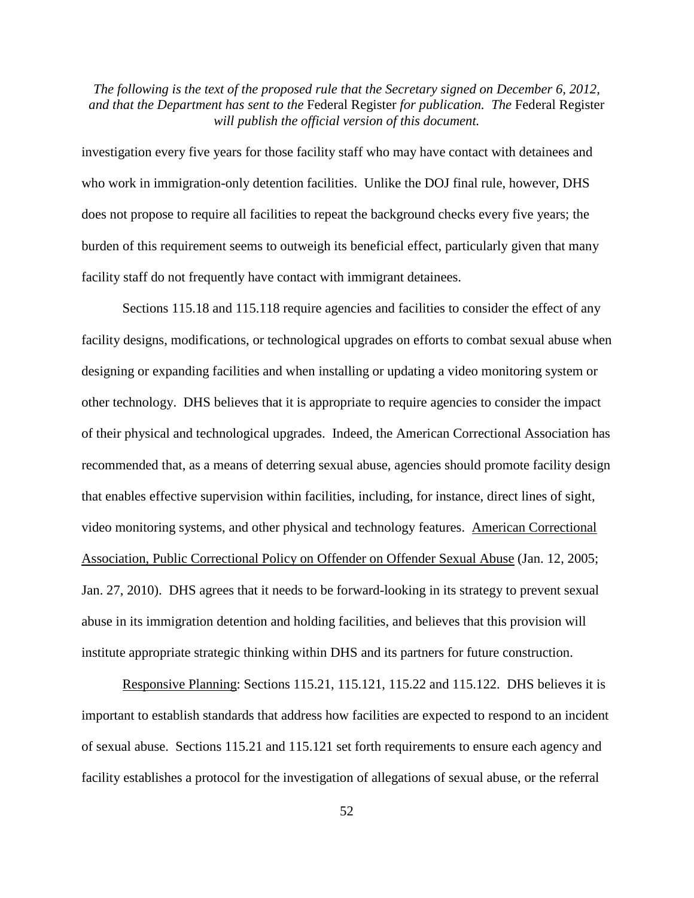investigation every five years for those facility staff who may have contact with detainees and who work in immigration-only detention facilities. Unlike the DOJ final rule, however, DHS does not propose to require all facilities to repeat the background checks every five years; the burden of this requirement seems to outweigh its beneficial effect, particularly given that many facility staff do not frequently have contact with immigrant detainees.

Sections 115.18 and 115.118 require agencies and facilities to consider the effect of any facility designs, modifications, or technological upgrades on efforts to combat sexual abuse when designing or expanding facilities and when installing or updating a video monitoring system or other technology. DHS believes that it is appropriate to require agencies to consider the impact of their physical and technological upgrades. Indeed, the American Correctional Association has recommended that, as a means of deterring sexual abuse, agencies should promote facility design that enables effective supervision within facilities, including, for instance, direct lines of sight, video monitoring systems, and other physical and technology features. American Correctional Association, Public Correctional Policy on Offender on Offender Sexual Abuse (Jan. 12, 2005; Jan. 27, 2010). DHS agrees that it needs to be forward-looking in its strategy to prevent sexual abuse in its immigration detention and holding facilities, and believes that this provision will institute appropriate strategic thinking within DHS and its partners for future construction.

Responsive Planning: Sections 115.21, 115.121, 115.22 and 115.122. DHS believes it is important to establish standards that address how facilities are expected to respond to an incident of sexual abuse. Sections 115.21 and 115.121 set forth requirements to ensure each agency and facility establishes a protocol for the investigation of allegations of sexual abuse, or the referral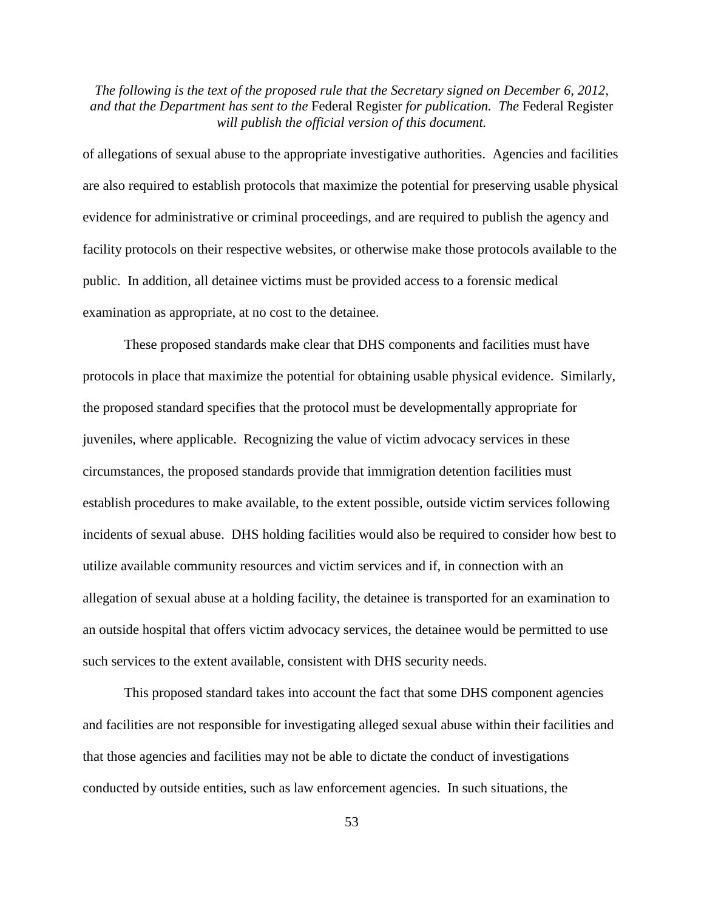of allegations of sexual abuse to the appropriate investigative authorities. Agencies and facilities are also required to establish protocols that maximize the potential for preserving usable physical evidence for administrative or criminal proceedings, and are required to publish the agency and facility protocols on their respective websites, or otherwise make those protocols available to the public. In addition, all detainee victims must be provided access to a forensic medical examination as appropriate, at no cost to the detainee.

These proposed standards make clear that DHS components and facilities must have protocols in place that maximize the potential for obtaining usable physical evidence. Similarly, the proposed standard specifies that the protocol must be developmentally appropriate for juveniles, where applicable. Recognizing the value of victim advocacy services in these circumstances, the proposed standards provide that immigration detention facilities must establish procedures to make available, to the extent possible, outside victim services following incidents of sexual abuse. DHS holding facilities would also be required to consider how best to utilize available community resources and victim services and if, in connection with an allegation of sexual abuse at a holding facility, the detainee is transported for an examination to an outside hospital that offers victim advocacy services, the detainee would be permitted to use such services to the extent available, consistent with DHS security needs.

This proposed standard takes into account the fact that some DHS component agencies and facilities are not responsible for investigating alleged sexual abuse within their facilities and that those agencies and facilities may not be able to dictate the conduct of investigations conducted by outside entities, such as law enforcement agencies. In such situations, the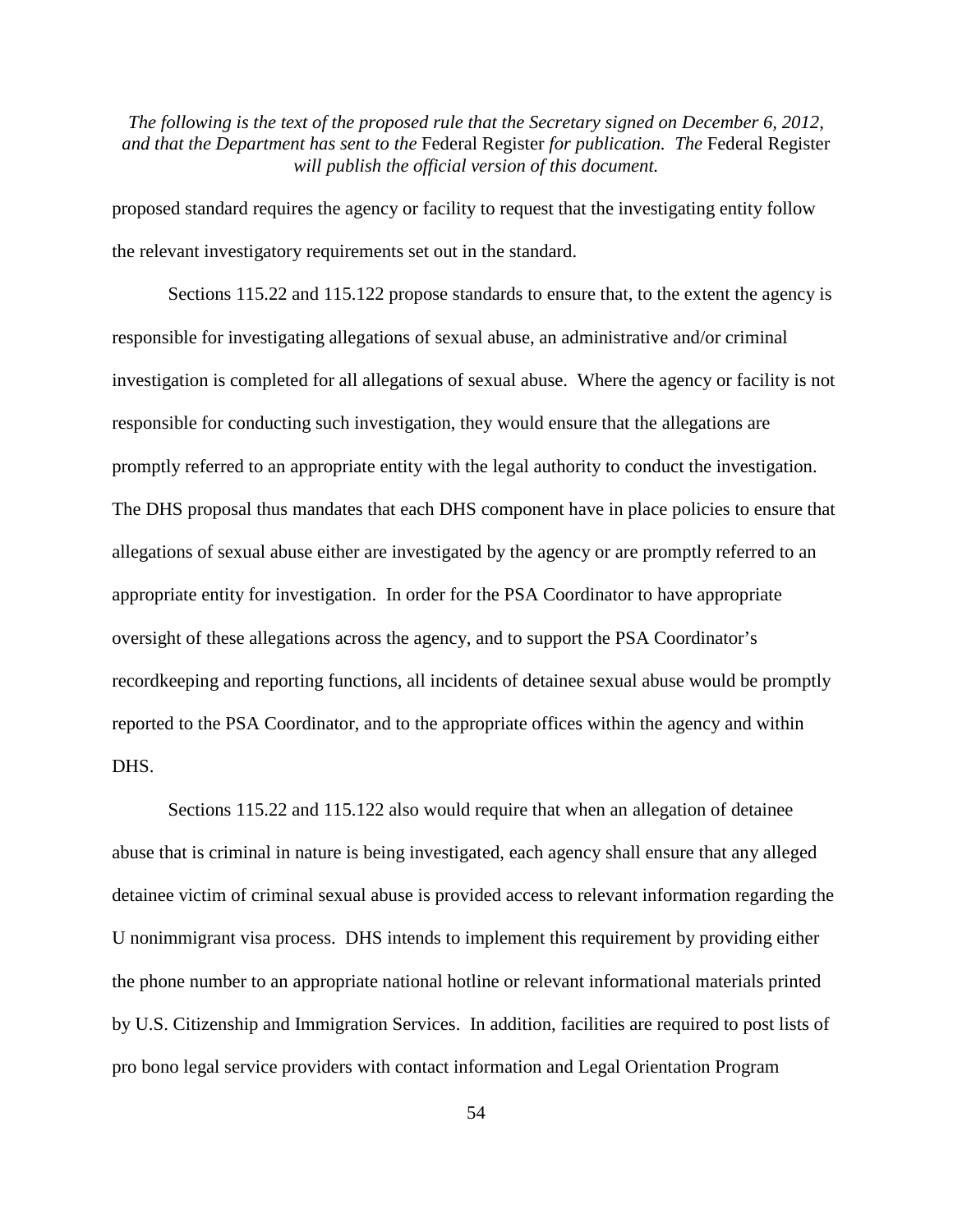proposed standard requires the agency or facility to request that the investigating entity follow the relevant investigatory requirements set out in the standard.

Sections 115.22 and 115.122 propose standards to ensure that, to the extent the agency is responsible for investigating allegations of sexual abuse, an administrative and/or criminal investigation is completed for all allegations of sexual abuse. Where the agency or facility is not responsible for conducting such investigation, they would ensure that the allegations are promptly referred to an appropriate entity with the legal authority to conduct the investigation. The DHS proposal thus mandates that each DHS component have in place policies to ensure that allegations of sexual abuse either are investigated by the agency or are promptly referred to an appropriate entity for investigation. In order for the PSA Coordinator to have appropriate oversight of these allegations across the agency, and to support the PSA Coordinator's recordkeeping and reporting functions, all incidents of detainee sexual abuse would be promptly reported to the PSA Coordinator, and to the appropriate offices within the agency and within DHS.

Sections 115.22 and 115.122 also would require that when an allegation of detainee abuse that is criminal in nature is being investigated, each agency shall ensure that any alleged detainee victim of criminal sexual abuse is provided access to relevant information regarding the U nonimmigrant visa process. DHS intends to implement this requirement by providing either the phone number to an appropriate national hotline or relevant informational materials printed by U.S. Citizenship and Immigration Services. In addition, facilities are required to post lists of pro bono legal service providers with contact information and Legal Orientation Program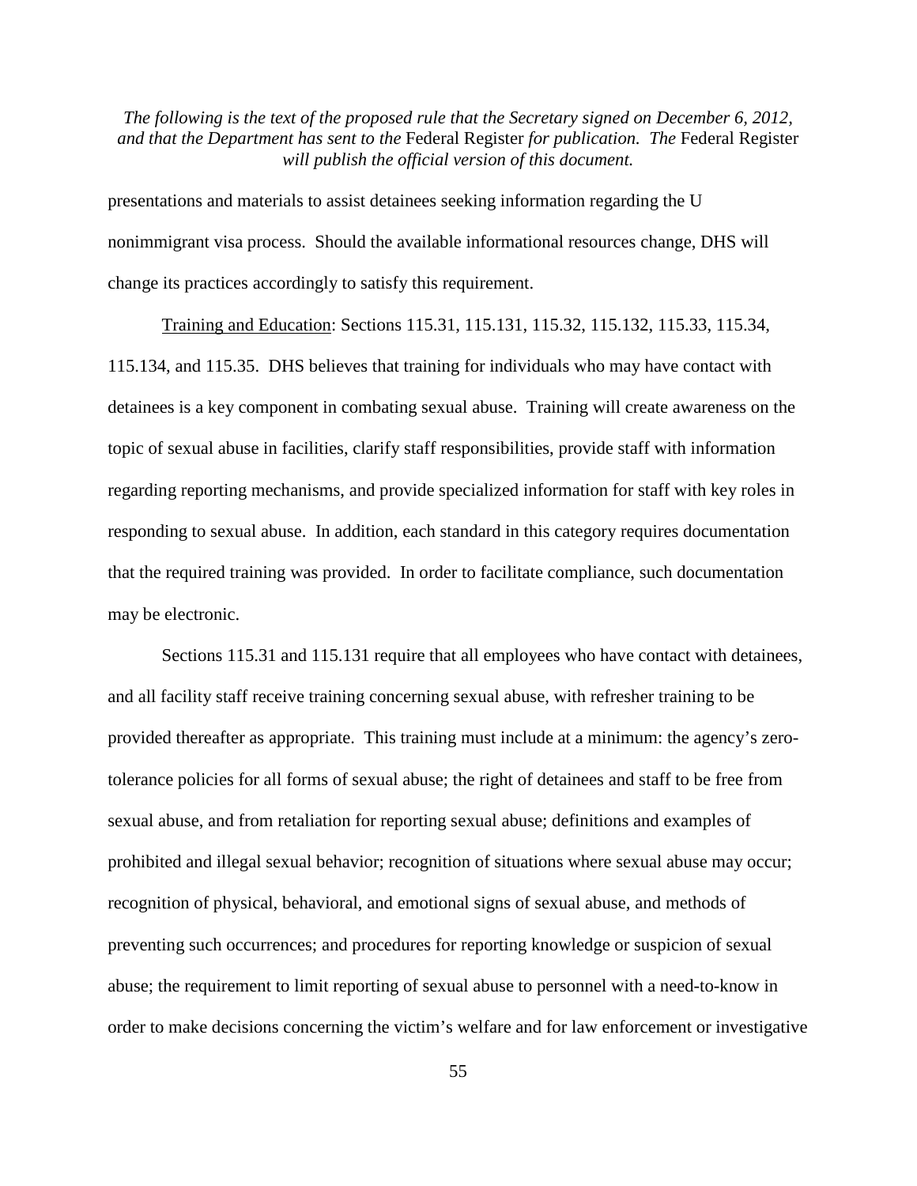presentations and materials to assist detainees seeking information regarding the U nonimmigrant visa process. Should the available informational resources change, DHS will change its practices accordingly to satisfy this requirement.

Training and Education: Sections 115.31, 115.131, 115.32, 115.132, 115.33, 115.34, 115.134, and 115.35. DHS believes that training for individuals who may have contact with detainees is a key component in combating sexual abuse. Training will create awareness on the topic of sexual abuse in facilities, clarify staff responsibilities, provide staff with information regarding reporting mechanisms, and provide specialized information for staff with key roles in responding to sexual abuse. In addition, each standard in this category requires documentation that the required training was provided. In order to facilitate compliance, such documentation may be electronic.

Sections 115.31 and 115.131 require that all employees who have contact with detainees, and all facility staff receive training concerning sexual abuse, with refresher training to be provided thereafter as appropriate. This training must include at a minimum: the agency's zero-tolerance policies for all forms of sexual abuse; the right of detainees and staff to be free from sexual abuse, and from retaliation for reporting sexual abuse; definitions and examples of prohibited and illegal sexual behavior; recognition of situations where sexual abuse may occur; recognition of physical, behavioral, and emotional signs of sexual abuse, and methods of preventing such occurrences; and procedures for reporting knowledge or suspicion of sexual abuse; the requirement to limit reporting of sexual abuse to personnel with a need-to-know in order to make decisions concerning the victim's welfare and for law enforcement or investigative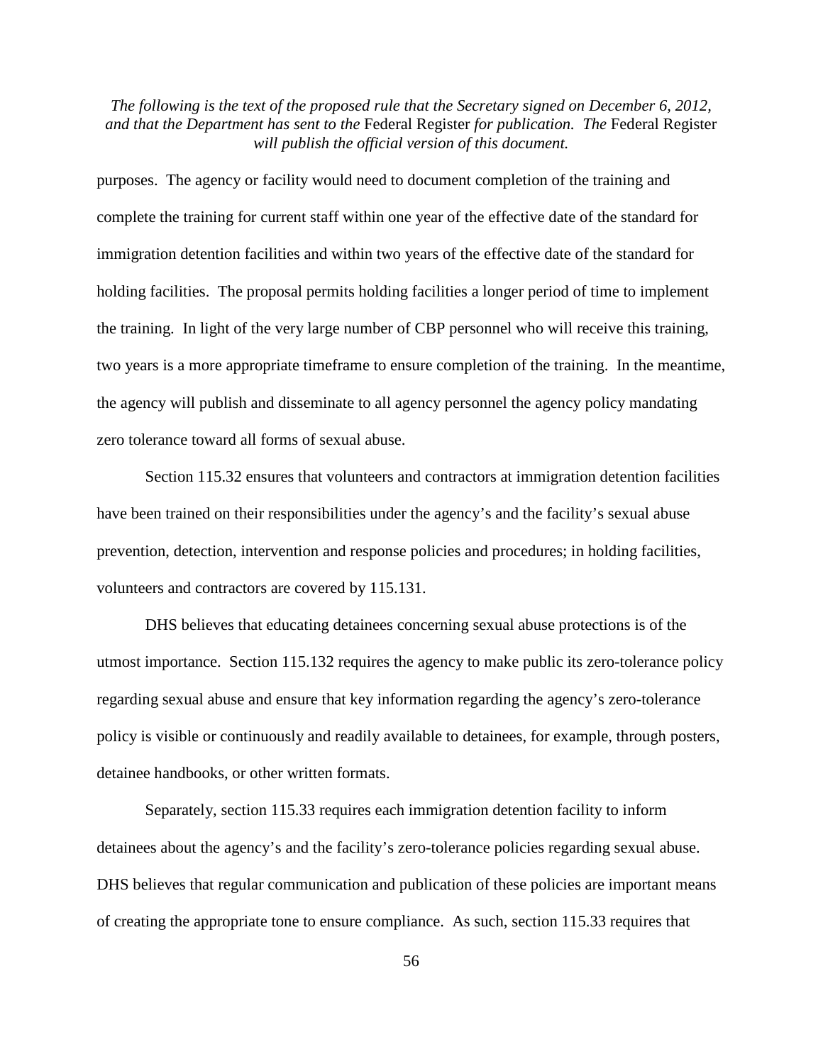purposes. The agency or facility would need to document completion of the training and complete the training for current staff within one year of the effective date of the standard for immigration detention facilities and within two years of the effective date of the standard for holding facilities. The proposal permits holding facilities a longer period of time to implement the training. In light of the very large number of CBP personnel who will receive this training, two years is a more appropriate timeframe to ensure completion of the training. In the meantime, the agency will publish and disseminate to all agency personnel the agency policy mandating zero tolerance toward all forms of sexual abuse.

Section 115.32 ensures that volunteers and contractors at immigration detention facilities have been trained on their responsibilities under the agency's and the facility's sexual abuse prevention, detection, intervention and response policies and procedures; in holding facilities, volunteers and contractors are covered by 115.131.

DHS believes that educating detainees concerning sexual abuse protections is of the utmost importance. Section 115.132 requires the agency to make public its zero-tolerance policy regarding sexual abuse and ensure that key information regarding the agency's zero-tolerance policy is visible or continuously and readily available to detainees, for example, through posters, detainee handbooks, or other written formats.

Separately, section 115.33 requires each immigration detention facility to inform detainees about the agency's and the facility's zero-tolerance policies regarding sexual abuse. DHS believes that regular communication and publication of these policies are important means of creating the appropriate tone to ensure compliance. As such, section 115.33 requires that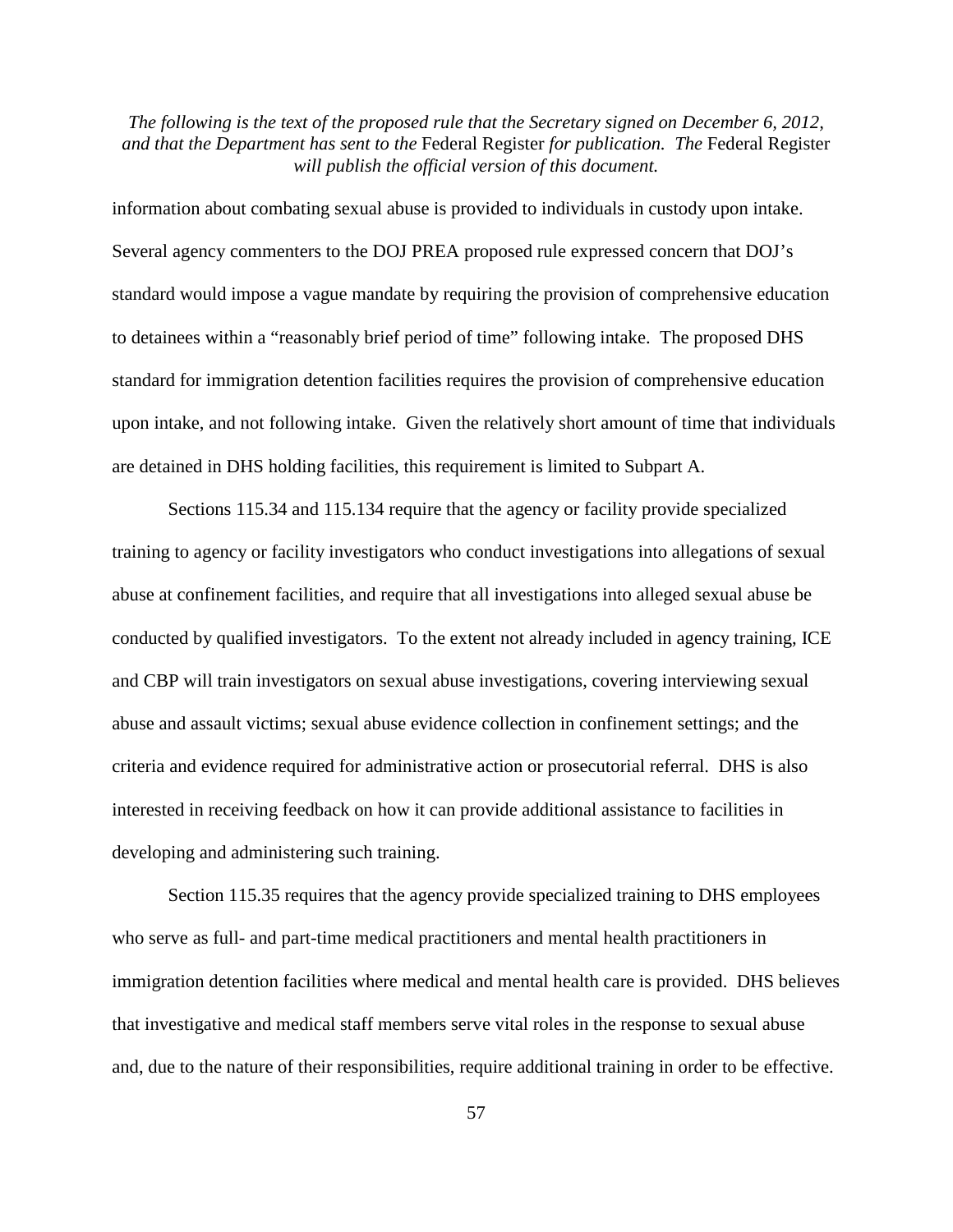information about combating sexual abuse is provided to individuals in custody upon intake. Several agency commenters to the DOJ PREA proposed rule expressed concern that DOJ's standard would impose a vague mandate by requiring the provision of comprehensive education to detainees within a "reasonably brief period of time" following intake. The proposed DHS standard for immigration detention facilities requires the provision of comprehensive education upon intake, and not following intake. Given the relatively short amount of time that individuals are detained in DHS holding facilities, this requirement is limited to Subpart A.

Sections 115.34 and 115.134 require that the agency or facility provide specialized training to agency or facility investigators who conduct investigations into allegations of sexual abuse at confinement facilities, and require that all investigations into alleged sexual abuse be conducted by qualified investigators. To the extent not already included in agency training, ICE and CBP will train investigators on sexual abuse investigations, covering interviewing sexual abuse and assault victims; sexual abuse evidence collection in confinement settings; and the criteria and evidence required for administrative action or prosecutorial referral. DHS is also interested in receiving feedback on how it can provide additional assistance to facilities in developing and administering such training.

Section 115.35 requires that the agency provide specialized training to DHS employees who serve as full- and part-time medical practitioners and mental health practitioners in immigration detention facilities where medical and mental health care is provided. DHS believes that investigative and medical staff members serve vital roles in the response to sexual abuse and, due to the nature of their responsibilities, require additional training in order to be effective.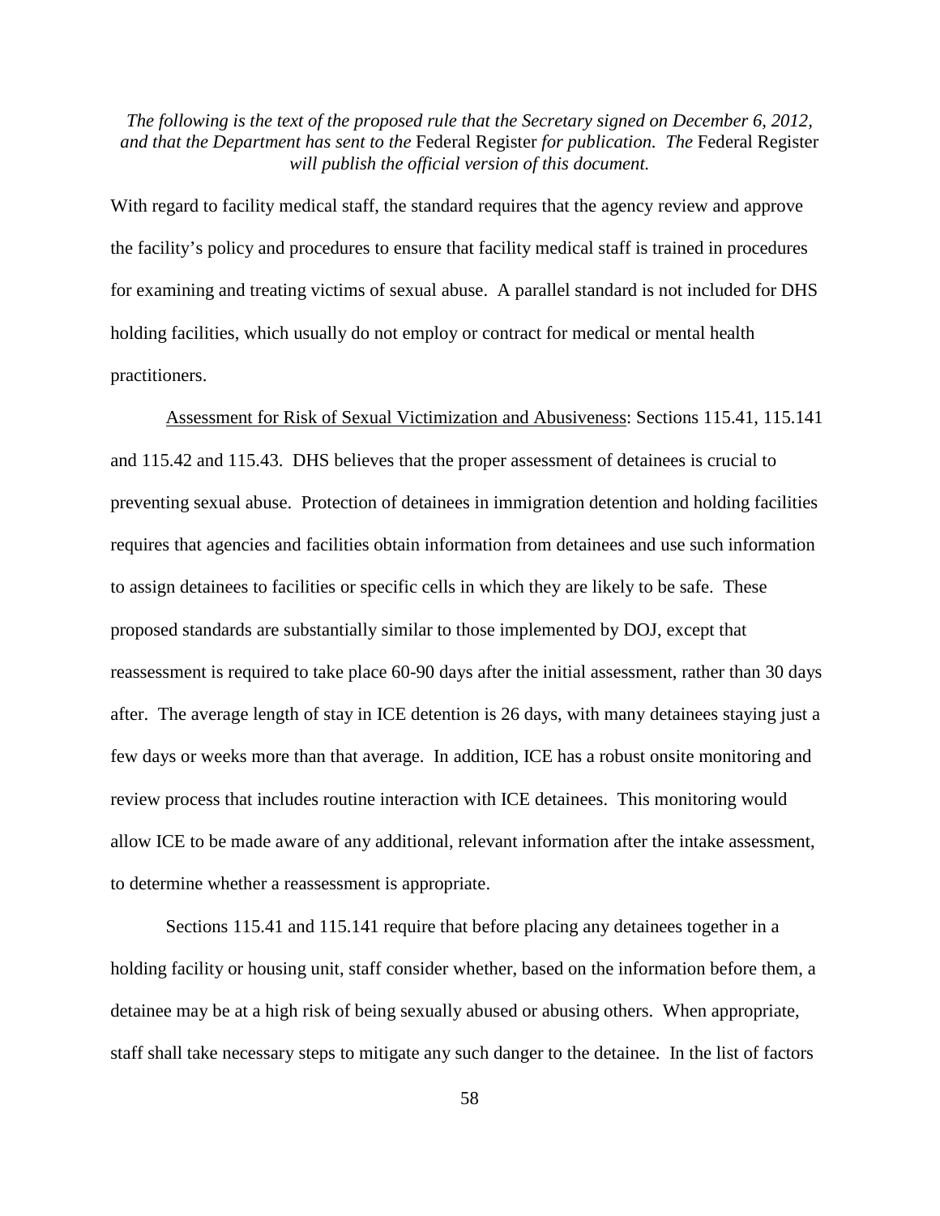*The following is the text of the proposed rule that the Secretary signed on December 6, 2012, and that the Department has sent to the* Federal Register *for publication. The* Federal Register *will publish the official version of this document.*

With regard to facility medical staff, the standard requires that the agency review and approve the facility's policy and procedures to ensure that facility medical staff is trained in procedures for examining and treating victims of sexual abuse. A parallel standard is not included for DHS holding facilities, which usually do not employ or contract for medical or mental health practitioners.

Assessment for Risk of Sexual Victimization and Abusiveness: Sections 115.41, 115.141 and 115.42 and 115.43. DHS believes that the proper assessment of detainees is crucial to preventing sexual abuse. Protection of detainees in immigration detention and holding facilities requires that agencies and facilities obtain information from detainees and use such information to assign detainees to facilities or specific cells in which they are likely to be safe. These proposed standards are substantially similar to those implemented by DOJ, except that reassessment is required to take place 60-90 days after the initial assessment, rather than 30 days after. The average length of stay in ICE detention is 26 days, with many detainees staying just a few days or weeks more than that average. In addition, ICE has a robust onsite monitoring and review process that includes routine interaction with ICE detainees. This monitoring would allow ICE to be made aware of any additional, relevant information after the intake assessment, to determine whether a reassessment is appropriate.

Sections 115.41 and 115.141 require that before placing any detainees together in a holding facility or housing unit, staff consider whether, based on the information before them, a detainee may be at a high risk of being sexually abused or abusing others. When appropriate, staff shall take necessary steps to mitigate any such danger to the detainee. In the list of factors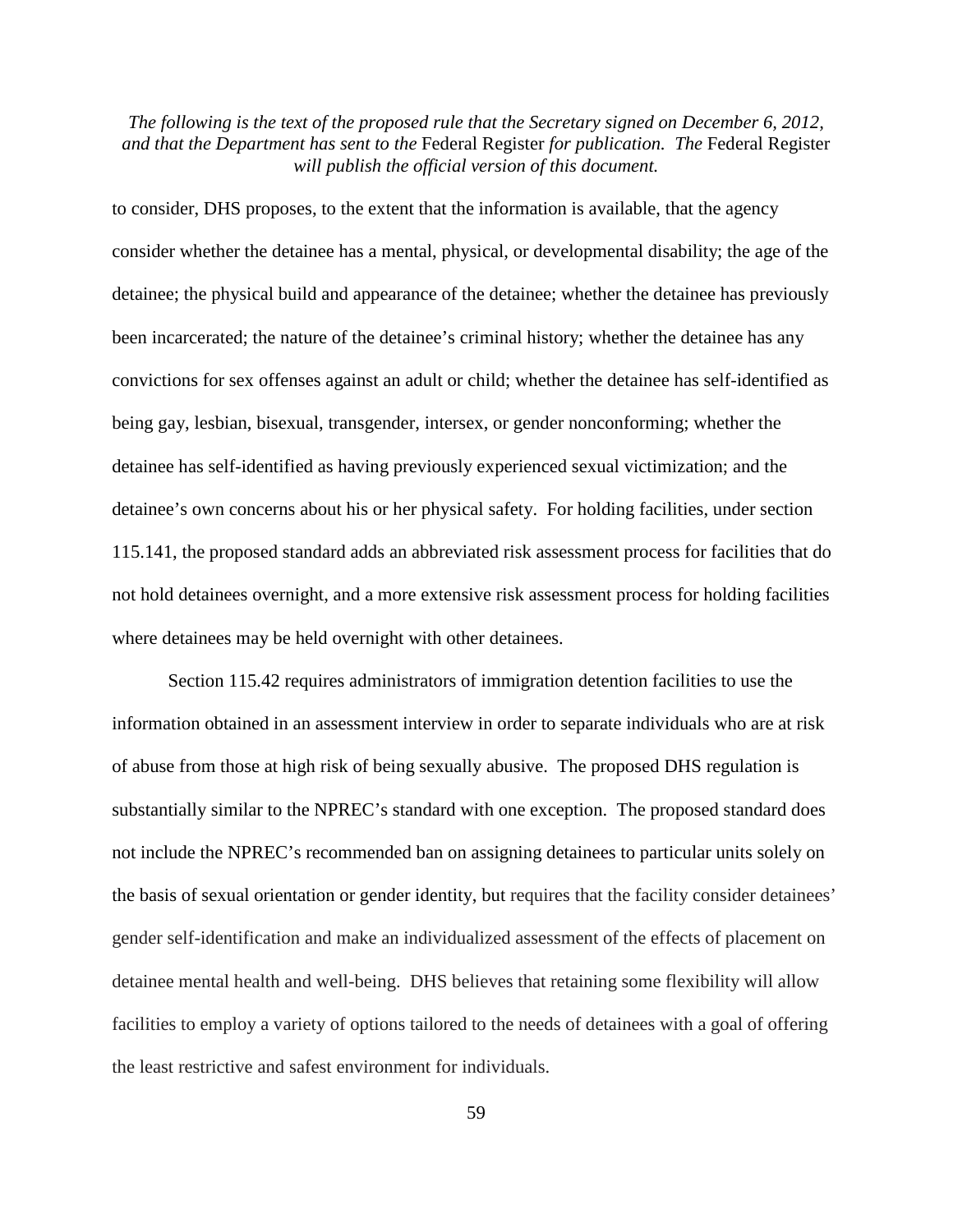to consider, DHS proposes, to the extent that the information is available, that the agency consider whether the detainee has a mental, physical, or developmental disability; the age of the detainee; the physical build and appearance of the detainee; whether the detainee has previously been incarcerated; the nature of the detainee's criminal history; whether the detainee has any convictions for sex offenses against an adult or child; whether the detainee has self-identified as being gay, lesbian, bisexual, transgender, intersex, or gender nonconforming; whether the detainee has self-identified as having previously experienced sexual victimization; and the detainee's own concerns about his or her physical safety. For holding facilities, under section 115.141, the proposed standard adds an abbreviated risk assessment process for facilities that do not hold detainees overnight, and a more extensive risk assessment process for holding facilities where detainees may be held overnight with other detainees.

Section 115.42 requires administrators of immigration detention facilities to use the information obtained in an assessment interview in order to separate individuals who are at risk of abuse from those at high risk of being sexually abusive. The proposed DHS regulation is substantially similar to the NPREC's standard with one exception. The proposed standard does not include the NPREC's recommended ban on assigning detainees to particular units solely on the basis of sexual orientation or gender identity, but requires that the facility consider detainees' gender self-identification and make an individualized assessment of the effects of placement on detainee mental health and well-being. DHS believes that retaining some flexibility will allow facilities to employ a variety of options tailored to the needs of detainees with a goal of offering the least restrictive and safest environment for individuals.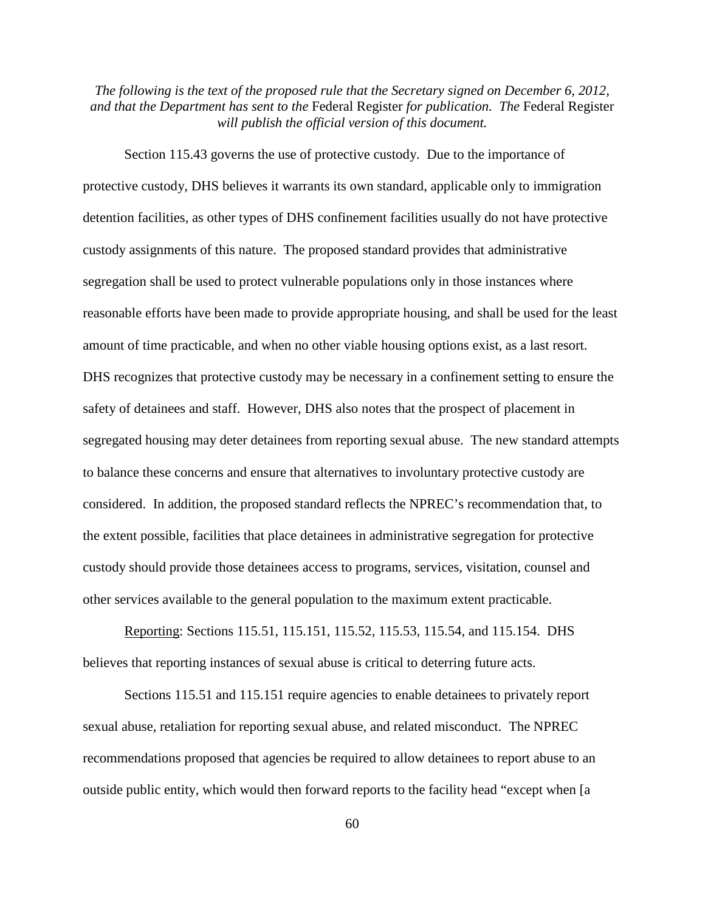*The following is the text of the proposed rule that the Secretary signed on December 6, 2012, and that the Department has sent to the* Federal Register *for publication. The* Federal Register *will publish the official version of this document.*

Section 115.43 governs the use of protective custody. Due to the importance of protective custody, DHS believes it warrants its own standard, applicable only to immigration detention facilities, as other types of DHS confinement facilities usually do not have protective custody assignments of this nature. The proposed standard provides that administrative segregation shall be used to protect vulnerable populations only in those instances where reasonable efforts have been made to provide appropriate housing, and shall be used for the least amount of time practicable, and when no other viable housing options exist, as a last resort. DHS recognizes that protective custody may be necessary in a confinement setting to ensure the safety of detainees and staff. However, DHS also notes that the prospect of placement in segregated housing may deter detainees from reporting sexual abuse. The new standard attempts to balance these concerns and ensure that alternatives to involuntary protective custody are considered. In addition, the proposed standard reflects the NPREC's recommendation that, to the extent possible, facilities that place detainees in administrative segregation for protective custody should provide those detainees access to programs, services, visitation, counsel and other services available to the general population to the maximum extent practicable.

<u>Reporting</u>: Sections 115.51, 115.151, 115.52, 115.53, 115.54, and 115.154. DHS believes that reporting instances of sexual abuse is critical to deterring future acts.

Sections 115.51 and 115.151 require agencies to enable detainees to privately report sexual abuse, retaliation for reporting sexual abuse, and related misconduct. The NPREC recommendations proposed that agencies be required to allow detainees to report abuse to an outside public entity, which would then forward reports to the facility head "except when [a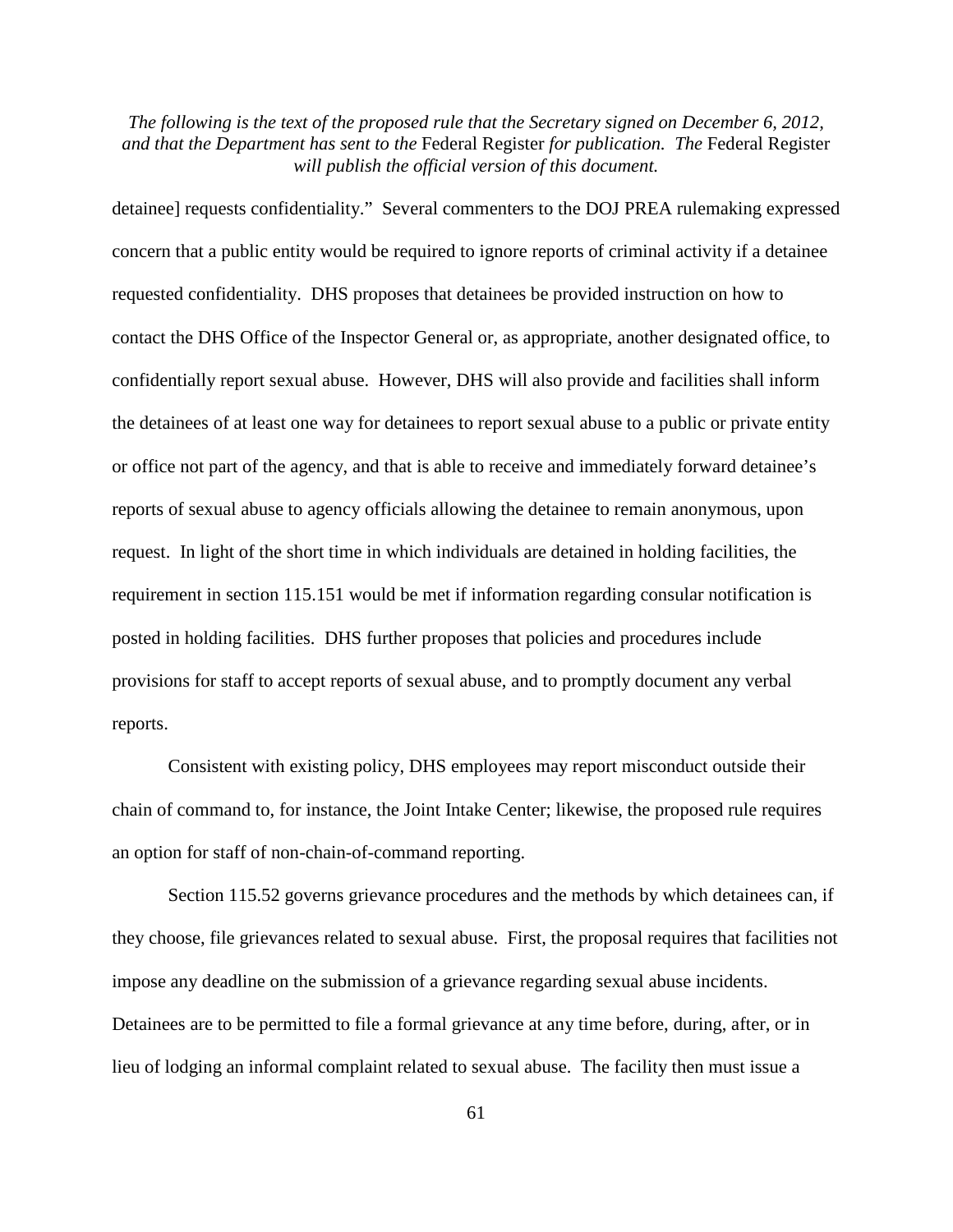detainee] requests confidentiality." Several commenters to the DOJ PREA rulemaking expressed concern that a public entity would be required to ignore reports of criminal activity if a detainee requested confidentiality. DHS proposes that detainees be provided instruction on how to contact the DHS Office of the Inspector General or, as appropriate, another designated office, to confidentially report sexual abuse. However, DHS will also provide and facilities shall inform the detainees of at least one way for detainees to report sexual abuse to a public or private entity or office not part of the agency, and that is able to receive and immediately forward detainee's reports of sexual abuse to agency officials allowing the detainee to remain anonymous, upon request. In light of the short time in which individuals are detained in holding facilities, the requirement in section 115.151 would be met if information regarding consular notification is posted in holding facilities. DHS further proposes that policies and procedures include provisions for staff to accept reports of sexual abuse, and to promptly document any verbal reports.

Consistent with existing policy, DHS employees may report misconduct outside their chain of command to, for instance, the Joint Intake Center; likewise, the proposed rule requires an option for staff of non-chain-of-command reporting.

Section 115.52 governs grievance procedures and the methods by which detainees can, if they choose, file grievances related to sexual abuse. First, the proposal requires that facilities not impose any deadline on the submission of a grievance regarding sexual abuse incidents. Detainees are to be permitted to file a formal grievance at any time before, during, after, or in lieu of lodging an informal complaint related to sexual abuse. The facility then must issue a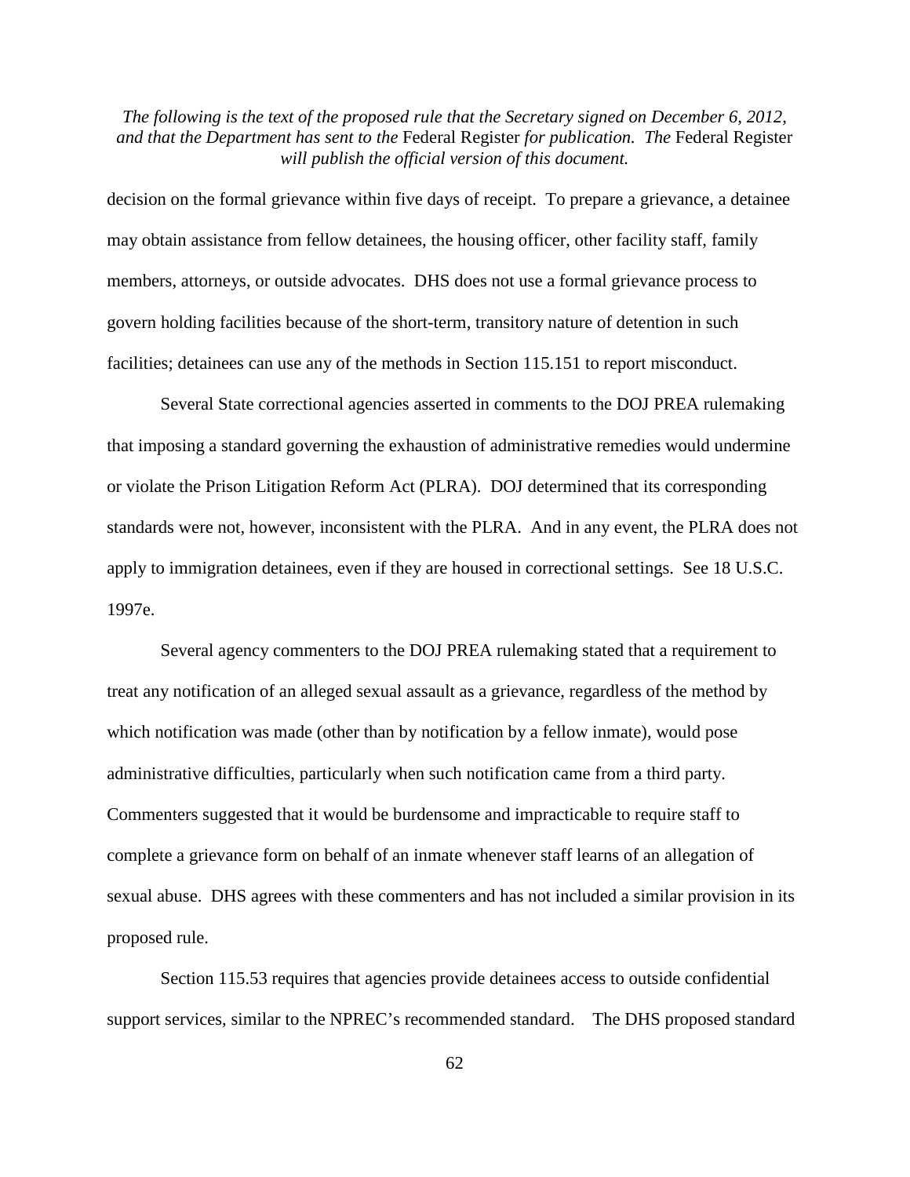decision on the formal grievance within five days of receipt. To prepare a grievance, a detainee may obtain assistance from fellow detainees, the housing officer, other facility staff, family members, attorneys, or outside advocates. DHS does not use a formal grievance process to govern holding facilities because of the short-term, transitory nature of detention in such facilities; detainees can use any of the methods in Section 115.151 to report misconduct.

Several State correctional agencies asserted in comments to the DOJ PREA rulemaking that imposing a standard governing the exhaustion of administrative remedies would undermine or violate the Prison Litigation Reform Act (PLRA). DOJ determined that its corresponding standards were not, however, inconsistent with the PLRA. And in any event, the PLRA does not apply to immigration detainees, even if they are housed in correctional settings. See 18 U.S.C. 1997e.

Several agency commenters to the DOJ PREA rulemaking stated that a requirement to treat any notification of an alleged sexual assault as a grievance, regardless of the method by which notification was made (other than by notification by a fellow inmate), would pose administrative difficulties, particularly when such notification came from a third party. Commenters suggested that it would be burdensome and impracticable to require staff to complete a grievance form on behalf of an inmate whenever staff learns of an allegation of sexual abuse. DHS agrees with these commenters and has not included a similar provision in its proposed rule.

Section 115.53 requires that agencies provide detainees access to outside confidential support services, similar to the NPREC's recommended standard. The DHS proposed standard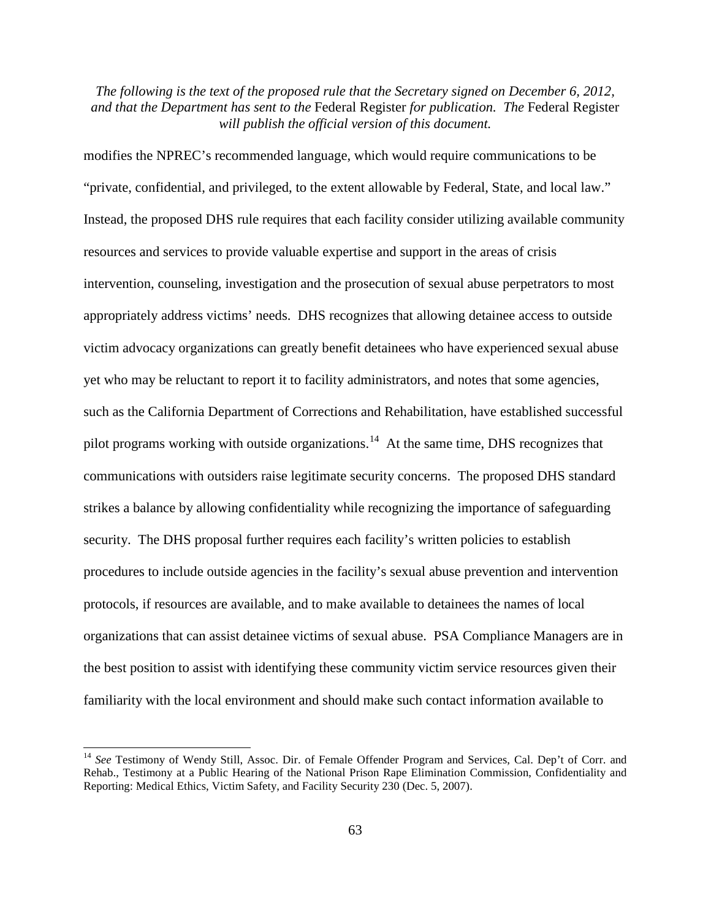modifies the NPREC's recommended language, which would require communications to be "private, confidential, and privileged, to the extent allowable by Federal, State, and local law." Instead, the proposed DHS rule requires that each facility consider utilizing available community resources and services to provide valuable expertise and support in the areas of crisis intervention, counseling, investigation and the prosecution of sexual abuse perpetrators to most appropriately address victims' needs. DHS recognizes that allowing detainee access to outside victim advocacy organizations can greatly benefit detainees who have experienced sexual abuse yet who may be reluctant to report it to facility administrators, and notes that some agencies, such as the California Department of Corrections and Rehabilitation, have established successful pilot programs working with outside organizations.[14] At the same time, DHS recognizes that communications with outsiders raise legitimate security concerns. The proposed DHS standard strikes a balance by allowing confidentiality while recognizing the importance of safeguarding security. The DHS proposal further requires each facility's written policies to establish procedures to include outside agencies in the facility's sexual abuse prevention and intervention protocols, if resources are available, and to make available to detainees the names of local organizations that can assist detainee victims of sexual abuse. PSA Compliance Managers are in the best position to assist with identifying these community victim service resources given their familiarity with the local environment and should make such contact information available to

---

[14] *See* Testimony of Wendy Still, Assoc. Dir. of Female Offender Program and Services, Cal. Dep't of Corr. and Rehab., Testimony at a Public Hearing of the National Prison Rape Elimination Commission, Confidentiality and Reporting: Medical Ethics, Victim Safety, and Facility Security 230 (Dec. 5, 2007).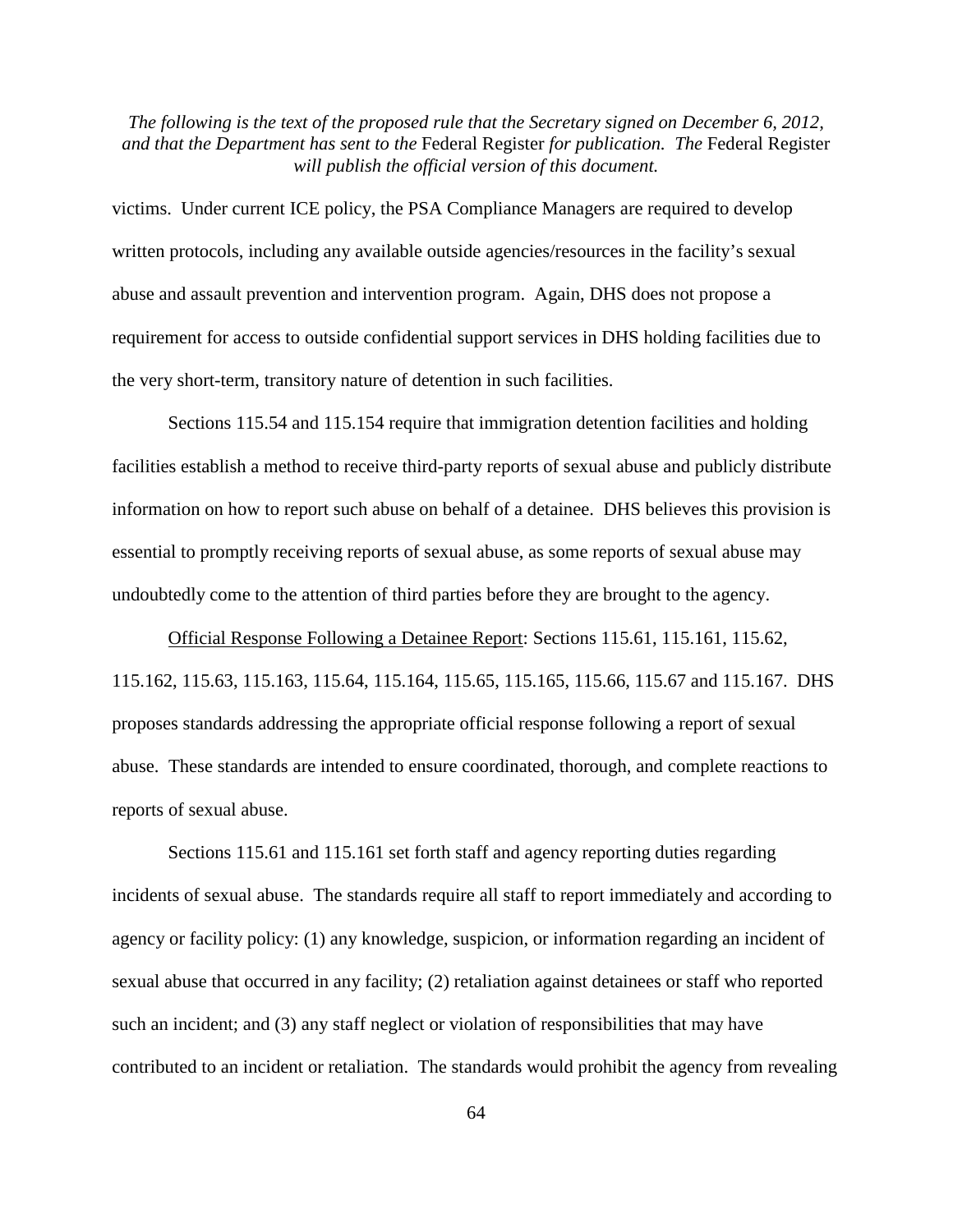victims. Under current ICE policy, the PSA Compliance Managers are required to develop written protocols, including any available outside agencies/resources in the facility's sexual abuse and assault prevention and intervention program. Again, DHS does not propose a requirement for access to outside confidential support services in DHS holding facilities due to the very short-term, transitory nature of detention in such facilities.

Sections 115.54 and 115.154 require that immigration detention facilities and holding facilities establish a method to receive third-party reports of sexual abuse and publicly distribute information on how to report such abuse on behalf of a detainee. DHS believes this provision is essential to promptly receiving reports of sexual abuse, as some reports of sexual abuse may undoubtedly come to the attention of third parties before they are brought to the agency.

Official Response Following a Detainee Report: Sections 115.61, 115.161, 115.62, 115.162, 115.63, 115.163, 115.64, 115.164, 115.65, 115.165, 115.66, 115.67 and 115.167. DHS proposes standards addressing the appropriate official response following a report of sexual abuse. These standards are intended to ensure coordinated, thorough, and complete reactions to reports of sexual abuse.

Sections 115.61 and 115.161 set forth staff and agency reporting duties regarding incidents of sexual abuse. The standards require all staff to report immediately and according to agency or facility policy: (1) any knowledge, suspicion, or information regarding an incident of sexual abuse that occurred in any facility; (2) retaliation against detainees or staff who reported such an incident; and (3) any staff neglect or violation of responsibilities that may have contributed to an incident or retaliation. The standards would prohibit the agency from revealing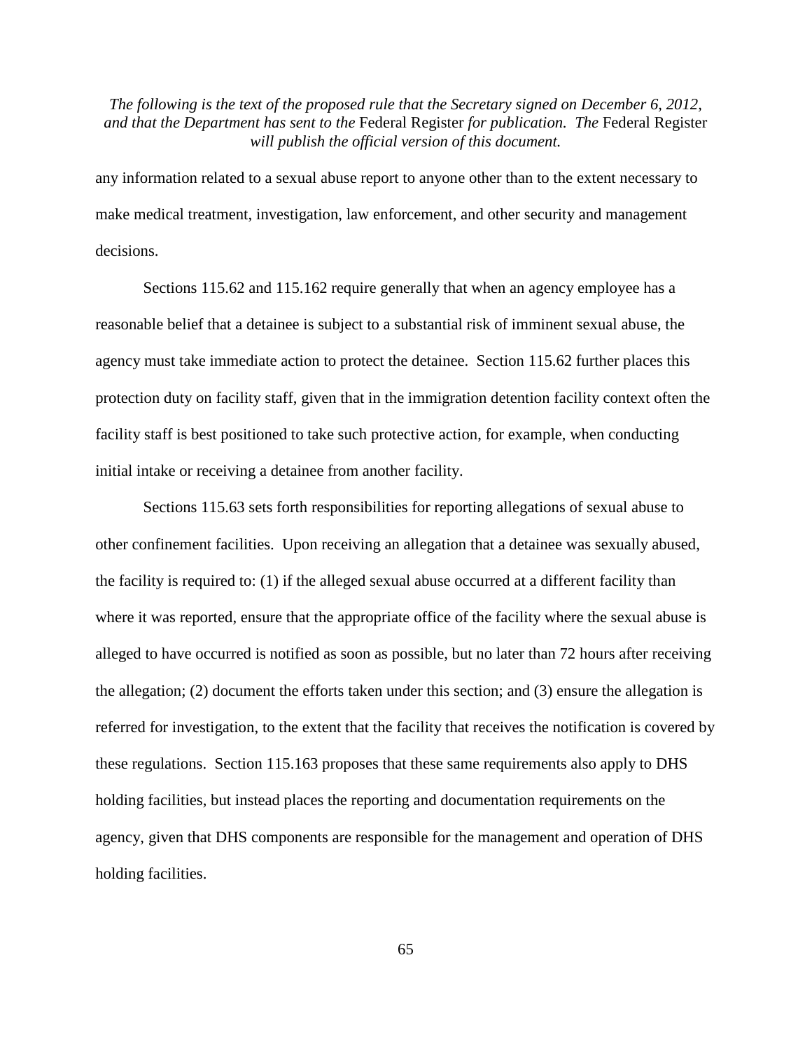any information related to a sexual abuse report to anyone other than to the extent necessary to make medical treatment, investigation, law enforcement, and other security and management decisions.

Sections 115.62 and 115.162 require generally that when an agency employee has a reasonable belief that a detainee is subject to a substantial risk of imminent sexual abuse, the agency must take immediate action to protect the detainee. Section 115.62 further places this protection duty on facility staff, given that in the immigration detention facility context often the facility staff is best positioned to take such protective action, for example, when conducting initial intake or receiving a detainee from another facility.

Sections 115.63 sets forth responsibilities for reporting allegations of sexual abuse to other confinement facilities. Upon receiving an allegation that a detainee was sexually abused, the facility is required to: (1) if the alleged sexual abuse occurred at a different facility than where it was reported, ensure that the appropriate office of the facility where the sexual abuse is alleged to have occurred is notified as soon as possible, but no later than 72 hours after receiving the allegation; (2) document the efforts taken under this section; and (3) ensure the allegation is referred for investigation, to the extent that the facility that receives the notification is covered by these regulations. Section 115.163 proposes that these same requirements also apply to DHS holding facilities, but instead places the reporting and documentation requirements on the agency, given that DHS components are responsible for the management and operation of DHS holding facilities.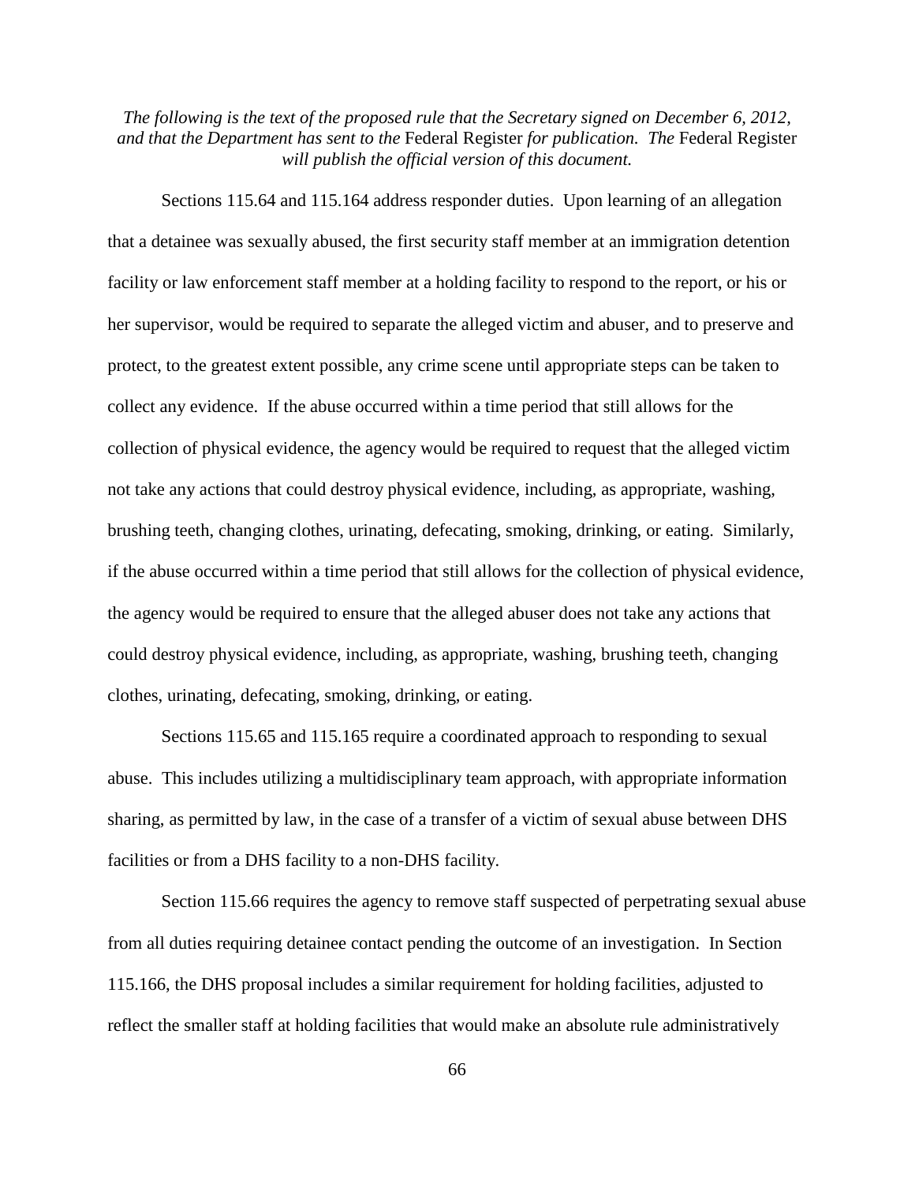*The following is the text of the proposed rule that the Secretary signed on December 6, 2012, and that the Department has sent to the* Federal Register *for publication. The* Federal Register *will publish the official version of this document.*

Sections 115.64 and 115.164 address responder duties. Upon learning of an allegation that a detainee was sexually abused, the first security staff member at an immigration detention facility or law enforcement staff member at a holding facility to respond to the report, or his or her supervisor, would be required to separate the alleged victim and abuser, and to preserve and protect, to the greatest extent possible, any crime scene until appropriate steps can be taken to collect any evidence. If the abuse occurred within a time period that still allows for the collection of physical evidence, the agency would be required to request that the alleged victim not take any actions that could destroy physical evidence, including, as appropriate, washing, brushing teeth, changing clothes, urinating, defecating, smoking, drinking, or eating. Similarly, if the abuse occurred within a time period that still allows for the collection of physical evidence, the agency would be required to ensure that the alleged abuser does not take any actions that could destroy physical evidence, including, as appropriate, washing, brushing teeth, changing clothes, urinating, defecating, smoking, drinking, or eating.

Sections 115.65 and 115.165 require a coordinated approach to responding to sexual abuse. This includes utilizing a multidisciplinary team approach, with appropriate information sharing, as permitted by law, in the case of a transfer of a victim of sexual abuse between DHS facilities or from a DHS facility to a non-DHS facility.

Section 115.66 requires the agency to remove staff suspected of perpetrating sexual abuse from all duties requiring detainee contact pending the outcome of an investigation. In Section 115.166, the DHS proposal includes a similar requirement for holding facilities, adjusted to reflect the smaller staff at holding facilities that would make an absolute rule administratively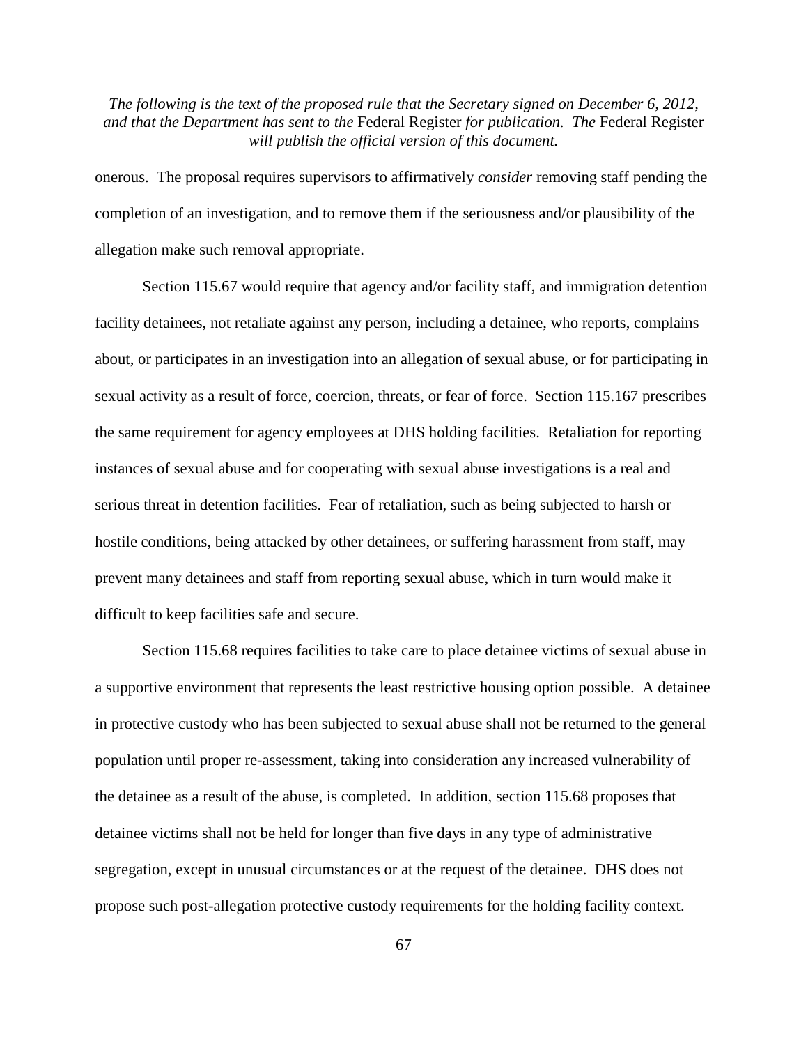onerous. The proposal requires supervisors to affirmatively *consider* removing staff pending the completion of an investigation, and to remove them if the seriousness and/or plausibility of the allegation make such removal appropriate.

Section 115.67 would require that agency and/or facility staff, and immigration detention facility detainees, not retaliate against any person, including a detainee, who reports, complains about, or participates in an investigation into an allegation of sexual abuse, or for participating in sexual activity as a result of force, coercion, threats, or fear of force. Section 115.167 prescribes the same requirement for agency employees at DHS holding facilities. Retaliation for reporting instances of sexual abuse and for cooperating with sexual abuse investigations is a real and serious threat in detention facilities. Fear of retaliation, such as being subjected to harsh or hostile conditions, being attacked by other detainees, or suffering harassment from staff, may prevent many detainees and staff from reporting sexual abuse, which in turn would make it difficult to keep facilities safe and secure.

Section 115.68 requires facilities to take care to place detainee victims of sexual abuse in a supportive environment that represents the least restrictive housing option possible. A detainee in protective custody who has been subjected to sexual abuse shall not be returned to the general population until proper re-assessment, taking into consideration any increased vulnerability of the detainee as a result of the abuse, is completed. In addition, section 115.68 proposes that detainee victims shall not be held for longer than five days in any type of administrative segregation, except in unusual circumstances or at the request of the detainee. DHS does not propose such post-allegation protective custody requirements for the holding facility context.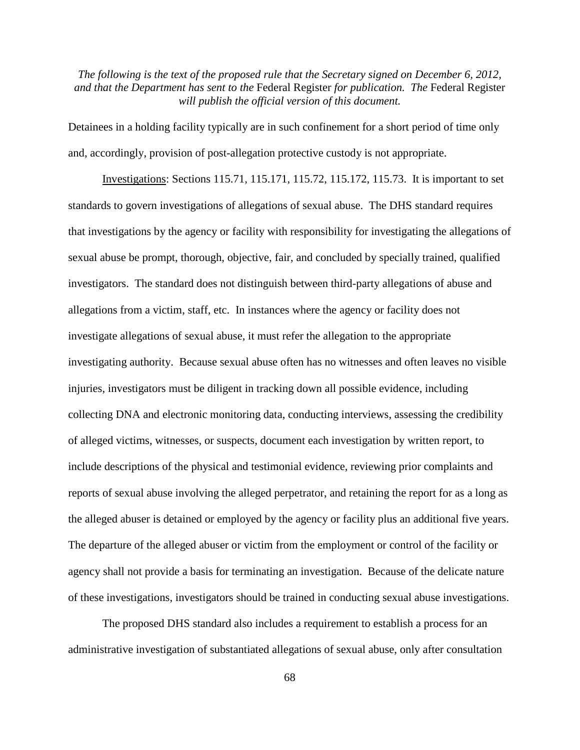*The following is the text of the proposed rule that the Secretary signed on December 6, 2012, and that the Department has sent to the* Federal Register *for publication. The* Federal Register *will publish the official version of this document.*

Detainees in a holding facility typically are in such confinement for a short period of time only and, accordingly, provision of post-allegation protective custody is not appropriate.

Investigations: Sections 115.71, 115.171, 115.72, 115.172, 115.73. It is important to set standards to govern investigations of allegations of sexual abuse. The DHS standard requires that investigations by the agency or facility with responsibility for investigating the allegations of sexual abuse be prompt, thorough, objective, fair, and concluded by specially trained, qualified investigators. The standard does not distinguish between third-party allegations of abuse and allegations from a victim, staff, etc. In instances where the agency or facility does not investigate allegations of sexual abuse, it must refer the allegation to the appropriate investigating authority. Because sexual abuse often has no witnesses and often leaves no visible injuries, investigators must be diligent in tracking down all possible evidence, including collecting DNA and electronic monitoring data, conducting interviews, assessing the credibility of alleged victims, witnesses, or suspects, document each investigation by written report, to include descriptions of the physical and testimonial evidence, reviewing prior complaints and reports of sexual abuse involving the alleged perpetrator, and retaining the report for as a long as the alleged abuser is detained or employed by the agency or facility plus an additional five years. The departure of the alleged abuser or victim from the employment or control of the facility or agency shall not provide a basis for terminating an investigation. Because of the delicate nature of these investigations, investigators should be trained in conducting sexual abuse investigations.

The proposed DHS standard also includes a requirement to establish a process for an administrative investigation of substantiated allegations of sexual abuse, only after consultation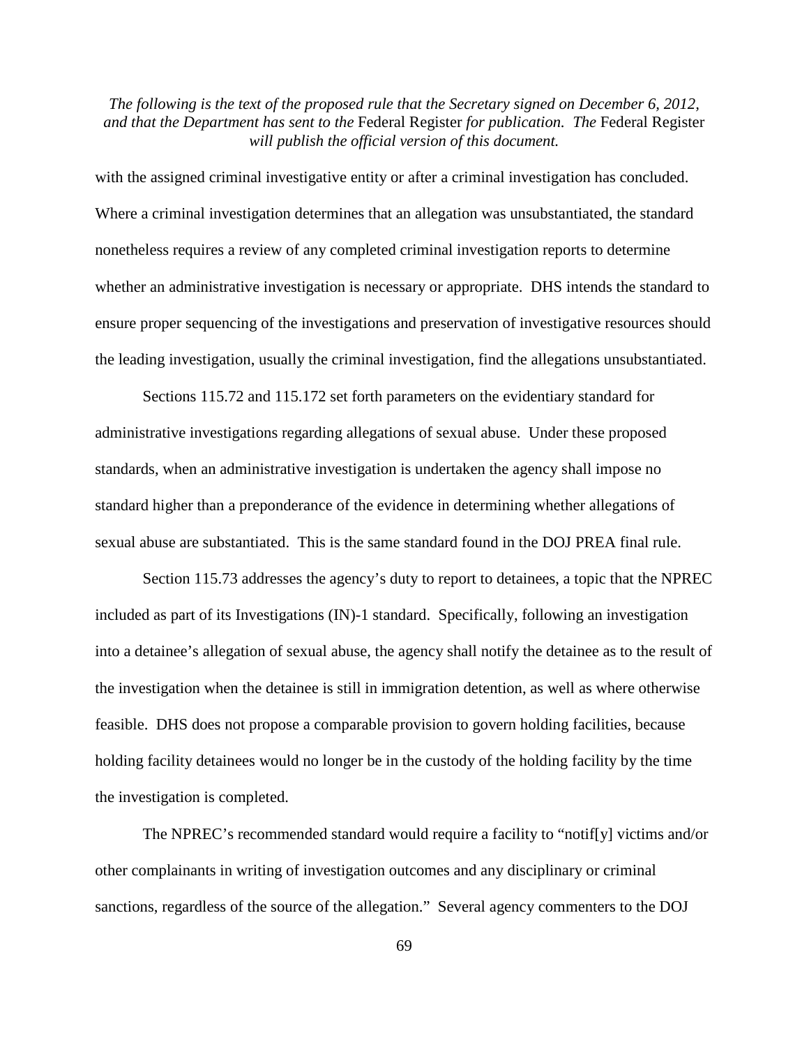with the assigned criminal investigative entity or after a criminal investigation has concluded. Where a criminal investigation determines that an allegation was unsubstantiated, the standard nonetheless requires a review of any completed criminal investigation reports to determine whether an administrative investigation is necessary or appropriate. DHS intends the standard to ensure proper sequencing of the investigations and preservation of investigative resources should the leading investigation, usually the criminal investigation, find the allegations unsubstantiated.

Sections 115.72 and 115.172 set forth parameters on the evidentiary standard for administrative investigations regarding allegations of sexual abuse. Under these proposed standards, when an administrative investigation is undertaken the agency shall impose no standard higher than a preponderance of the evidence in determining whether allegations of sexual abuse are substantiated. This is the same standard found in the DOJ PREA final rule.

Section 115.73 addresses the agency's duty to report to detainees, a topic that the NPREC included as part of its Investigations (IN)-1 standard. Specifically, following an investigation into a detainee's allegation of sexual abuse, the agency shall notify the detainee as to the result of the investigation when the detainee is still in immigration detention, as well as where otherwise feasible. DHS does not propose a comparable provision to govern holding facilities, because holding facility detainees would no longer be in the custody of the holding facility by the time the investigation is completed.

The NPREC's recommended standard would require a facility to "notif[y] victims and/or other complainants in writing of investigation outcomes and any disciplinary or criminal sanctions, regardless of the source of the allegation." Several agency commenters to the DOJ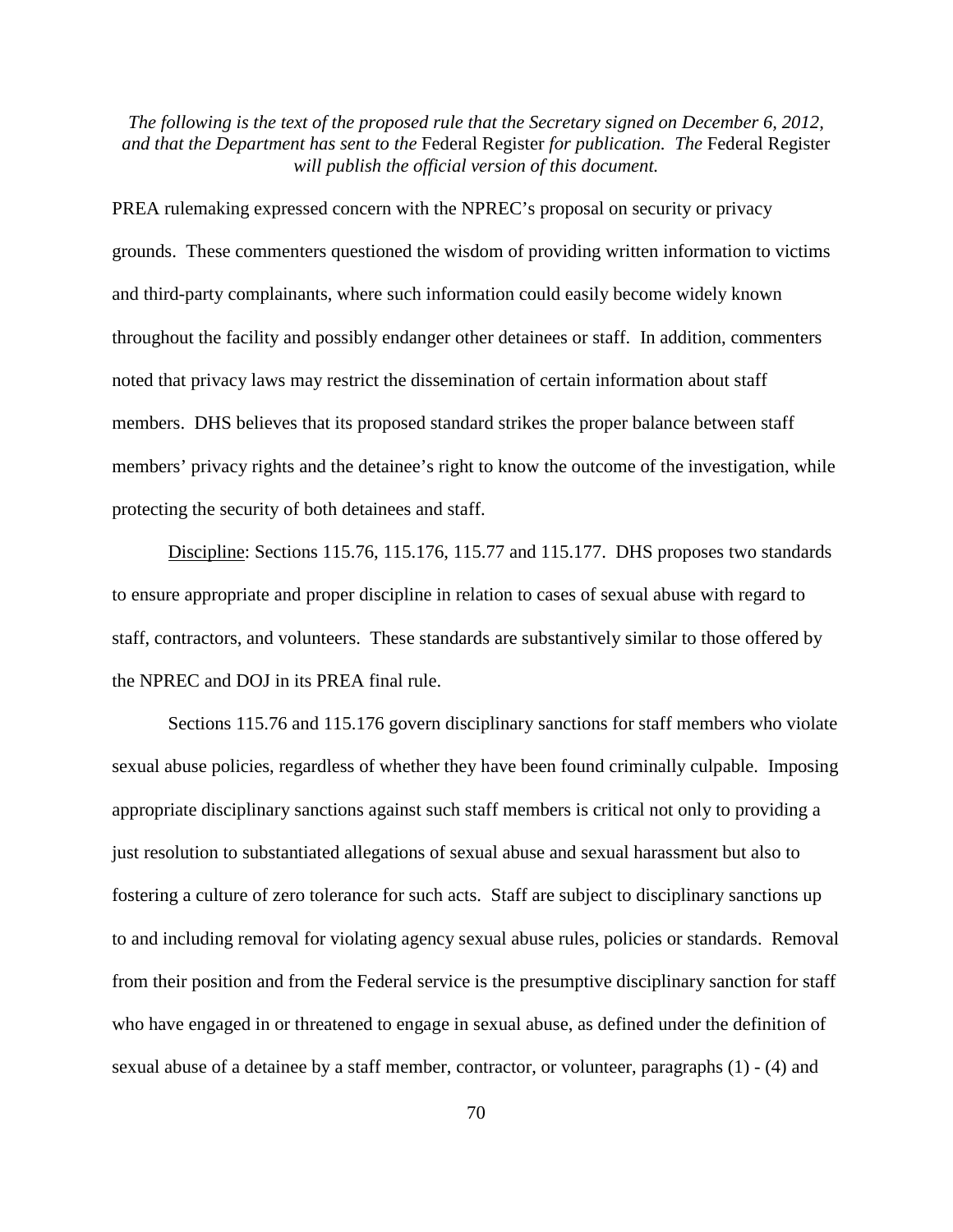PREA rulemaking expressed concern with the NPREC's proposal on security or privacy grounds. These commenters questioned the wisdom of providing written information to victims and third-party complainants, where such information could easily become widely known throughout the facility and possibly endanger other detainees or staff. In addition, commenters noted that privacy laws may restrict the dissemination of certain information about staff members. DHS believes that its proposed standard strikes the proper balance between staff members' privacy rights and the detainee's right to know the outcome of the investigation, while protecting the security of both detainees and staff.

Discipline: Sections 115.76, 115.176, 115.77 and 115.177. DHS proposes two standards to ensure appropriate and proper discipline in relation to cases of sexual abuse with regard to staff, contractors, and volunteers. These standards are substantively similar to those offered by the NPREC and DOJ in its PREA final rule.

Sections 115.76 and 115.176 govern disciplinary sanctions for staff members who violate sexual abuse policies, regardless of whether they have been found criminally culpable. Imposing appropriate disciplinary sanctions against such staff members is critical not only to providing a just resolution to substantiated allegations of sexual abuse and sexual harassment but also to fostering a culture of zero tolerance for such acts. Staff are subject to disciplinary sanctions up to and including removal for violating agency sexual abuse rules, policies or standards. Removal from their position and from the Federal service is the presumptive disciplinary sanction for staff who have engaged in or threatened to engage in sexual abuse, as defined under the definition of sexual abuse of a detainee by a staff member, contractor, or volunteer, paragraphs (1) - (4) and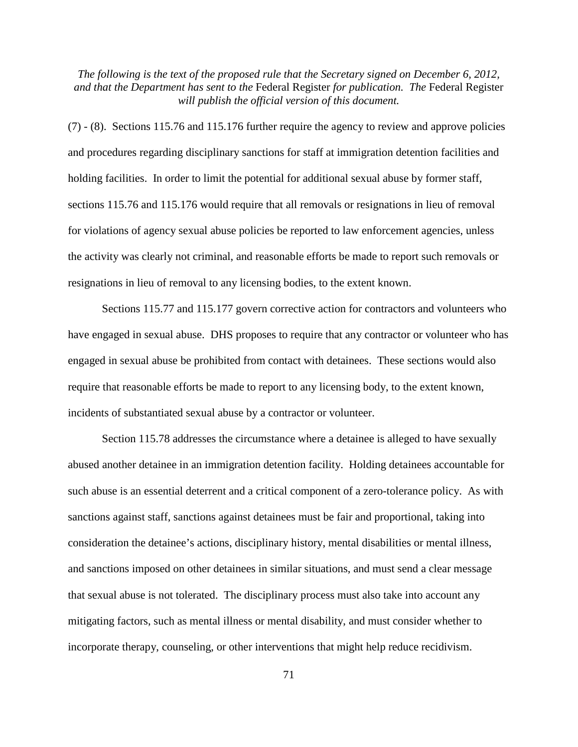(7) - (8). Sections 115.76 and 115.176 further require the agency to review and approve policies and procedures regarding disciplinary sanctions for staff at immigration detention facilities and holding facilities. In order to limit the potential for additional sexual abuse by former staff, sections 115.76 and 115.176 would require that all removals or resignations in lieu of removal for violations of agency sexual abuse policies be reported to law enforcement agencies, unless the activity was clearly not criminal, and reasonable efforts be made to report such removals or resignations in lieu of removal to any licensing bodies, to the extent known.

Sections 115.77 and 115.177 govern corrective action for contractors and volunteers who have engaged in sexual abuse. DHS proposes to require that any contractor or volunteer who has engaged in sexual abuse be prohibited from contact with detainees. These sections would also require that reasonable efforts be made to report to any licensing body, to the extent known, incidents of substantiated sexual abuse by a contractor or volunteer.

Section 115.78 addresses the circumstance where a detainee is alleged to have sexually abused another detainee in an immigration detention facility. Holding detainees accountable for such abuse is an essential deterrent and a critical component of a zero-tolerance policy. As with sanctions against staff, sanctions against detainees must be fair and proportional, taking into consideration the detainee's actions, disciplinary history, mental disabilities or mental illness, and sanctions imposed on other detainees in similar situations, and must send a clear message that sexual abuse is not tolerated. The disciplinary process must also take into account any mitigating factors, such as mental illness or mental disability, and must consider whether to incorporate therapy, counseling, or other interventions that might help reduce recidivism.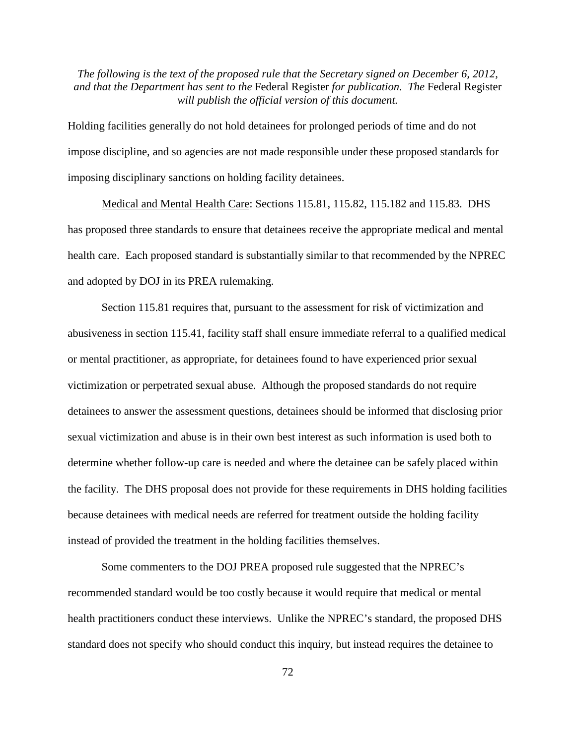*The following is the text of the proposed rule that the Secretary signed on December 6, 2012, and that the Department has sent to the* Federal Register *for publication. The* Federal Register *will publish the official version of this document.*

Holding facilities generally do not hold detainees for prolonged periods of time and do not impose discipline, and so agencies are not made responsible under these proposed standards for imposing disciplinary sanctions on holding facility detainees.

Medical and Mental Health Care: Sections 115.81, 115.82, 115.182 and 115.83. DHS has proposed three standards to ensure that detainees receive the appropriate medical and mental health care. Each proposed standard is substantially similar to that recommended by the NPREC and adopted by DOJ in its PREA rulemaking.

Section 115.81 requires that, pursuant to the assessment for risk of victimization and abusiveness in section 115.41, facility staff shall ensure immediate referral to a qualified medical or mental practitioner, as appropriate, for detainees found to have experienced prior sexual victimization or perpetrated sexual abuse. Although the proposed standards do not require detainees to answer the assessment questions, detainees should be informed that disclosing prior sexual victimization and abuse is in their own best interest as such information is used both to determine whether follow-up care is needed and where the detainee can be safely placed within the facility. The DHS proposal does not provide for these requirements in DHS holding facilities because detainees with medical needs are referred for treatment outside the holding facility instead of provided the treatment in the holding facilities themselves.

Some commenters to the DOJ PREA proposed rule suggested that the NPREC's recommended standard would be too costly because it would require that medical or mental health practitioners conduct these interviews. Unlike the NPREC's standard, the proposed DHS standard does not specify who should conduct this inquiry, but instead requires the detainee to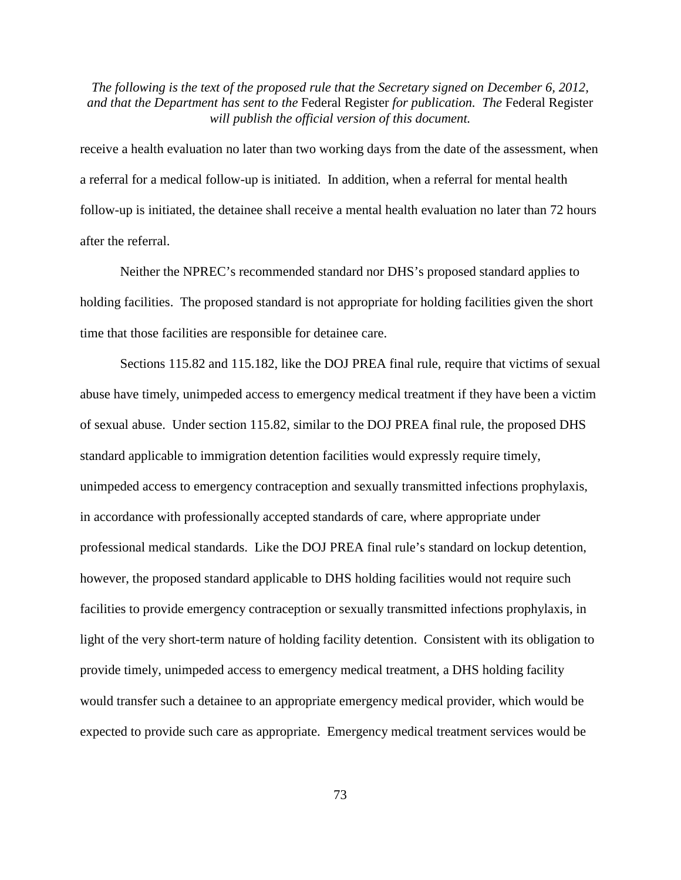receive a health evaluation no later than two working days from the date of the assessment, when a referral for a medical follow-up is initiated. In addition, when a referral for mental health follow-up is initiated, the detainee shall receive a mental health evaluation no later than 72 hours after the referral.

Neither the NPREC's recommended standard nor DHS's proposed standard applies to holding facilities. The proposed standard is not appropriate for holding facilities given the short time that those facilities are responsible for detainee care.

Sections 115.82 and 115.182, like the DOJ PREA final rule, require that victims of sexual abuse have timely, unimpeded access to emergency medical treatment if they have been a victim of sexual abuse. Under section 115.82, similar to the DOJ PREA final rule, the proposed DHS standard applicable to immigration detention facilities would expressly require timely, unimpeded access to emergency contraception and sexually transmitted infections prophylaxis, in accordance with professionally accepted standards of care, where appropriate under professional medical standards. Like the DOJ PREA final rule's standard on lockup detention, however, the proposed standard applicable to DHS holding facilities would not require such facilities to provide emergency contraception or sexually transmitted infections prophylaxis, in light of the very short-term nature of holding facility detention. Consistent with its obligation to provide timely, unimpeded access to emergency medical treatment, a DHS holding facility would transfer such a detainee to an appropriate emergency medical provider, which would be expected to provide such care as appropriate. Emergency medical treatment services would be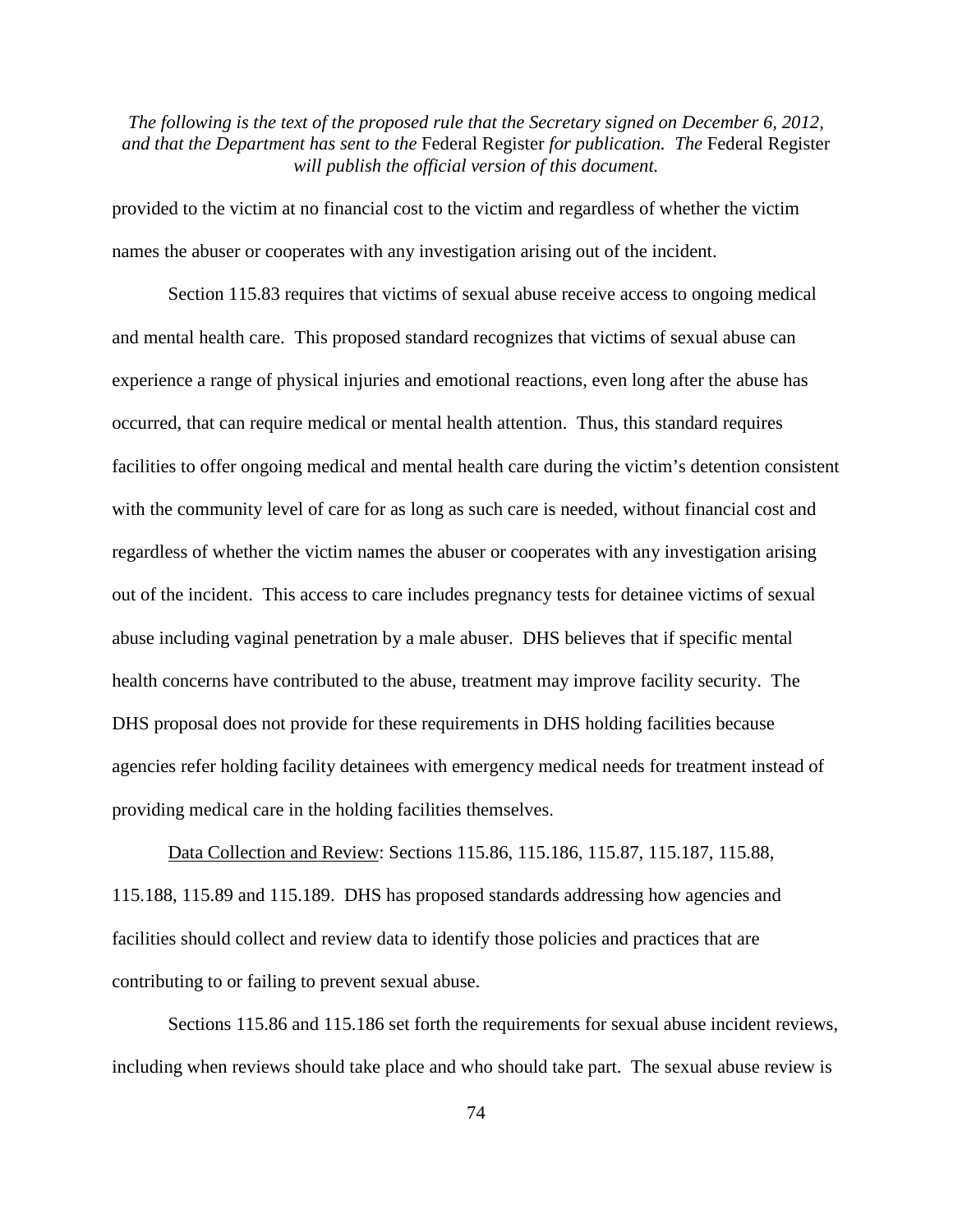provided to the victim at no financial cost to the victim and regardless of whether the victim names the abuser or cooperates with any investigation arising out of the incident.

Section 115.83 requires that victims of sexual abuse receive access to ongoing medical and mental health care. This proposed standard recognizes that victims of sexual abuse can experience a range of physical injuries and emotional reactions, even long after the abuse has occurred, that can require medical or mental health attention. Thus, this standard requires facilities to offer ongoing medical and mental health care during the victim's detention consistent with the community level of care for as long as such care is needed, without financial cost and regardless of whether the victim names the abuser or cooperates with any investigation arising out of the incident. This access to care includes pregnancy tests for detainee victims of sexual abuse including vaginal penetration by a male abuser. DHS believes that if specific mental health concerns have contributed to the abuse, treatment may improve facility security. The DHS proposal does not provide for these requirements in DHS holding facilities because agencies refer holding facility detainees with emergency medical needs for treatment instead of providing medical care in the holding facilities themselves.

Data Collection and Review: Sections 115.86, 115.186, 115.87, 115.187, 115.88, 115.188, 115.89 and 115.189. DHS has proposed standards addressing how agencies and facilities should collect and review data to identify those policies and practices that are contributing to or failing to prevent sexual abuse.

Sections 115.86 and 115.186 set forth the requirements for sexual abuse incident reviews, including when reviews should take place and who should take part. The sexual abuse review is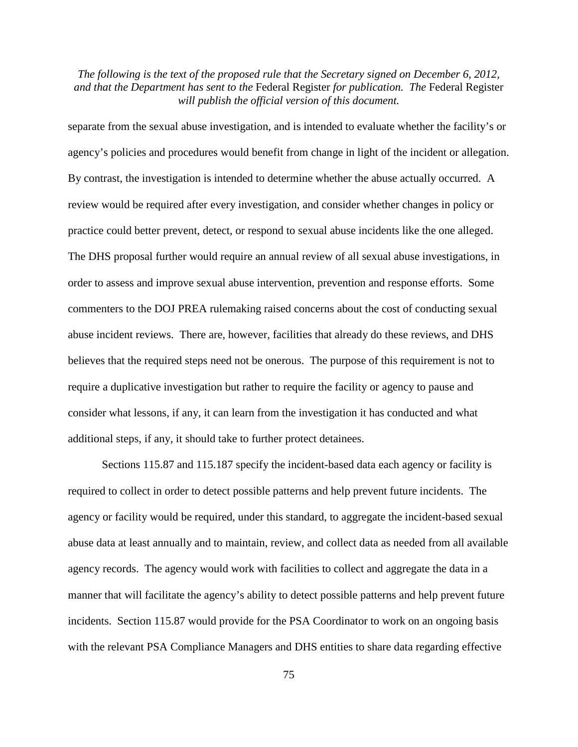separate from the sexual abuse investigation, and is intended to evaluate whether the facility's or agency's policies and procedures would benefit from change in light of the incident or allegation. By contrast, the investigation is intended to determine whether the abuse actually occurred. A review would be required after every investigation, and consider whether changes in policy or practice could better prevent, detect, or respond to sexual abuse incidents like the one alleged. The DHS proposal further would require an annual review of all sexual abuse investigations, in order to assess and improve sexual abuse intervention, prevention and response efforts. Some commenters to the DOJ PREA rulemaking raised concerns about the cost of conducting sexual abuse incident reviews. There are, however, facilities that already do these reviews, and DHS believes that the required steps need not be onerous. The purpose of this requirement is not to require a duplicative investigation but rather to require the facility or agency to pause and consider what lessons, if any, it can learn from the investigation it has conducted and what additional steps, if any, it should take to further protect detainees.

Sections 115.87 and 115.187 specify the incident-based data each agency or facility is required to collect in order to detect possible patterns and help prevent future incidents. The agency or facility would be required, under this standard, to aggregate the incident-based sexual abuse data at least annually and to maintain, review, and collect data as needed from all available agency records. The agency would work with facilities to collect and aggregate the data in a manner that will facilitate the agency's ability to detect possible patterns and help prevent future incidents. Section 115.87 would provide for the PSA Coordinator to work on an ongoing basis with the relevant PSA Compliance Managers and DHS entities to share data regarding effective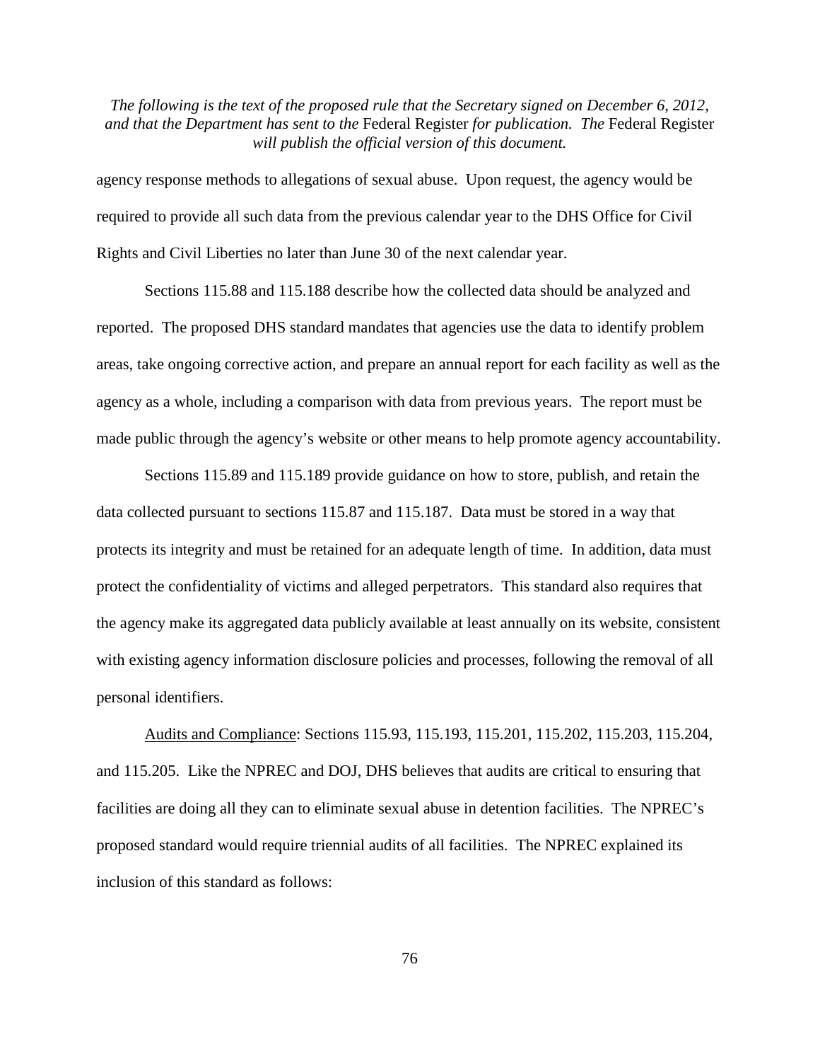agency response methods to allegations of sexual abuse. Upon request, the agency would be required to provide all such data from the previous calendar year to the DHS Office for Civil Rights and Civil Liberties no later than June 30 of the next calendar year.

Sections 115.88 and 115.188 describe how the collected data should be analyzed and reported. The proposed DHS standard mandates that agencies use the data to identify problem areas, take ongoing corrective action, and prepare an annual report for each facility as well as the agency as a whole, including a comparison with data from previous years. The report must be made public through the agency's website or other means to help promote agency accountability.

Sections 115.89 and 115.189 provide guidance on how to store, publish, and retain the data collected pursuant to sections 115.87 and 115.187. Data must be stored in a way that protects its integrity and must be retained for an adequate length of time. In addition, data must protect the confidentiality of victims and alleged perpetrators. This standard also requires that the agency make its aggregated data publicly available at least annually on its website, consistent with existing agency information disclosure policies and processes, following the removal of all personal identifiers.

Audits and Compliance: Sections 115.93, 115.193, 115.201, 115.202, 115.203, 115.204, and 115.205. Like the NPREC and DOJ, DHS believes that audits are critical to ensuring that facilities are doing all they can to eliminate sexual abuse in detention facilities. The NPREC's proposed standard would require triennial audits of all facilities. The NPREC explained its inclusion of this standard as follows: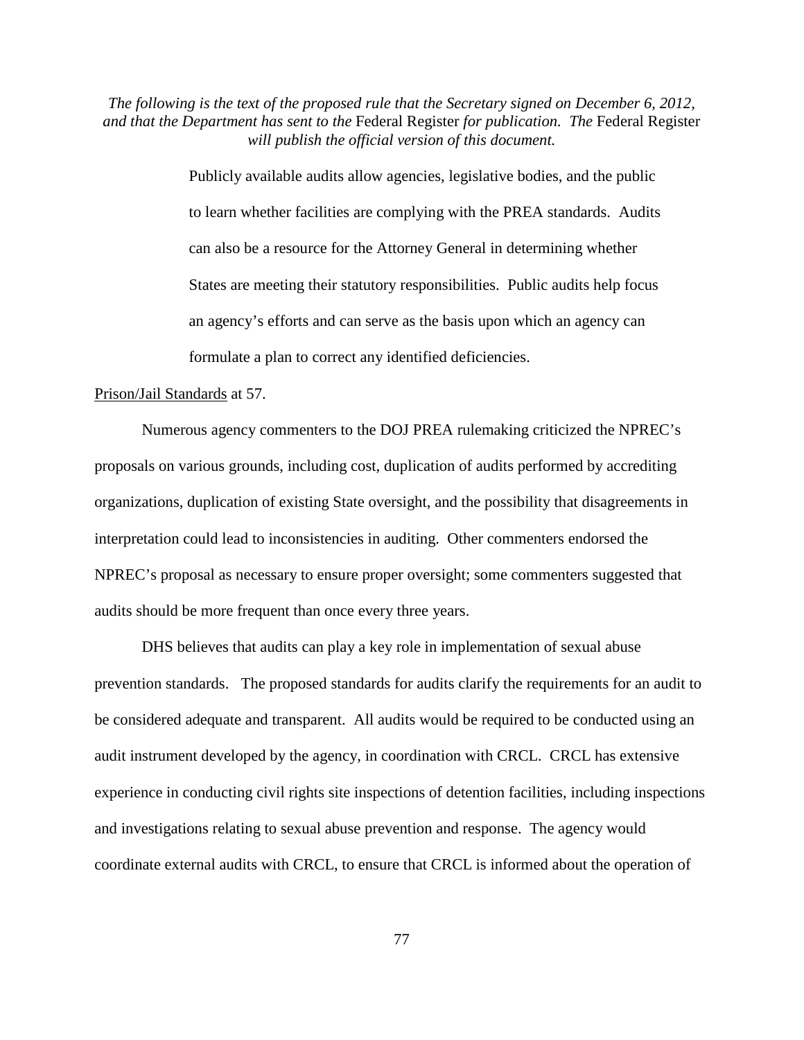*The following is the text of the proposed rule that the Secretary signed on December 6, 2012, and that the Department has sent to the* Federal Register *for publication. The* Federal Register *will publish the official version of this document.*

> Publicly available audits allow agencies, legislative bodies, and the public to learn whether facilities are complying with the PREA standards. Audits can also be a resource for the Attorney General in determining whether States are meeting their statutory responsibilities. Public audits help focus an agency's efforts and can serve as the basis upon which an agency can formulate a plan to correct any identified deficiencies.

Prison/Jail Standards at 57.

Numerous agency commenters to the DOJ PREA rulemaking criticized the NPREC's proposals on various grounds, including cost, duplication of audits performed by accrediting organizations, duplication of existing State oversight, and the possibility that disagreements in interpretation could lead to inconsistencies in auditing. Other commenters endorsed the NPREC's proposal as necessary to ensure proper oversight; some commenters suggested that audits should be more frequent than once every three years.

DHS believes that audits can play a key role in implementation of sexual abuse prevention standards. The proposed standards for audits clarify the requirements for an audit to be considered adequate and transparent. All audits would be required to be conducted using an audit instrument developed by the agency, in coordination with CRCL. CRCL has extensive experience in conducting civil rights site inspections of detention facilities, including inspections and investigations relating to sexual abuse prevention and response. The agency would coordinate external audits with CRCL, to ensure that CRCL is informed about the operation of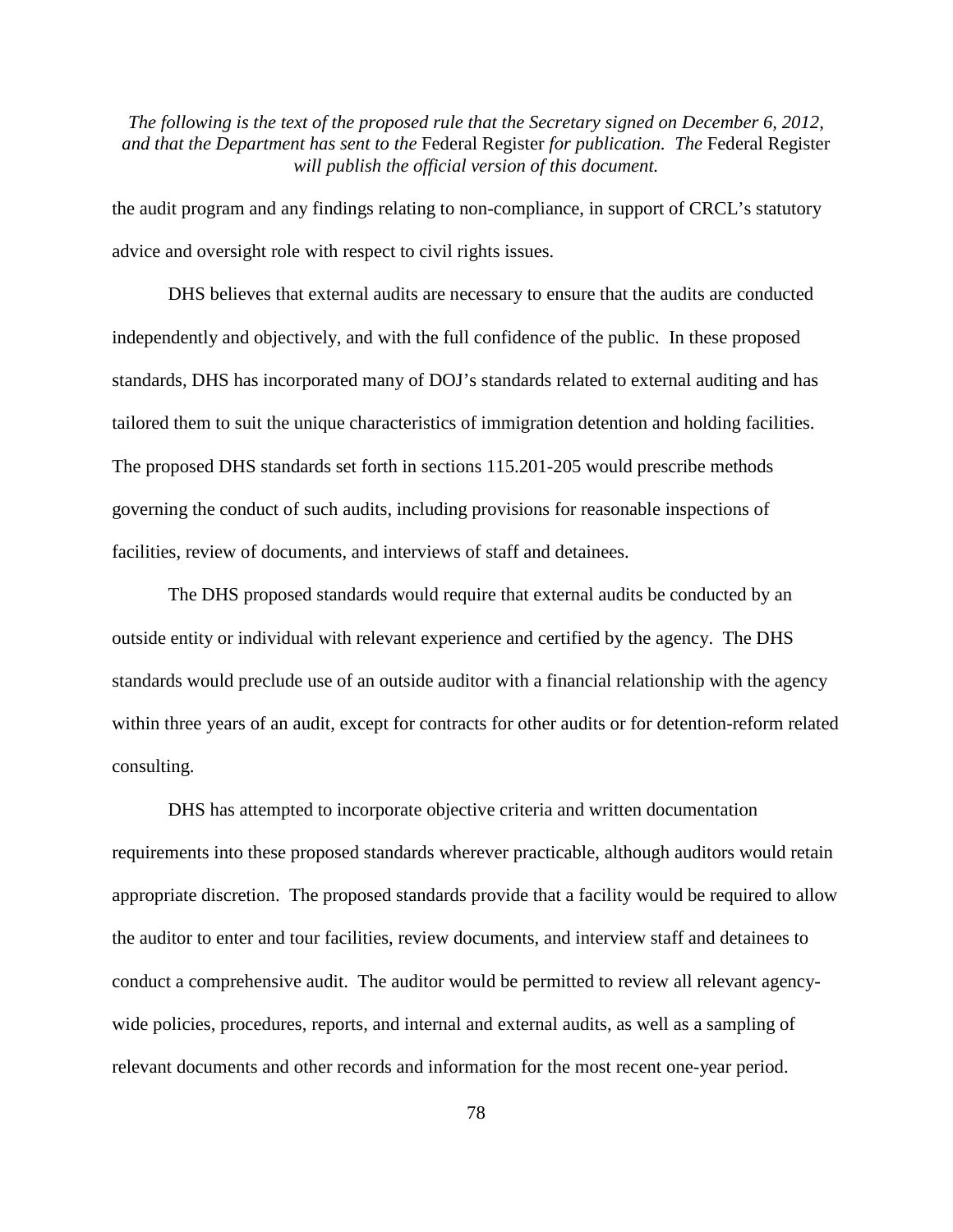the audit program and any findings relating to non-compliance, in support of CRCL's statutory advice and oversight role with respect to civil rights issues.

DHS believes that external audits are necessary to ensure that the audits are conducted independently and objectively, and with the full confidence of the public. In these proposed standards, DHS has incorporated many of DOJ's standards related to external auditing and has tailored them to suit the unique characteristics of immigration detention and holding facilities. The proposed DHS standards set forth in sections 115.201-205 would prescribe methods governing the conduct of such audits, including provisions for reasonable inspections of facilities, review of documents, and interviews of staff and detainees.

The DHS proposed standards would require that external audits be conducted by an outside entity or individual with relevant experience and certified by the agency. The DHS standards would preclude use of an outside auditor with a financial relationship with the agency within three years of an audit, except for contracts for other audits or for detention-reform related consulting.

DHS has attempted to incorporate objective criteria and written documentation requirements into these proposed standards wherever practicable, although auditors would retain appropriate discretion. The proposed standards provide that a facility would be required to allow the auditor to enter and tour facilities, review documents, and interview staff and detainees to conduct a comprehensive audit. The auditor would be permitted to review all relevant agency-wide policies, procedures, reports, and internal and external audits, as well as a sampling of relevant documents and other records and information for the most recent one-year period.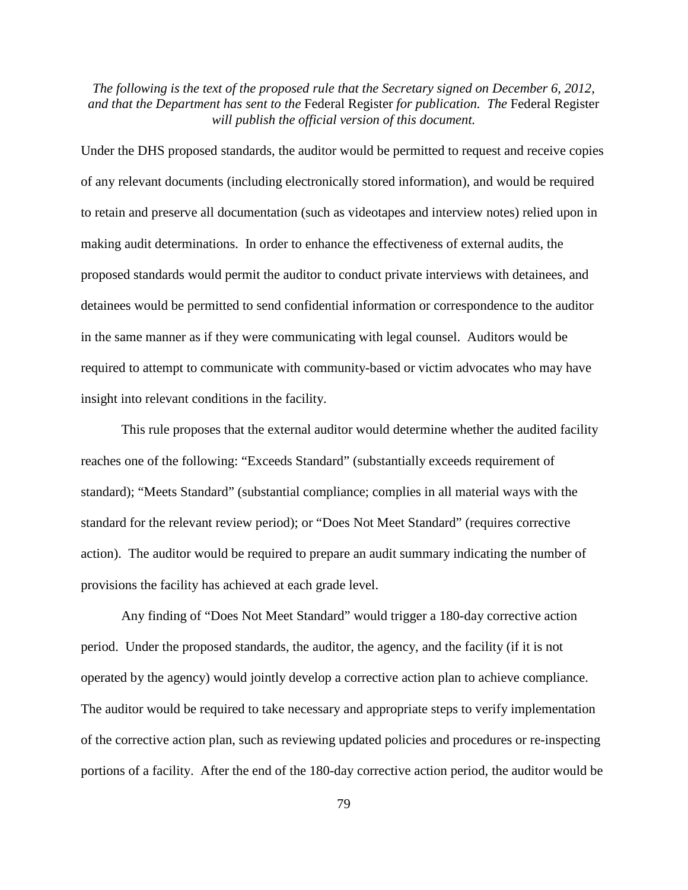Under the DHS proposed standards, the auditor would be permitted to request and receive copies of any relevant documents (including electronically stored information), and would be required to retain and preserve all documentation (such as videotapes and interview notes) relied upon in making audit determinations. In order to enhance the effectiveness of external audits, the proposed standards would permit the auditor to conduct private interviews with detainees, and detainees would be permitted to send confidential information or correspondence to the auditor in the same manner as if they were communicating with legal counsel. Auditors would be required to attempt to communicate with community-based or victim advocates who may have insight into relevant conditions in the facility.

This rule proposes that the external auditor would determine whether the audited facility reaches one of the following: "Exceeds Standard" (substantially exceeds requirement of standard); "Meets Standard" (substantial compliance; complies in all material ways with the standard for the relevant review period); or "Does Not Meet Standard" (requires corrective action). The auditor would be required to prepare an audit summary indicating the number of provisions the facility has achieved at each grade level.

Any finding of "Does Not Meet Standard" would trigger a 180-day corrective action period. Under the proposed standards, the auditor, the agency, and the facility (if it is not operated by the agency) would jointly develop a corrective action plan to achieve compliance. The auditor would be required to take necessary and appropriate steps to verify implementation of the corrective action plan, such as reviewing updated policies and procedures or re-inspecting portions of a facility. After the end of the 180-day corrective action period, the auditor would be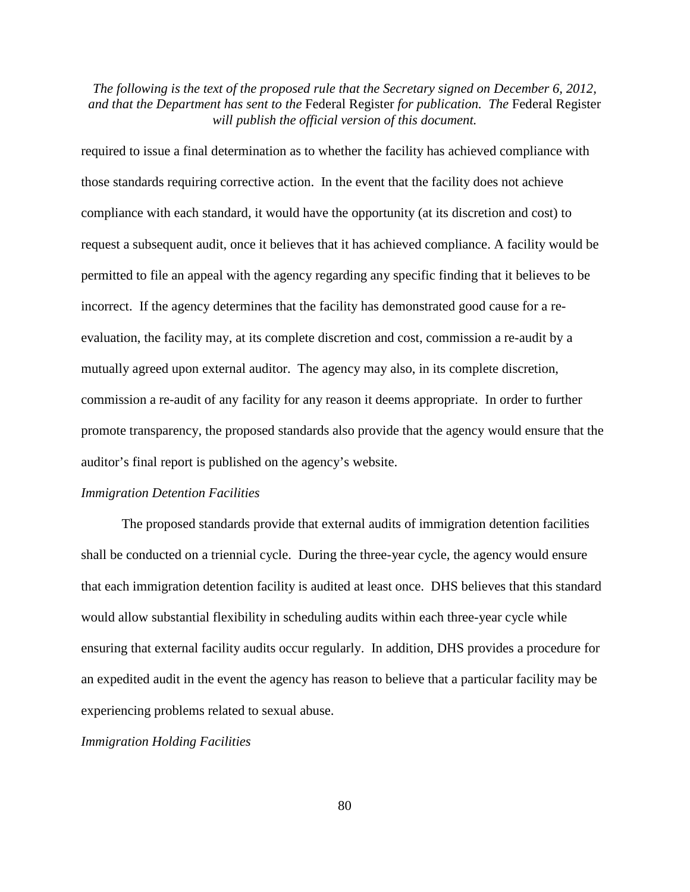required to issue a final determination as to whether the facility has achieved compliance with those standards requiring corrective action. In the event that the facility does not achieve compliance with each standard, it would have the opportunity (at its discretion and cost) to request a subsequent audit, once it believes that it has achieved compliance. A facility would be permitted to file an appeal with the agency regarding any specific finding that it believes to be incorrect. If the agency determines that the facility has demonstrated good cause for a re-evaluation, the facility may, at its complete discretion and cost, commission a re-audit by a mutually agreed upon external auditor. The agency may also, in its complete discretion, commission a re-audit of any facility for any reason it deems appropriate. In order to further promote transparency, the proposed standards also provide that the agency would ensure that the auditor's final report is published on the agency's website.

*Immigration Detention Facilities*

The proposed standards provide that external audits of immigration detention facilities shall be conducted on a triennial cycle. During the three-year cycle, the agency would ensure that each immigration detention facility is audited at least once. DHS believes that this standard would allow substantial flexibility in scheduling audits within each three-year cycle while ensuring that external facility audits occur regularly. In addition, DHS provides a procedure for an expedited audit in the event the agency has reason to believe that a particular facility may be experiencing problems related to sexual abuse.

*Immigration Holding Facilities*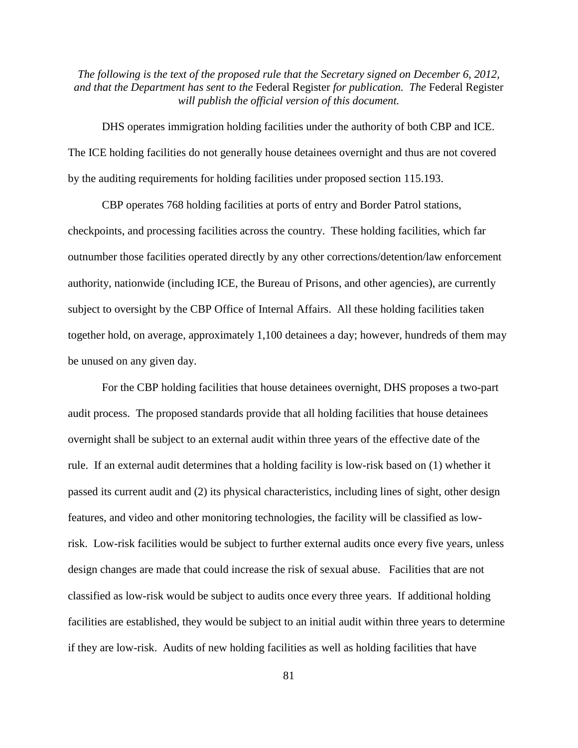*The following is the text of the proposed rule that the Secretary signed on December 6, 2012, and that the Department has sent to the* Federal Register *for publication. The* Federal Register *will publish the official version of this document.*

DHS operates immigration holding facilities under the authority of both CBP and ICE. The ICE holding facilities do not generally house detainees overnight and thus are not covered by the auditing requirements for holding facilities under proposed section 115.193.

CBP operates 768 holding facilities at ports of entry and Border Patrol stations, checkpoints, and processing facilities across the country. These holding facilities, which far outnumber those facilities operated directly by any other corrections/detention/law enforcement authority, nationwide (including ICE, the Bureau of Prisons, and other agencies), are currently subject to oversight by the CBP Office of Internal Affairs. All these holding facilities taken together hold, on average, approximately 1,100 detainees a day; however, hundreds of them may be unused on any given day.

For the CBP holding facilities that house detainees overnight, DHS proposes a two-part audit process. The proposed standards provide that all holding facilities that house detainees overnight shall be subject to an external audit within three years of the effective date of the rule. If an external audit determines that a holding facility is low-risk based on (1) whether it passed its current audit and (2) its physical characteristics, including lines of sight, other design features, and video and other monitoring technologies, the facility will be classified as low-risk. Low-risk facilities would be subject to further external audits once every five years, unless design changes are made that could increase the risk of sexual abuse. Facilities that are not classified as low-risk would be subject to audits once every three years. If additional holding facilities are established, they would be subject to an initial audit within three years to determine if they are low-risk. Audits of new holding facilities as well as holding facilities that have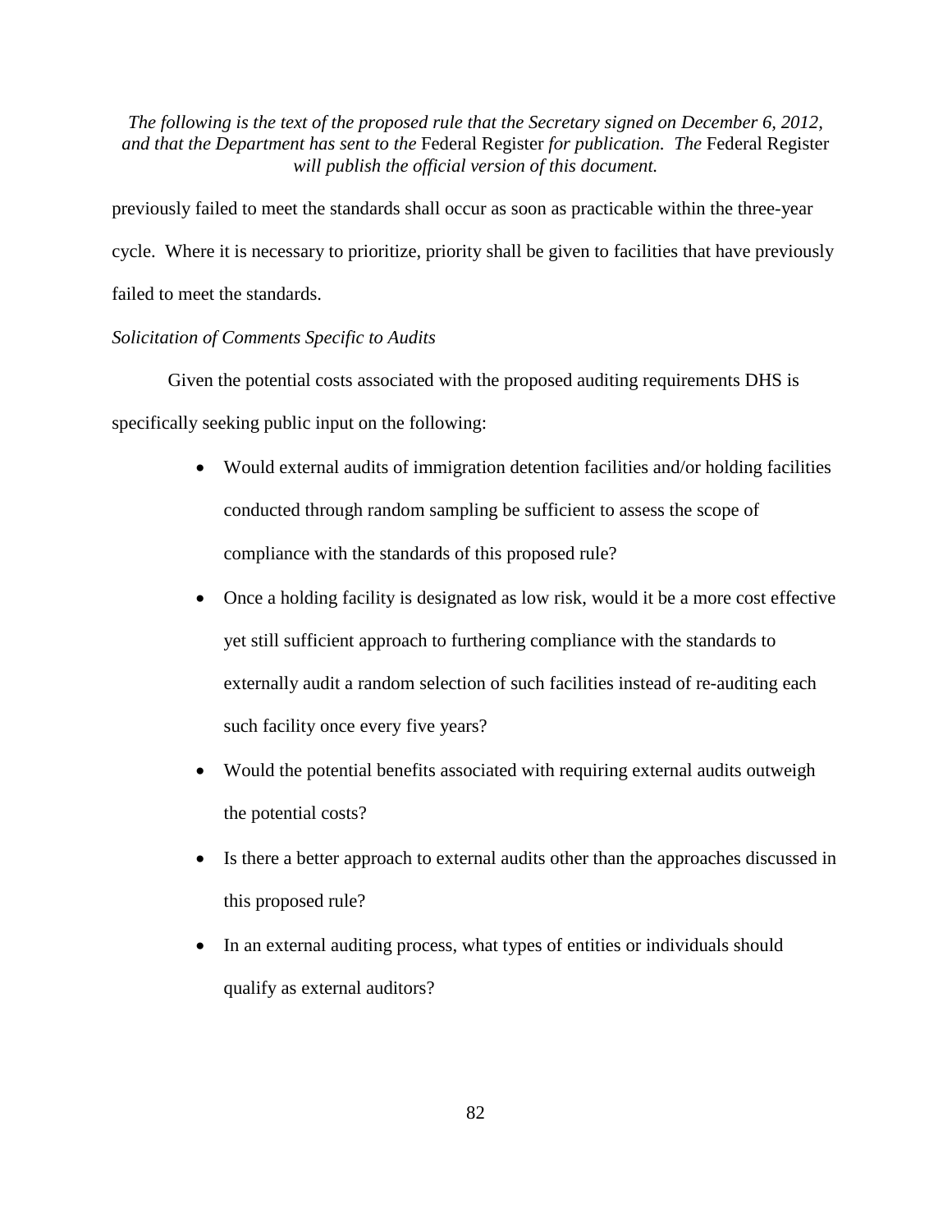previously failed to meet the standards shall occur as soon as practicable within the three-year cycle. Where it is necessary to prioritize, priority shall be given to facilities that have previously failed to meet the standards.

*Solicitation of Comments Specific to Audits*

Given the potential costs associated with the proposed auditing requirements DHS is specifically seeking public input on the following:

- Would external audits of immigration detention facilities and/or holding facilities conducted through random sampling be sufficient to assess the scope of compliance with the standards of this proposed rule?
- Once a holding facility is designated as low risk, would it be a more cost effective yet still sufficient approach to furthering compliance with the standards to externally audit a random selection of such facilities instead of re-auditing each such facility once every five years?
- Would the potential benefits associated with requiring external audits outweigh the potential costs?
- Is there a better approach to external audits other than the approaches discussed in this proposed rule?
- In an external auditing process, what types of entities or individuals should qualify as external auditors?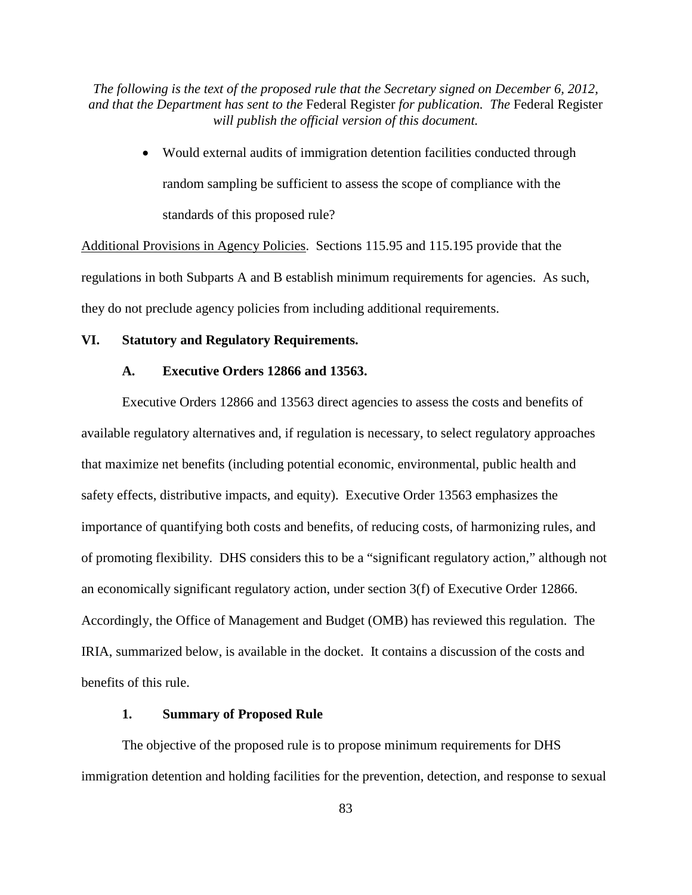*The following is the text of the proposed rule that the Secretary signed on December 6, 2012, and that the Department has sent to the* Federal Register *for publication. The* Federal Register *will publish the official version of this document.*

- Would external audits of immigration detention facilities conducted through random sampling be sufficient to assess the scope of compliance with the standards of this proposed rule?

Additional Provisions in Agency Policies. Sections 115.95 and 115.195 provide that the regulations in both Subparts A and B establish minimum requirements for agencies. As such, they do not preclude agency policies from including additional requirements.

## VI. Statutory and Regulatory Requirements.

### A. Executive Orders 12866 and 13563.

Executive Orders 12866 and 13563 direct agencies to assess the costs and benefits of available regulatory alternatives and, if regulation is necessary, to select regulatory approaches that maximize net benefits (including potential economic, environmental, public health and safety effects, distributive impacts, and equity). Executive Order 13563 emphasizes the importance of quantifying both costs and benefits, of reducing costs, of harmonizing rules, and of promoting flexibility. DHS considers this to be a "significant regulatory action," although not an economically significant regulatory action, under section 3(f) of Executive Order 12866. Accordingly, the Office of Management and Budget (OMB) has reviewed this regulation. The IRIA, summarized below, is available in the docket. It contains a discussion of the costs and benefits of this rule.

#### 1. Summary of Proposed Rule

The objective of the proposed rule is to propose minimum requirements for DHS immigration detention and holding facilities for the prevention, detection, and response to sexual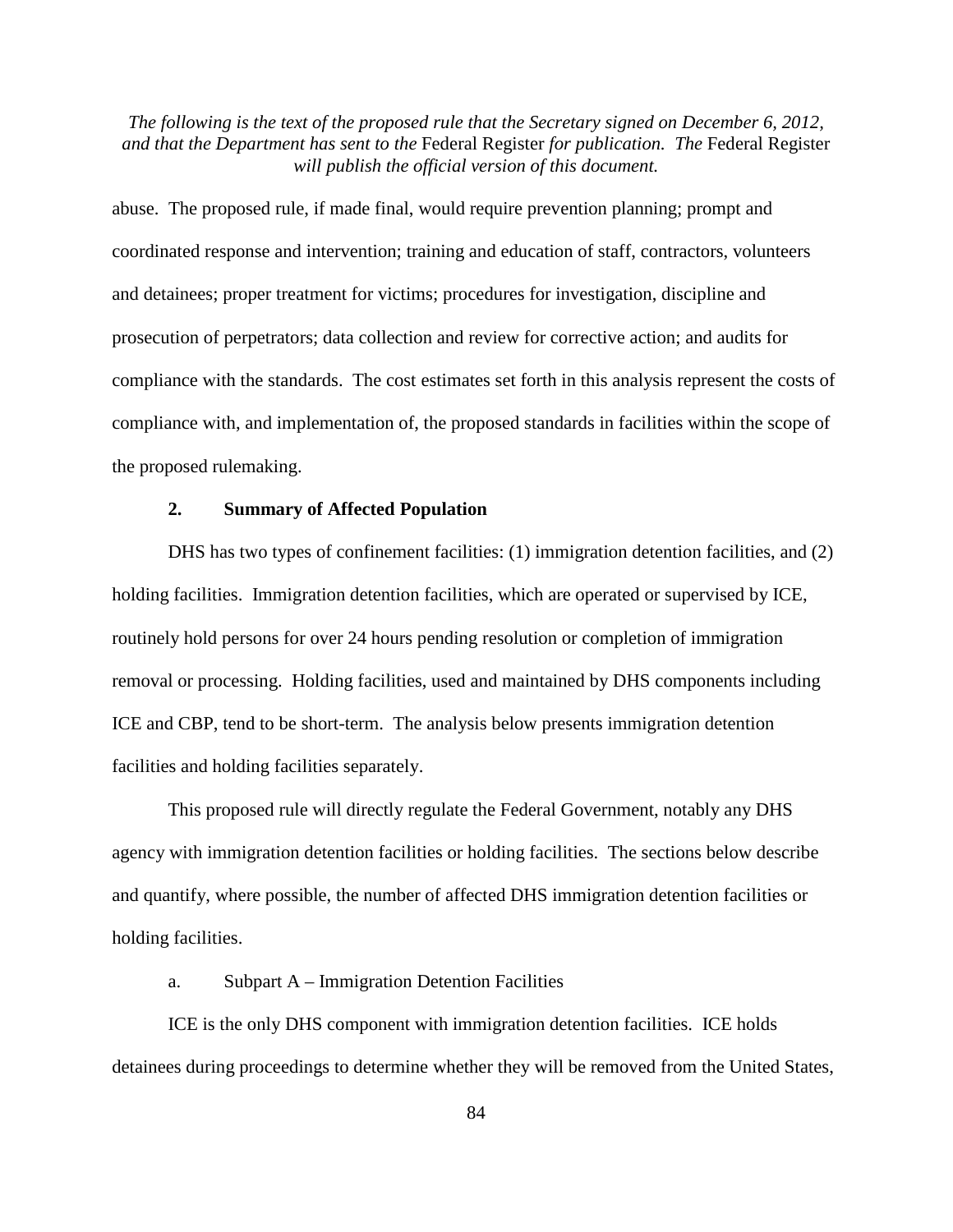abuse. The proposed rule, if made final, would require prevention planning; prompt and coordinated response and intervention; training and education of staff, contractors, volunteers and detainees; proper treatment for victims; procedures for investigation, discipline and prosecution of perpetrators; data collection and review for corrective action; and audits for compliance with the standards. The cost estimates set forth in this analysis represent the costs of compliance with, and implementation of, the proposed standards in facilities within the scope of the proposed rulemaking.

### 2. Summary of Affected Population

DHS has two types of confinement facilities: (1) immigration detention facilities, and (2) holding facilities. Immigration detention facilities, which are operated or supervised by ICE, routinely hold persons for over 24 hours pending resolution or completion of immigration removal or processing. Holding facilities, used and maintained by DHS components including ICE and CBP, tend to be short-term. The analysis below presents immigration detention facilities and holding facilities separately.

This proposed rule will directly regulate the Federal Government, notably any DHS agency with immigration detention facilities or holding facilities. The sections below describe and quantify, where possible, the number of affected DHS immigration detention facilities or holding facilities.

#### a. Subpart A – Immigration Detention Facilities

ICE is the only DHS component with immigration detention facilities. ICE holds detainees during proceedings to determine whether they will be removed from the United States,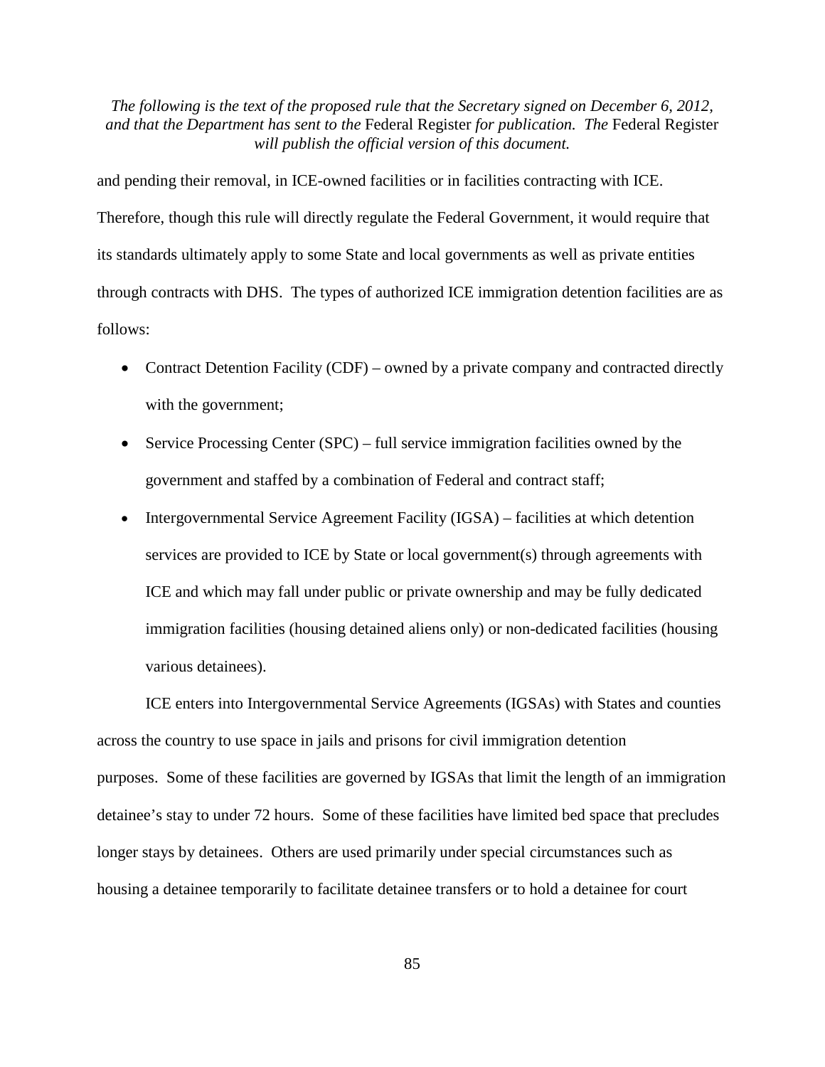and pending their removal, in ICE-owned facilities or in facilities contracting with ICE. Therefore, though this rule will directly regulate the Federal Government, it would require that its standards ultimately apply to some State and local governments as well as private entities through contracts with DHS. The types of authorized ICE immigration detention facilities are as follows:

- Contract Detention Facility (CDF) – owned by a private company and contracted directly with the government;
- Service Processing Center (SPC) – full service immigration facilities owned by the government and staffed by a combination of Federal and contract staff;
- Intergovernmental Service Agreement Facility (IGSA) – facilities at which detention services are provided to ICE by State or local government(s) through agreements with ICE and which may fall under public or private ownership and may be fully dedicated immigration facilities (housing detained aliens only) or non-dedicated facilities (housing various detainees).

ICE enters into Intergovernmental Service Agreements (IGSAs) with States and counties across the country to use space in jails and prisons for civil immigration detention purposes. Some of these facilities are governed by IGSAs that limit the length of an immigration detainee's stay to under 72 hours. Some of these facilities have limited bed space that precludes longer stays by detainees. Others are used primarily under special circumstances such as housing a detainee temporarily to facilitate detainee transfers or to hold a detainee for court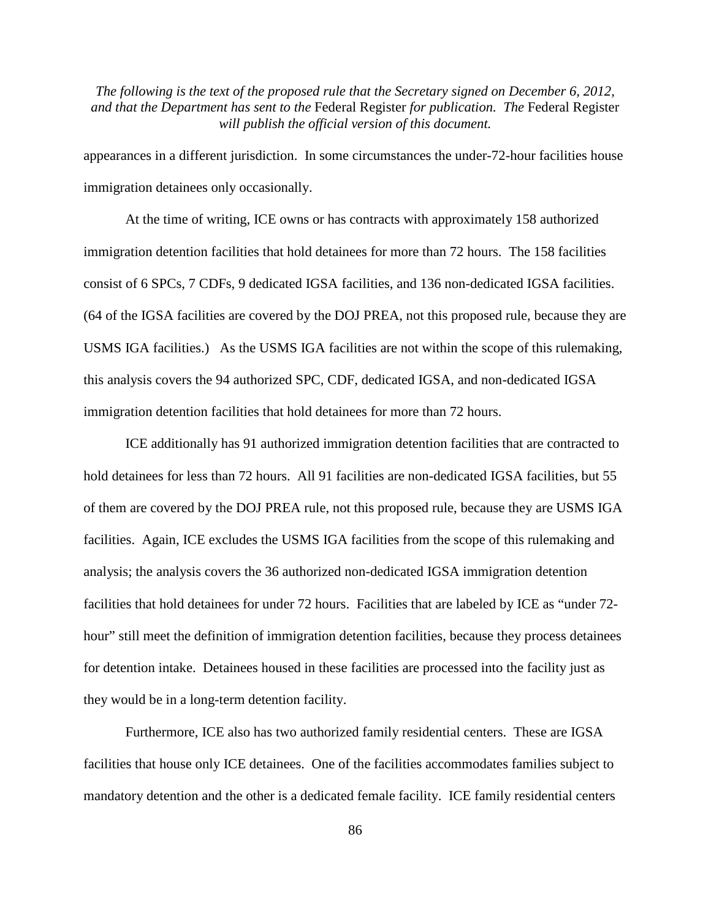appearances in a different jurisdiction. In some circumstances the under-72-hour facilities house immigration detainees only occasionally.

At the time of writing, ICE owns or has contracts with approximately 158 authorized immigration detention facilities that hold detainees for more than 72 hours. The 158 facilities consist of 6 SPCs, 7 CDFs, 9 dedicated IGSA facilities, and 136 non-dedicated IGSA facilities. (64 of the IGSA facilities are covered by the DOJ PREA, not this proposed rule, because they are USMS IGA facilities.) As the USMS IGA facilities are not within the scope of this rulemaking, this analysis covers the 94 authorized SPC, CDF, dedicated IGSA, and non-dedicated IGSA immigration detention facilities that hold detainees for more than 72 hours.

ICE additionally has 91 authorized immigration detention facilities that are contracted to hold detainees for less than 72 hours. All 91 facilities are non-dedicated IGSA facilities, but 55 of them are covered by the DOJ PREA rule, not this proposed rule, because they are USMS IGA facilities. Again, ICE excludes the USMS IGA facilities from the scope of this rulemaking and analysis; the analysis covers the 36 authorized non-dedicated IGSA immigration detention facilities that hold detainees for under 72 hours. Facilities that are labeled by ICE as "under 72-hour" still meet the definition of immigration detention facilities, because they process detainees for detention intake. Detainees housed in these facilities are processed into the facility just as they would be in a long-term detention facility.

Furthermore, ICE also has two authorized family residential centers. These are IGSA facilities that house only ICE detainees. One of the facilities accommodates families subject to mandatory detention and the other is a dedicated female facility. ICE family residential centers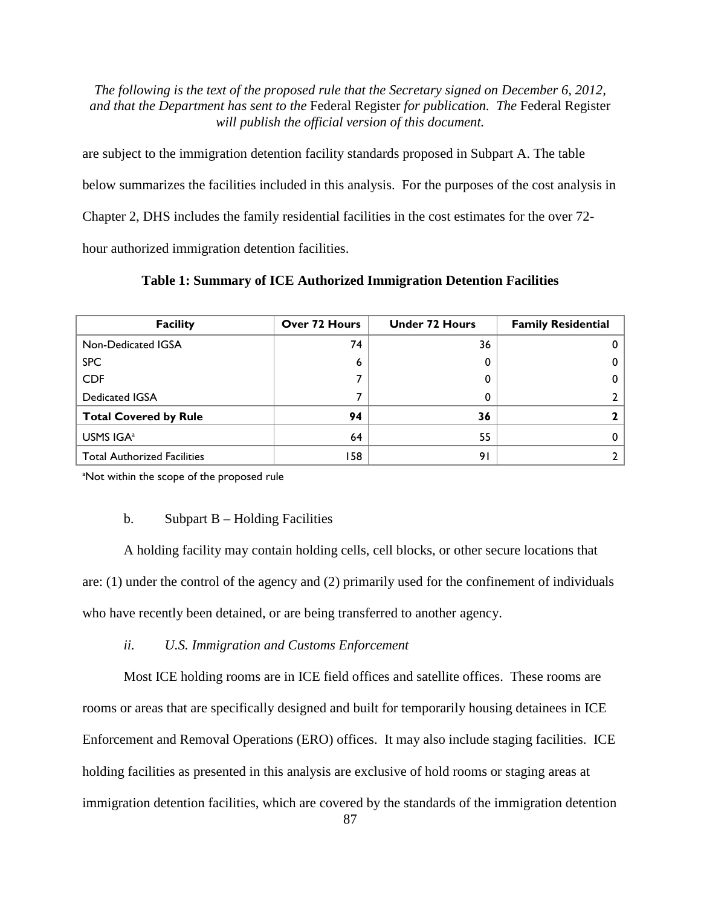are subject to the immigration detention facility standards proposed in Subpart A. The table below summarizes the facilities included in this analysis. For the purposes of the cost analysis in Chapter 2, DHS includes the family residential facilities in the cost estimates for the over 72-hour authorized immigration detention facilities.

**Table 1: Summary of ICE Authorized Immigration Detention Facilities**

| Facility | Over 72 Hours | Under 72 Hours | Family Residential |
|---|---|---|---|
| Non-Dedicated IGSA | 74 | 36 | 0 |
| SPC | 6 | 0 | 0 |
| CDF | 7 | 0 | 0 |
| Dedicated IGSA | 7 | 0 | 2 |
| **Total Covered by Rule** | **94** | **36** | **2** |
| USMS IGA[a] | 64 | 55 | 0 |
| Total Authorized Facilities | 158 | 91 | 2 |

[a]Not within the scope of the proposed rule

b. Subpart B – Holding Facilities

A holding facility may contain holding cells, cell blocks, or other secure locations that are: (1) under the control of the agency and (2) primarily used for the confinement of individuals who have recently been detained, or are being transferred to another agency.

*ii. U.S. Immigration and Customs Enforcement*

Most ICE holding rooms are in ICE field offices and satellite offices. These rooms are rooms or areas that are specifically designed and built for temporarily housing detainees in ICE Enforcement and Removal Operations (ERO) offices. It may also include staging facilities. ICE holding facilities as presented in this analysis are exclusive of hold rooms or staging areas at immigration detention facilities, which are covered by the standards of the immigration detention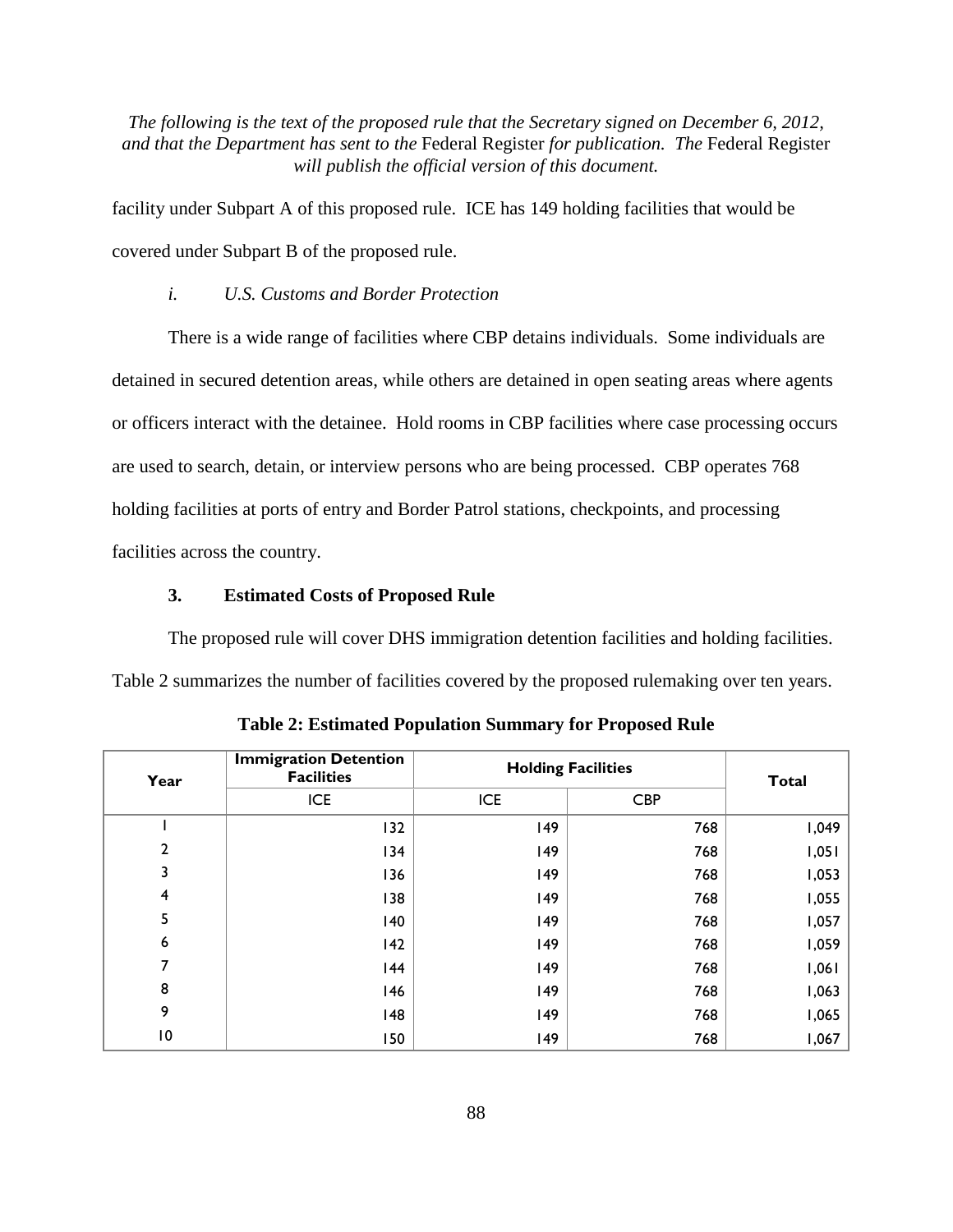*The following is the text of the proposed rule that the Secretary signed on December 6, 2012, and that the Department has sent to the* Federal Register *for publication. The* Federal Register *will publish the official version of this document.*

facility under Subpart A of this proposed rule. ICE has 149 holding facilities that would be covered under Subpart B of the proposed rule.

*i. U.S. Customs and Border Protection*

There is a wide range of facilities where CBP detains individuals. Some individuals are detained in secured detention areas, while others are detained in open seating areas where agents or officers interact with the detainee. Hold rooms in CBP facilities where case processing occurs are used to search, detain, or interview persons who are being processed. CBP operates 768 holding facilities at ports of entry and Border Patrol stations, checkpoints, and processing facilities across the country.

### 3. Estimated Costs of Proposed Rule

The proposed rule will cover DHS immigration detention facilities and holding facilities. Table 2 summarizes the number of facilities covered by the proposed rulemaking over ten years.

**Table 2: Estimated Population Summary for Proposed Rule**

| Year | Immigration Detention Facilities | Holding Facilities | | Total |
|---|---|---|---|---|
| | ICE | ICE | CBP | |
| 1 | 132 | 149 | 768 | 1,049 |
| 2 | 134 | 149 | 768 | 1,051 |
| 3 | 136 | 149 | 768 | 1,053 |
| 4 | 138 | 149 | 768 | 1,055 |
| 5 | 140 | 149 | 768 | 1,057 |
| 6 | 142 | 149 | 768 | 1,059 |
| 7 | 144 | 149 | 768 | 1,061 |
| 8 | 146 | 149 | 768 | 1,063 |
| 9 | 148 | 149 | 768 | 1,065 |
| 10 | 150 | 149 | 768 | 1,067 |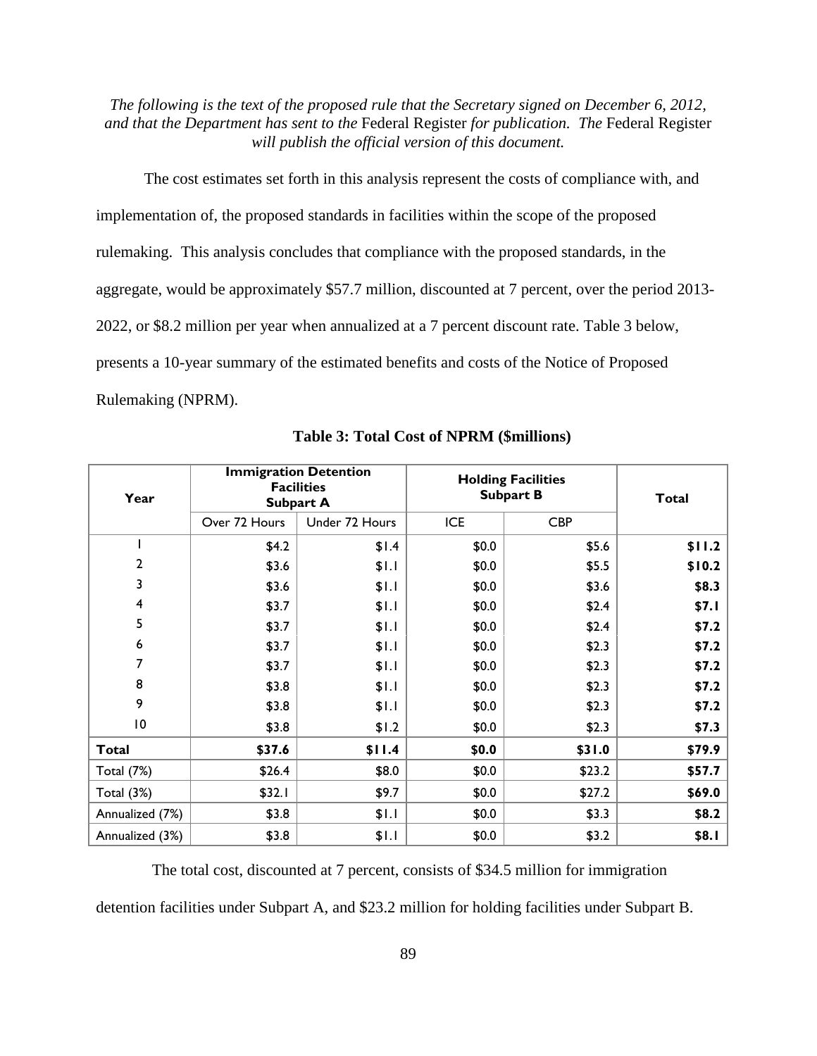*The following is the text of the proposed rule that the Secretary signed on December 6, 2012, and that the Department has sent to the* Federal Register *for publication. The* Federal Register *will publish the official version of this document.*

The cost estimates set forth in this analysis represent the costs of compliance with, and implementation of, the proposed standards in facilities within the scope of the proposed rulemaking. This analysis concludes that compliance with the proposed standards, in the aggregate, would be approximately $57.7 million, discounted at 7 percent, over the period 2013-2022, or $8.2 million per year when annualized at a 7 percent discount rate. Table 3 below, presents a 10-year summary of the estimated benefits and costs of the Notice of Proposed Rulemaking (NPRM).

**Table 3: Total Cost of NPRM ($millions)**

| Year | Immigration Detention Facilities Subpart A | | Holding Facilities Subpart B | | Total |
|---|---|---|---|---|---|
| | Over 72 Hours | Under 72 Hours | ICE | CBP | |
| 1 | $4.2 | $1.4 | $0.0 | $5.6 | **$11.2** |
| 2 | $3.6 | $1.1 | $0.0 | $5.5 | **$10.2** |
| 3 | $3.6 | $1.1 | $0.0 | $3.6 | **$8.3** |
| 4 | $3.7 | $1.1 | $0.0 | $2.4 | **$7.1** |
| 5 | $3.7 | $1.1 | $0.0 | $2.4 | **$7.2** |
| 6 | $3.7 | $1.1 | $0.0 | $2.3 | **$7.2** |
| 7 | $3.7 | $1.1 | $0.0 | $2.3 | **$7.2** |
| 8 | $3.8 | $1.1 | $0.0 | $2.3 | **$7.2** |
| 9 | $3.8 | $1.1 | $0.0 | $2.3 | **$7.2** |
| 10 | $3.8 | $1.2 | $0.0 | $2.3 | **$7.3** |
| **Total** | **$37.6** | **$11.4** | **$0.0** | **$31.0** | **$79.9** |
| Total (7%) | $26.4 | $8.0 | $0.0 | $23.2 | **$57.7** |
| Total (3%) | $32.1 | $9.7 | $0.0 | $27.2 | **$69.0** |
| Annualized (7%) | $3.8 | $1.1 | $0.0 | $3.3 | **$8.2** |
| Annualized (3%) | $3.8 | $1.1 | $0.0 | $3.2 | **$8.1** |

The total cost, discounted at 7 percent, consists of $34.5 million for immigration detention facilities under Subpart A, and $23.2 million for holding facilities under Subpart B.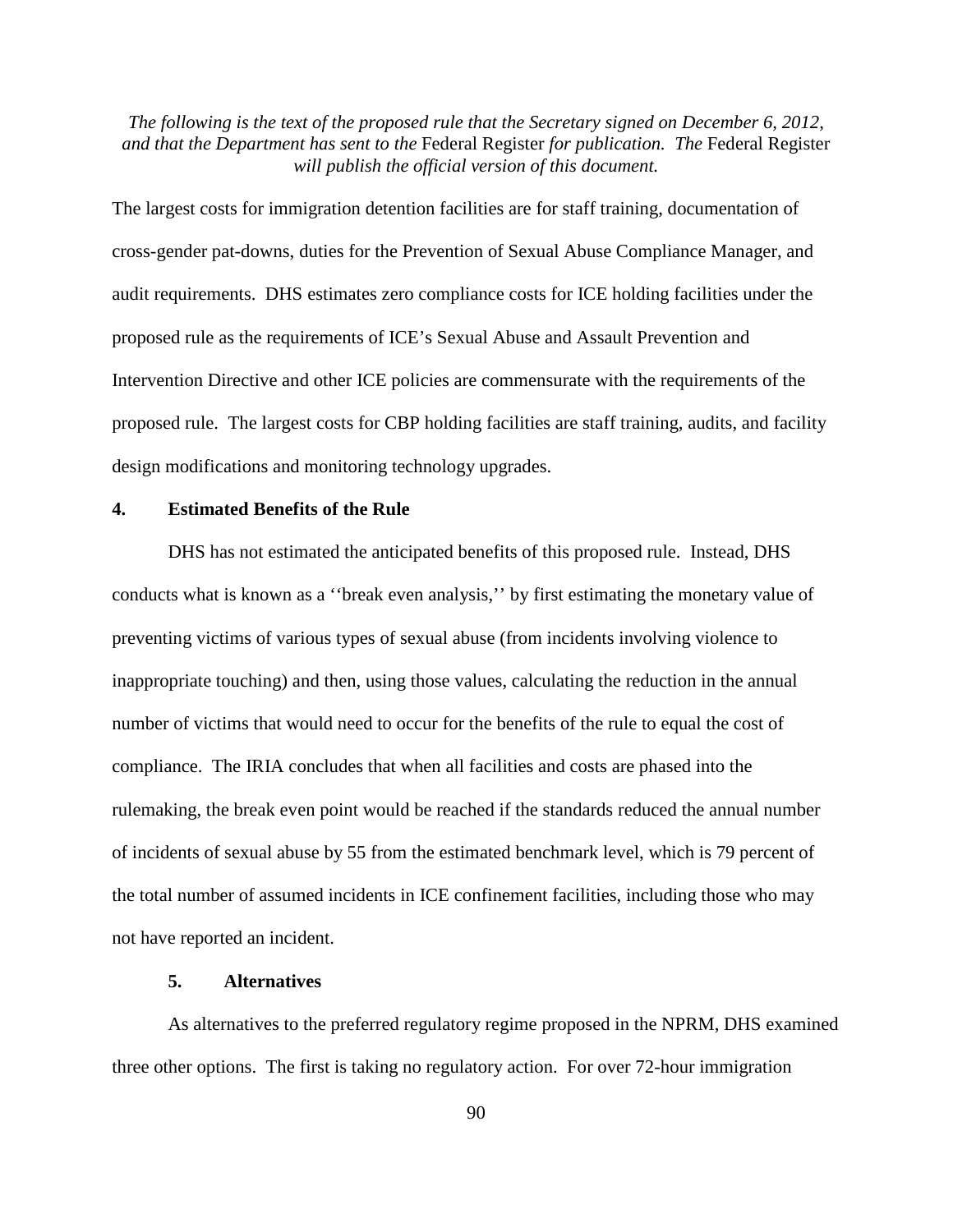*The following is the text of the proposed rule that the Secretary signed on December 6, 2012, and that the Department has sent to the* Federal Register *for publication. The* Federal Register *will publish the official version of this document.*

The largest costs for immigration detention facilities are for staff training, documentation of cross-gender pat-downs, duties for the Prevention of Sexual Abuse Compliance Manager, and audit requirements. DHS estimates zero compliance costs for ICE holding facilities under the proposed rule as the requirements of ICE's Sexual Abuse and Assault Prevention and Intervention Directive and other ICE policies are commensurate with the requirements of the proposed rule. The largest costs for CBP holding facilities are staff training, audits, and facility design modifications and monitoring technology upgrades.

### 4. Estimated Benefits of the Rule

DHS has not estimated the anticipated benefits of this proposed rule. Instead, DHS conducts what is known as a ''break even analysis,'' by first estimating the monetary value of preventing victims of various types of sexual abuse (from incidents involving violence to inappropriate touching) and then, using those values, calculating the reduction in the annual number of victims that would need to occur for the benefits of the rule to equal the cost of compliance. The IRIA concludes that when all facilities and costs are phased into the rulemaking, the break even point would be reached if the standards reduced the annual number of incidents of sexual abuse by 55 from the estimated benchmark level, which is 79 percent of the total number of assumed incidents in ICE confinement facilities, including those who may not have reported an incident.

### 5. Alternatives

As alternatives to the preferred regulatory regime proposed in the NPRM, DHS examined three other options. The first is taking no regulatory action. For over 72-hour immigration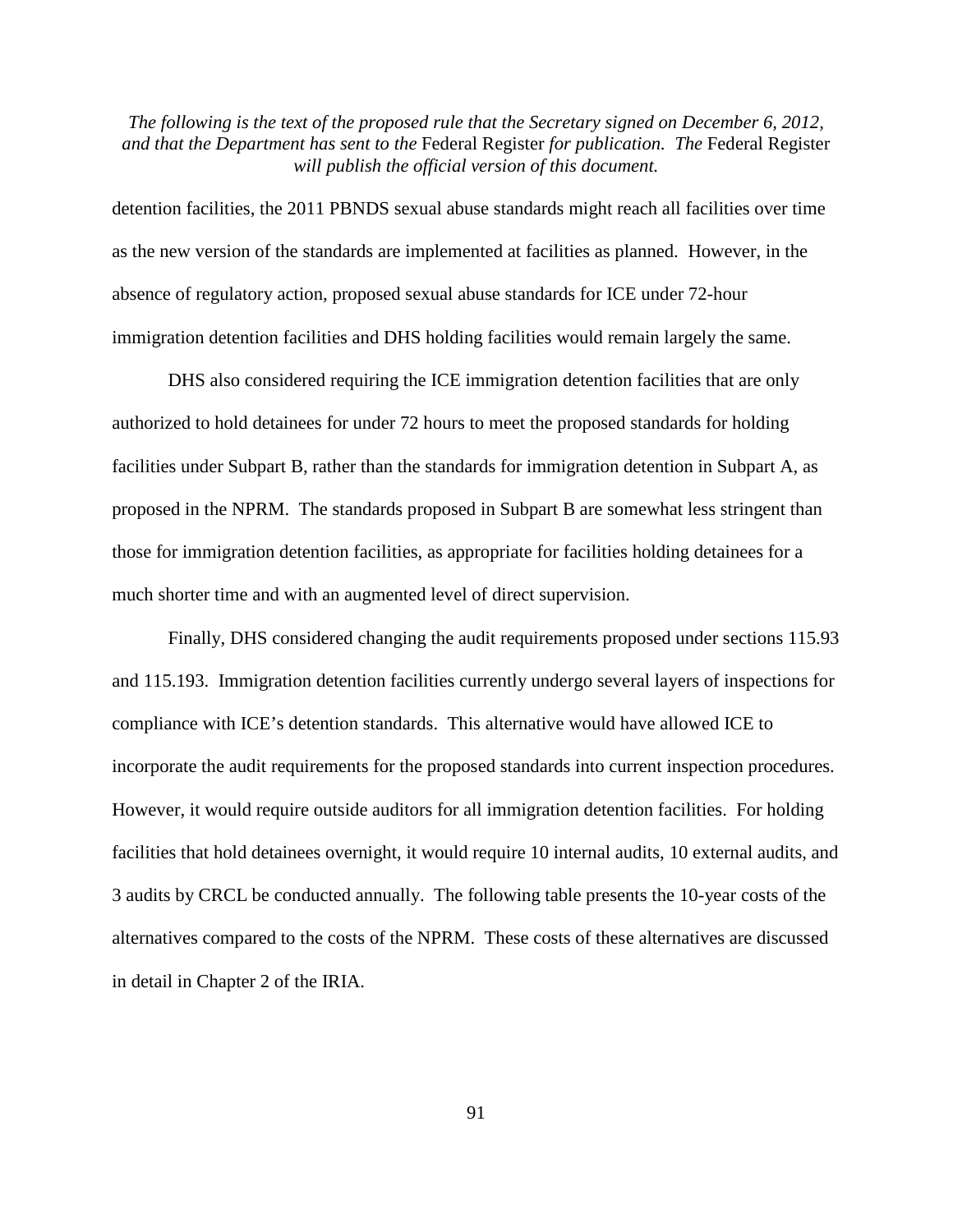detention facilities, the 2011 PBNDS sexual abuse standards might reach all facilities over time as the new version of the standards are implemented at facilities as planned. However, in the absence of regulatory action, proposed sexual abuse standards for ICE under 72-hour immigration detention facilities and DHS holding facilities would remain largely the same.

DHS also considered requiring the ICE immigration detention facilities that are only authorized to hold detainees for under 72 hours to meet the proposed standards for holding facilities under Subpart B, rather than the standards for immigration detention in Subpart A, as proposed in the NPRM. The standards proposed in Subpart B are somewhat less stringent than those for immigration detention facilities, as appropriate for facilities holding detainees for a much shorter time and with an augmented level of direct supervision.

Finally, DHS considered changing the audit requirements proposed under sections 115.93 and 115.193. Immigration detention facilities currently undergo several layers of inspections for compliance with ICE's detention standards. This alternative would have allowed ICE to incorporate the audit requirements for the proposed standards into current inspection procedures. However, it would require outside auditors for all immigration detention facilities. For holding facilities that hold detainees overnight, it would require 10 internal audits, 10 external audits, and 3 audits by CRCL be conducted annually. The following table presents the 10-year costs of the alternatives compared to the costs of the NPRM. These costs of these alternatives are discussed in detail in Chapter 2 of the IRIA.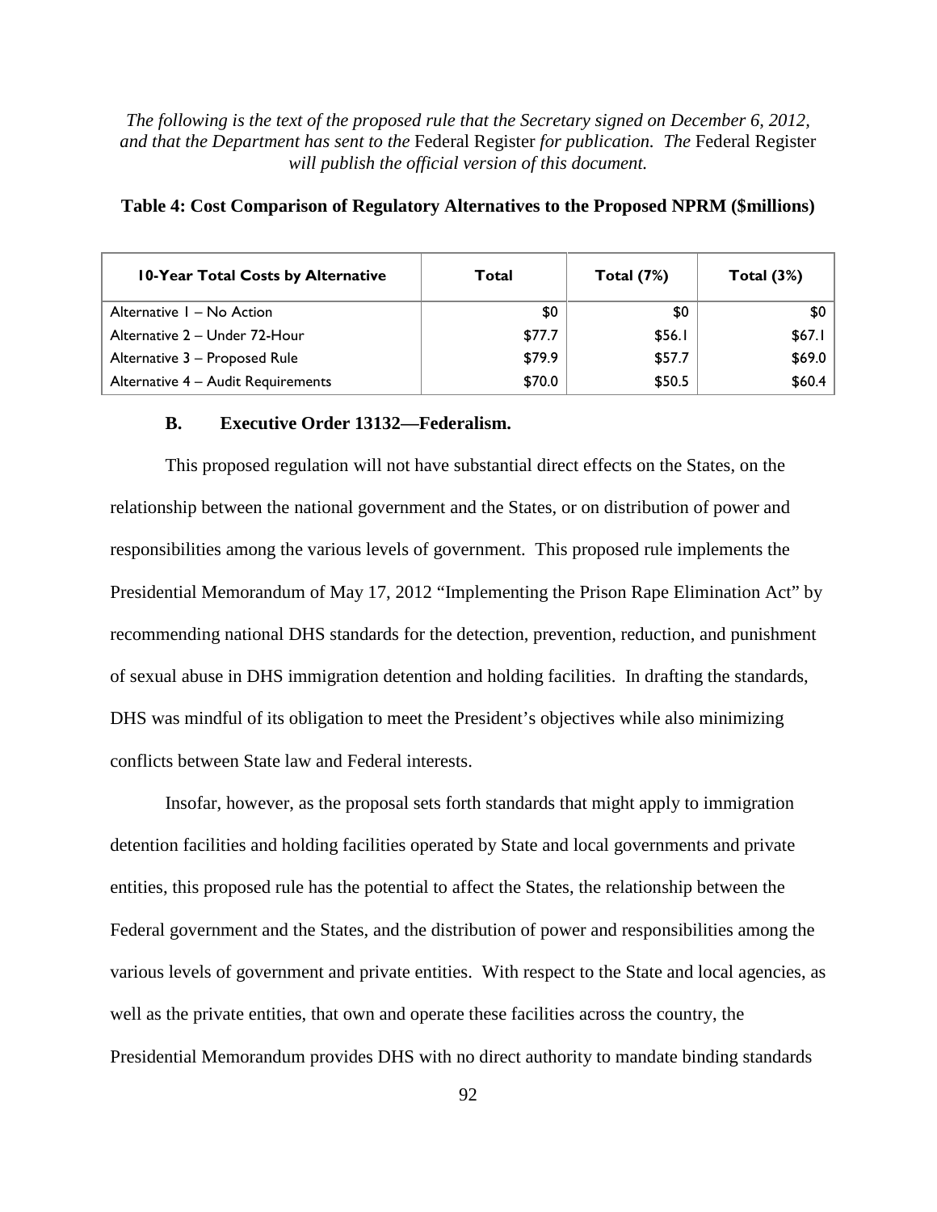*The following is the text of the proposed rule that the Secretary signed on December 6, 2012, and that the Department has sent to the* Federal Register *for publication. The* Federal Register *will publish the official version of this document.*

**Table 4: Cost Comparison of Regulatory Alternatives to the Proposed NPRM ($millions)**

| 10-Year Total Costs by Alternative | Total | Total (7%) | Total (3%) |
|---|---|---|---|
| Alternative 1 – No Action | $0 | $0 | $0 |
| Alternative 2 – Under 72-Hour | $77.7 | $56.1 | $67.1 |
| Alternative 3 – Proposed Rule | $79.9 | $57.7 | $69.0 |
| Alternative 4 – Audit Requirements | $70.0 | $50.5 | $60.4 |

### B. Executive Order 13132—Federalism.

This proposed regulation will not have substantial direct effects on the States, on the relationship between the national government and the States, or on distribution of power and responsibilities among the various levels of government. This proposed rule implements the Presidential Memorandum of May 17, 2012 "Implementing the Prison Rape Elimination Act" by recommending national DHS standards for the detection, prevention, reduction, and punishment of sexual abuse in DHS immigration detention and holding facilities. In drafting the standards, DHS was mindful of its obligation to meet the President's objectives while also minimizing conflicts between State law and Federal interests.

Insofar, however, as the proposal sets forth standards that might apply to immigration detention facilities and holding facilities operated by State and local governments and private entities, this proposed rule has the potential to affect the States, the relationship between the Federal government and the States, and the distribution of power and responsibilities among the various levels of government and private entities. With respect to the State and local agencies, as well as the private entities, that own and operate these facilities across the country, the Presidential Memorandum provides DHS with no direct authority to mandate binding standards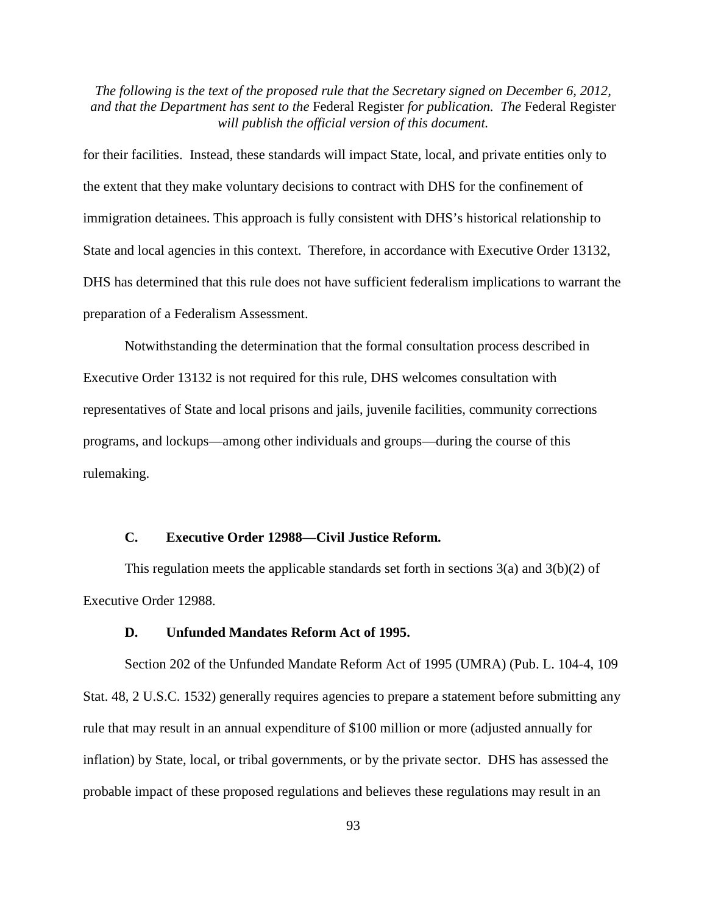for their facilities. Instead, these standards will impact State, local, and private entities only to the extent that they make voluntary decisions to contract with DHS for the confinement of immigration detainees. This approach is fully consistent with DHS's historical relationship to State and local agencies in this context. Therefore, in accordance with Executive Order 13132, DHS has determined that this rule does not have sufficient federalism implications to warrant the preparation of a Federalism Assessment.

Notwithstanding the determination that the formal consultation process described in Executive Order 13132 is not required for this rule, DHS welcomes consultation with representatives of State and local prisons and jails, juvenile facilities, community corrections programs, and lockups—among other individuals and groups—during the course of this rulemaking.

### C. Executive Order 12988—Civil Justice Reform.

This regulation meets the applicable standards set forth in sections 3(a) and 3(b)(2) of Executive Order 12988.

### D. Unfunded Mandates Reform Act of 1995.

Section 202 of the Unfunded Mandate Reform Act of 1995 (UMRA) (Pub. L. 104-4, 109 Stat. 48, 2 U.S.C. 1532) generally requires agencies to prepare a statement before submitting any rule that may result in an annual expenditure of $100 million or more (adjusted annually for inflation) by State, local, or tribal governments, or by the private sector. DHS has assessed the probable impact of these proposed regulations and believes these regulations may result in an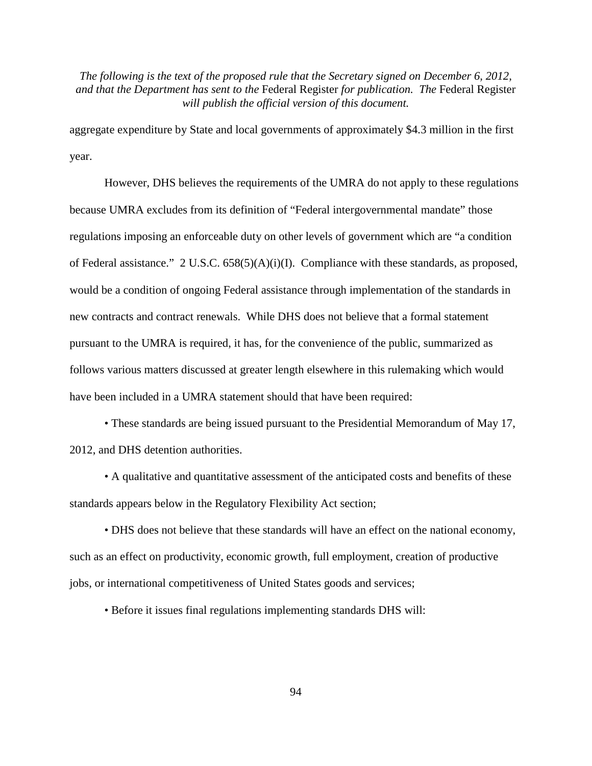aggregate expenditure by State and local governments of approximately $4.3 million in the first year.

However, DHS believes the requirements of the UMRA do not apply to these regulations because UMRA excludes from its definition of "Federal intergovernmental mandate" those regulations imposing an enforceable duty on other levels of government which are "a condition of Federal assistance." 2 U.S.C. 658(5)(A)(i)(I). Compliance with these standards, as proposed, would be a condition of ongoing Federal assistance through implementation of the standards in new contracts and contract renewals. While DHS does not believe that a formal statement pursuant to the UMRA is required, it has, for the convenience of the public, summarized as follows various matters discussed at greater length elsewhere in this rulemaking which would have been included in a UMRA statement should that have been required:

• These standards are being issued pursuant to the Presidential Memorandum of May 17, 2012, and DHS detention authorities.

• A qualitative and quantitative assessment of the anticipated costs and benefits of these standards appears below in the Regulatory Flexibility Act section;

• DHS does not believe that these standards will have an effect on the national economy, such as an effect on productivity, economic growth, full employment, creation of productive jobs, or international competitiveness of United States goods and services;

• Before it issues final regulations implementing standards DHS will: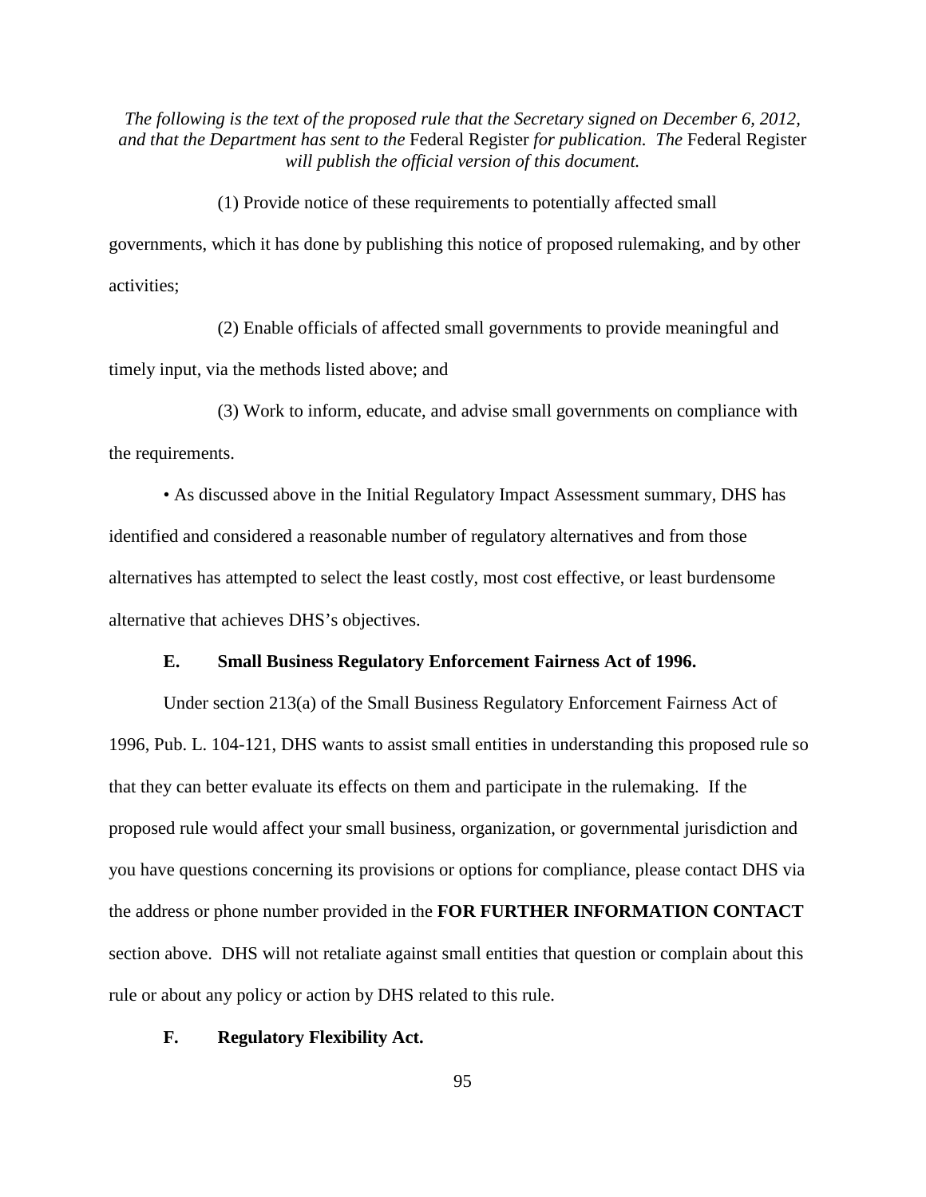(1) Provide notice of these requirements to potentially affected small governments, which it has done by publishing this notice of proposed rulemaking, and by other activities;

(2) Enable officials of affected small governments to provide meaningful and timely input, via the methods listed above; and

(3) Work to inform, educate, and advise small governments on compliance with the requirements.

• As discussed above in the Initial Regulatory Impact Assessment summary, DHS has identified and considered a reasonable number of regulatory alternatives and from those alternatives has attempted to select the least costly, most cost effective, or least burdensome alternative that achieves DHS's objectives.

### E. Small Business Regulatory Enforcement Fairness Act of 1996.

Under section 213(a) of the Small Business Regulatory Enforcement Fairness Act of 1996, Pub. L. 104-121, DHS wants to assist small entities in understanding this proposed rule so that they can better evaluate its effects on them and participate in the rulemaking. If the proposed rule would affect your small business, organization, or governmental jurisdiction and you have questions concerning its provisions or options for compliance, please contact DHS via the address or phone number provided in the **FOR FURTHER INFORMATION CONTACT** section above. DHS will not retaliate against small entities that question or complain about this rule or about any policy or action by DHS related to this rule.

### F. Regulatory Flexibility Act.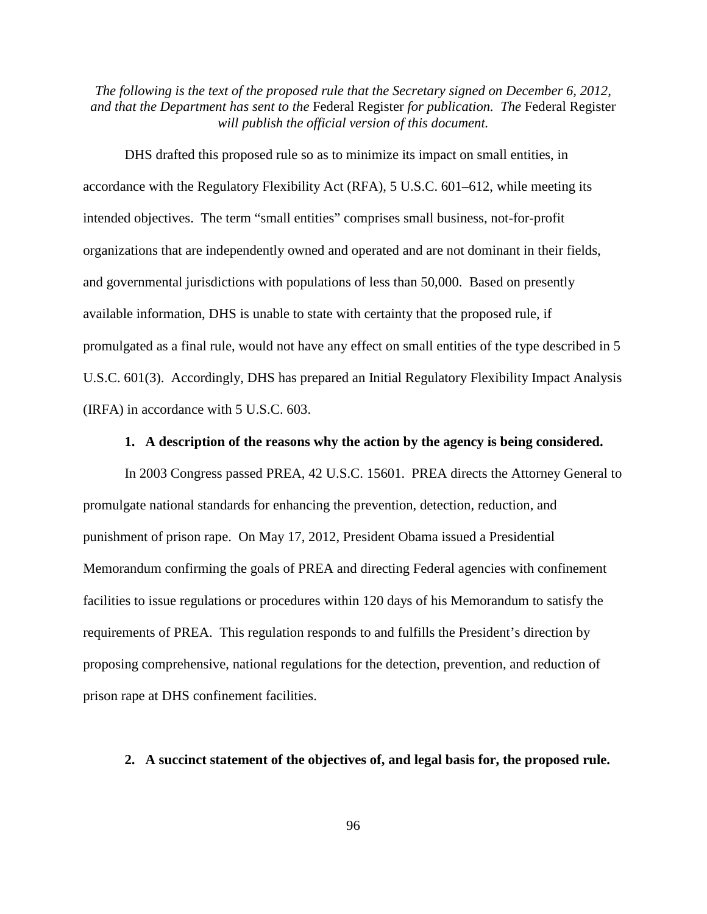*The following is the text of the proposed rule that the Secretary signed on December 6, 2012, and that the Department has sent to the* Federal Register *for publication. The* Federal Register *will publish the official version of this document.*

DHS drafted this proposed rule so as to minimize its impact on small entities, in accordance with the Regulatory Flexibility Act (RFA), 5 U.S.C. 601–612, while meeting its intended objectives. The term "small entities" comprises small business, not-for-profit organizations that are independently owned and operated and are not dominant in their fields, and governmental jurisdictions with populations of less than 50,000. Based on presently available information, DHS is unable to state with certainty that the proposed rule, if promulgated as a final rule, would not have any effect on small entities of the type described in 5 U.S.C. 601(3). Accordingly, DHS has prepared an Initial Regulatory Flexibility Impact Analysis (IRFA) in accordance with 5 U.S.C. 603.

**1. A description of the reasons why the action by the agency is being considered.**

In 2003 Congress passed PREA, 42 U.S.C. 15601. PREA directs the Attorney General to promulgate national standards for enhancing the prevention, detection, reduction, and punishment of prison rape. On May 17, 2012, President Obama issued a Presidential Memorandum confirming the goals of PREA and directing Federal agencies with confinement facilities to issue regulations or procedures within 120 days of his Memorandum to satisfy the requirements of PREA. This regulation responds to and fulfills the President's direction by proposing comprehensive, national regulations for the detection, prevention, and reduction of prison rape at DHS confinement facilities.

**2. A succinct statement of the objectives of, and legal basis for, the proposed rule.**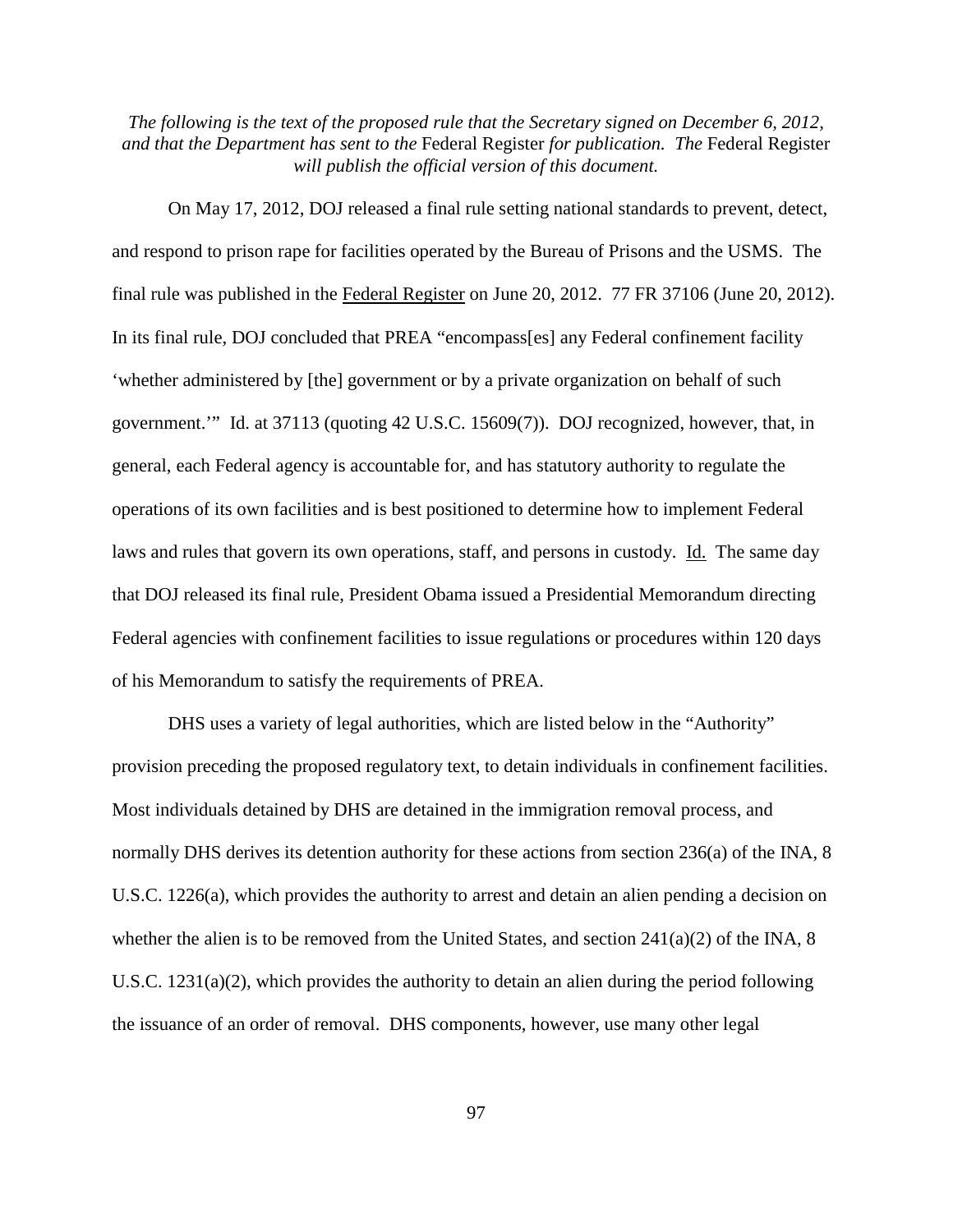*The following is the text of the proposed rule that the Secretary signed on December 6, 2012, and that the Department has sent to the* Federal Register *for publication. The* Federal Register *will publish the official version of this document.*

On May 17, 2012, DOJ released a final rule setting national standards to prevent, detect, and respond to prison rape for facilities operated by the Bureau of Prisons and the USMS. The final rule was published in the Federal Register on June 20, 2012. 77 FR 37106 (June 20, 2012). In its final rule, DOJ concluded that PREA "encompass[es] any Federal confinement facility 'whether administered by [the] government or by a private organization on behalf of such government.'" Id. at 37113 (quoting 42 U.S.C. 15609(7)). DOJ recognized, however, that, in general, each Federal agency is accountable for, and has statutory authority to regulate the operations of its own facilities and is best positioned to determine how to implement Federal laws and rules that govern its own operations, staff, and persons in custody. Id. The same day that DOJ released its final rule, President Obama issued a Presidential Memorandum directing Federal agencies with confinement facilities to issue regulations or procedures within 120 days of his Memorandum to satisfy the requirements of PREA.

DHS uses a variety of legal authorities, which are listed below in the "Authority" provision preceding the proposed regulatory text, to detain individuals in confinement facilities. Most individuals detained by DHS are detained in the immigration removal process, and normally DHS derives its detention authority for these actions from section 236(a) of the INA, 8 U.S.C. 1226(a), which provides the authority to arrest and detain an alien pending a decision on whether the alien is to be removed from the United States, and section 241(a)(2) of the INA, 8 U.S.C. 1231(a)(2), which provides the authority to detain an alien during the period following the issuance of an order of removal. DHS components, however, use many other legal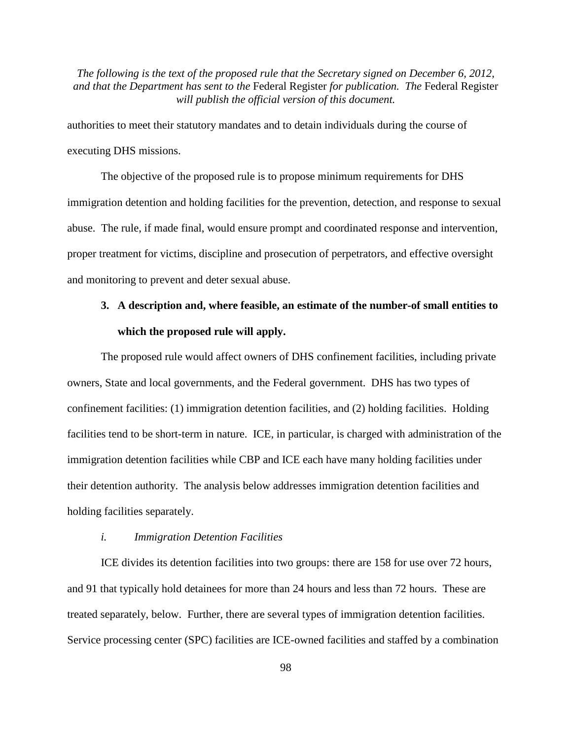authorities to meet their statutory mandates and to detain individuals during the course of executing DHS missions.

The objective of the proposed rule is to propose minimum requirements for DHS immigration detention and holding facilities for the prevention, detection, and response to sexual abuse. The rule, if made final, would ensure prompt and coordinated response and intervention, proper treatment for victims, discipline and prosecution of perpetrators, and effective oversight and monitoring to prevent and deter sexual abuse.

### 3. A description and, where feasible, an estimate of the number-of small entities to which the proposed rule will apply.

The proposed rule would affect owners of DHS confinement facilities, including private owners, State and local governments, and the Federal government. DHS has two types of confinement facilities: (1) immigration detention facilities, and (2) holding facilities. Holding facilities tend to be short-term in nature. ICE, in particular, is charged with administration of the immigration detention facilities while CBP and ICE each have many holding facilities under their detention authority. The analysis below addresses immigration detention facilities and holding facilities separately.

#### *i. Immigration Detention Facilities*

ICE divides its detention facilities into two groups: there are 158 for use over 72 hours, and 91 that typically hold detainees for more than 24 hours and less than 72 hours. These are treated separately, below. Further, there are several types of immigration detention facilities. Service processing center (SPC) facilities are ICE-owned facilities and staffed by a combination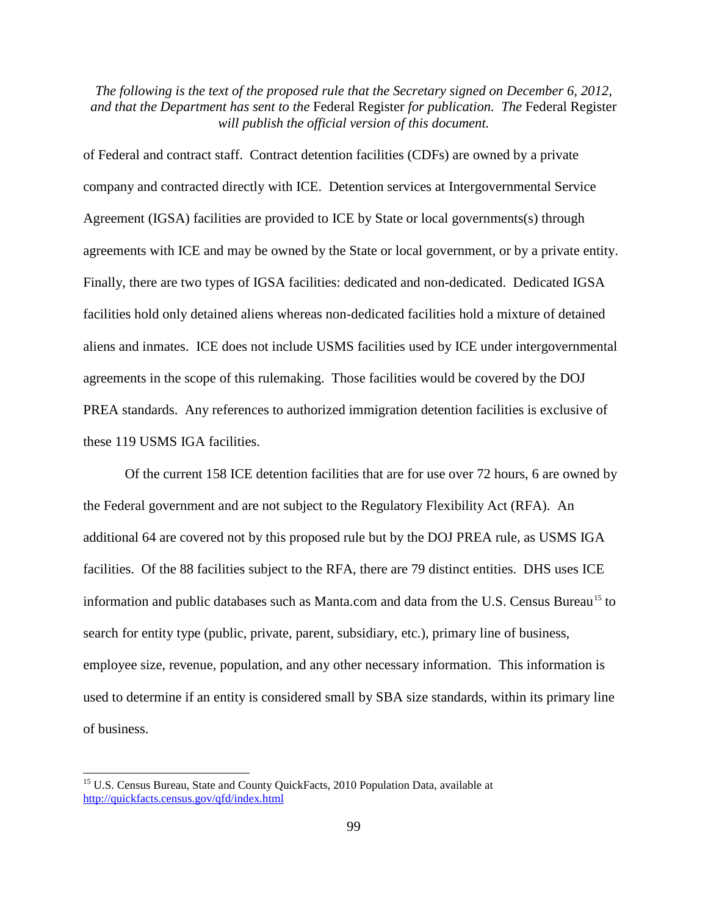*The following is the text of the proposed rule that the Secretary signed on December 6, 2012, and that the Department has sent to the* Federal Register *for publication. The* Federal Register *will publish the official version of this document.*

of Federal and contract staff. Contract detention facilities (CDFs) are owned by a private company and contracted directly with ICE. Detention services at Intergovernmental Service Agreement (IGSA) facilities are provided to ICE by State or local governments(s) through agreements with ICE and may be owned by the State or local government, or by a private entity. Finally, there are two types of IGSA facilities: dedicated and non-dedicated. Dedicated IGSA facilities hold only detained aliens whereas non-dedicated facilities hold a mixture of detained aliens and inmates. ICE does not include USMS facilities used by ICE under intergovernmental agreements in the scope of this rulemaking. Those facilities would be covered by the DOJ PREA standards. Any references to authorized immigration detention facilities is exclusive of these 119 USMS IGA facilities.

Of the current 158 ICE detention facilities that are for use over 72 hours, 6 are owned by the Federal government and are not subject to the Regulatory Flexibility Act (RFA). An additional 64 are covered not by this proposed rule but by the DOJ PREA rule, as USMS IGA facilities. Of the 88 facilities subject to the RFA, there are 79 distinct entities. DHS uses ICE information and public databases such as Manta.com and data from the U.S. Census Bureau[15] to search for entity type (public, private, parent, subsidiary, etc.), primary line of business, employee size, revenue, population, and any other necessary information. This information is used to determine if an entity is considered small by SBA size standards, within its primary line of business.

---

[15] U.S. Census Bureau, State and County QuickFacts, 2010 Population Data, available at http://quickfacts.census.gov/qfd/index.html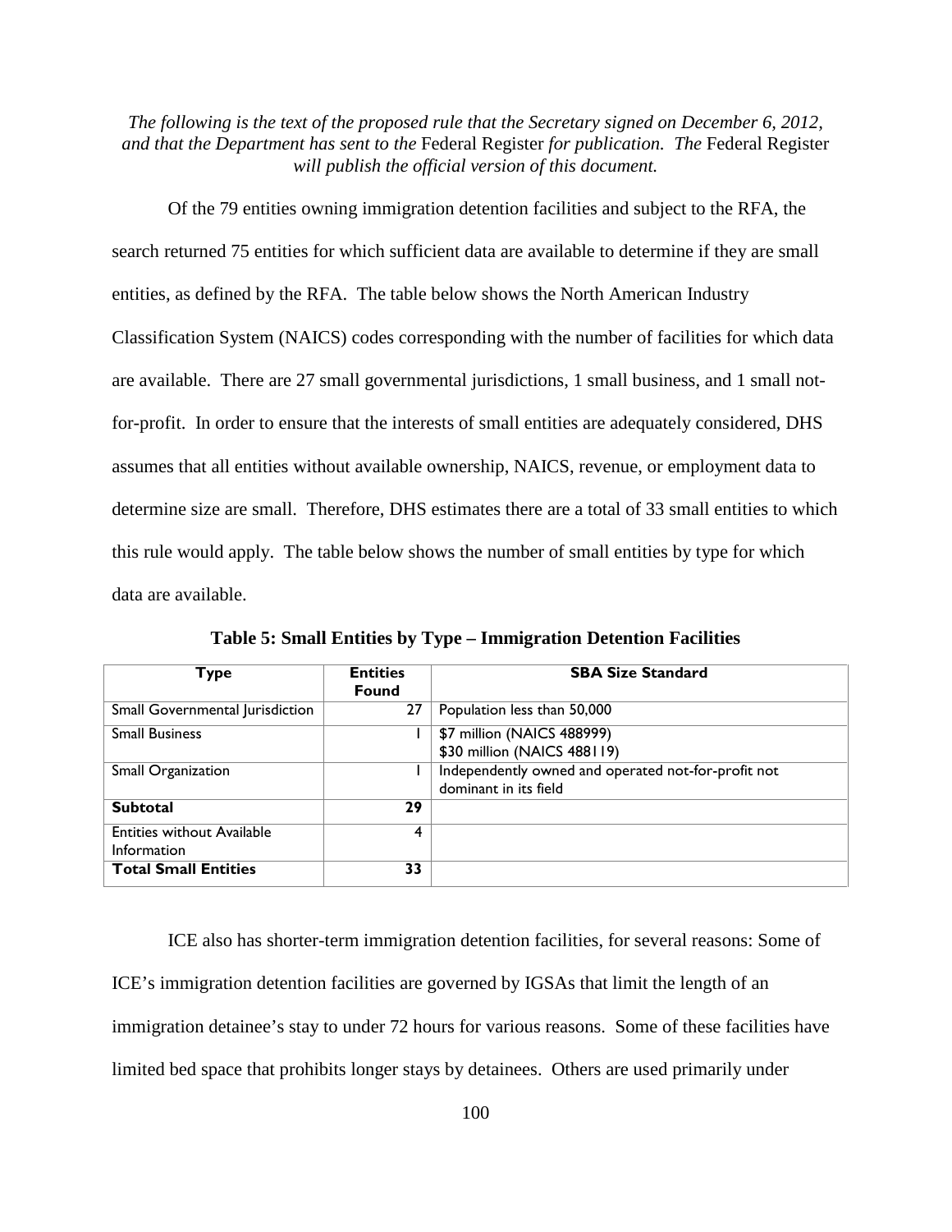*The following is the text of the proposed rule that the Secretary signed on December 6, 2012, and that the Department has sent to the* Federal Register *for publication. The* Federal Register *will publish the official version of this document.*

Of the 79 entities owning immigration detention facilities and subject to the RFA, the search returned 75 entities for which sufficient data are available to determine if they are small entities, as defined by the RFA. The table below shows the North American Industry Classification System (NAICS) codes corresponding with the number of facilities for which data are available. There are 27 small governmental jurisdictions, 1 small business, and 1 small not-for-profit. In order to ensure that the interests of small entities are adequately considered, DHS assumes that all entities without available ownership, NAICS, revenue, or employment data to determine size are small. Therefore, DHS estimates there are a total of 33 small entities to which this rule would apply. The table below shows the number of small entities by type for which data are available.

**Table 5: Small Entities by Type – Immigration Detention Facilities**

| Type | Entities Found | SBA Size Standard |
|---|---|---|
| Small Governmental Jurisdiction | 27 | Population less than 50,000 |
| Small Business | 1 | \$7 million (NAICS 488999)<br>\$30 million (NAICS 488119) |
| Small Organization | 1 | Independently owned and operated not-for-profit not dominant in its field |
| **Subtotal** | **29** | |
| Entities without Available Information | 4 | |
| **Total Small Entities** | **33** | |

ICE also has shorter-term immigration detention facilities, for several reasons: Some of ICE's immigration detention facilities are governed by IGSAs that limit the length of an immigration detainee's stay to under 72 hours for various reasons. Some of these facilities have limited bed space that prohibits longer stays by detainees. Others are used primarily under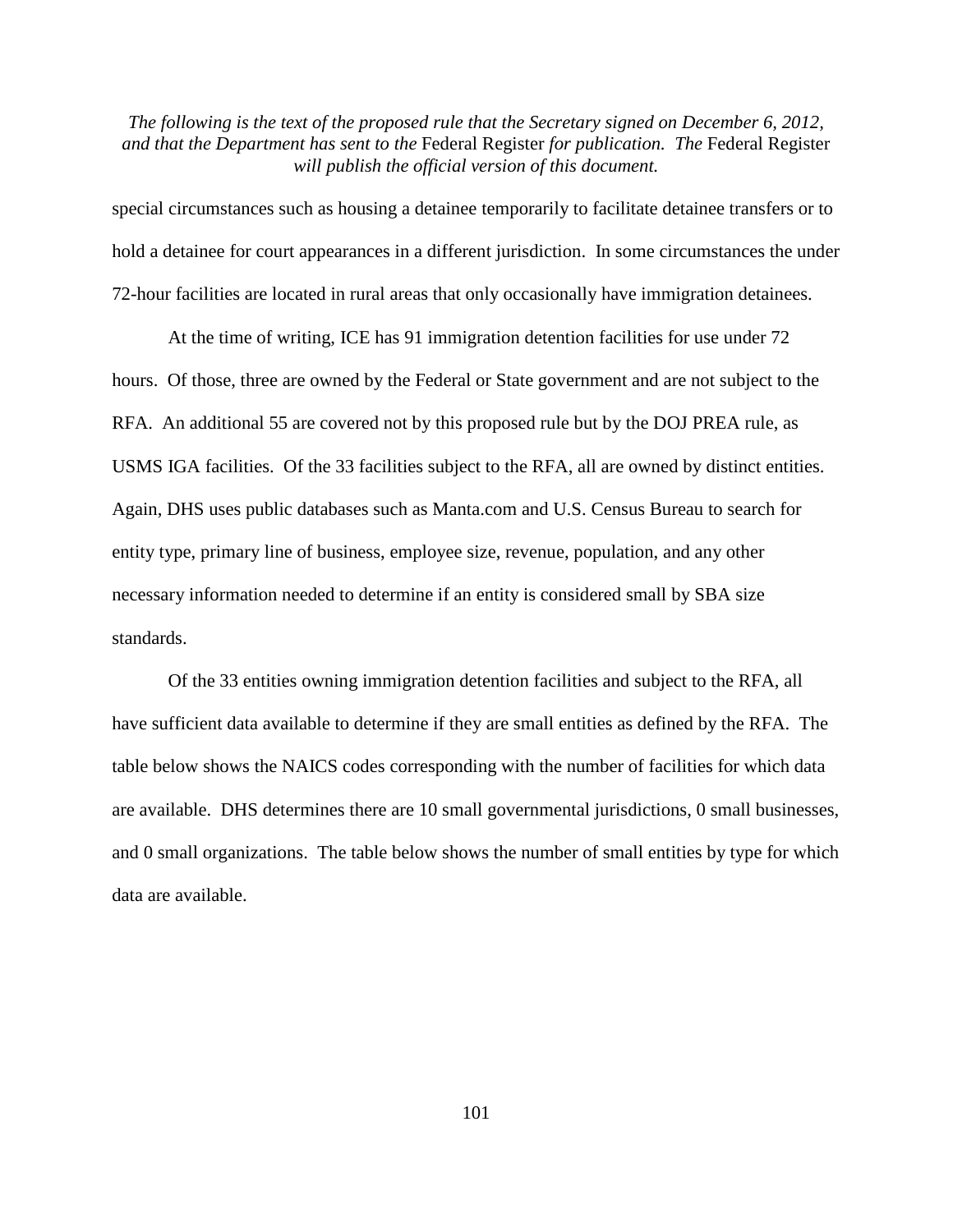special circumstances such as housing a detainee temporarily to facilitate detainee transfers or to hold a detainee for court appearances in a different jurisdiction. In some circumstances the under 72-hour facilities are located in rural areas that only occasionally have immigration detainees.

At the time of writing, ICE has 91 immigration detention facilities for use under 72 hours. Of those, three are owned by the Federal or State government and are not subject to the RFA. An additional 55 are covered not by this proposed rule but by the DOJ PREA rule, as USMS IGA facilities. Of the 33 facilities subject to the RFA, all are owned by distinct entities. Again, DHS uses public databases such as Manta.com and U.S. Census Bureau to search for entity type, primary line of business, employee size, revenue, population, and any other necessary information needed to determine if an entity is considered small by SBA size standards.

Of the 33 entities owning immigration detention facilities and subject to the RFA, all have sufficient data available to determine if they are small entities as defined by the RFA. The table below shows the NAICS codes corresponding with the number of facilities for which data are available. DHS determines there are 10 small governmental jurisdictions, 0 small businesses, and 0 small organizations. The table below shows the number of small entities by type for which data are available.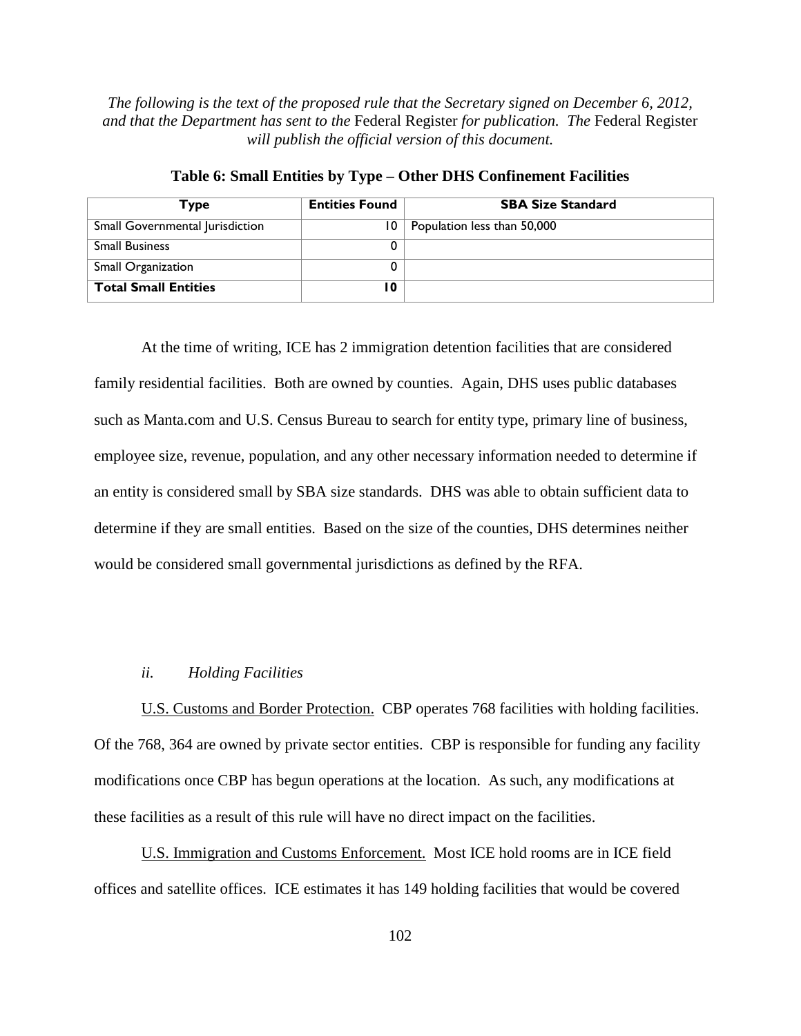*The following is the text of the proposed rule that the Secretary signed on December 6, 2012, and that the Department has sent to the* Federal Register *for publication. The* Federal Register *will publish the official version of this document.*

**Table 6: Small Entities by Type – Other DHS Confinement Facilities**

| Type | Entities Found | SBA Size Standard |
|---|---|---|
| Small Governmental Jurisdiction | 10 | Population less than 50,000 |
| Small Business | 0 | |
| Small Organization | 0 | |
| **Total Small Entities** | **10** | |

At the time of writing, ICE has 2 immigration detention facilities that are considered family residential facilities. Both are owned by counties. Again, DHS uses public databases such as Manta.com and U.S. Census Bureau to search for entity type, primary line of business, employee size, revenue, population, and any other necessary information needed to determine if an entity is considered small by SBA size standards. DHS was able to obtain sufficient data to determine if they are small entities. Based on the size of the counties, DHS determines neither would be considered small governmental jurisdictions as defined by the RFA.

*ii. Holding Facilities*

U.S. Customs and Border Protection. CBP operates 768 facilities with holding facilities. Of the 768, 364 are owned by private sector entities. CBP is responsible for funding any facility modifications once CBP has begun operations at the location. As such, any modifications at these facilities as a result of this rule will have no direct impact on the facilities.

U.S. Immigration and Customs Enforcement. Most ICE hold rooms are in ICE field offices and satellite offices. ICE estimates it has 149 holding facilities that would be covered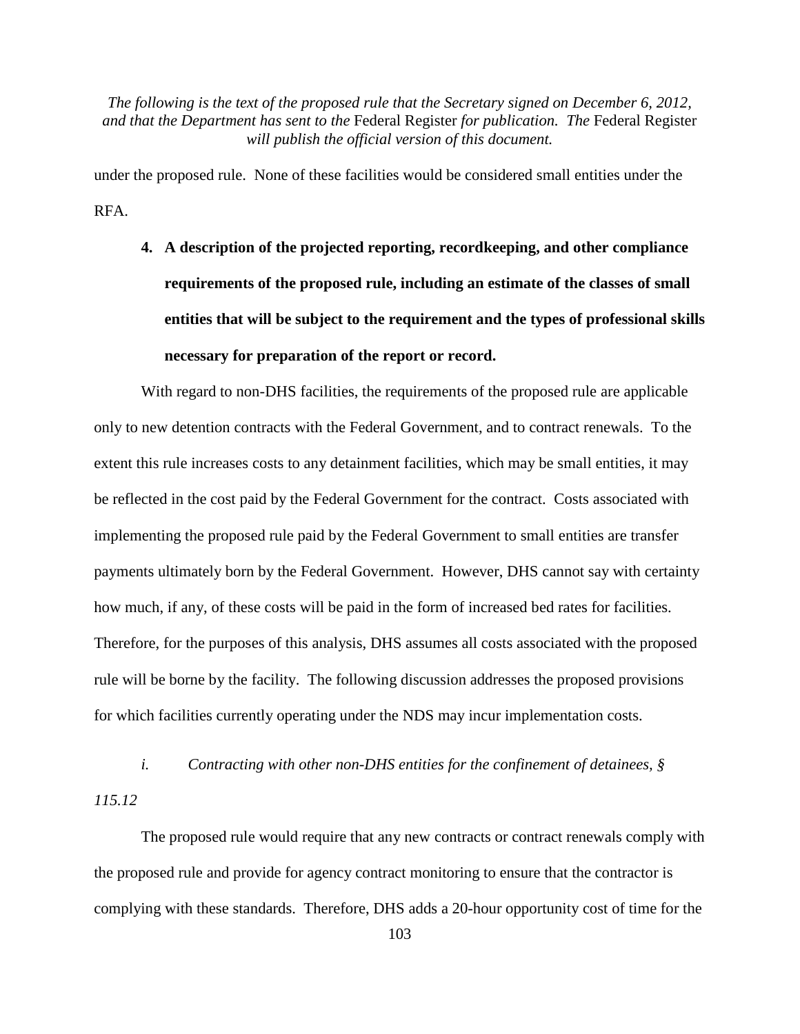under the proposed rule. None of these facilities would be considered small entities under the RFA.

4. **A description of the projected reporting, recordkeeping, and other compliance requirements of the proposed rule, including an estimate of the classes of small entities that will be subject to the requirement and the types of professional skills necessary for preparation of the report or record.**

With regard to non-DHS facilities, the requirements of the proposed rule are applicable only to new detention contracts with the Federal Government, and to contract renewals. To the extent this rule increases costs to any detainment facilities, which may be small entities, it may be reflected in the cost paid by the Federal Government for the contract. Costs associated with implementing the proposed rule paid by the Federal Government to small entities are transfer payments ultimately born by the Federal Government. However, DHS cannot say with certainty how much, if any, of these costs will be paid in the form of increased bed rates for facilities. Therefore, for the purposes of this analysis, DHS assumes all costs associated with the proposed rule will be borne by the facility. The following discussion addresses the proposed provisions for which facilities currently operating under the NDS may incur implementation costs.

*i. Contracting with other non-DHS entities for the confinement of detainees, § 115.12*

The proposed rule would require that any new contracts or contract renewals comply with the proposed rule and provide for agency contract monitoring to ensure that the contractor is complying with these standards. Therefore, DHS adds a 20-hour opportunity cost of time for the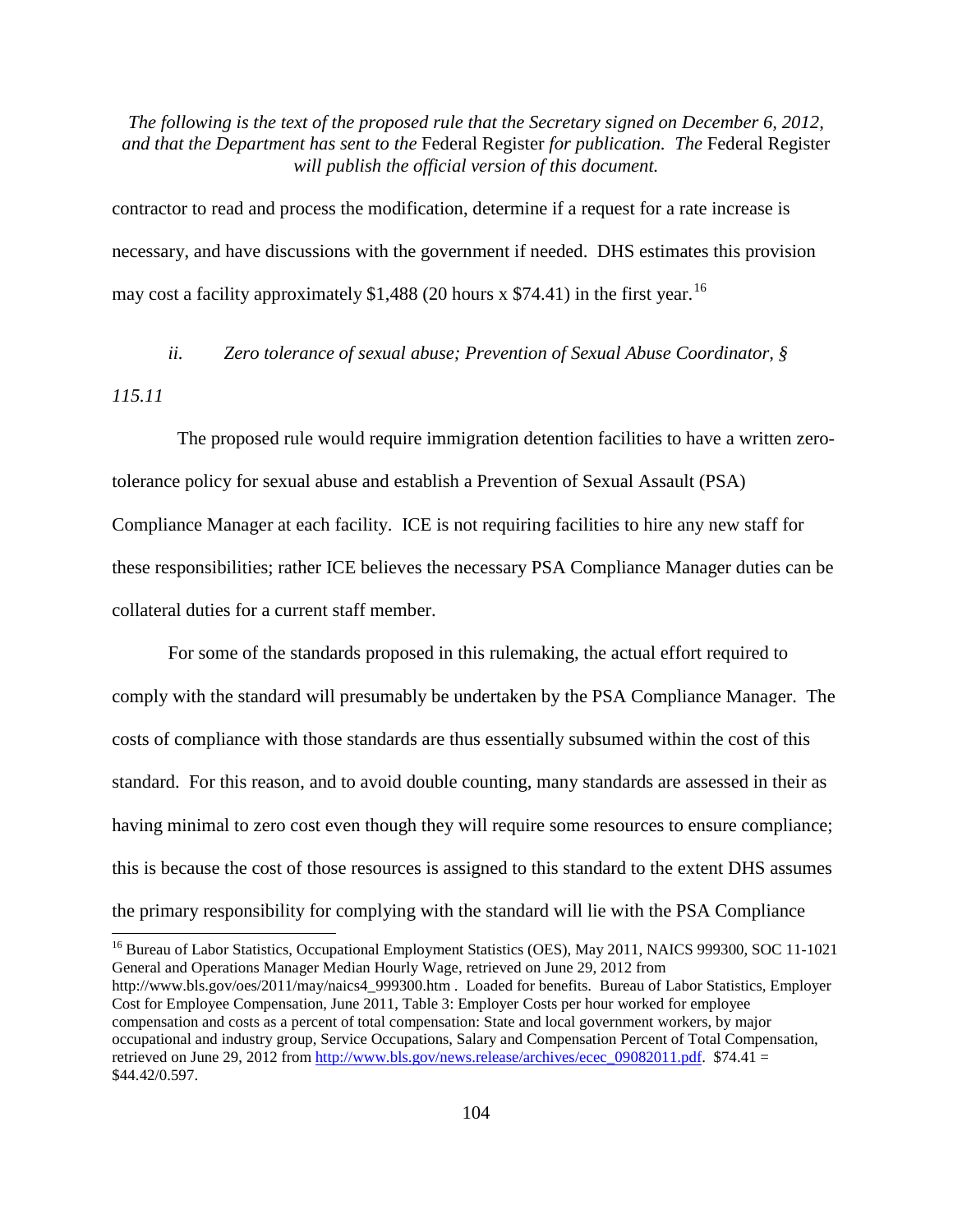contractor to read and process the modification, determine if a request for a rate increase is necessary, and have discussions with the government if needed. DHS estimates this provision may cost a facility approximately $1,488 (20 hours x $74.41) in the first year.[16]

*ii. Zero tolerance of sexual abuse; Prevention of Sexual Abuse Coordinator, § 115.11*

The proposed rule would require immigration detention facilities to have a written zero-tolerance policy for sexual abuse and establish a Prevention of Sexual Assault (PSA) Compliance Manager at each facility. ICE is not requiring facilities to hire any new staff for these responsibilities; rather ICE believes the necessary PSA Compliance Manager duties can be collateral duties for a current staff member.

For some of the standards proposed in this rulemaking, the actual effort required to comply with the standard will presumably be undertaken by the PSA Compliance Manager. The costs of compliance with those standards are thus essentially subsumed within the cost of this standard. For this reason, and to avoid double counting, many standards are assessed in their as having minimal to zero cost even though they will require some resources to ensure compliance; this is because the cost of those resources is assigned to this standard to the extent DHS assumes the primary responsibility for complying with the standard will lie with the PSA Compliance

---

[16] Bureau of Labor Statistics, Occupational Employment Statistics (OES), May 2011, NAICS 999300, SOC 11-1021 General and Operations Manager Median Hourly Wage, retrieved on June 29, 2012 from http://www.bls.gov/oes/2011/may/naics4_999300.htm . Loaded for benefits. Bureau of Labor Statistics, Employer Cost for Employee Compensation, June 2011, Table 3: Employer Costs per hour worked for employee compensation and costs as a percent of total compensation: State and local government workers, by major occupational and industry group, Service Occupations, Salary and Compensation Percent of Total Compensation, retrieved on June 29, 2012 from http://www.bls.gov/news.release/archives/ecec_09082011.pdf. $74.41 = $44.42/0.597.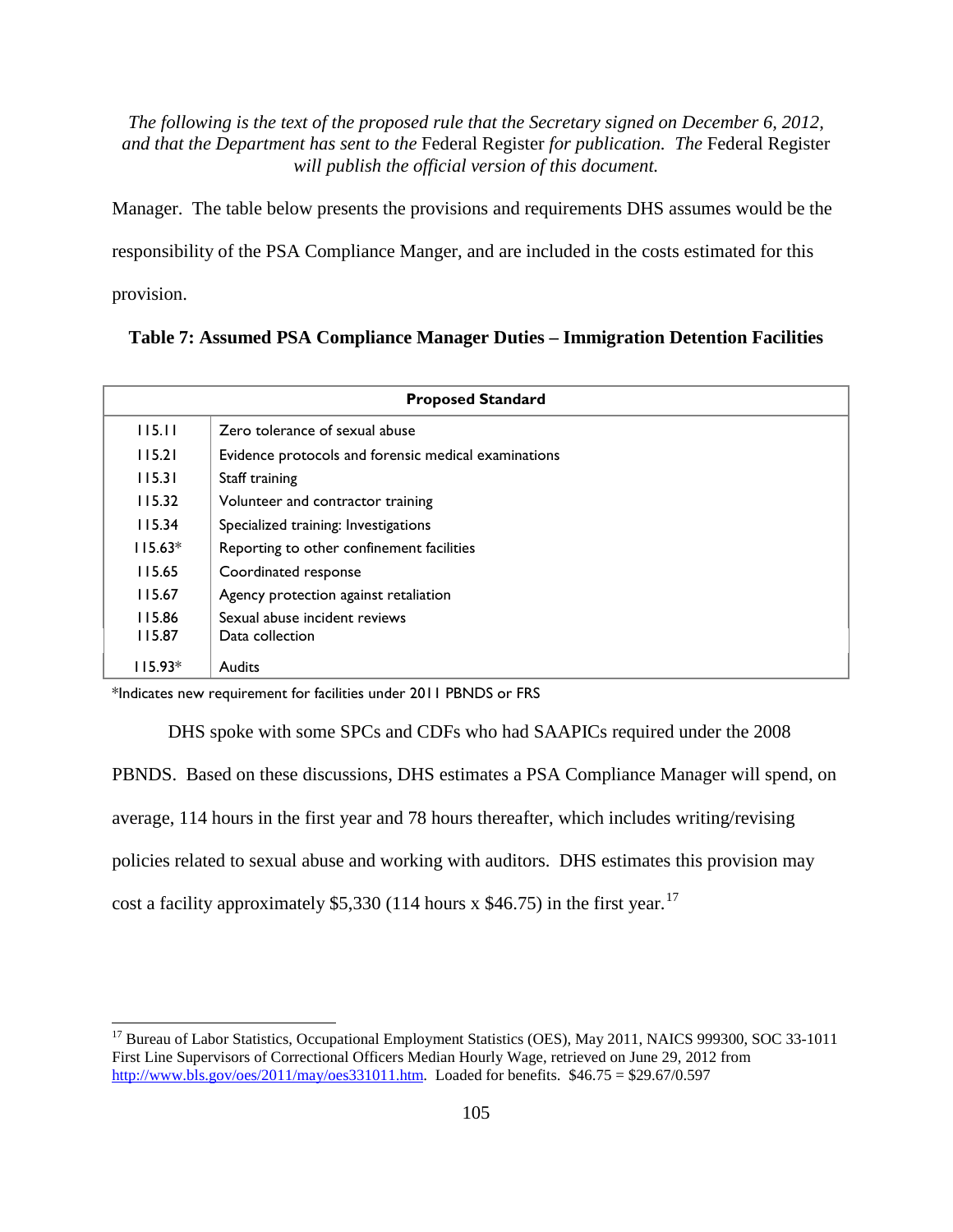*The following is the text of the proposed rule that the Secretary signed on December 6, 2012, and that the Department has sent to the* Federal Register *for publication. The* Federal Register *will publish the official version of this document.*

Manager. The table below presents the provisions and requirements DHS assumes would be the responsibility of the PSA Compliance Manger, and are included in the costs estimated for this provision.

**Table 7: Assumed PSA Compliance Manager Duties – Immigration Detention Facilities**

| Proposed Standard | |
|---|---|
| 115.11 | Zero tolerance of sexual abuse |
| 115.21 | Evidence protocols and forensic medical examinations |
| 115.31 | Staff training |
| 115.32 | Volunteer and contractor training |
| 115.34 | Specialized training: Investigations |
| 115.63* | Reporting to other confinement facilities |
| 115.65 | Coordinated response |
| 115.67 | Agency protection against retaliation |
| 115.86 | Sexual abuse incident reviews |
| 115.87 | Data collection |
| 115.93* | Audits |

*Indicates new requirement for facilities under 2011 PBNDS or FRS

DHS spoke with some SPCs and CDFs who had SAAPICs required under the 2008 PBNDS. Based on these discussions, DHS estimates a PSA Compliance Manager will spend, on average, 114 hours in the first year and 78 hours thereafter, which includes writing/revising policies related to sexual abuse and working with auditors. DHS estimates this provision may cost a facility approximately $5,330 (114 hours x $46.75) in the first year.[17]

[17] Bureau of Labor Statistics, Occupational Employment Statistics (OES), May 2011, NAICS 999300, SOC 33-1011 First Line Supervisors of Correctional Officers Median Hourly Wage, retrieved on June 29, 2012 from http://www.bls.gov/oes/2011/may/oes331011.htm. Loaded for benefits. $46.75 = $29.67/0.597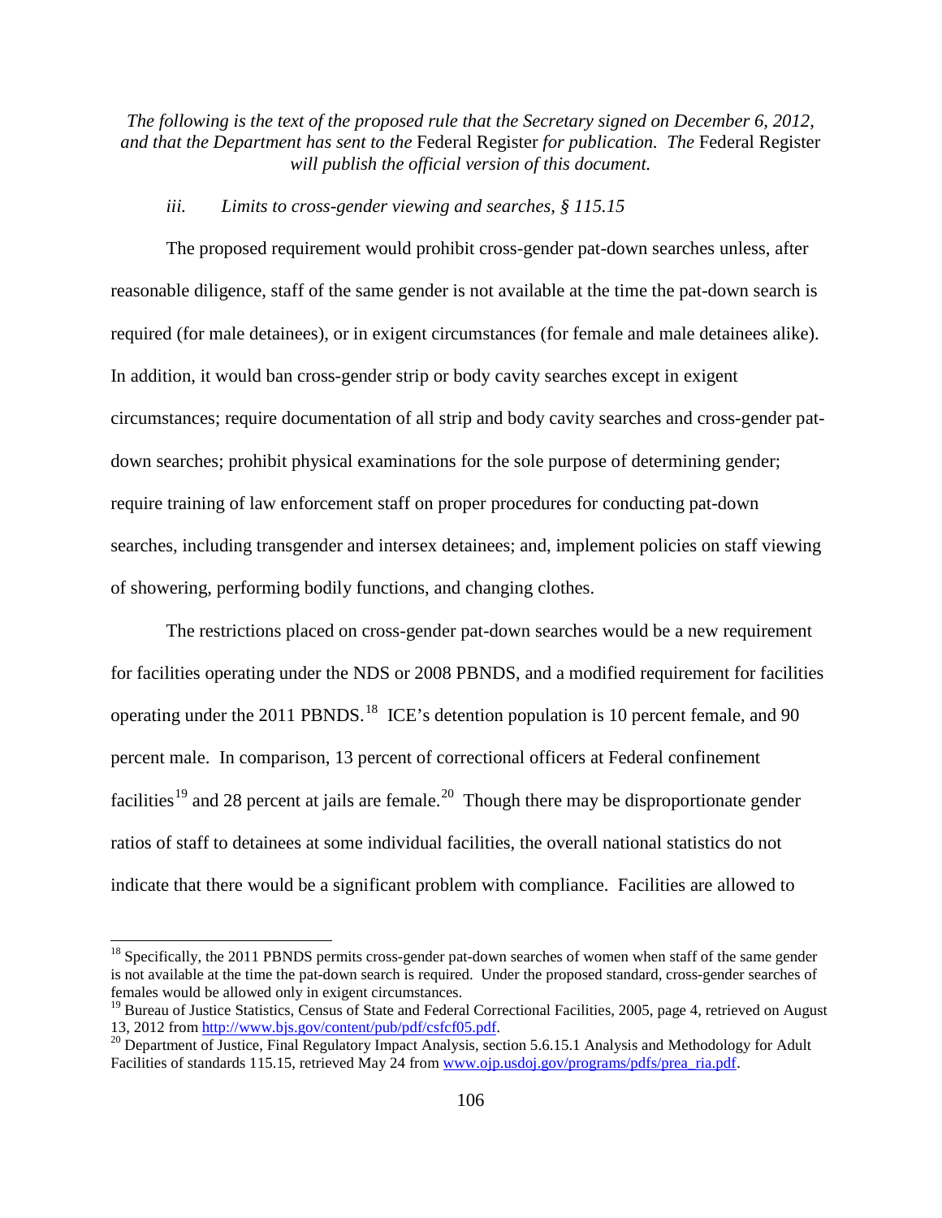*The following is the text of the proposed rule that the Secretary signed on December 6, 2012, and that the Department has sent to the* Federal Register *for publication. The* Federal Register *will publish the official version of this document.*

*iii. Limits to cross-gender viewing and searches, § 115.15*

The proposed requirement would prohibit cross-gender pat-down searches unless, after reasonable diligence, staff of the same gender is not available at the time the pat-down search is required (for male detainees), or in exigent circumstances (for female and male detainees alike). In addition, it would ban cross-gender strip or body cavity searches except in exigent circumstances; require documentation of all strip and body cavity searches and cross-gender pat-down searches; prohibit physical examinations for the sole purpose of determining gender; require training of law enforcement staff on proper procedures for conducting pat-down searches, including transgender and intersex detainees; and, implement policies on staff viewing of showering, performing bodily functions, and changing clothes.

The restrictions placed on cross-gender pat-down searches would be a new requirement for facilities operating under the NDS or 2008 PBNDS, and a modified requirement for facilities operating under the 2011 PBNDS.[18] ICE's detention population is 10 percent female, and 90 percent male. In comparison, 13 percent of correctional officers at Federal confinement facilities[19] and 28 percent at jails are female.[20] Though there may be disproportionate gender ratios of staff to detainees at some individual facilities, the overall national statistics do not indicate that there would be a significant problem with compliance. Facilities are allowed to

---

[18] Specifically, the 2011 PBNDS permits cross-gender pat-down searches of women when staff of the same gender is not available at the time the pat-down search is required. Under the proposed standard, cross-gender searches of females would be allowed only in exigent circumstances.

[19] Bureau of Justice Statistics, Census of State and Federal Correctional Facilities, 2005, page 4, retrieved on August 13, 2012 from http://www.bjs.gov/content/pub/pdf/csfcf05.pdf.

[20] Department of Justice, Final Regulatory Impact Analysis, section 5.6.15.1 Analysis and Methodology for Adult Facilities of standards 115.15, retrieved May 24 from www.ojp.usdoj.gov/programs/pdfs/prea_ria.pdf.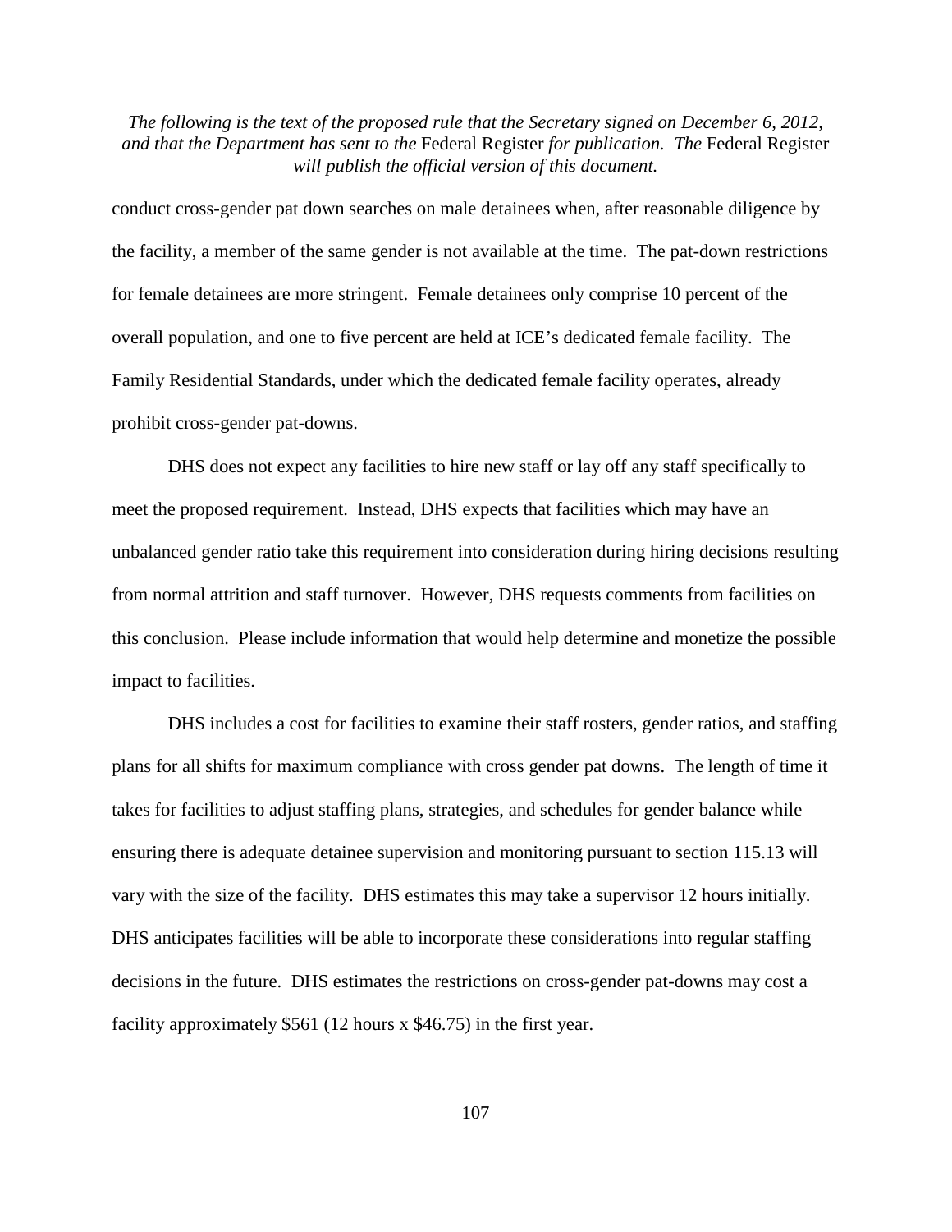conduct cross-gender pat down searches on male detainees when, after reasonable diligence by the facility, a member of the same gender is not available at the time. The pat-down restrictions for female detainees are more stringent. Female detainees only comprise 10 percent of the overall population, and one to five percent are held at ICE's dedicated female facility. The Family Residential Standards, under which the dedicated female facility operates, already prohibit cross-gender pat-downs.

DHS does not expect any facilities to hire new staff or lay off any staff specifically to meet the proposed requirement. Instead, DHS expects that facilities which may have an unbalanced gender ratio take this requirement into consideration during hiring decisions resulting from normal attrition and staff turnover. However, DHS requests comments from facilities on this conclusion. Please include information that would help determine and monetize the possible impact to facilities.

DHS includes a cost for facilities to examine their staff rosters, gender ratios, and staffing plans for all shifts for maximum compliance with cross gender pat downs. The length of time it takes for facilities to adjust staffing plans, strategies, and schedules for gender balance while ensuring there is adequate detainee supervision and monitoring pursuant to section 115.13 will vary with the size of the facility. DHS estimates this may take a supervisor 12 hours initially. DHS anticipates facilities will be able to incorporate these considerations into regular staffing decisions in the future. DHS estimates the restrictions on cross-gender pat-downs may cost a facility approximately $561 (12 hours x $46.75) in the first year.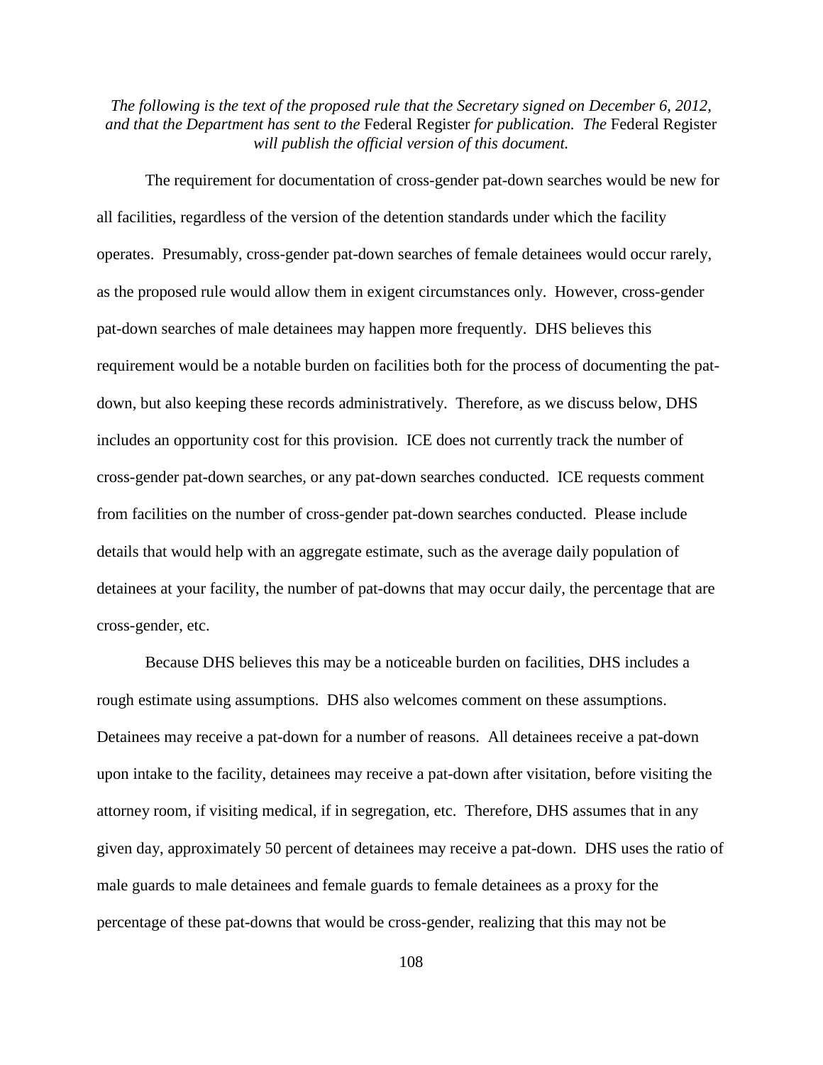*The following is the text of the proposed rule that the Secretary signed on December 6, 2012, and that the Department has sent to the* Federal Register *for publication. The* Federal Register *will publish the official version of this document.*

The requirement for documentation of cross-gender pat-down searches would be new for all facilities, regardless of the version of the detention standards under which the facility operates. Presumably, cross-gender pat-down searches of female detainees would occur rarely, as the proposed rule would allow them in exigent circumstances only. However, cross-gender pat-down searches of male detainees may happen more frequently. DHS believes this requirement would be a notable burden on facilities both for the process of documenting the pat-down, but also keeping these records administratively. Therefore, as we discuss below, DHS includes an opportunity cost for this provision. ICE does not currently track the number of cross-gender pat-down searches, or any pat-down searches conducted. ICE requests comment from facilities on the number of cross-gender pat-down searches conducted. Please include details that would help with an aggregate estimate, such as the average daily population of detainees at your facility, the number of pat-downs that may occur daily, the percentage that are cross-gender, etc.

Because DHS believes this may be a noticeable burden on facilities, DHS includes a rough estimate using assumptions. DHS also welcomes comment on these assumptions. Detainees may receive a pat-down for a number of reasons. All detainees receive a pat-down upon intake to the facility, detainees may receive a pat-down after visitation, before visiting the attorney room, if visiting medical, if in segregation, etc. Therefore, DHS assumes that in any given day, approximately 50 percent of detainees may receive a pat-down. DHS uses the ratio of male guards to male detainees and female guards to female detainees as a proxy for the percentage of these pat-downs that would be cross-gender, realizing that this may not be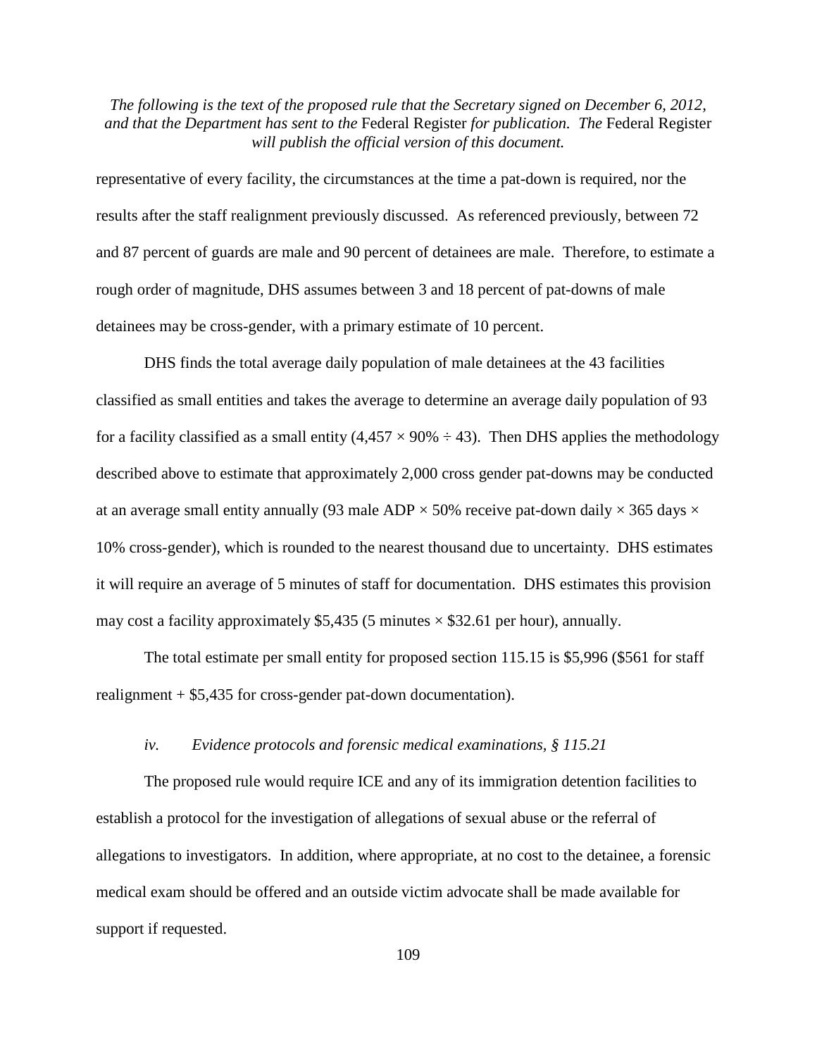representative of every facility, the circumstances at the time a pat-down is required, nor the results after the staff realignment previously discussed. As referenced previously, between 72 and 87 percent of guards are male and 90 percent of detainees are male. Therefore, to estimate a rough order of magnitude, DHS assumes between 3 and 18 percent of pat-downs of male detainees may be cross-gender, with a primary estimate of 10 percent.

DHS finds the total average daily population of male detainees at the 43 facilities classified as small entities and takes the average to determine an average daily population of 93 for a facility classified as a small entity (4,457 × 90% ÷ 43). Then DHS applies the methodology described above to estimate that approximately 2,000 cross gender pat-downs may be conducted at an average small entity annually (93 male ADP × 50% receive pat-down daily × 365 days × 10% cross-gender), which is rounded to the nearest thousand due to uncertainty. DHS estimates it will require an average of 5 minutes of staff for documentation. DHS estimates this provision may cost a facility approximately $5,435 (5 minutes × $32.61 per hour), annually.

The total estimate per small entity for proposed section 115.15 is $5,996 ($561 for staff realignment + $5,435 for cross-gender pat-down documentation).

*iv. Evidence protocols and forensic medical examinations, § 115.21*

The proposed rule would require ICE and any of its immigration detention facilities to establish a protocol for the investigation of allegations of sexual abuse or the referral of allegations to investigators. In addition, where appropriate, at no cost to the detainee, a forensic medical exam should be offered and an outside victim advocate shall be made available for support if requested.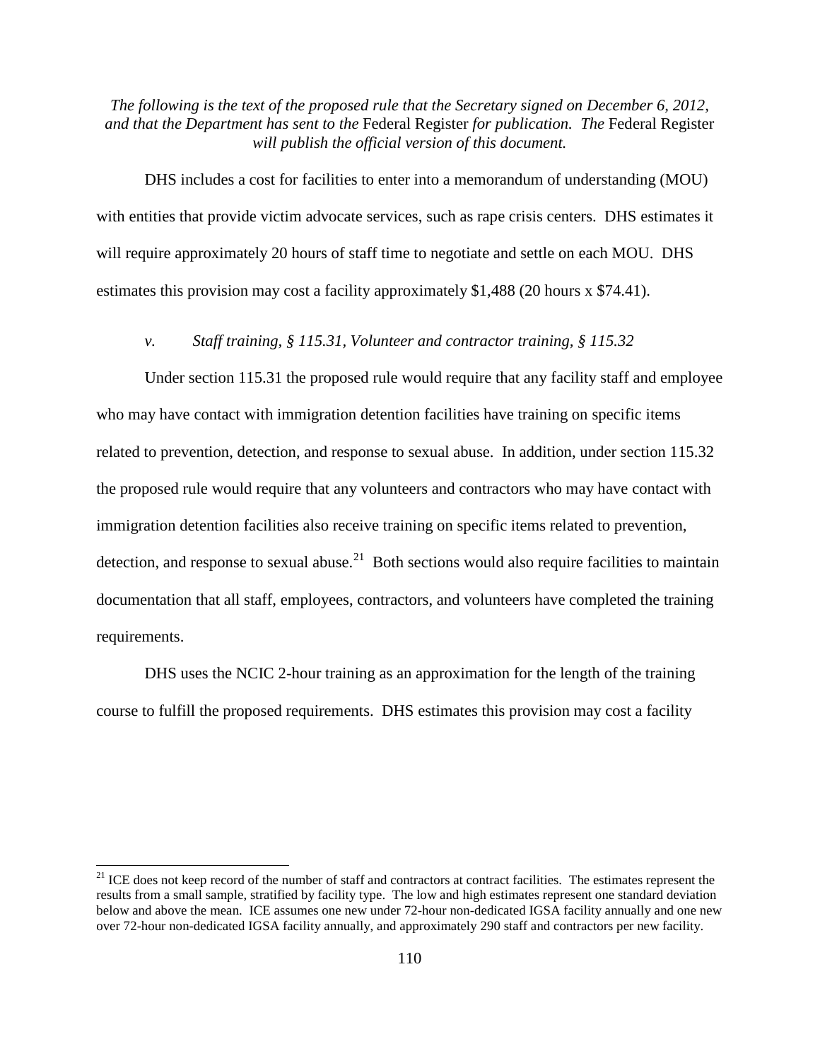*The following is the text of the proposed rule that the Secretary signed on December 6, 2012, and that the Department has sent to the* Federal Register *for publication. The* Federal Register *will publish the official version of this document.*

DHS includes a cost for facilities to enter into a memorandum of understanding (MOU) with entities that provide victim advocate services, such as rape crisis centers. DHS estimates it will require approximately 20 hours of staff time to negotiate and settle on each MOU. DHS estimates this provision may cost a facility approximately $1,488 (20 hours x $74.41).

*v. Staff training, § 115.31, Volunteer and contractor training, § 115.32*

Under section 115.31 the proposed rule would require that any facility staff and employee who may have contact with immigration detention facilities have training on specific items related to prevention, detection, and response to sexual abuse. In addition, under section 115.32 the proposed rule would require that any volunteers and contractors who may have contact with immigration detention facilities also receive training on specific items related to prevention, detection, and response to sexual abuse.[21] Both sections would also require facilities to maintain documentation that all staff, employees, contractors, and volunteers have completed the training requirements.

DHS uses the NCIC 2-hour training as an approximation for the length of the training course to fulfill the proposed requirements. DHS estimates this provision may cost a facility

[21] ICE does not keep record of the number of staff and contractors at contract facilities. The estimates represent the results from a small sample, stratified by facility type. The low and high estimates represent one standard deviation below and above the mean. ICE assumes one new under 72-hour non-dedicated IGSA facility annually and one new over 72-hour non-dedicated IGSA facility annually, and approximately 290 staff and contractors per new facility.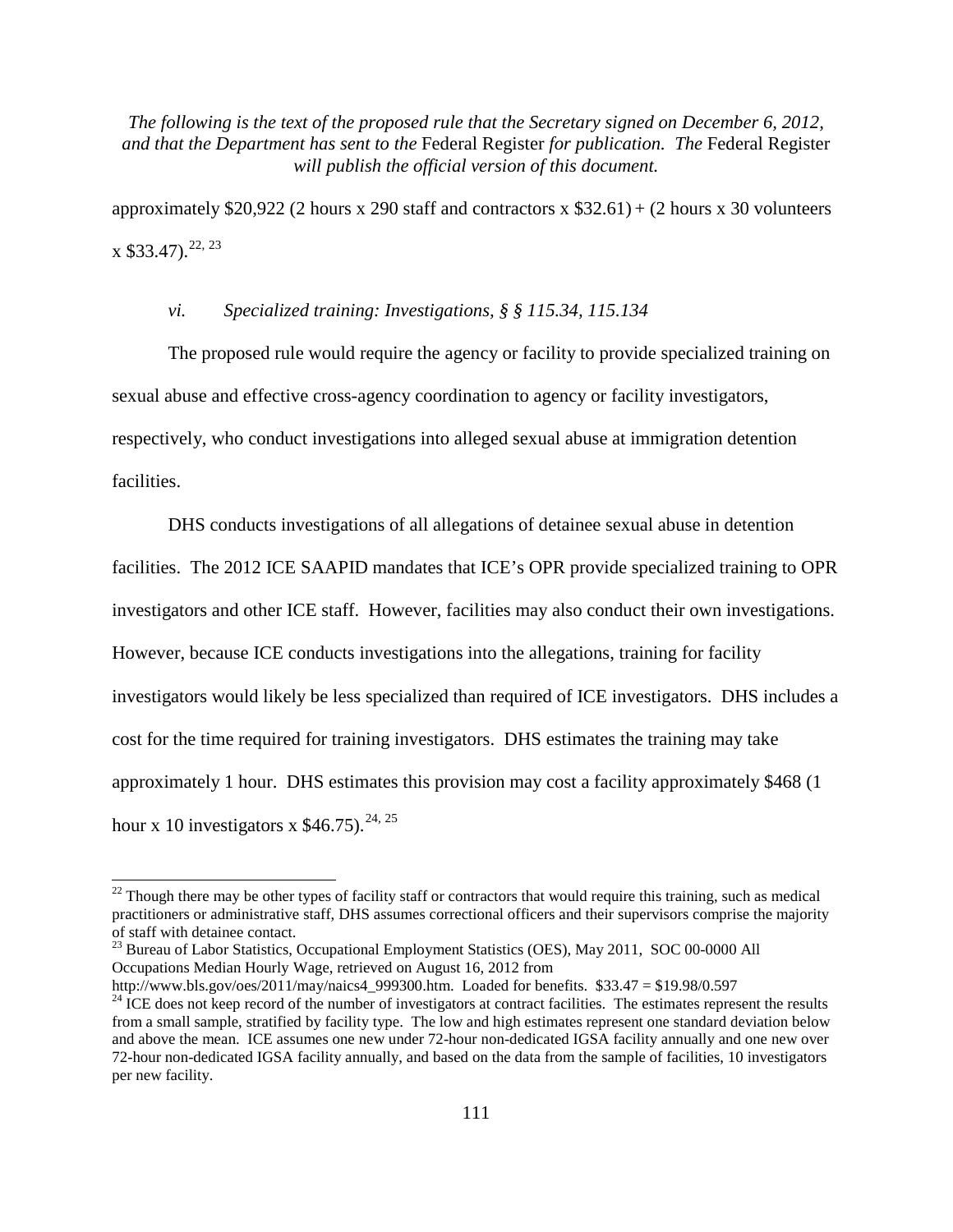approximately $20,922 (2 hours x 290 staff and contractors x $32.61) + (2 hours x 30 volunteers x $33.47).[22, 23]

*vi. Specialized training: Investigations, § § 115.34, 115.134*

The proposed rule would require the agency or facility to provide specialized training on sexual abuse and effective cross-agency coordination to agency or facility investigators, respectively, who conduct investigations into alleged sexual abuse at immigration detention facilities.

DHS conducts investigations of all allegations of detainee sexual abuse in detention facilities. The 2012 ICE SAAPID mandates that ICE's OPR provide specialized training to OPR investigators and other ICE staff. However, facilities may also conduct their own investigations. However, because ICE conducts investigations into the allegations, training for facility investigators would likely be less specialized than required of ICE investigators. DHS includes a cost for the time required for training investigators. DHS estimates the training may take approximately 1 hour. DHS estimates this provision may cost a facility approximately $468 (1 hour x 10 investigators x $46.75).[24, 25]

---

[22] Though there may be other types of facility staff or contractors that would require this training, such as medical practitioners or administrative staff, DHS assumes correctional officers and their supervisors comprise the majority of staff with detainee contact.

[23] Bureau of Labor Statistics, Occupational Employment Statistics (OES), May 2011, SOC 00-0000 All Occupations Median Hourly Wage, retrieved on August 16, 2012 from http://www.bls.gov/oes/2011/may/naics4_999300.htm. Loaded for benefits. $33.47 = $19.98/0.597

[24] ICE does not keep record of the number of investigators at contract facilities. The estimates represent the results from a small sample, stratified by facility type. The low and high estimates represent one standard deviation below and above the mean. ICE assumes one new under 72-hour non-dedicated IGSA facility annually and one new over 72-hour non-dedicated IGSA facility annually, and based on the data from the sample of facilities, 10 investigators per new facility.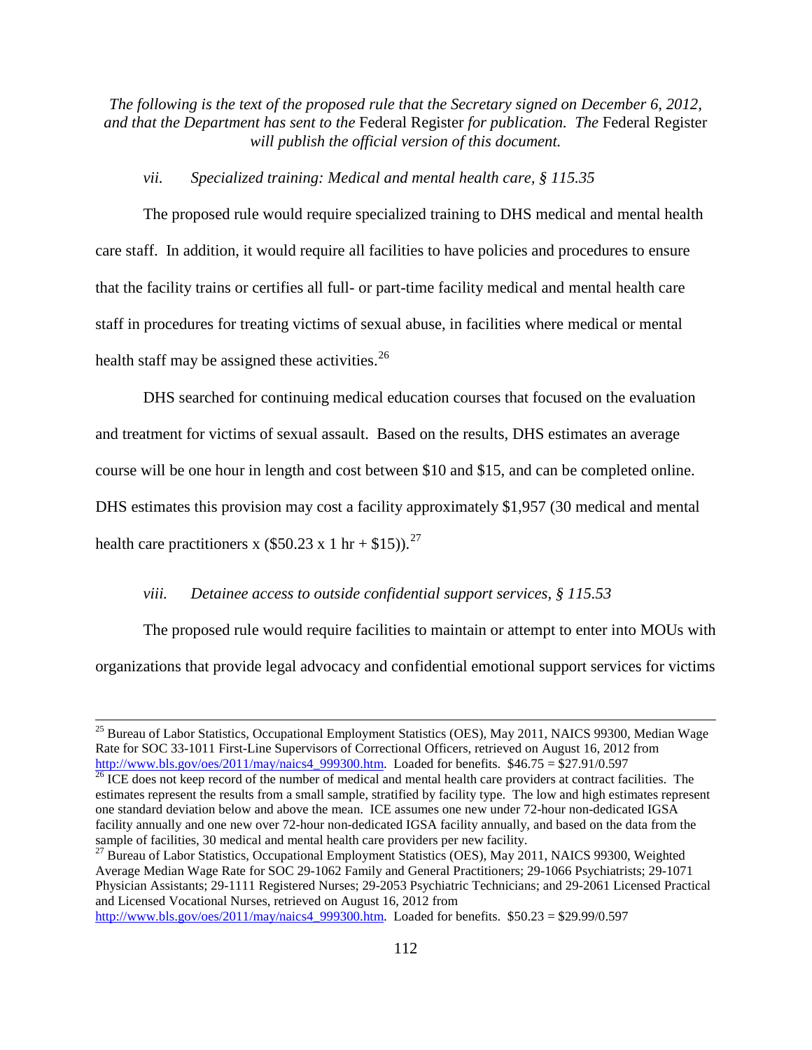*The following is the text of the proposed rule that the Secretary signed on December 6, 2012, and that the Department has sent to the* Federal Register *for publication. The* Federal Register *will publish the official version of this document.*

*vii. Specialized training: Medical and mental health care, § 115.35*

The proposed rule would require specialized training to DHS medical and mental health care staff. In addition, it would require all facilities to have policies and procedures to ensure that the facility trains or certifies all full- or part-time facility medical and mental health care staff in procedures for treating victims of sexual abuse, in facilities where medical or mental health staff may be assigned these activities.[26]

DHS searched for continuing medical education courses that focused on the evaluation and treatment for victims of sexual assault. Based on the results, DHS estimates an average course will be one hour in length and cost between $10 and $15, and can be completed online. DHS estimates this provision may cost a facility approximately $1,957 (30 medical and mental health care practitioners x ($50.23 x 1 hr + $15)).[27]

*viii. Detainee access to outside confidential support services, § 115.53*

The proposed rule would require facilities to maintain or attempt to enter into MOUs with organizations that provide legal advocacy and confidential emotional support services for victims

---

[25] Bureau of Labor Statistics, Occupational Employment Statistics (OES), May 2011, NAICS 99300, Median Wage Rate for SOC 33-1011 First-Line Supervisors of Correctional Officers, retrieved on August 16, 2012 from http://www.bls.gov/oes/2011/may/naics4_999300.htm. Loaded for benefits. $46.75 = $27.91/0.597

[26] ICE does not keep record of the number of medical and mental health care providers at contract facilities. The estimates represent the results from a small sample, stratified by facility type. The low and high estimates represent one standard deviation below and above the mean. ICE assumes one new under 72-hour non-dedicated IGSA facility annually and one new over 72-hour non-dedicated IGSA facility annually, and based on the data from the sample of facilities, 30 medical and mental health care providers per new facility.

[27] Bureau of Labor Statistics, Occupational Employment Statistics (OES), May 2011, NAICS 99300, Weighted Average Median Wage Rate for SOC 29-1062 Family and General Practitioners; 29-1066 Psychiatrists; 29-1071 Physician Assistants; 29-1111 Registered Nurses; 29-2053 Psychiatric Technicians; and 29-2061 Licensed Practical and Licensed Vocational Nurses, retrieved on August 16, 2012 from http://www.bls.gov/oes/2011/may/naics4_999300.htm. Loaded for benefits. $50.23 = $29.99/0.597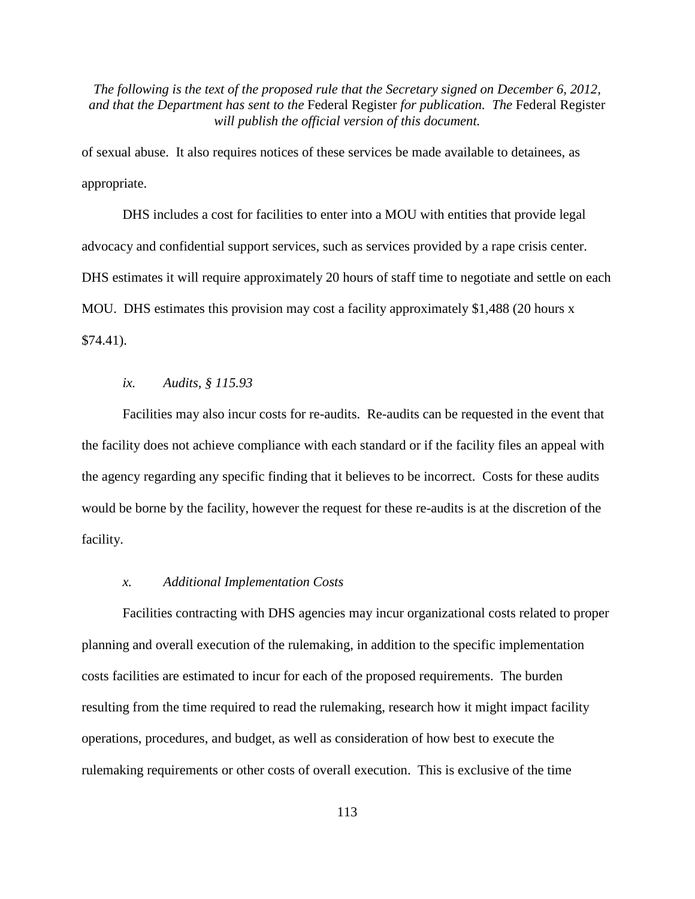of sexual abuse. It also requires notices of these services be made available to detainees, as appropriate.

DHS includes a cost for facilities to enter into a MOU with entities that provide legal advocacy and confidential support services, such as services provided by a rape crisis center. DHS estimates it will require approximately 20 hours of staff time to negotiate and settle on each MOU. DHS estimates this provision may cost a facility approximately $1,488 (20 hours x $74.41).

*ix. Audits, § 115.93*

Facilities may also incur costs for re-audits. Re-audits can be requested in the event that the facility does not achieve compliance with each standard or if the facility files an appeal with the agency regarding any specific finding that it believes to be incorrect. Costs for these audits would be borne by the facility, however the request for these re-audits is at the discretion of the facility.

*x. Additional Implementation Costs*

Facilities contracting with DHS agencies may incur organizational costs related to proper planning and overall execution of the rulemaking, in addition to the specific implementation costs facilities are estimated to incur for each of the proposed requirements. The burden resulting from the time required to read the rulemaking, research how it might impact facility operations, procedures, and budget, as well as consideration of how best to execute the rulemaking requirements or other costs of overall execution. This is exclusive of the time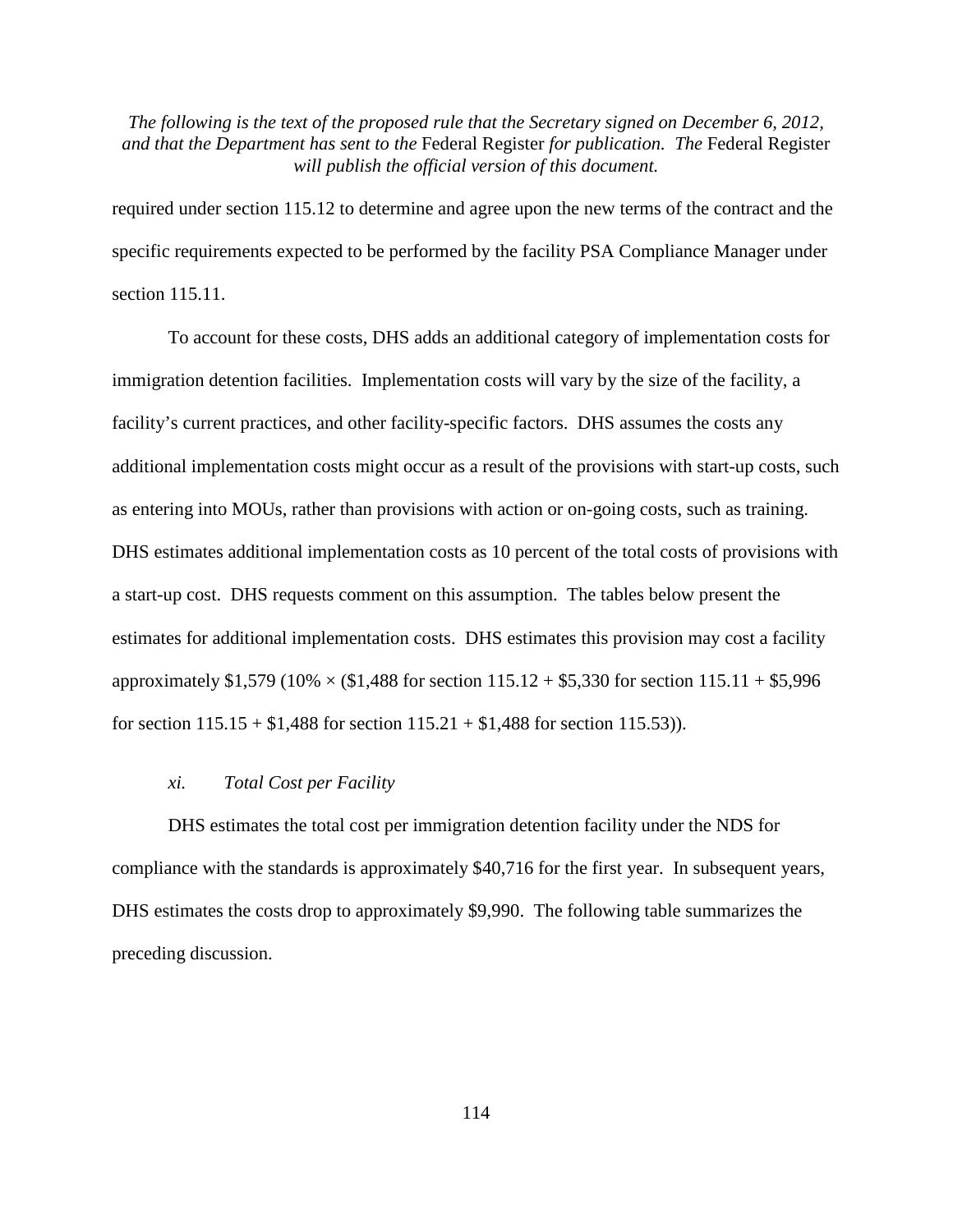required under section 115.12 to determine and agree upon the new terms of the contract and the specific requirements expected to be performed by the facility PSA Compliance Manager under section 115.11.

To account for these costs, DHS adds an additional category of implementation costs for immigration detention facilities. Implementation costs will vary by the size of the facility, a facility's current practices, and other facility-specific factors. DHS assumes the costs any additional implementation costs might occur as a result of the provisions with start-up costs, such as entering into MOUs, rather than provisions with action or on-going costs, such as training. DHS estimates additional implementation costs as 10 percent of the total costs of provisions with a start-up cost. DHS requests comment on this assumption. The tables below present the estimates for additional implementation costs. DHS estimates this provision may cost a facility approximately $1,579 (10% × ($1,488 for section 115.12 + $5,330 for section 115.11 + $5,996 for section 115.15 + $1,488 for section 115.21 + $1,488 for section 115.53)).

### *xi. Total Cost per Facility*

DHS estimates the total cost per immigration detention facility under the NDS for compliance with the standards is approximately $40,716 for the first year. In subsequent years, DHS estimates the costs drop to approximately $9,990. The following table summarizes the preceding discussion.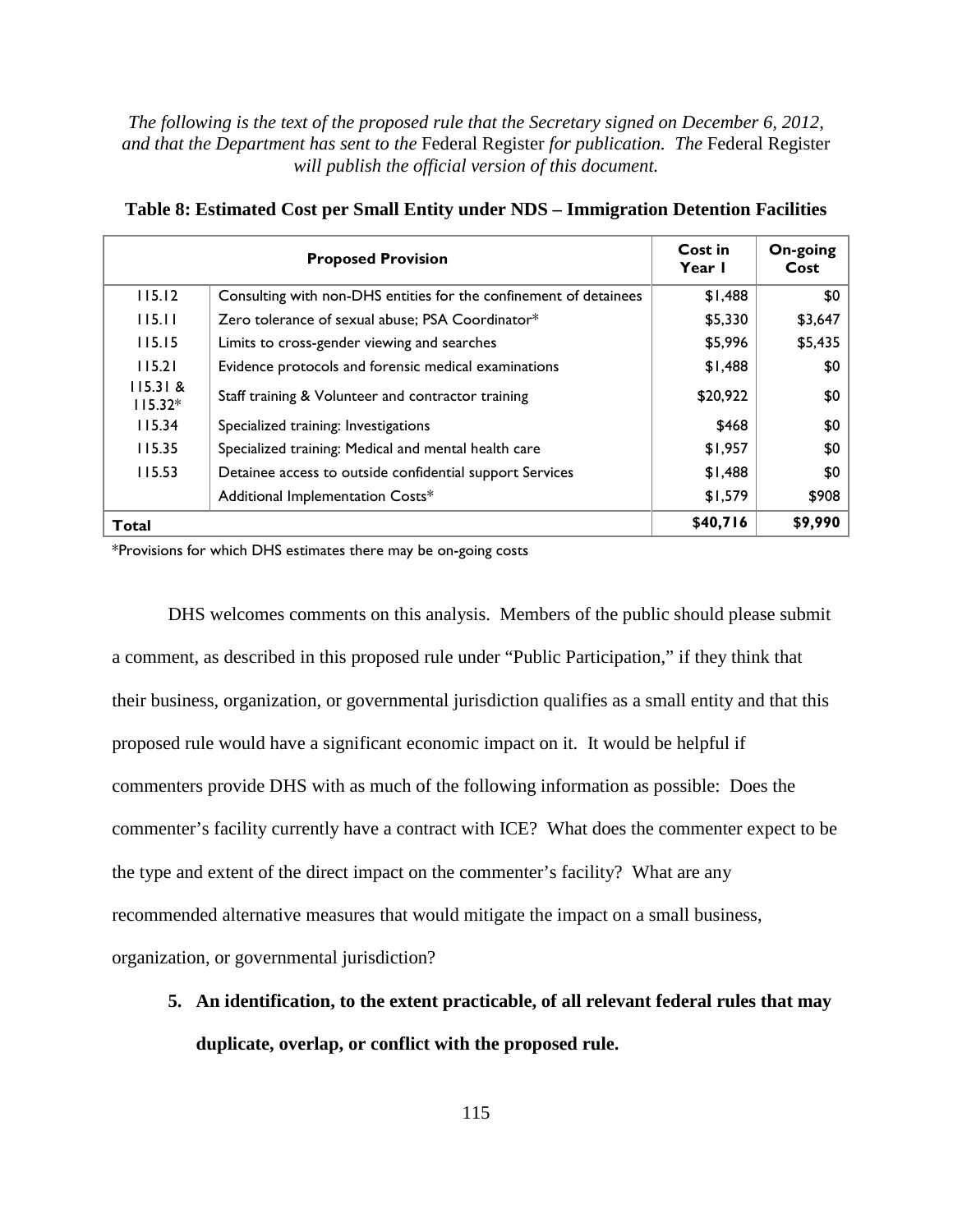*The following is the text of the proposed rule that the Secretary signed on December 6, 2012, and that the Department has sent to the* Federal Register *for publication. The* Federal Register *will publish the official version of this document.*

**Table 8: Estimated Cost per Small Entity under NDS – Immigration Detention Facilities**

| Proposed Provision | | Cost in Year 1 | On-going Cost |
|---|---|---|---|
| 115.12 | Consulting with non-DHS entities for the confinement of detainees | $1,488 | $0 |
| 115.11 | Zero tolerance of sexual abuse; PSA Coordinator* | $5,330 | $3,647 |
| 115.15 | Limits to cross-gender viewing and searches | $5,996 | $5,435 |
| 115.21 | Evidence protocols and forensic medical examinations | $1,488 | $0 |
| 115.31 & 115.32* | Staff training & Volunteer and contractor training | $20,922 | $0 |
| 115.34 | Specialized training: Investigations | $468 | $0 |
| 115.35 | Specialized training: Medical and mental health care | $1,957 | $0 |
| 115.53 | Detainee access to outside confidential support Services | $1,488 | $0 |
| | Additional Implementation Costs* | $1,579 | $908 |
| **Total** | | **$40,716** | **$9,990** |

*Provisions for which DHS estimates there may be on-going costs

DHS welcomes comments on this analysis. Members of the public should please submit a comment, as described in this proposed rule under "Public Participation," if they think that their business, organization, or governmental jurisdiction qualifies as a small entity and that this proposed rule would have a significant economic impact on it. It would be helpful if commenters provide DHS with as much of the following information as possible: Does the commenter's facility currently have a contract with ICE? What does the commenter expect to be the type and extent of the direct impact on the commenter's facility? What are any recommended alternative measures that would mitigate the impact on a small business, organization, or governmental jurisdiction?

5. **An identification, to the extent practicable, of all relevant federal rules that may duplicate, overlap, or conflict with the proposed rule.**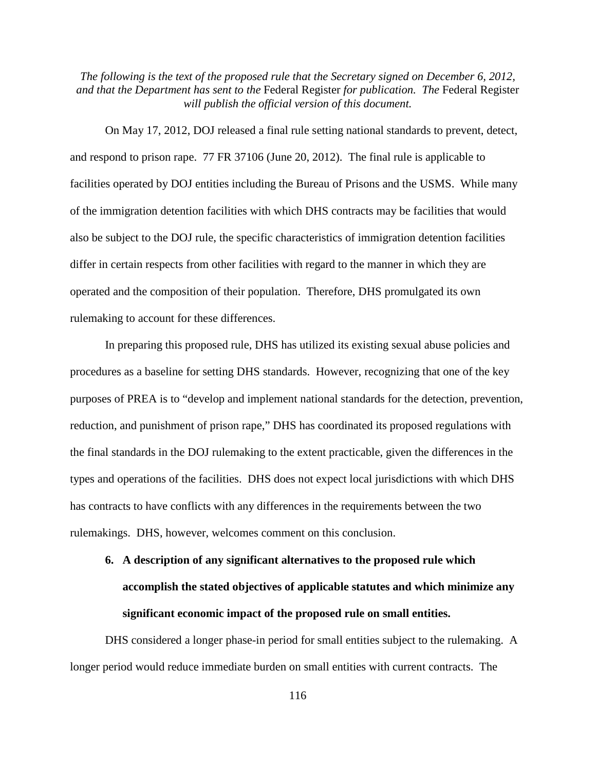*The following is the text of the proposed rule that the Secretary signed on December 6, 2012, and that the Department has sent to the* Federal Register *for publication. The* Federal Register *will publish the official version of this document.*

On May 17, 2012, DOJ released a final rule setting national standards to prevent, detect, and respond to prison rape. 77 FR 37106 (June 20, 2012). The final rule is applicable to facilities operated by DOJ entities including the Bureau of Prisons and the USMS. While many of the immigration detention facilities with which DHS contracts may be facilities that would also be subject to the DOJ rule, the specific characteristics of immigration detention facilities differ in certain respects from other facilities with regard to the manner in which they are operated and the composition of their population. Therefore, DHS promulgated its own rulemaking to account for these differences.

In preparing this proposed rule, DHS has utilized its existing sexual abuse policies and procedures as a baseline for setting DHS standards. However, recognizing that one of the key purposes of PREA is to "develop and implement national standards for the detection, prevention, reduction, and punishment of prison rape," DHS has coordinated its proposed regulations with the final standards in the DOJ rulemaking to the extent practicable, given the differences in the types and operations of the facilities. DHS does not expect local jurisdictions with which DHS has contracts to have conflicts with any differences in the requirements between the two rulemakings. DHS, however, welcomes comment on this conclusion.

6. **A description of any significant alternatives to the proposed rule which accomplish the stated objectives of applicable statutes and which minimize any significant economic impact of the proposed rule on small entities.**

DHS considered a longer phase-in period for small entities subject to the rulemaking. A longer period would reduce immediate burden on small entities with current contracts. The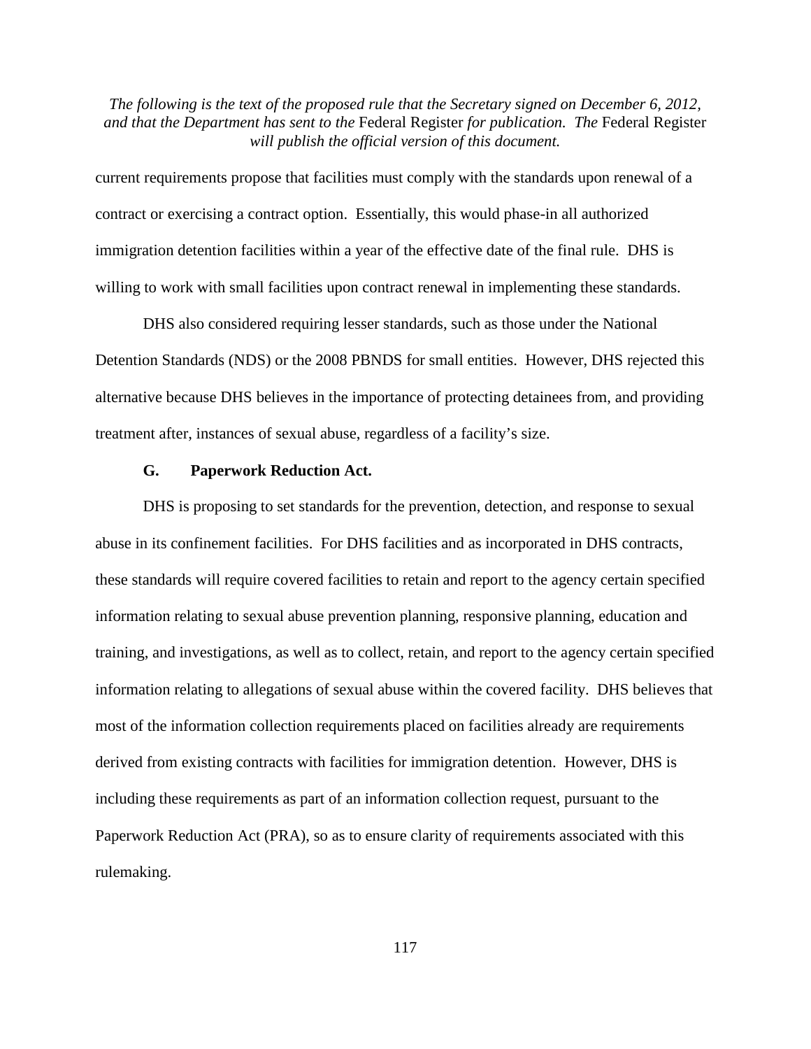current requirements propose that facilities must comply with the standards upon renewal of a contract or exercising a contract option. Essentially, this would phase-in all authorized immigration detention facilities within a year of the effective date of the final rule. DHS is willing to work with small facilities upon contract renewal in implementing these standards.

DHS also considered requiring lesser standards, such as those under the National Detention Standards (NDS) or the 2008 PBNDS for small entities. However, DHS rejected this alternative because DHS believes in the importance of protecting detainees from, and providing treatment after, instances of sexual abuse, regardless of a facility's size.

### G. Paperwork Reduction Act.

DHS is proposing to set standards for the prevention, detection, and response to sexual abuse in its confinement facilities. For DHS facilities and as incorporated in DHS contracts, these standards will require covered facilities to retain and report to the agency certain specified information relating to sexual abuse prevention planning, responsive planning, education and training, and investigations, as well as to collect, retain, and report to the agency certain specified information relating to allegations of sexual abuse within the covered facility. DHS believes that most of the information collection requirements placed on facilities already are requirements derived from existing contracts with facilities for immigration detention. However, DHS is including these requirements as part of an information collection request, pursuant to the Paperwork Reduction Act (PRA), so as to ensure clarity of requirements associated with this rulemaking.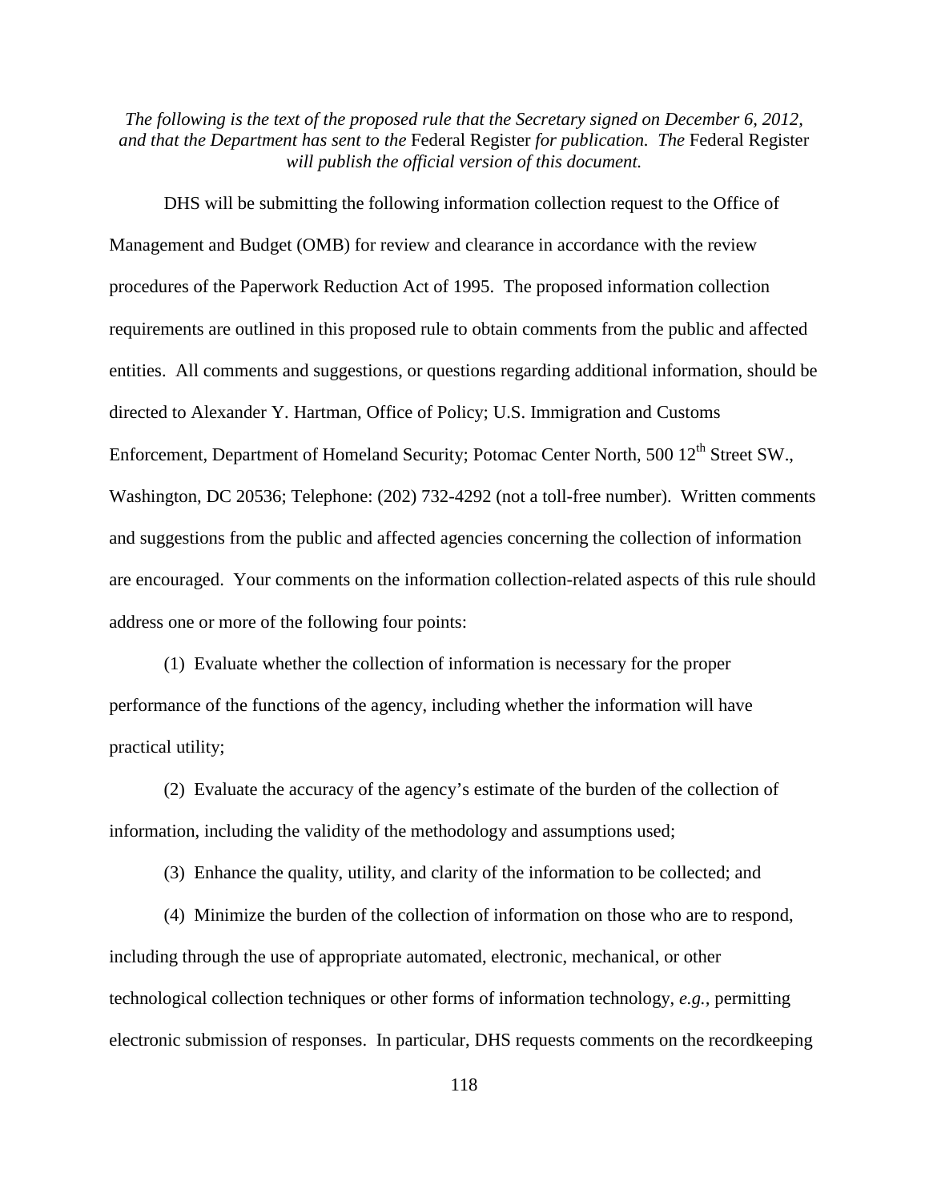*The following is the text of the proposed rule that the Secretary signed on December 6, 2012, and that the Department has sent to the* Federal Register *for publication. The* Federal Register *will publish the official version of this document.*

DHS will be submitting the following information collection request to the Office of Management and Budget (OMB) for review and clearance in accordance with the review procedures of the Paperwork Reduction Act of 1995. The proposed information collection requirements are outlined in this proposed rule to obtain comments from the public and affected entities. All comments and suggestions, or questions regarding additional information, should be directed to Alexander Y. Hartman, Office of Policy; U.S. Immigration and Customs Enforcement, Department of Homeland Security; Potomac Center North, 500 12th Street SW., Washington, DC 20536; Telephone: (202) 732-4292 (not a toll-free number). Written comments and suggestions from the public and affected agencies concerning the collection of information are encouraged. Your comments on the information collection-related aspects of this rule should address one or more of the following four points:

(1) Evaluate whether the collection of information is necessary for the proper performance of the functions of the agency, including whether the information will have practical utility;

(2) Evaluate the accuracy of the agency's estimate of the burden of the collection of information, including the validity of the methodology and assumptions used;

(3) Enhance the quality, utility, and clarity of the information to be collected; and

(4) Minimize the burden of the collection of information on those who are to respond, including through the use of appropriate automated, electronic, mechanical, or other technological collection techniques or other forms of information technology, *e.g.*, permitting electronic submission of responses. In particular, DHS requests comments on the recordkeeping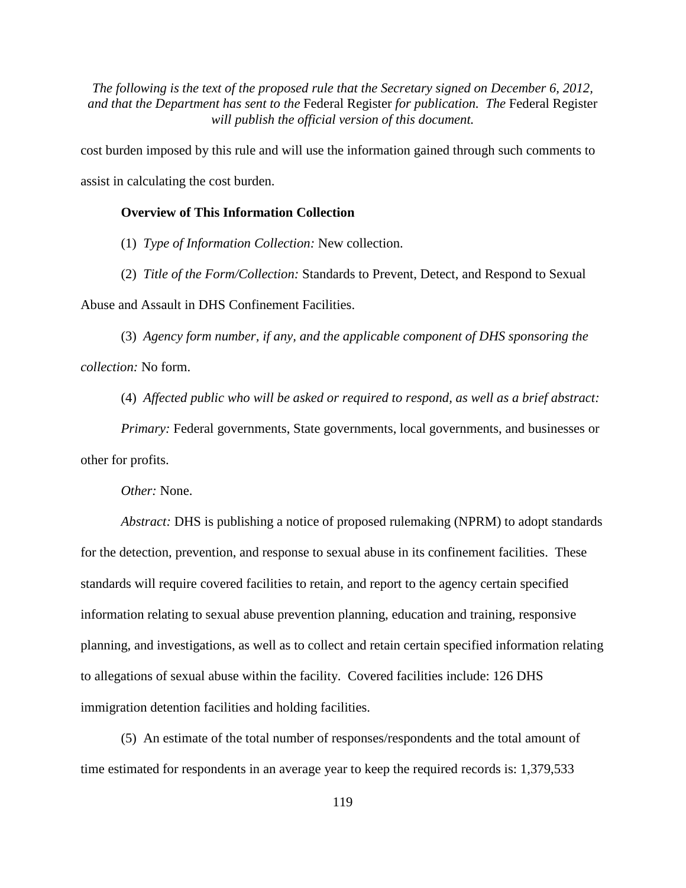cost burden imposed by this rule and will use the information gained through such comments to assist in calculating the cost burden.

**Overview of This Information Collection**

(1) *Type of Information Collection:* New collection.

(2) *Title of the Form/Collection:* Standards to Prevent, Detect, and Respond to Sexual Abuse and Assault in DHS Confinement Facilities.

(3) *Agency form number, if any, and the applicable component of DHS sponsoring the collection:* No form.

(4) *Affected public who will be asked or required to respond, as well as a brief abstract:*

*Primary:* Federal governments, State governments, local governments, and businesses or other for profits.

*Other:* None.

*Abstract:* DHS is publishing a notice of proposed rulemaking (NPRM) to adopt standards for the detection, prevention, and response to sexual abuse in its confinement facilities. These standards will require covered facilities to retain, and report to the agency certain specified information relating to sexual abuse prevention planning, education and training, responsive planning, and investigations, as well as to collect and retain certain specified information relating to allegations of sexual abuse within the facility. Covered facilities include: 126 DHS immigration detention facilities and holding facilities.

(5) An estimate of the total number of responses/respondents and the total amount of time estimated for respondents in an average year to keep the required records is: 1,379,533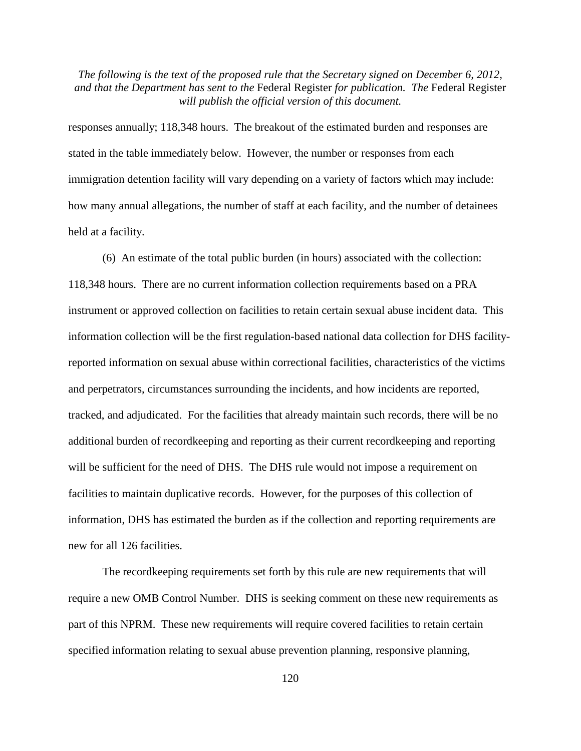responses annually; 118,348 hours. The breakout of the estimated burden and responses are stated in the table immediately below. However, the number or responses from each immigration detention facility will vary depending on a variety of factors which may include: how many annual allegations, the number of staff at each facility, and the number of detainees held at a facility.

(6) An estimate of the total public burden (in hours) associated with the collection: 118,348 hours. There are no current information collection requirements based on a PRA instrument or approved collection on facilities to retain certain sexual abuse incident data. This information collection will be the first regulation-based national data collection for DHS facility-reported information on sexual abuse within correctional facilities, characteristics of the victims and perpetrators, circumstances surrounding the incidents, and how incidents are reported, tracked, and adjudicated. For the facilities that already maintain such records, there will be no additional burden of recordkeeping and reporting as their current recordkeeping and reporting will be sufficient for the need of DHS. The DHS rule would not impose a requirement on facilities to maintain duplicative records. However, for the purposes of this collection of information, DHS has estimated the burden as if the collection and reporting requirements are new for all 126 facilities.

The recordkeeping requirements set forth by this rule are new requirements that will require a new OMB Control Number. DHS is seeking comment on these new requirements as part of this NPRM. These new requirements will require covered facilities to retain certain specified information relating to sexual abuse prevention planning, responsive planning,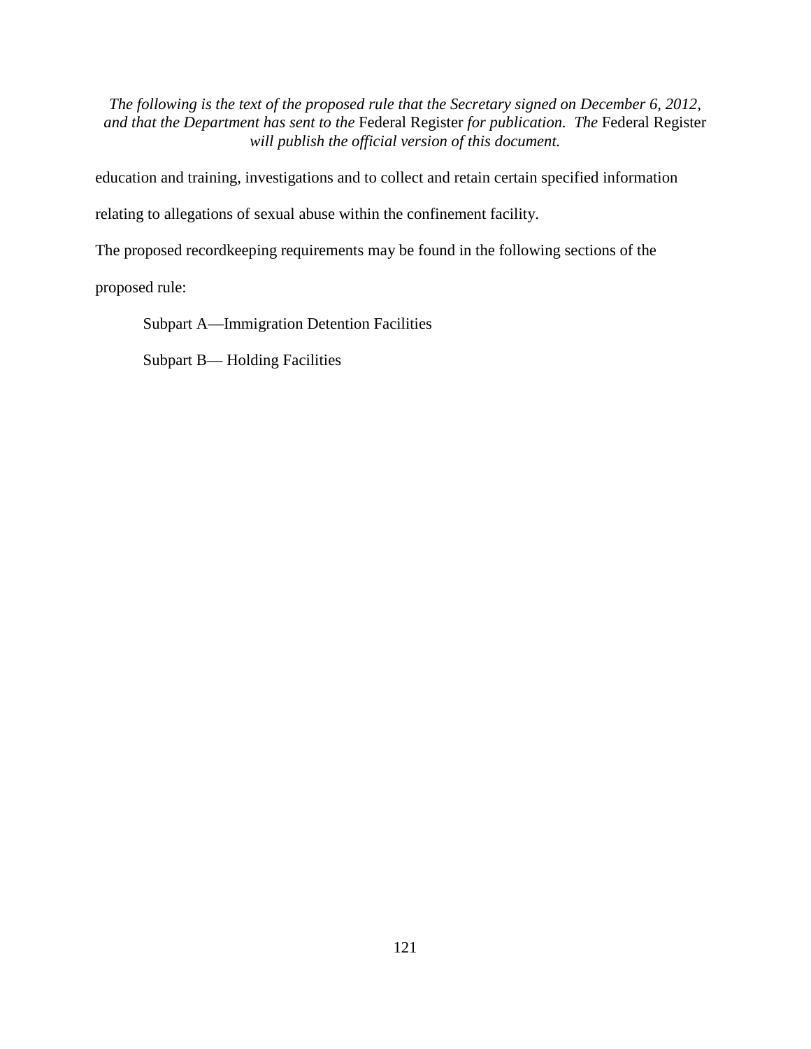education and training, investigations and to collect and retain certain specified information relating to allegations of sexual abuse within the confinement facility.

The proposed recordkeeping requirements may be found in the following sections of the proposed rule:

Subpart A—Immigration Detention Facilities

Subpart B— Holding Facilities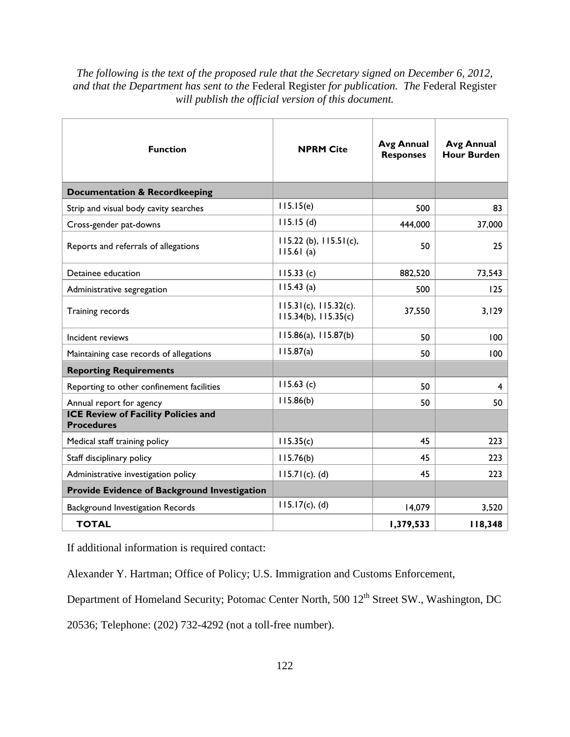*The following is the text of the proposed rule that the Secretary signed on December 6, 2012, and that the Department has sent to the* Federal Register *for publication. The* Federal Register *will publish the official version of this document.*

| Function | NPRM Cite | Avg Annual Responses | Avg Annual Hour Burden |
|---|---|---|---|
| **Documentation & Recordkeeping** | | | |
| Strip and visual body cavity searches | 115.15(e) | 500 | 83 |
| Cross-gender pat-downs | 115.15 (d) | 444,000 | 37,000 |
| Reports and referrals of allegations | 115.22 (b), 115.51(c), 115.61 (a) | 50 | 25 |
| Detainee education | 115.33 (c) | 882,520 | 73,543 |
| Administrative segregation | 115.43 (a) | 500 | 125 |
| Training records | 115.31(c), 115.32(c). 115.34(b), 115.35(c) | 37,550 | 3,129 |
| Incident reviews | 115.86(a), 115.87(b) | 50 | 100 |
| Maintaining case records of allegations | 115.87(a) | 50 | 100 |
| **Reporting Requirements** | | | |
| Reporting to other confinement facilities | 115.63 (c) | 50 | 4 |
| Annual report for agency | 115.86(b) | 50 | 50 |
| **ICE Review of Facility Policies and Procedures** | | | |
| Medical staff training policy | 115.35(c) | 45 | 223 |
| Staff disciplinary policy | 115.76(b) | 45 | 223 |
| Administrative investigation policy | 115.71(c). (d) | 45 | 223 |
| **Provide Evidence of Background Investigation** | | | |
| Background Investigation Records | 115.17(c), (d) | 14,079 | 3,520 |
| **TOTAL** | | **1,379,533** | **118,348** |

If additional information is required contact:

Alexander Y. Hartman; Office of Policy; U.S. Immigration and Customs Enforcement, Department of Homeland Security; Potomac Center North, 500 12th Street SW., Washington, DC 20536; Telephone: (202) 732-4292 (not a toll-free number).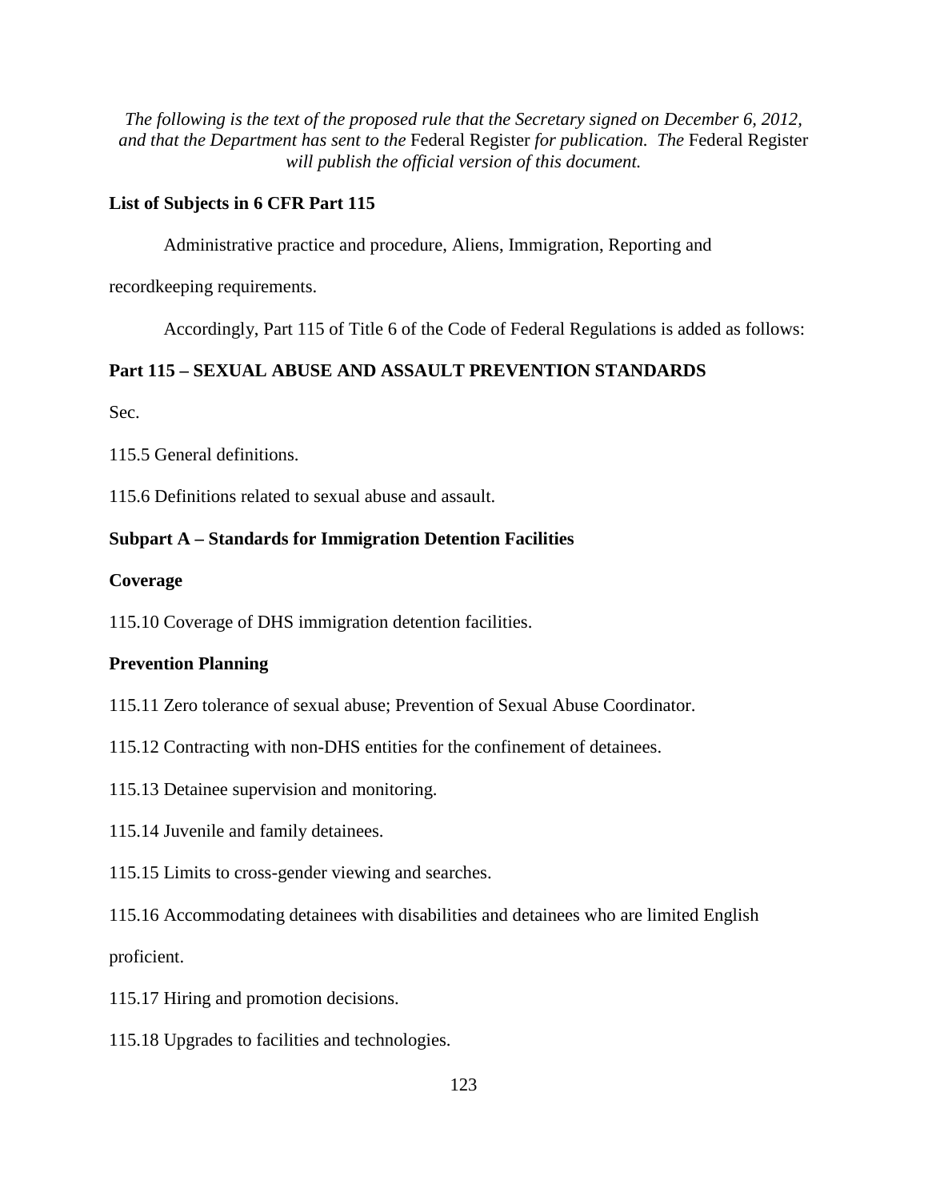*The following is the text of the proposed rule that the Secretary signed on December 6, 2012, and that the Department has sent to the* Federal Register *for publication. The* Federal Register *will publish the official version of this document.*

**List of Subjects in 6 CFR Part 115**

Administrative practice and procedure, Aliens, Immigration, Reporting and recordkeeping requirements.

Accordingly, Part 115 of Title 6 of the Code of Federal Regulations is added as follows:

**Part 115 – SEXUAL ABUSE AND ASSAULT PREVENTION STANDARDS**

Sec.

115.5 General definitions.

115.6 Definitions related to sexual abuse and assault.

**Subpart A – Standards for Immigration Detention Facilities**

**Coverage**

115.10 Coverage of DHS immigration detention facilities.

**Prevention Planning**

115.11 Zero tolerance of sexual abuse; Prevention of Sexual Abuse Coordinator.

115.12 Contracting with non-DHS entities for the confinement of detainees.

115.13 Detainee supervision and monitoring.

115.14 Juvenile and family detainees.

115.15 Limits to cross-gender viewing and searches.

115.16 Accommodating detainees with disabilities and detainees who are limited English proficient.

115.17 Hiring and promotion decisions.

115.18 Upgrades to facilities and technologies.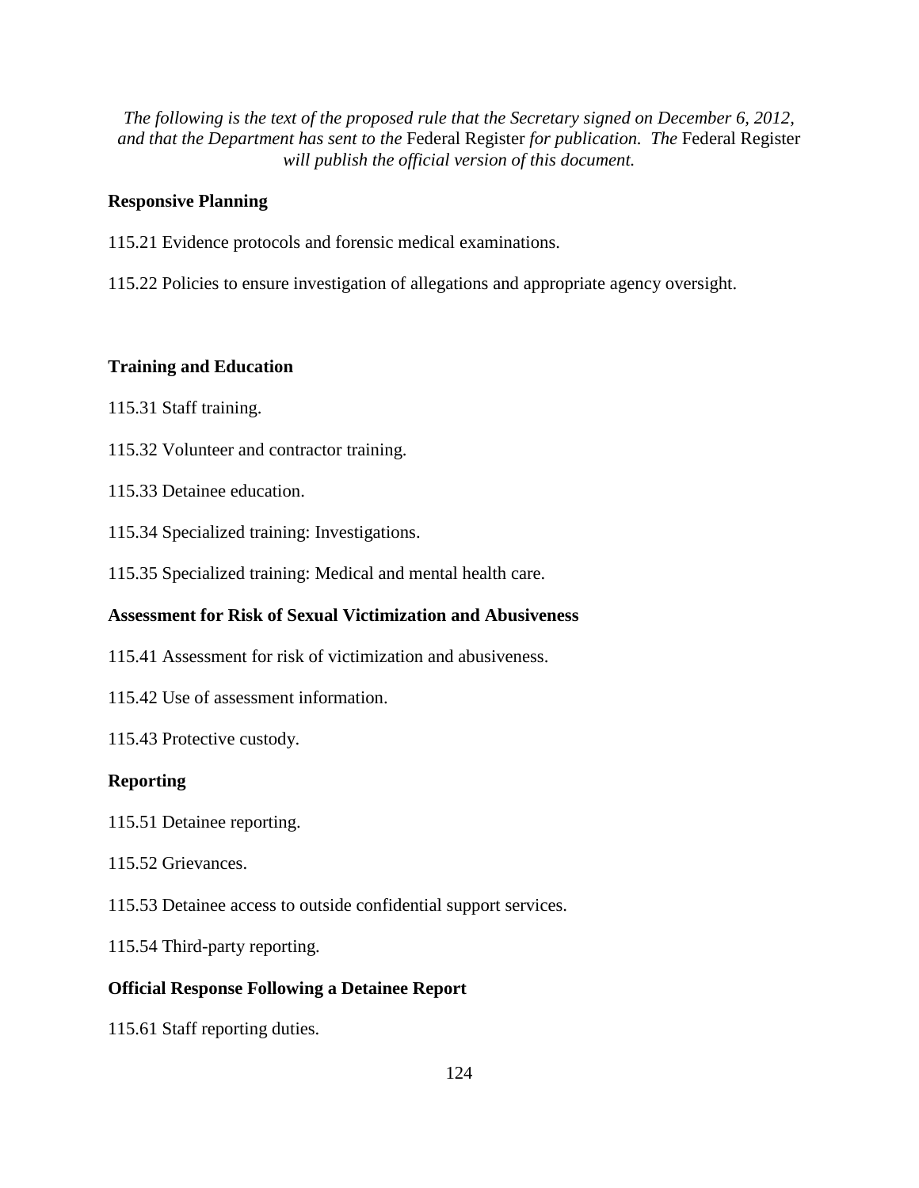*The following is the text of the proposed rule that the Secretary signed on December 6, 2012, and that the Department has sent to the* Federal Register *for publication. The* Federal Register *will publish the official version of this document.*

**Responsive Planning**

115.21 Evidence protocols and forensic medical examinations.

115.22 Policies to ensure investigation of allegations and appropriate agency oversight.

**Training and Education**

115.31 Staff training.

115.32 Volunteer and contractor training.

115.33 Detainee education.

115.34 Specialized training: Investigations.

115.35 Specialized training: Medical and mental health care.

**Assessment for Risk of Sexual Victimization and Abusiveness**

115.41 Assessment for risk of victimization and abusiveness.

115.42 Use of assessment information.

115.43 Protective custody.

**Reporting**

115.51 Detainee reporting.

115.52 Grievances.

115.53 Detainee access to outside confidential support services.

115.54 Third-party reporting.

**Official Response Following a Detainee Report**

115.61 Staff reporting duties.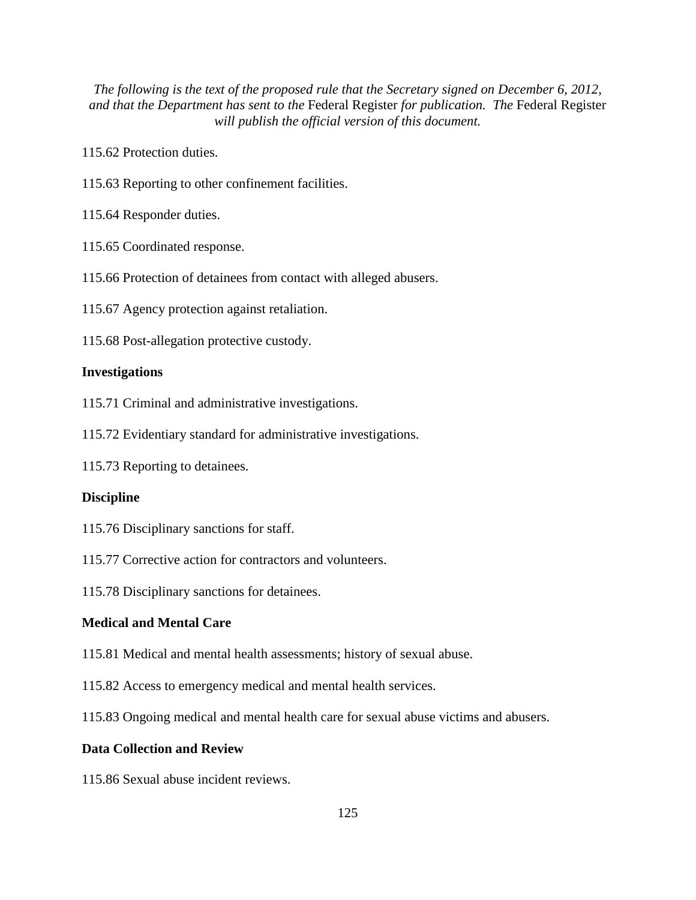*The following is the text of the proposed rule that the Secretary signed on December 6, 2012, and that the Department has sent to the* Federal Register *for publication. The* Federal Register *will publish the official version of this document.*

115.62 Protection duties.

115.63 Reporting to other confinement facilities.

115.64 Responder duties.

115.65 Coordinated response.

115.66 Protection of detainees from contact with alleged abusers.

115.67 Agency protection against retaliation.

115.68 Post-allegation protective custody.

**Investigations**

115.71 Criminal and administrative investigations.

115.72 Evidentiary standard for administrative investigations.

115.73 Reporting to detainees.

**Discipline**

115.76 Disciplinary sanctions for staff.

115.77 Corrective action for contractors and volunteers.

115.78 Disciplinary sanctions for detainees.

**Medical and Mental Care**

115.81 Medical and mental health assessments; history of sexual abuse.

115.82 Access to emergency medical and mental health services.

115.83 Ongoing medical and mental health care for sexual abuse victims and abusers.

**Data Collection and Review**

115.86 Sexual abuse incident reviews.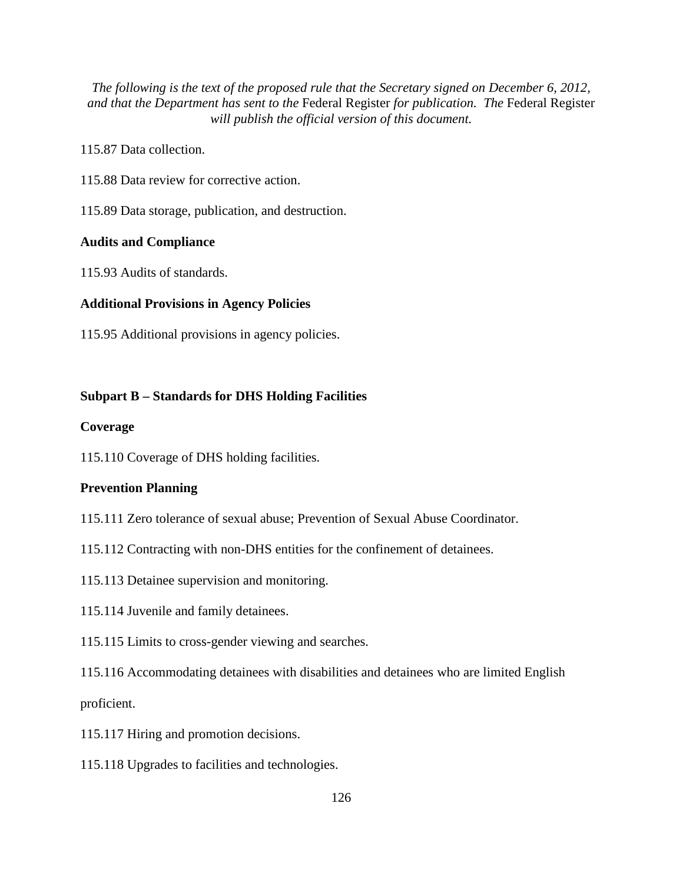*The following is the text of the proposed rule that the Secretary signed on December 6, 2012, and that the Department has sent to the* Federal Register *for publication. The* Federal Register *will publish the official version of this document.*

115.87 Data collection.

115.88 Data review for corrective action.

115.89 Data storage, publication, and destruction.

**Audits and Compliance**

115.93 Audits of standards.

**Additional Provisions in Agency Policies**

115.95 Additional provisions in agency policies.

**Subpart B – Standards for DHS Holding Facilities**

**Coverage**

115.110 Coverage of DHS holding facilities.

**Prevention Planning**

115.111 Zero tolerance of sexual abuse; Prevention of Sexual Abuse Coordinator.

115.112 Contracting with non-DHS entities for the confinement of detainees.

115.113 Detainee supervision and monitoring.

115.114 Juvenile and family detainees.

115.115 Limits to cross-gender viewing and searches.

115.116 Accommodating detainees with disabilities and detainees who are limited English proficient.

115.117 Hiring and promotion decisions.

115.118 Upgrades to facilities and technologies.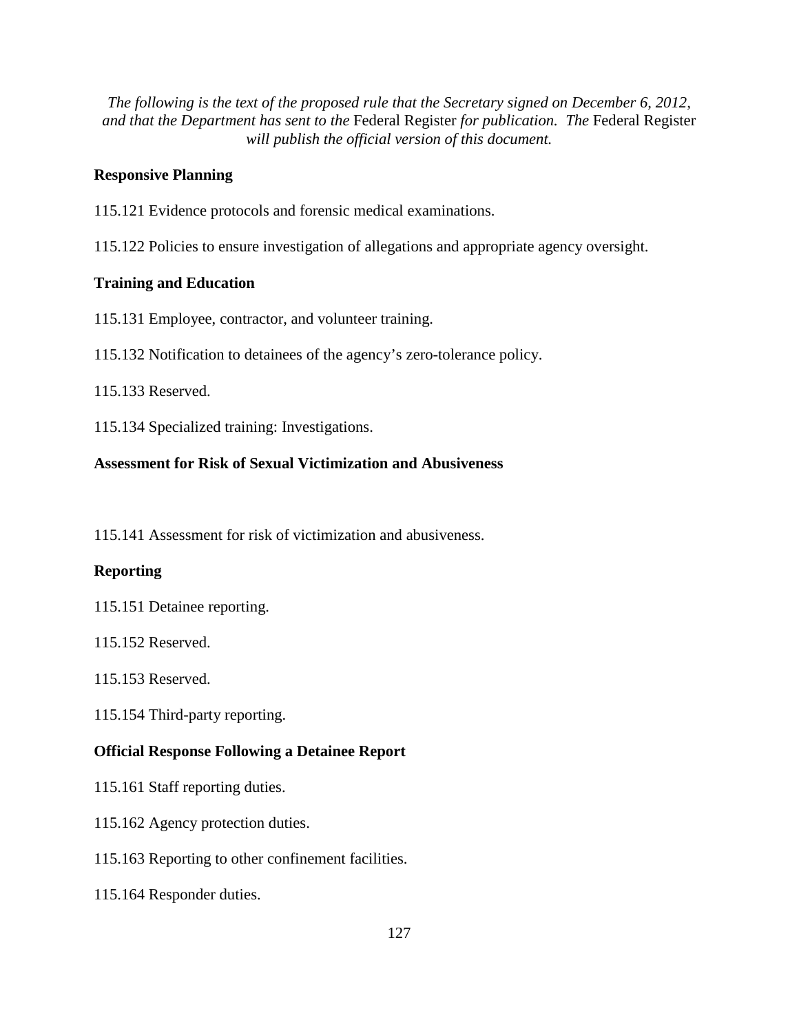*The following is the text of the proposed rule that the Secretary signed on December 6, 2012, and that the Department has sent to the* Federal Register *for publication. The* Federal Register *will publish the official version of this document.*

**Responsive Planning**

115.121 Evidence protocols and forensic medical examinations.

115.122 Policies to ensure investigation of allegations and appropriate agency oversight.

**Training and Education**

115.131 Employee, contractor, and volunteer training.

115.132 Notification to detainees of the agency's zero-tolerance policy.

115.133 Reserved.

115.134 Specialized training: Investigations.

**Assessment for Risk of Sexual Victimization and Abusiveness**

115.141 Assessment for risk of victimization and abusiveness.

**Reporting**

115.151 Detainee reporting.

115.152 Reserved.

115.153 Reserved.

115.154 Third-party reporting.

**Official Response Following a Detainee Report**

115.161 Staff reporting duties.

115.162 Agency protection duties.

115.163 Reporting to other confinement facilities.

115.164 Responder duties.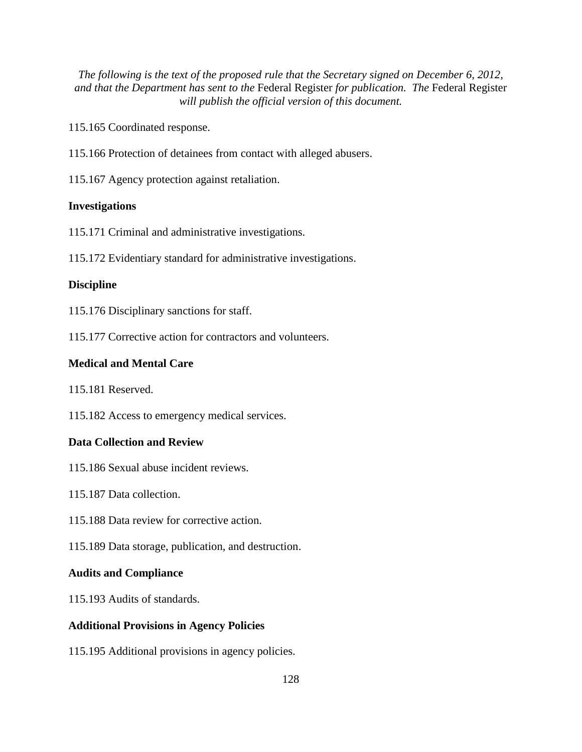*The following is the text of the proposed rule that the Secretary signed on December 6, 2012, and that the Department has sent to the* Federal Register *for publication. The* Federal Register *will publish the official version of this document.*

115.165 Coordinated response.

115.166 Protection of detainees from contact with alleged abusers.

115.167 Agency protection against retaliation.

**Investigations**

115.171 Criminal and administrative investigations.

115.172 Evidentiary standard for administrative investigations.

**Discipline**

115.176 Disciplinary sanctions for staff.

115.177 Corrective action for contractors and volunteers.

**Medical and Mental Care**

115.181 Reserved.

115.182 Access to emergency medical services.

**Data Collection and Review**

115.186 Sexual abuse incident reviews.

115.187 Data collection.

115.188 Data review for corrective action.

115.189 Data storage, publication, and destruction.

**Audits and Compliance**

115.193 Audits of standards.

**Additional Provisions in Agency Policies**

115.195 Additional provisions in agency policies.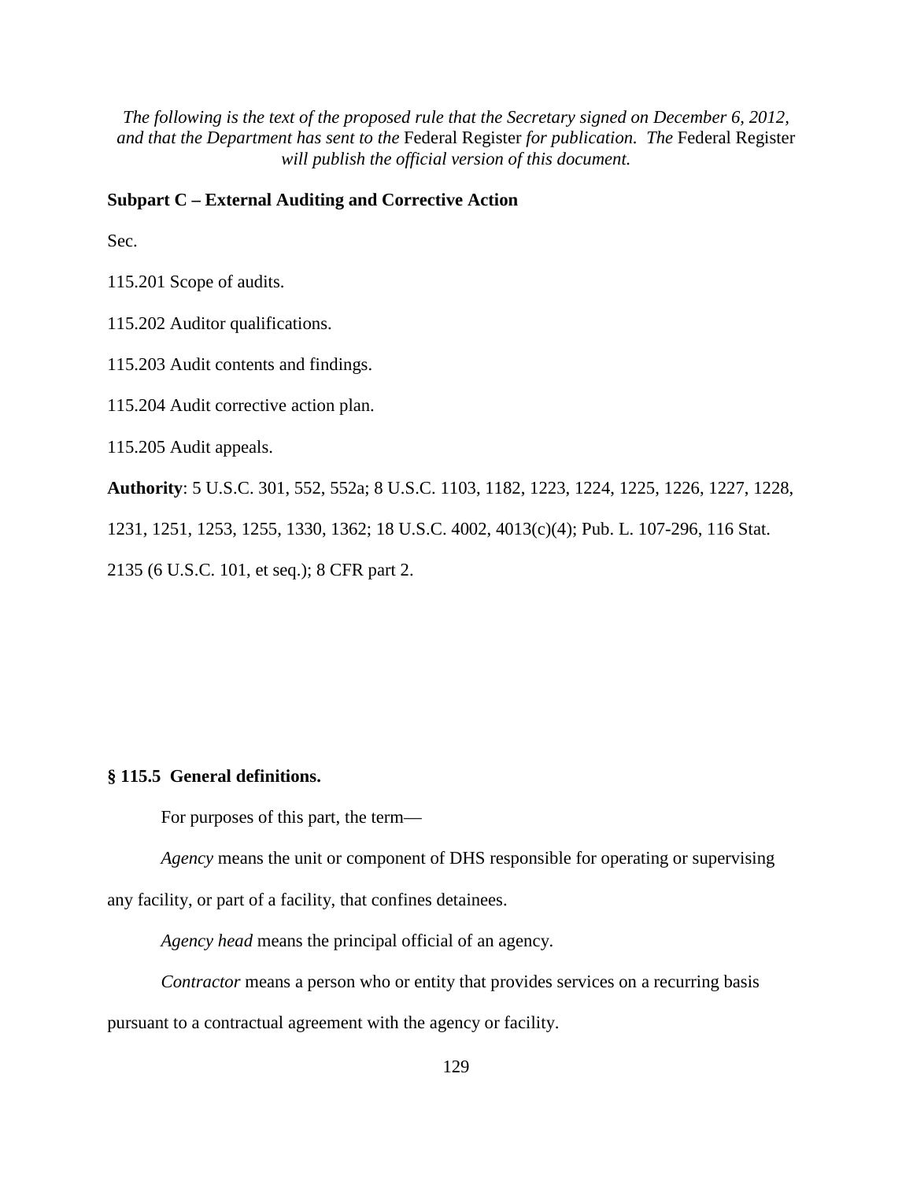*The following is the text of the proposed rule that the Secretary signed on December 6, 2012, and that the Department has sent to the* Federal Register *for publication. The* Federal Register *will publish the official version of this document.*

**Subpart C – External Auditing and Corrective Action**

Sec.

115.201 Scope of audits.

115.202 Auditor qualifications.

115.203 Audit contents and findings.

115.204 Audit corrective action plan.

115.205 Audit appeals.

**Authority**: 5 U.S.C. 301, 552, 552a; 8 U.S.C. 1103, 1182, 1223, 1224, 1225, 1226, 1227, 1228, 1231, 1251, 1253, 1255, 1330, 1362; 18 U.S.C. 4002, 4013(c)(4); Pub. L. 107-296, 116 Stat. 2135 (6 U.S.C. 101, et seq.); 8 CFR part 2.

**§ 115.5 General definitions.**

For purposes of this part, the term—

*Agency* means the unit or component of DHS responsible for operating or supervising any facility, or part of a facility, that confines detainees.

*Agency head* means the principal official of an agency.

*Contractor* means a person who or entity that provides services on a recurring basis pursuant to a contractual agreement with the agency or facility.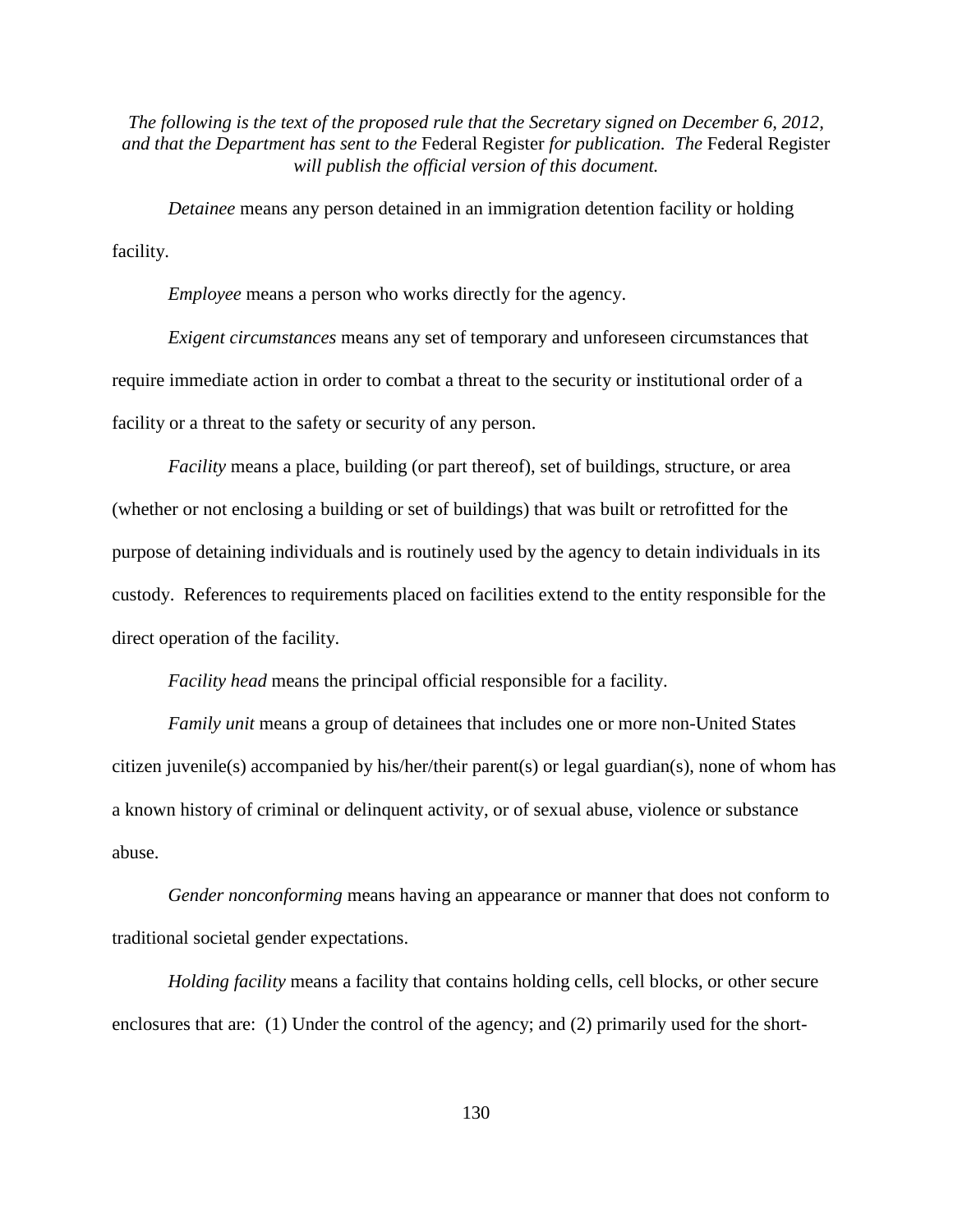*The following is the text of the proposed rule that the Secretary signed on December 6, 2012, and that the Department has sent to the* Federal Register *for publication. The* Federal Register *will publish the official version of this document.*

*Detainee* means any person detained in an immigration detention facility or holding facility.

*Employee* means a person who works directly for the agency.

*Exigent circumstances* means any set of temporary and unforeseen circumstances that require immediate action in order to combat a threat to the security or institutional order of a facility or a threat to the safety or security of any person.

*Facility* means a place, building (or part thereof), set of buildings, structure, or area (whether or not enclosing a building or set of buildings) that was built or retrofitted for the purpose of detaining individuals and is routinely used by the agency to detain individuals in its custody. References to requirements placed on facilities extend to the entity responsible for the direct operation of the facility.

*Facility head* means the principal official responsible for a facility.

*Family unit* means a group of detainees that includes one or more non-United States citizen juvenile(s) accompanied by his/her/their parent(s) or legal guardian(s), none of whom has a known history of criminal or delinquent activity, or of sexual abuse, violence or substance abuse.

*Gender nonconforming* means having an appearance or manner that does not conform to traditional societal gender expectations.

*Holding facility* means a facility that contains holding cells, cell blocks, or other secure enclosures that are: (1) Under the control of the agency; and (2) primarily used for the short-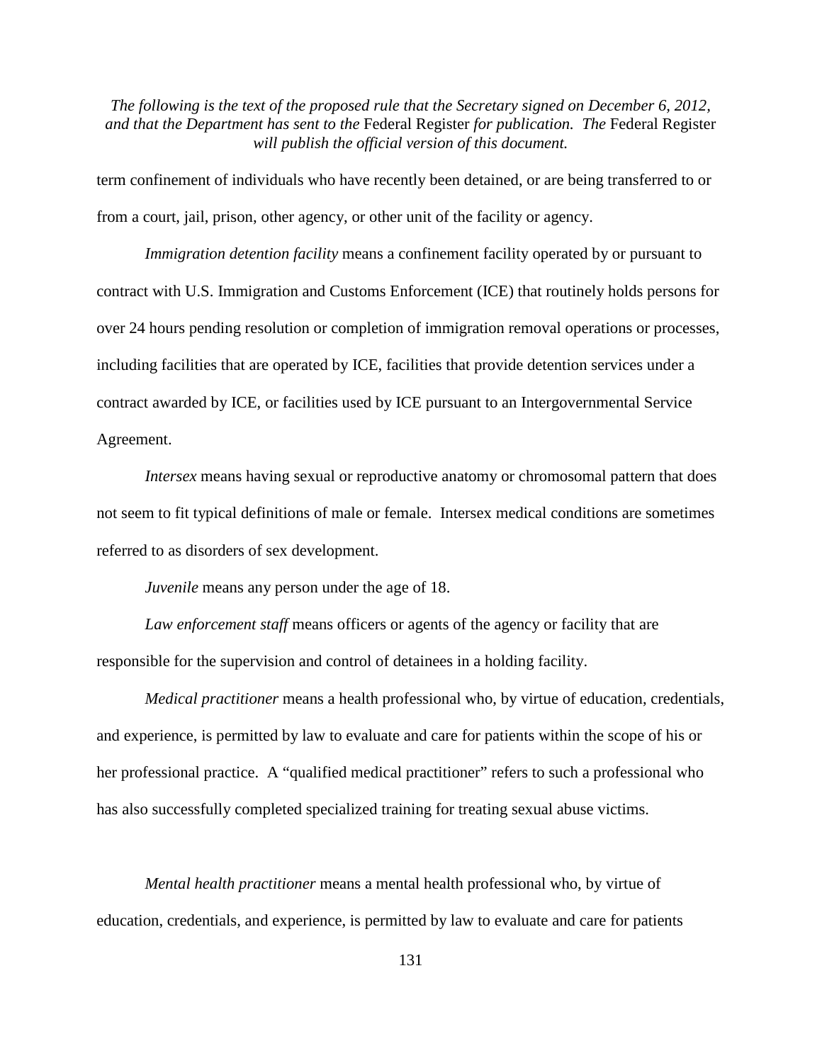term confinement of individuals who have recently been detained, or are being transferred to or from a court, jail, prison, other agency, or other unit of the facility or agency.

*Immigration detention facility* means a confinement facility operated by or pursuant to contract with U.S. Immigration and Customs Enforcement (ICE) that routinely holds persons for over 24 hours pending resolution or completion of immigration removal operations or processes, including facilities that are operated by ICE, facilities that provide detention services under a contract awarded by ICE, or facilities used by ICE pursuant to an Intergovernmental Service Agreement.

*Intersex* means having sexual or reproductive anatomy or chromosomal pattern that does not seem to fit typical definitions of male or female. Intersex medical conditions are sometimes referred to as disorders of sex development.

*Juvenile* means any person under the age of 18.

*Law enforcement staff* means officers or agents of the agency or facility that are responsible for the supervision and control of detainees in a holding facility.

*Medical practitioner* means a health professional who, by virtue of education, credentials, and experience, is permitted by law to evaluate and care for patients within the scope of his or her professional practice. A "qualified medical practitioner" refers to such a professional who has also successfully completed specialized training for treating sexual abuse victims.

*Mental health practitioner* means a mental health professional who, by virtue of education, credentials, and experience, is permitted by law to evaluate and care for patients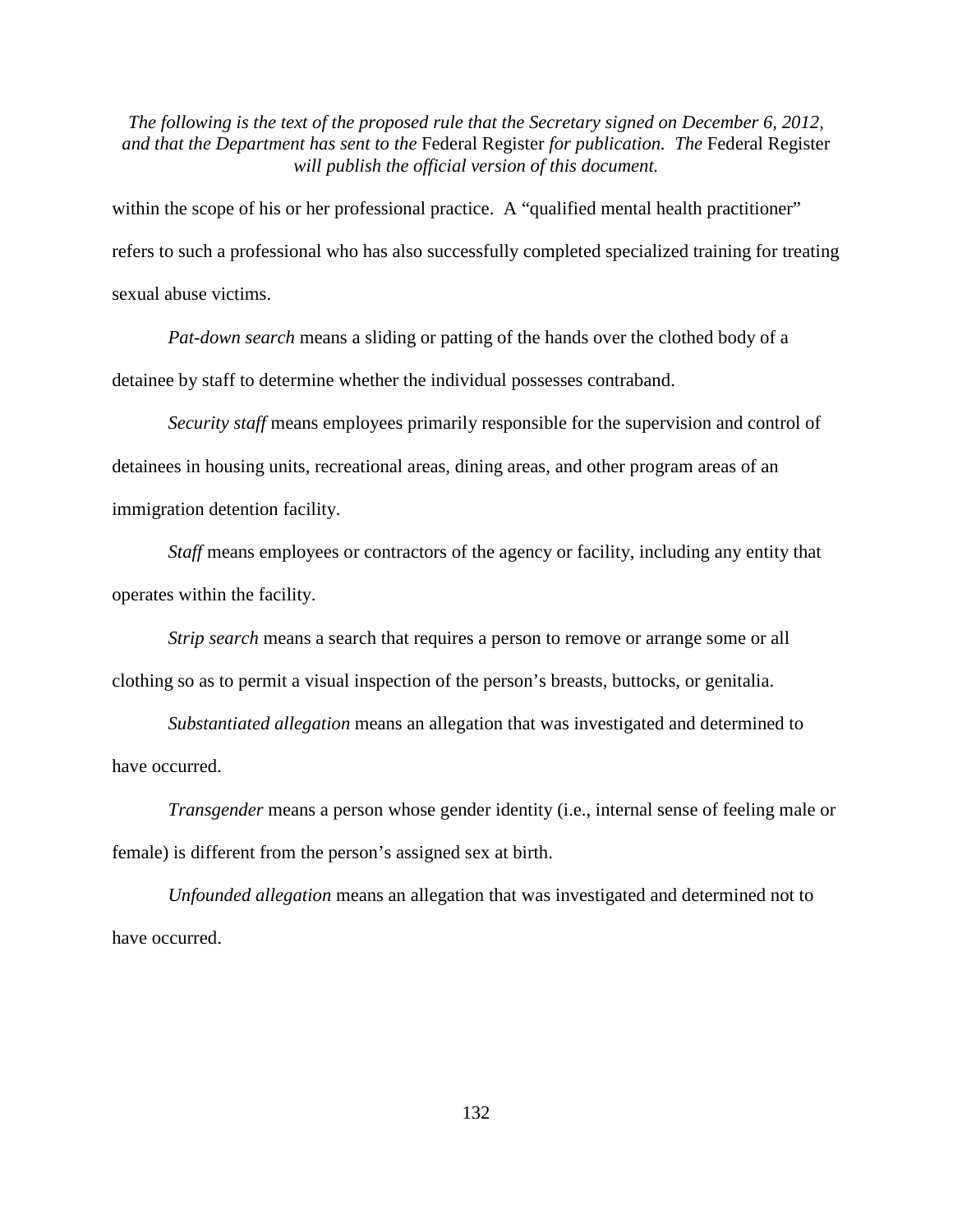within the scope of his or her professional practice. A "qualified mental health practitioner" refers to such a professional who has also successfully completed specialized training for treating sexual abuse victims.

*Pat-down search* means a sliding or patting of the hands over the clothed body of a detainee by staff to determine whether the individual possesses contraband.

*Security staff* means employees primarily responsible for the supervision and control of detainees in housing units, recreational areas, dining areas, and other program areas of an immigration detention facility.

*Staff* means employees or contractors of the agency or facility, including any entity that operates within the facility.

*Strip search* means a search that requires a person to remove or arrange some or all clothing so as to permit a visual inspection of the person's breasts, buttocks, or genitalia.

*Substantiated allegation* means an allegation that was investigated and determined to have occurred.

*Transgender* means a person whose gender identity (i.e., internal sense of feeling male or female) is different from the person's assigned sex at birth.

*Unfounded allegation* means an allegation that was investigated and determined not to have occurred.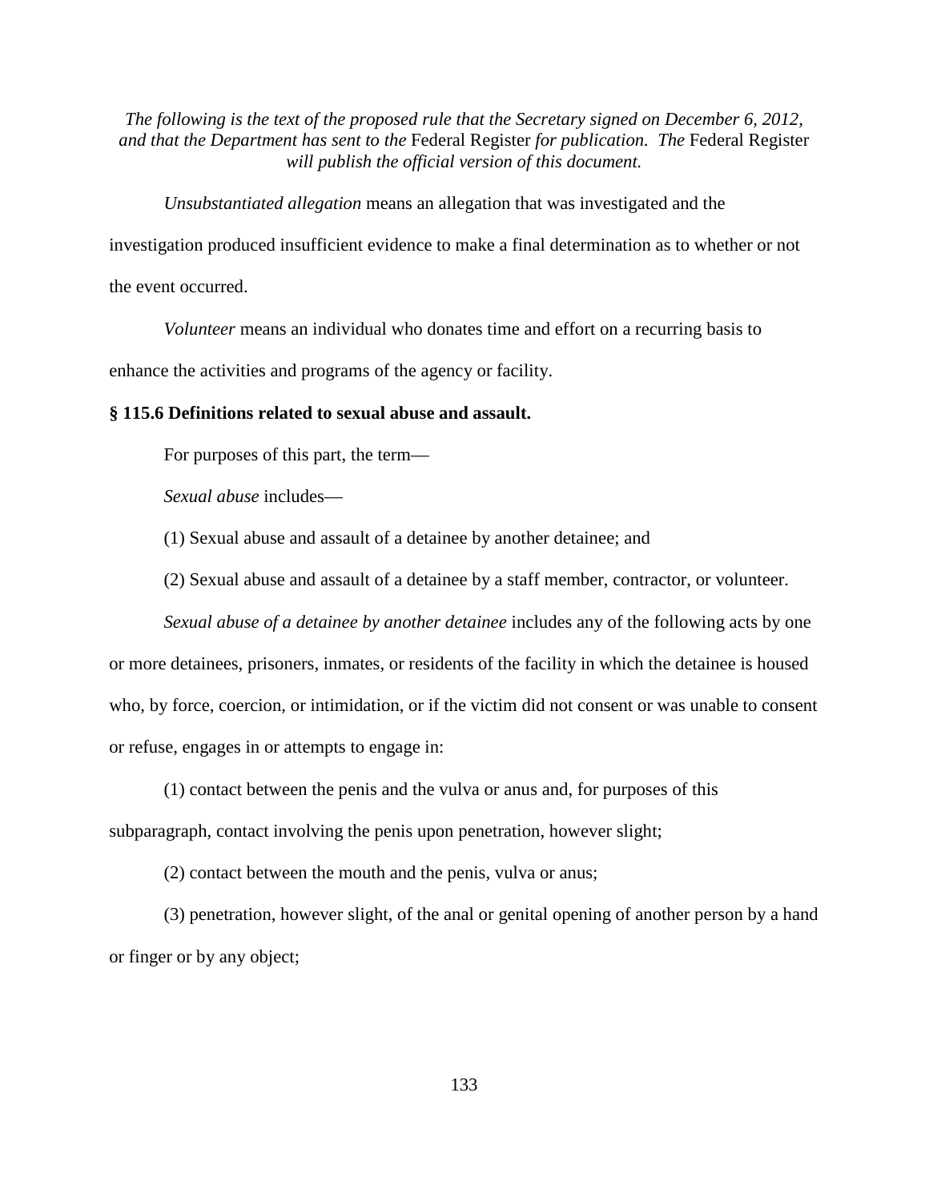*The following is the text of the proposed rule that the Secretary signed on December 6, 2012, and that the Department has sent to the* Federal Register *for publication. The* Federal Register *will publish the official version of this document.*

*Unsubstantiated allegation* means an allegation that was investigated and the investigation produced insufficient evidence to make a final determination as to whether or not the event occurred.

*Volunteer* means an individual who donates time and effort on a recurring basis to enhance the activities and programs of the agency or facility.

**§ 115.6 Definitions related to sexual abuse and assault.**

For purposes of this part, the term—

*Sexual abuse* includes—

(1) Sexual abuse and assault of a detainee by another detainee; and

(2) Sexual abuse and assault of a detainee by a staff member, contractor, or volunteer.

*Sexual abuse of a detainee by another detainee* includes any of the following acts by one or more detainees, prisoners, inmates, or residents of the facility in which the detainee is housed who, by force, coercion, or intimidation, or if the victim did not consent or was unable to consent or refuse, engages in or attempts to engage in:

(1) contact between the penis and the vulva or anus and, for purposes of this subparagraph, contact involving the penis upon penetration, however slight;

(2) contact between the mouth and the penis, vulva or anus;

(3) penetration, however slight, of the anal or genital opening of another person by a hand or finger or by any object;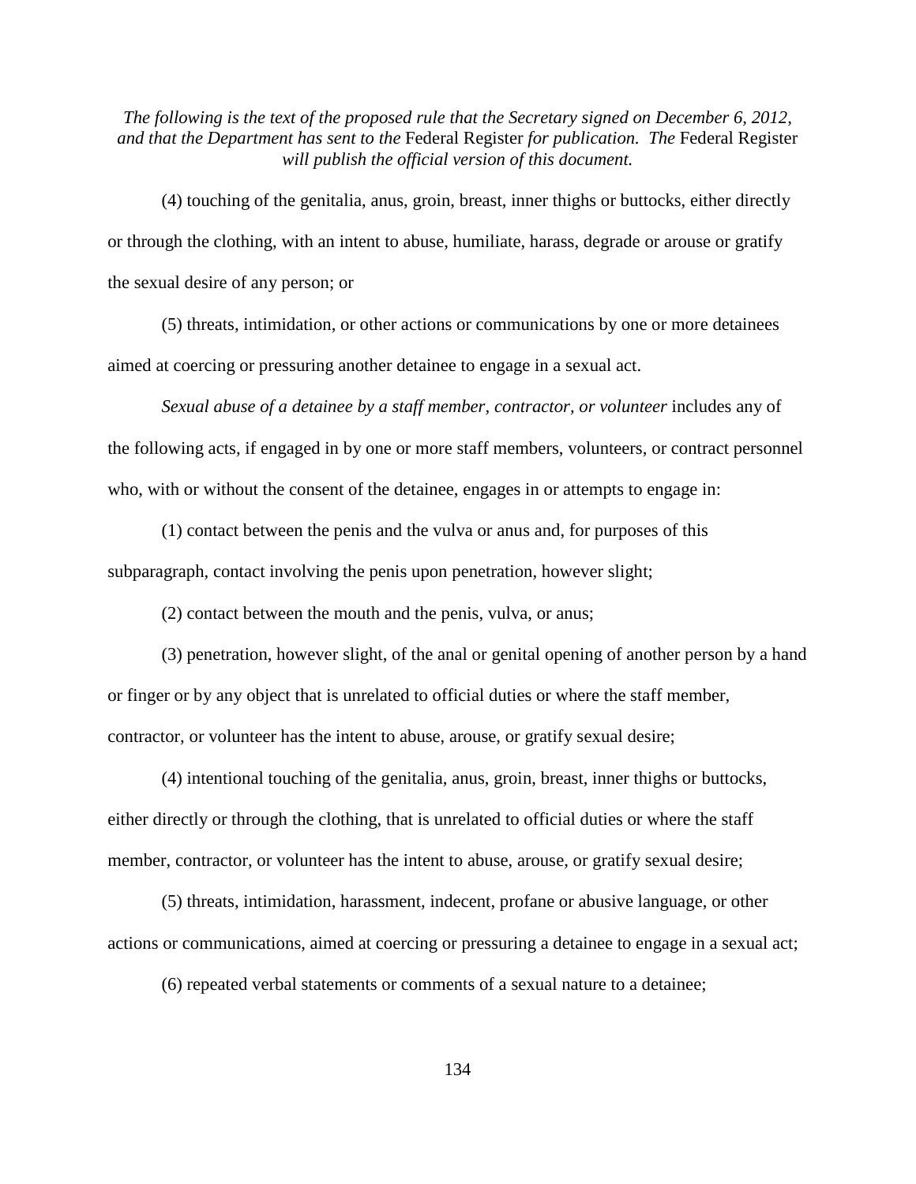*The following is the text of the proposed rule that the Secretary signed on December 6, 2012, and that the Department has sent to the* Federal Register *for publication. The* Federal Register *will publish the official version of this document.*

(4) touching of the genitalia, anus, groin, breast, inner thighs or buttocks, either directly or through the clothing, with an intent to abuse, humiliate, harass, degrade or arouse or gratify the sexual desire of any person; or

(5) threats, intimidation, or other actions or communications by one or more detainees aimed at coercing or pressuring another detainee to engage in a sexual act.

*Sexual abuse of a detainee by a staff member, contractor, or volunteer* includes any of the following acts, if engaged in by one or more staff members, volunteers, or contract personnel who, with or without the consent of the detainee, engages in or attempts to engage in:

(1) contact between the penis and the vulva or anus and, for purposes of this subparagraph, contact involving the penis upon penetration, however slight;

(2) contact between the mouth and the penis, vulva, or anus;

(3) penetration, however slight, of the anal or genital opening of another person by a hand or finger or by any object that is unrelated to official duties or where the staff member, contractor, or volunteer has the intent to abuse, arouse, or gratify sexual desire;

(4) intentional touching of the genitalia, anus, groin, breast, inner thighs or buttocks, either directly or through the clothing, that is unrelated to official duties or where the staff member, contractor, or volunteer has the intent to abuse, arouse, or gratify sexual desire;

(5) threats, intimidation, harassment, indecent, profane or abusive language, or other actions or communications, aimed at coercing or pressuring a detainee to engage in a sexual act;

(6) repeated verbal statements or comments of a sexual nature to a detainee;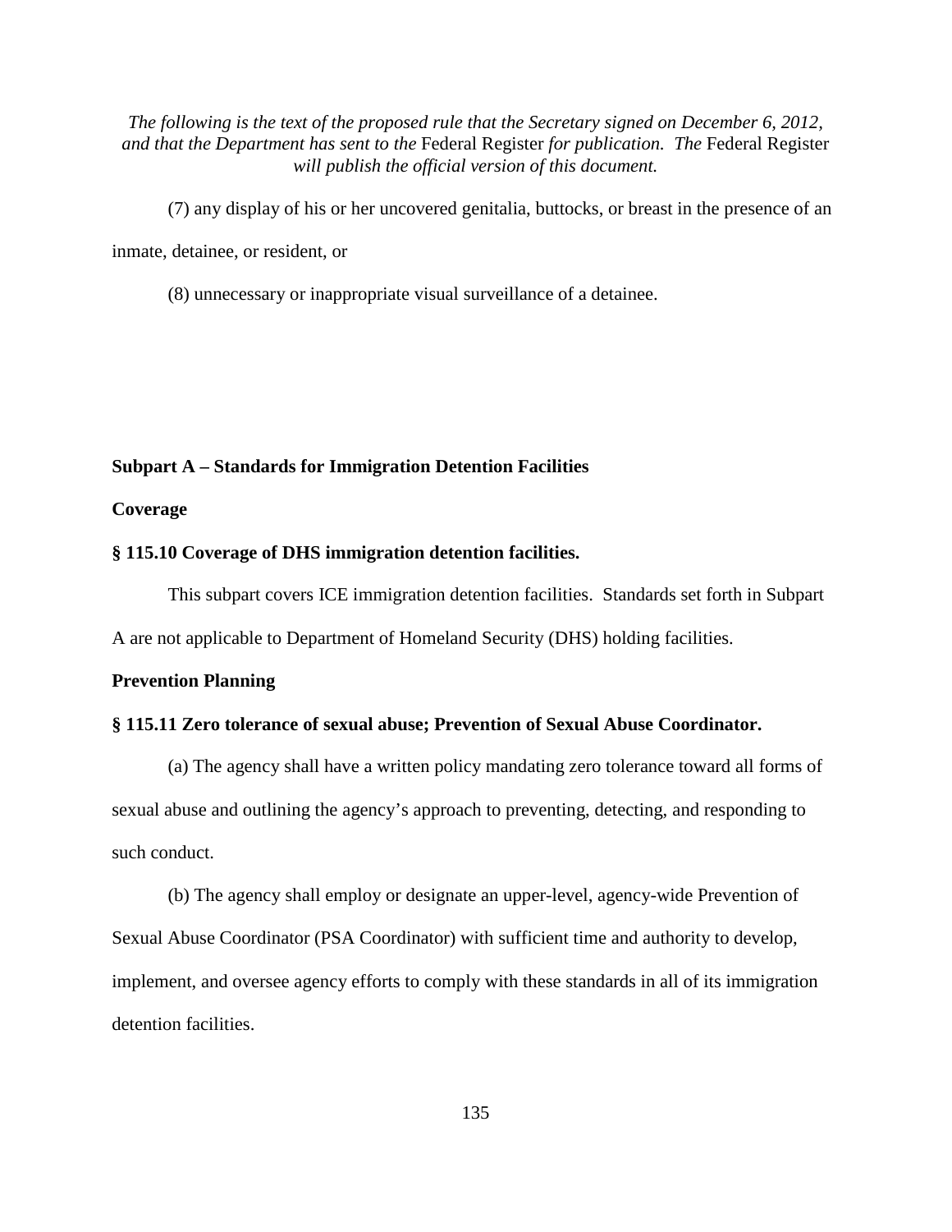*The following is the text of the proposed rule that the Secretary signed on December 6, 2012, and that the Department has sent to the* Federal Register *for publication. The* Federal Register *will publish the official version of this document.*

(7) any display of his or her uncovered genitalia, buttocks, or breast in the presence of an inmate, detainee, or resident, or

(8) unnecessary or inappropriate visual surveillance of a detainee.

**Subpart A – Standards for Immigration Detention Facilities**

**Coverage**

**§ 115.10 Coverage of DHS immigration detention facilities.**

This subpart covers ICE immigration detention facilities. Standards set forth in Subpart A are not applicable to Department of Homeland Security (DHS) holding facilities.

**Prevention Planning**

**§ 115.11 Zero tolerance of sexual abuse; Prevention of Sexual Abuse Coordinator.**

(a) The agency shall have a written policy mandating zero tolerance toward all forms of sexual abuse and outlining the agency's approach to preventing, detecting, and responding to such conduct.

(b) The agency shall employ or designate an upper-level, agency-wide Prevention of Sexual Abuse Coordinator (PSA Coordinator) with sufficient time and authority to develop, implement, and oversee agency efforts to comply with these standards in all of its immigration detention facilities.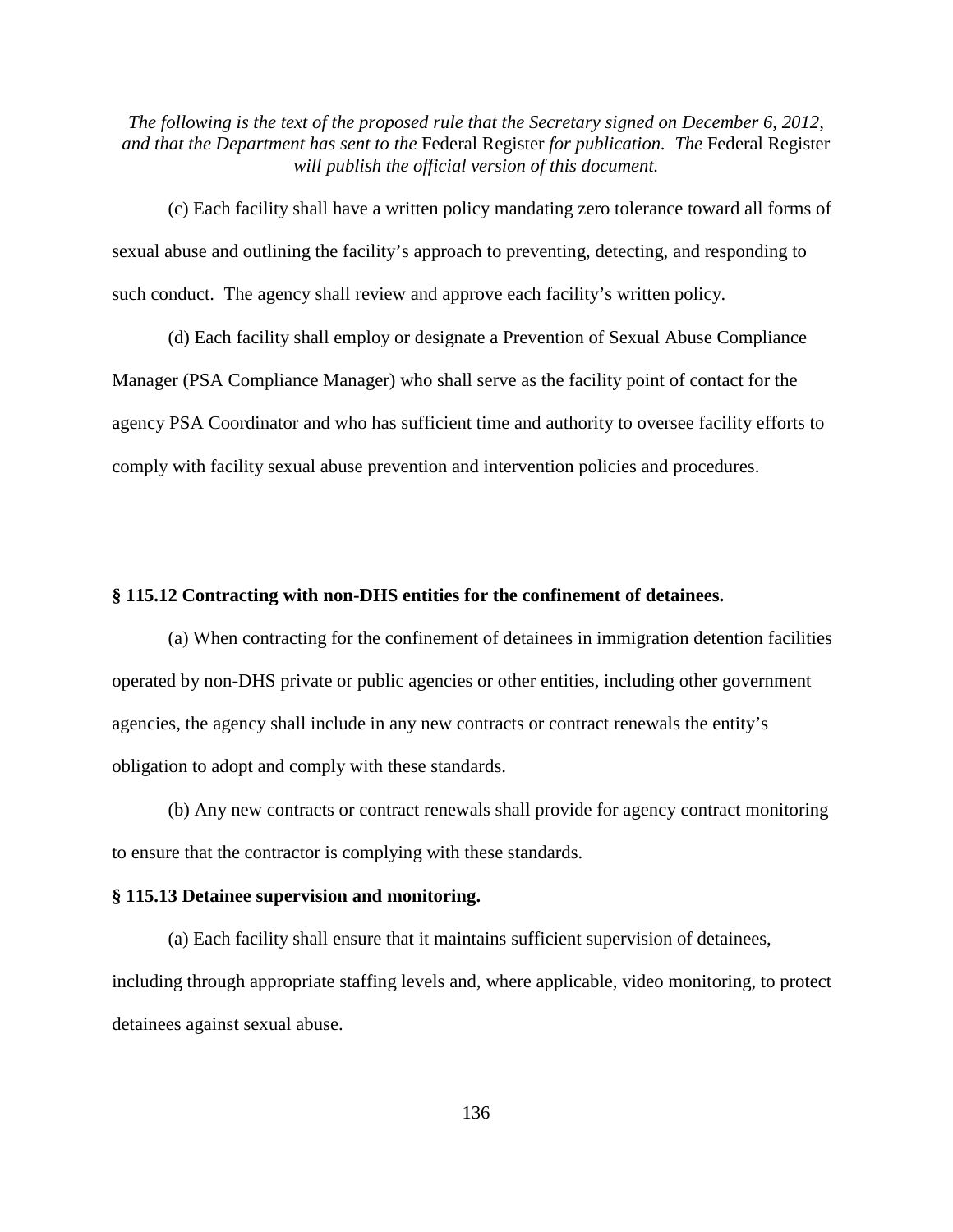*The following is the text of the proposed rule that the Secretary signed on December 6, 2012, and that the Department has sent to the* Federal Register *for publication. The* Federal Register *will publish the official version of this document.*

(c) Each facility shall have a written policy mandating zero tolerance toward all forms of sexual abuse and outlining the facility's approach to preventing, detecting, and responding to such conduct. The agency shall review and approve each facility's written policy.

(d) Each facility shall employ or designate a Prevention of Sexual Abuse Compliance Manager (PSA Compliance Manager) who shall serve as the facility point of contact for the agency PSA Coordinator and who has sufficient time and authority to oversee facility efforts to comply with facility sexual abuse prevention and intervention policies and procedures.

**§ 115.12 Contracting with non-DHS entities for the confinement of detainees.**

(a) When contracting for the confinement of detainees in immigration detention facilities operated by non-DHS private or public agencies or other entities, including other government agencies, the agency shall include in any new contracts or contract renewals the entity's obligation to adopt and comply with these standards.

(b) Any new contracts or contract renewals shall provide for agency contract monitoring to ensure that the contractor is complying with these standards.

**§ 115.13 Detainee supervision and monitoring.**

(a) Each facility shall ensure that it maintains sufficient supervision of detainees, including through appropriate staffing levels and, where applicable, video monitoring, to protect detainees against sexual abuse.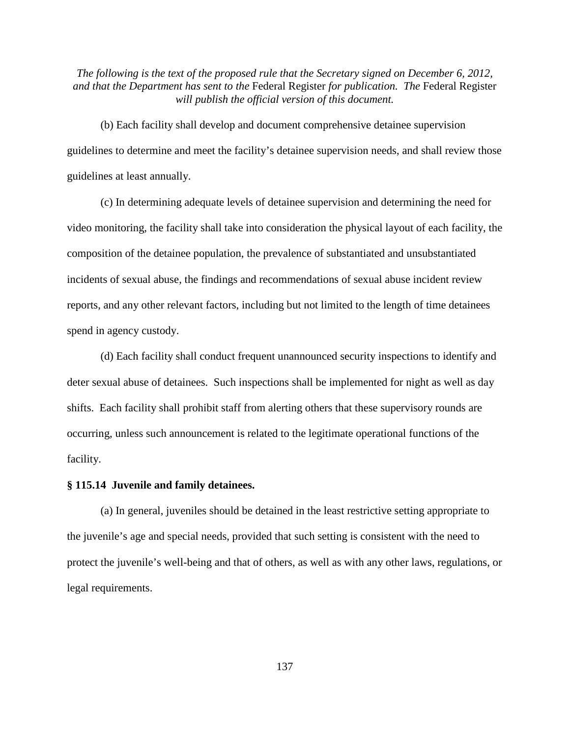*The following is the text of the proposed rule that the Secretary signed on December 6, 2012, and that the Department has sent to the* Federal Register *for publication. The* Federal Register *will publish the official version of this document.*

(b) Each facility shall develop and document comprehensive detainee supervision guidelines to determine and meet the facility's detainee supervision needs, and shall review those guidelines at least annually.

(c) In determining adequate levels of detainee supervision and determining the need for video monitoring, the facility shall take into consideration the physical layout of each facility, the composition of the detainee population, the prevalence of substantiated and unsubstantiated incidents of sexual abuse, the findings and recommendations of sexual abuse incident review reports, and any other relevant factors, including but not limited to the length of time detainees spend in agency custody.

(d) Each facility shall conduct frequent unannounced security inspections to identify and deter sexual abuse of detainees. Such inspections shall be implemented for night as well as day shifts. Each facility shall prohibit staff from alerting others that these supervisory rounds are occurring, unless such announcement is related to the legitimate operational functions of the facility.

**§ 115.14 Juvenile and family detainees.**

(a) In general, juveniles should be detained in the least restrictive setting appropriate to the juvenile's age and special needs, provided that such setting is consistent with the need to protect the juvenile's well-being and that of others, as well as with any other laws, regulations, or legal requirements.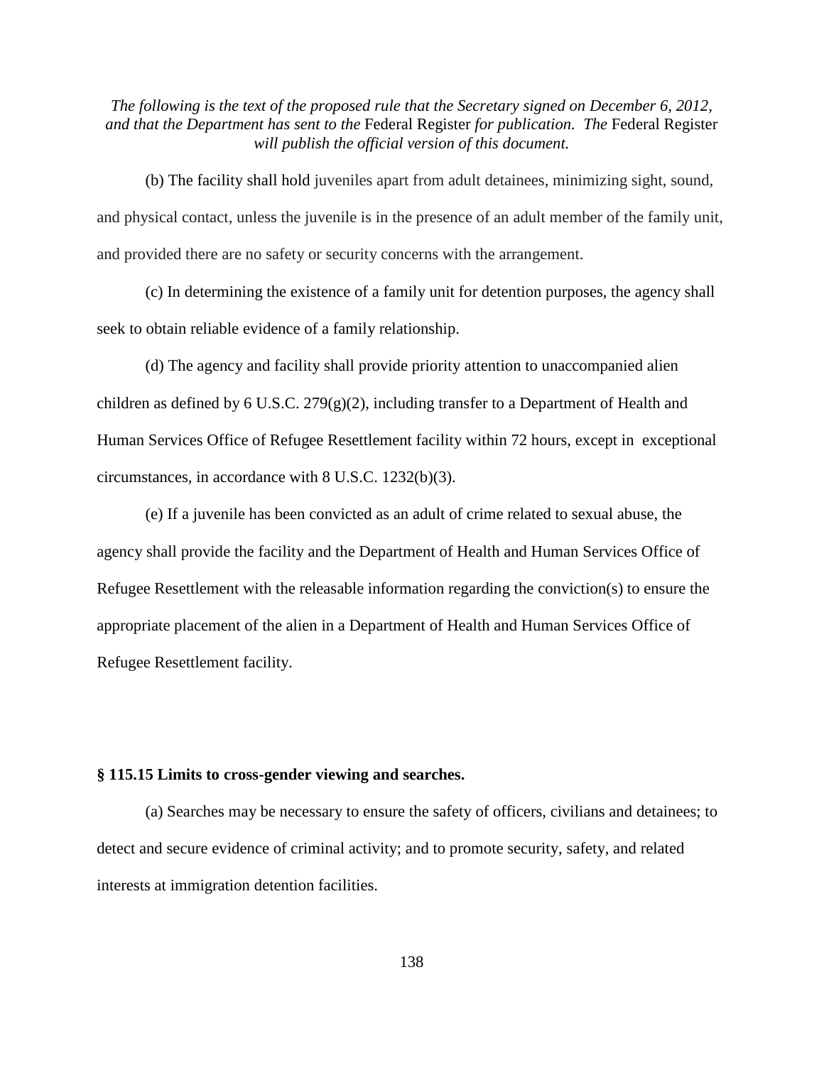*The following is the text of the proposed rule that the Secretary signed on December 6, 2012, and that the Department has sent to the* Federal Register *for publication. The* Federal Register *will publish the official version of this document.*

(b) The facility shall hold juveniles apart from adult detainees, minimizing sight, sound, and physical contact, unless the juvenile is in the presence of an adult member of the family unit, and provided there are no safety or security concerns with the arrangement.

(c) In determining the existence of a family unit for detention purposes, the agency shall seek to obtain reliable evidence of a family relationship.

(d) The agency and facility shall provide priority attention to unaccompanied alien children as defined by 6 U.S.C. 279(g)(2), including transfer to a Department of Health and Human Services Office of Refugee Resettlement facility within 72 hours, except in exceptional circumstances, in accordance with 8 U.S.C. 1232(b)(3).

(e) If a juvenile has been convicted as an adult of crime related to sexual abuse, the agency shall provide the facility and the Department of Health and Human Services Office of Refugee Resettlement with the releasable information regarding the conviction(s) to ensure the appropriate placement of the alien in a Department of Health and Human Services Office of Refugee Resettlement facility.

**§ 115.15 Limits to cross-gender viewing and searches.**

(a) Searches may be necessary to ensure the safety of officers, civilians and detainees; to detect and secure evidence of criminal activity; and to promote security, safety, and related interests at immigration detention facilities.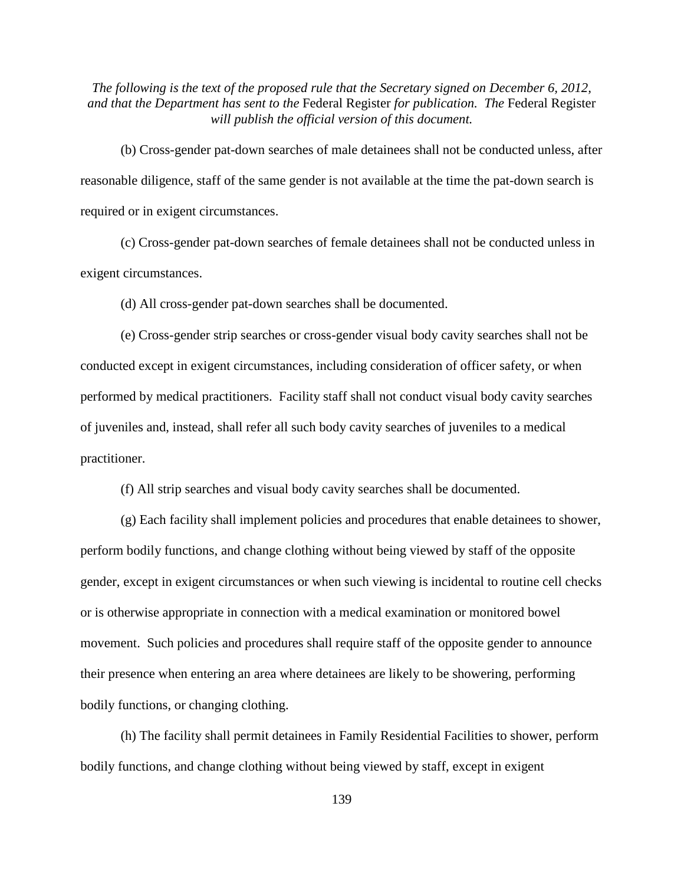*The following is the text of the proposed rule that the Secretary signed on December 6, 2012, and that the Department has sent to the* Federal Register *for publication. The* Federal Register *will publish the official version of this document.*

(b) Cross-gender pat-down searches of male detainees shall not be conducted unless, after reasonable diligence, staff of the same gender is not available at the time the pat-down search is required or in exigent circumstances.

(c) Cross-gender pat-down searches of female detainees shall not be conducted unless in exigent circumstances.

(d) All cross-gender pat-down searches shall be documented.

(e) Cross-gender strip searches or cross-gender visual body cavity searches shall not be conducted except in exigent circumstances, including consideration of officer safety, or when performed by medical practitioners. Facility staff shall not conduct visual body cavity searches of juveniles and, instead, shall refer all such body cavity searches of juveniles to a medical practitioner.

(f) All strip searches and visual body cavity searches shall be documented.

(g) Each facility shall implement policies and procedures that enable detainees to shower, perform bodily functions, and change clothing without being viewed by staff of the opposite gender, except in exigent circumstances or when such viewing is incidental to routine cell checks or is otherwise appropriate in connection with a medical examination or monitored bowel movement. Such policies and procedures shall require staff of the opposite gender to announce their presence when entering an area where detainees are likely to be showering, performing bodily functions, or changing clothing.

(h) The facility shall permit detainees in Family Residential Facilities to shower, perform bodily functions, and change clothing without being viewed by staff, except in exigent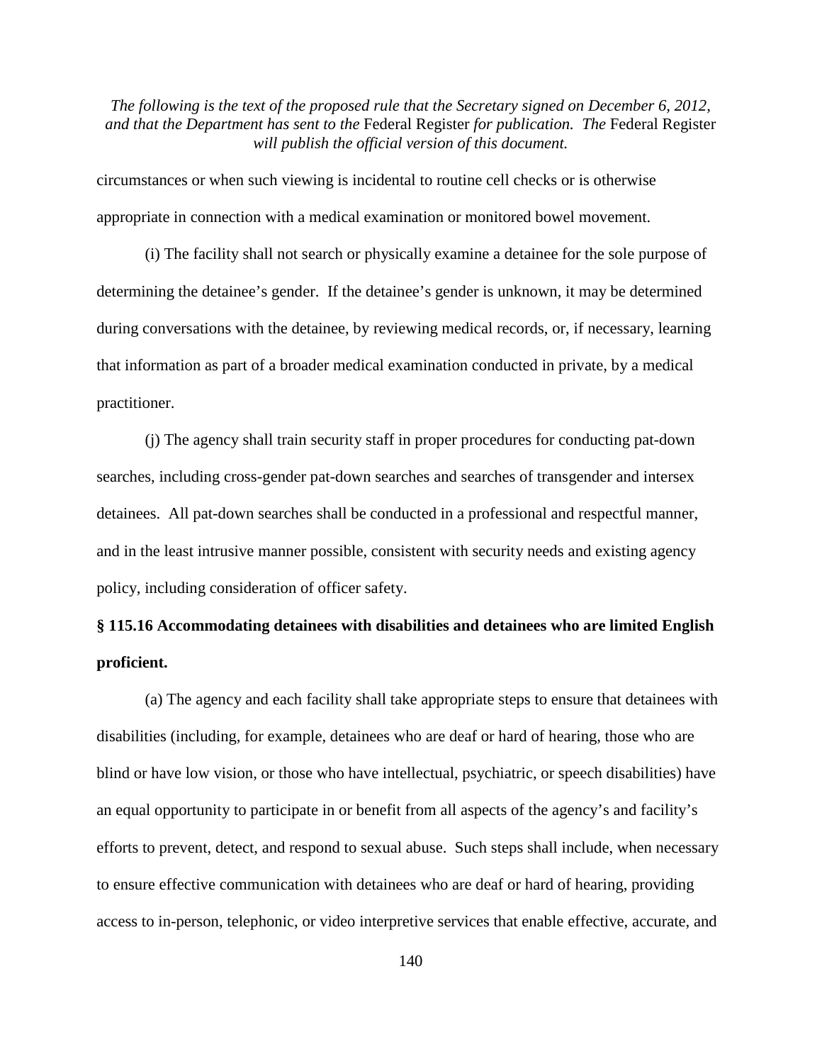circumstances or when such viewing is incidental to routine cell checks or is otherwise appropriate in connection with a medical examination or monitored bowel movement.

(i) The facility shall not search or physically examine a detainee for the sole purpose of determining the detainee's gender. If the detainee's gender is unknown, it may be determined during conversations with the detainee, by reviewing medical records, or, if necessary, learning that information as part of a broader medical examination conducted in private, by a medical practitioner.

(j) The agency shall train security staff in proper procedures for conducting pat-down searches, including cross-gender pat-down searches and searches of transgender and intersex detainees. All pat-down searches shall be conducted in a professional and respectful manner, and in the least intrusive manner possible, consistent with security needs and existing agency policy, including consideration of officer safety.

**§ 115.16 Accommodating detainees with disabilities and detainees who are limited English proficient.**

(a) The agency and each facility shall take appropriate steps to ensure that detainees with disabilities (including, for example, detainees who are deaf or hard of hearing, those who are blind or have low vision, or those who have intellectual, psychiatric, or speech disabilities) have an equal opportunity to participate in or benefit from all aspects of the agency's and facility's efforts to prevent, detect, and respond to sexual abuse. Such steps shall include, when necessary to ensure effective communication with detainees who are deaf or hard of hearing, providing access to in-person, telephonic, or video interpretive services that enable effective, accurate, and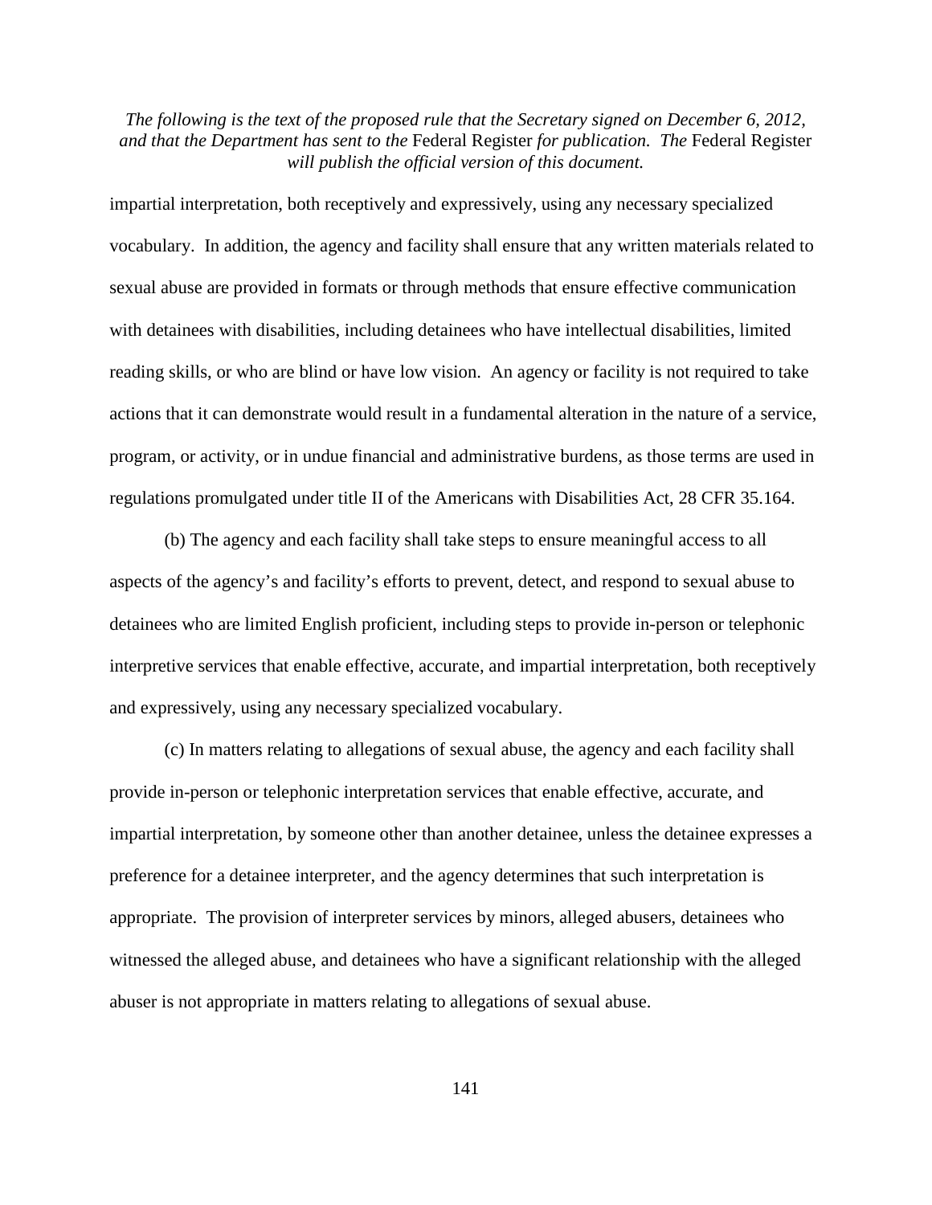impartial interpretation, both receptively and expressively, using any necessary specialized vocabulary. In addition, the agency and facility shall ensure that any written materials related to sexual abuse are provided in formats or through methods that ensure effective communication with detainees with disabilities, including detainees who have intellectual disabilities, limited reading skills, or who are blind or have low vision. An agency or facility is not required to take actions that it can demonstrate would result in a fundamental alteration in the nature of a service, program, or activity, or in undue financial and administrative burdens, as those terms are used in regulations promulgated under title II of the Americans with Disabilities Act, 28 CFR 35.164.

(b) The agency and each facility shall take steps to ensure meaningful access to all aspects of the agency's and facility's efforts to prevent, detect, and respond to sexual abuse to detainees who are limited English proficient, including steps to provide in-person or telephonic interpretive services that enable effective, accurate, and impartial interpretation, both receptively and expressively, using any necessary specialized vocabulary.

(c) In matters relating to allegations of sexual abuse, the agency and each facility shall provide in-person or telephonic interpretation services that enable effective, accurate, and impartial interpretation, by someone other than another detainee, unless the detainee expresses a preference for a detainee interpreter, and the agency determines that such interpretation is appropriate. The provision of interpreter services by minors, alleged abusers, detainees who witnessed the alleged abuse, and detainees who have a significant relationship with the alleged abuser is not appropriate in matters relating to allegations of sexual abuse.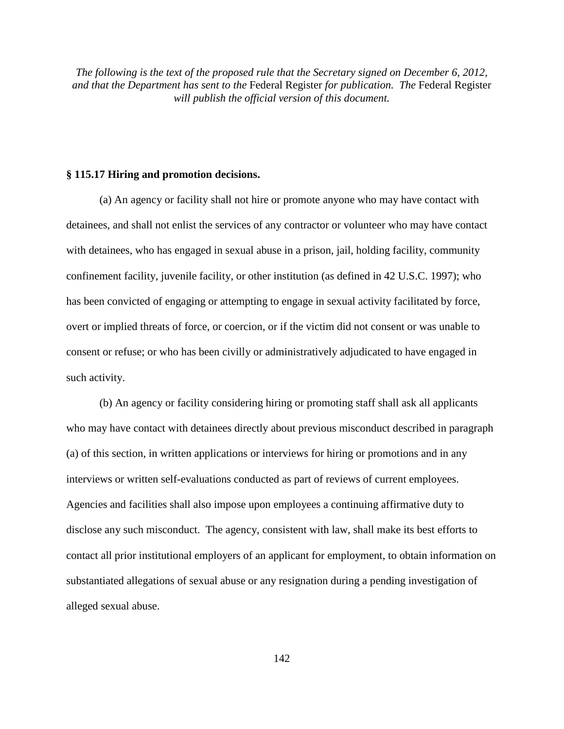*The following is the text of the proposed rule that the Secretary signed on December 6, 2012, and that the Department has sent to the* Federal Register *for publication. The* Federal Register *will publish the official version of this document.*

**§ 115.17 Hiring and promotion decisions.**

(a) An agency or facility shall not hire or promote anyone who may have contact with detainees, and shall not enlist the services of any contractor or volunteer who may have contact with detainees, who has engaged in sexual abuse in a prison, jail, holding facility, community confinement facility, juvenile facility, or other institution (as defined in 42 U.S.C. 1997); who has been convicted of engaging or attempting to engage in sexual activity facilitated by force, overt or implied threats of force, or coercion, or if the victim did not consent or was unable to consent or refuse; or who has been civilly or administratively adjudicated to have engaged in such activity.

(b) An agency or facility considering hiring or promoting staff shall ask all applicants who may have contact with detainees directly about previous misconduct described in paragraph (a) of this section, in written applications or interviews for hiring or promotions and in any interviews or written self-evaluations conducted as part of reviews of current employees. Agencies and facilities shall also impose upon employees a continuing affirmative duty to disclose any such misconduct. The agency, consistent with law, shall make its best efforts to contact all prior institutional employers of an applicant for employment, to obtain information on substantiated allegations of sexual abuse or any resignation during a pending investigation of alleged sexual abuse.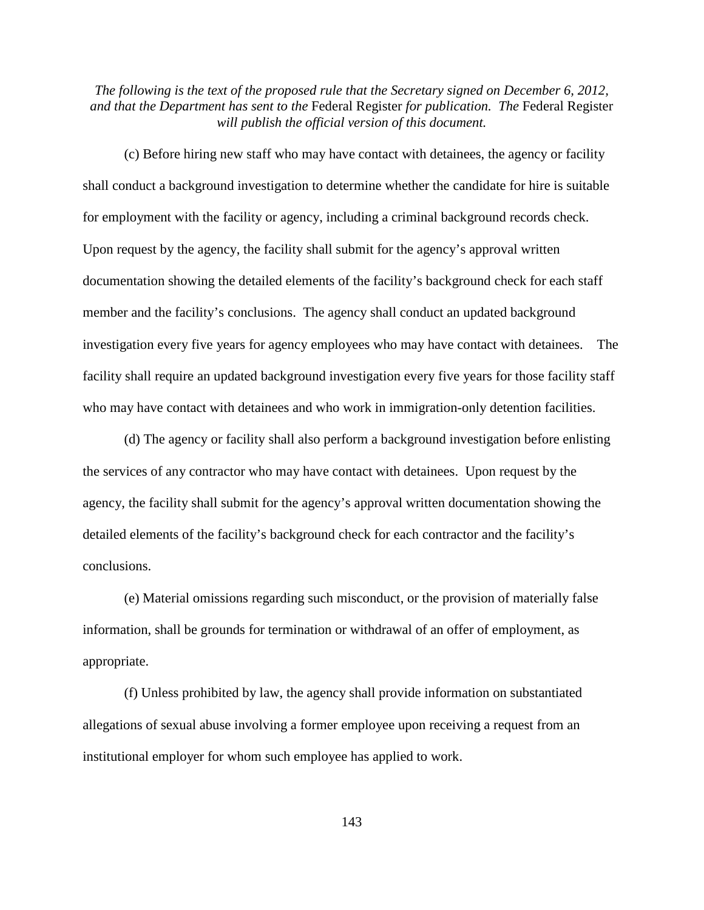*The following is the text of the proposed rule that the Secretary signed on December 6, 2012, and that the Department has sent to the* Federal Register *for publication. The* Federal Register *will publish the official version of this document.*

(c) Before hiring new staff who may have contact with detainees, the agency or facility shall conduct a background investigation to determine whether the candidate for hire is suitable for employment with the facility or agency, including a criminal background records check. Upon request by the agency, the facility shall submit for the agency's approval written documentation showing the detailed elements of the facility's background check for each staff member and the facility's conclusions. The agency shall conduct an updated background investigation every five years for agency employees who may have contact with detainees. The facility shall require an updated background investigation every five years for those facility staff who may have contact with detainees and who work in immigration-only detention facilities.

(d) The agency or facility shall also perform a background investigation before enlisting the services of any contractor who may have contact with detainees. Upon request by the agency, the facility shall submit for the agency's approval written documentation showing the detailed elements of the facility's background check for each contractor and the facility's conclusions.

(e) Material omissions regarding such misconduct, or the provision of materially false information, shall be grounds for termination or withdrawal of an offer of employment, as appropriate.

(f) Unless prohibited by law, the agency shall provide information on substantiated allegations of sexual abuse involving a former employee upon receiving a request from an institutional employer for whom such employee has applied to work.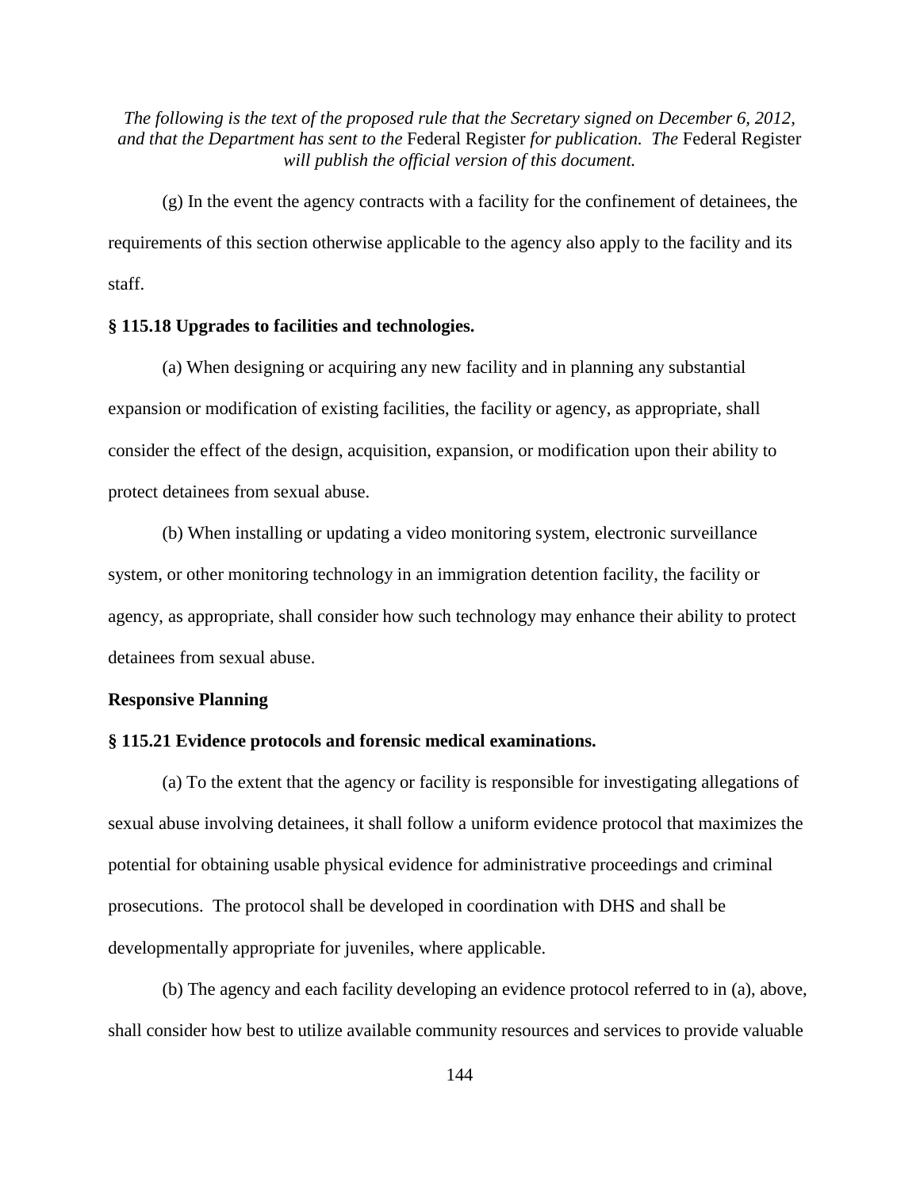*The following is the text of the proposed rule that the Secretary signed on December 6, 2012, and that the Department has sent to the* Federal Register *for publication. The* Federal Register *will publish the official version of this document.*

(g) In the event the agency contracts with a facility for the confinement of detainees, the requirements of this section otherwise applicable to the agency also apply to the facility and its staff.

**§ 115.18 Upgrades to facilities and technologies.**

(a) When designing or acquiring any new facility and in planning any substantial expansion or modification of existing facilities, the facility or agency, as appropriate, shall consider the effect of the design, acquisition, expansion, or modification upon their ability to protect detainees from sexual abuse.

(b) When installing or updating a video monitoring system, electronic surveillance system, or other monitoring technology in an immigration detention facility, the facility or agency, as appropriate, shall consider how such technology may enhance their ability to protect detainees from sexual abuse.

**Responsive Planning**

**§ 115.21 Evidence protocols and forensic medical examinations.**

(a) To the extent that the agency or facility is responsible for investigating allegations of sexual abuse involving detainees, it shall follow a uniform evidence protocol that maximizes the potential for obtaining usable physical evidence for administrative proceedings and criminal prosecutions. The protocol shall be developed in coordination with DHS and shall be developmentally appropriate for juveniles, where applicable.

(b) The agency and each facility developing an evidence protocol referred to in (a), above, shall consider how best to utilize available community resources and services to provide valuable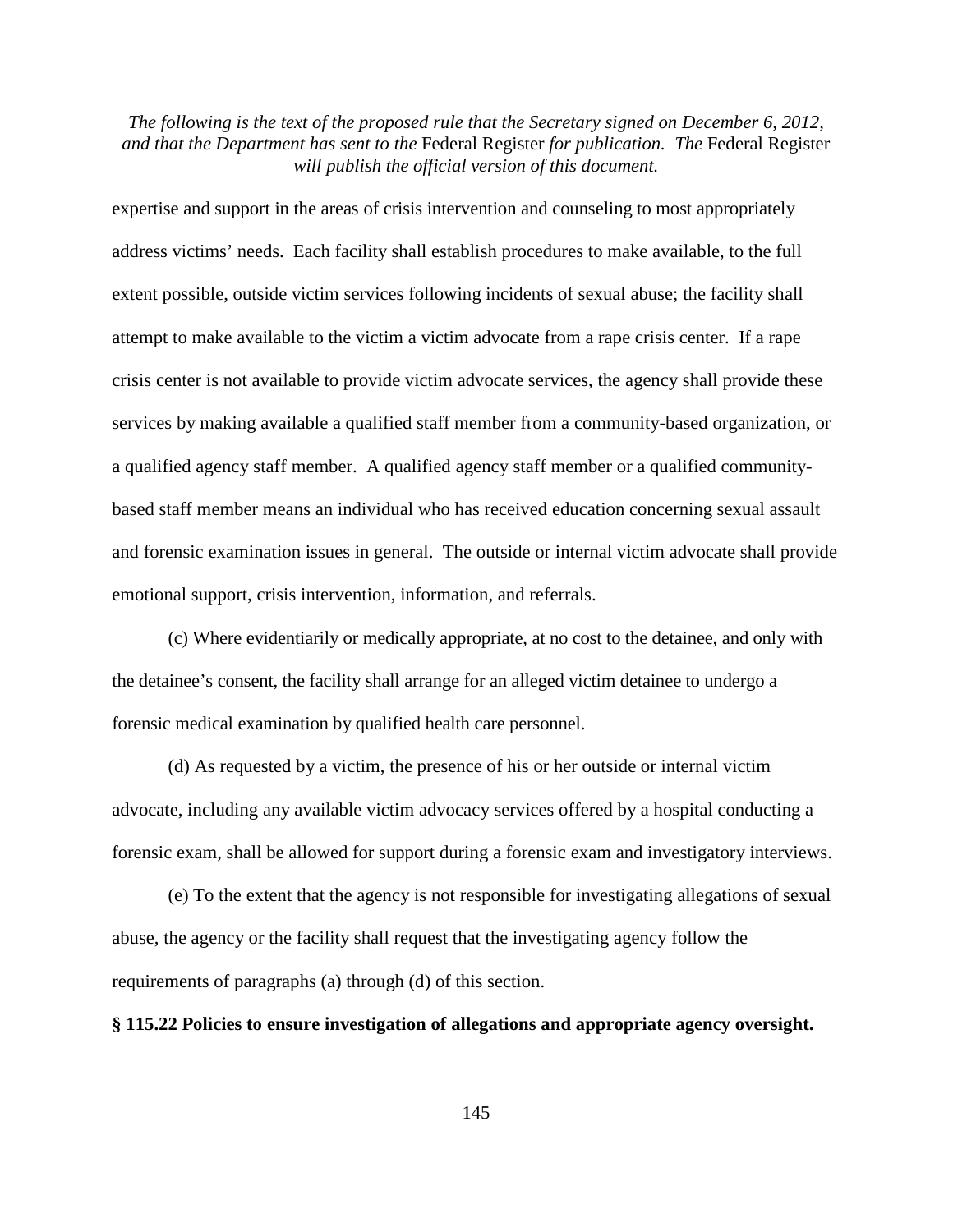expertise and support in the areas of crisis intervention and counseling to most appropriately address victims' needs. Each facility shall establish procedures to make available, to the full extent possible, outside victim services following incidents of sexual abuse; the facility shall attempt to make available to the victim a victim advocate from a rape crisis center. If a rape crisis center is not available to provide victim advocate services, the agency shall provide these services by making available a qualified staff member from a community-based organization, or a qualified agency staff member. A qualified agency staff member or a qualified community-based staff member means an individual who has received education concerning sexual assault and forensic examination issues in general. The outside or internal victim advocate shall provide emotional support, crisis intervention, information, and referrals.

(c) Where evidentiarily or medically appropriate, at no cost to the detainee, and only with the detainee's consent, the facility shall arrange for an alleged victim detainee to undergo a forensic medical examination by qualified health care personnel.

(d) As requested by a victim, the presence of his or her outside or internal victim advocate, including any available victim advocacy services offered by a hospital conducting a forensic exam, shall be allowed for support during a forensic exam and investigatory interviews.

(e) To the extent that the agency is not responsible for investigating allegations of sexual abuse, the agency or the facility shall request that the investigating agency follow the requirements of paragraphs (a) through (d) of this section.

**§ 115.22 Policies to ensure investigation of allegations and appropriate agency oversight.**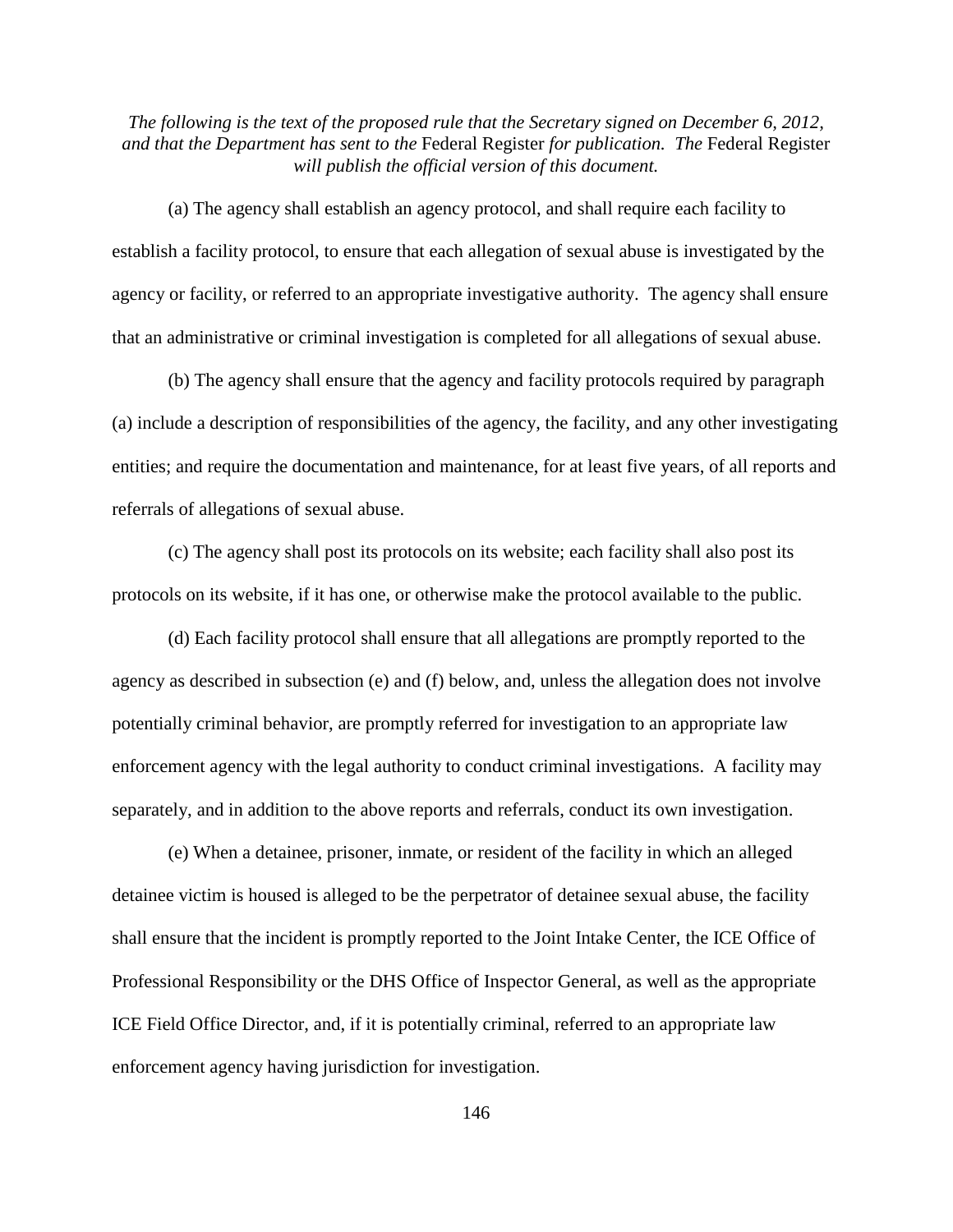*The following is the text of the proposed rule that the Secretary signed on December 6, 2012, and that the Department has sent to the* Federal Register *for publication. The* Federal Register *will publish the official version of this document.*

(a) The agency shall establish an agency protocol, and shall require each facility to establish a facility protocol, to ensure that each allegation of sexual abuse is investigated by the agency or facility, or referred to an appropriate investigative authority. The agency shall ensure that an administrative or criminal investigation is completed for all allegations of sexual abuse.

(b) The agency shall ensure that the agency and facility protocols required by paragraph (a) include a description of responsibilities of the agency, the facility, and any other investigating entities; and require the documentation and maintenance, for at least five years, of all reports and referrals of allegations of sexual abuse.

(c) The agency shall post its protocols on its website; each facility shall also post its protocols on its website, if it has one, or otherwise make the protocol available to the public.

(d) Each facility protocol shall ensure that all allegations are promptly reported to the agency as described in subsection (e) and (f) below, and, unless the allegation does not involve potentially criminal behavior, are promptly referred for investigation to an appropriate law enforcement agency with the legal authority to conduct criminal investigations. A facility may separately, and in addition to the above reports and referrals, conduct its own investigation.

(e) When a detainee, prisoner, inmate, or resident of the facility in which an alleged detainee victim is housed is alleged to be the perpetrator of detainee sexual abuse, the facility shall ensure that the incident is promptly reported to the Joint Intake Center, the ICE Office of Professional Responsibility or the DHS Office of Inspector General, as well as the appropriate ICE Field Office Director, and, if it is potentially criminal, referred to an appropriate law enforcement agency having jurisdiction for investigation.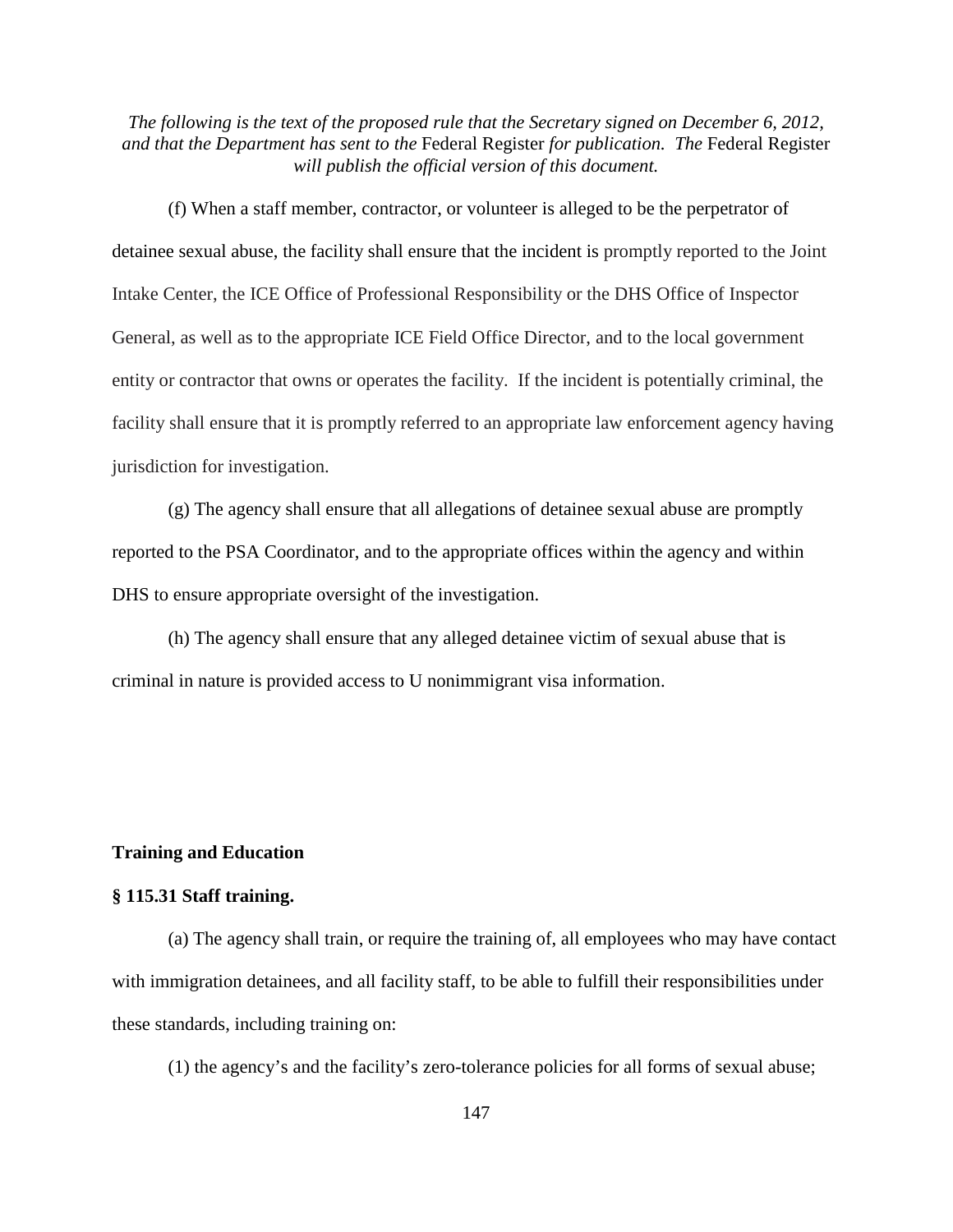*The following is the text of the proposed rule that the Secretary signed on December 6, 2012, and that the Department has sent to the* Federal Register *for publication. The* Federal Register *will publish the official version of this document.*

(f) When a staff member, contractor, or volunteer is alleged to be the perpetrator of detainee sexual abuse, the facility shall ensure that the incident is promptly reported to the Joint Intake Center, the ICE Office of Professional Responsibility or the DHS Office of Inspector General, as well as to the appropriate ICE Field Office Director, and to the local government entity or contractor that owns or operates the facility. If the incident is potentially criminal, the facility shall ensure that it is promptly referred to an appropriate law enforcement agency having jurisdiction for investigation.

(g) The agency shall ensure that all allegations of detainee sexual abuse are promptly reported to the PSA Coordinator, and to the appropriate offices within the agency and within DHS to ensure appropriate oversight of the investigation.

(h) The agency shall ensure that any alleged detainee victim of sexual abuse that is criminal in nature is provided access to U nonimmigrant visa information.

**Training and Education**

**§ 115.31 Staff training.**

(a) The agency shall train, or require the training of, all employees who may have contact with immigration detainees, and all facility staff, to be able to fulfill their responsibilities under these standards, including training on:

(1) the agency's and the facility's zero-tolerance policies for all forms of sexual abuse;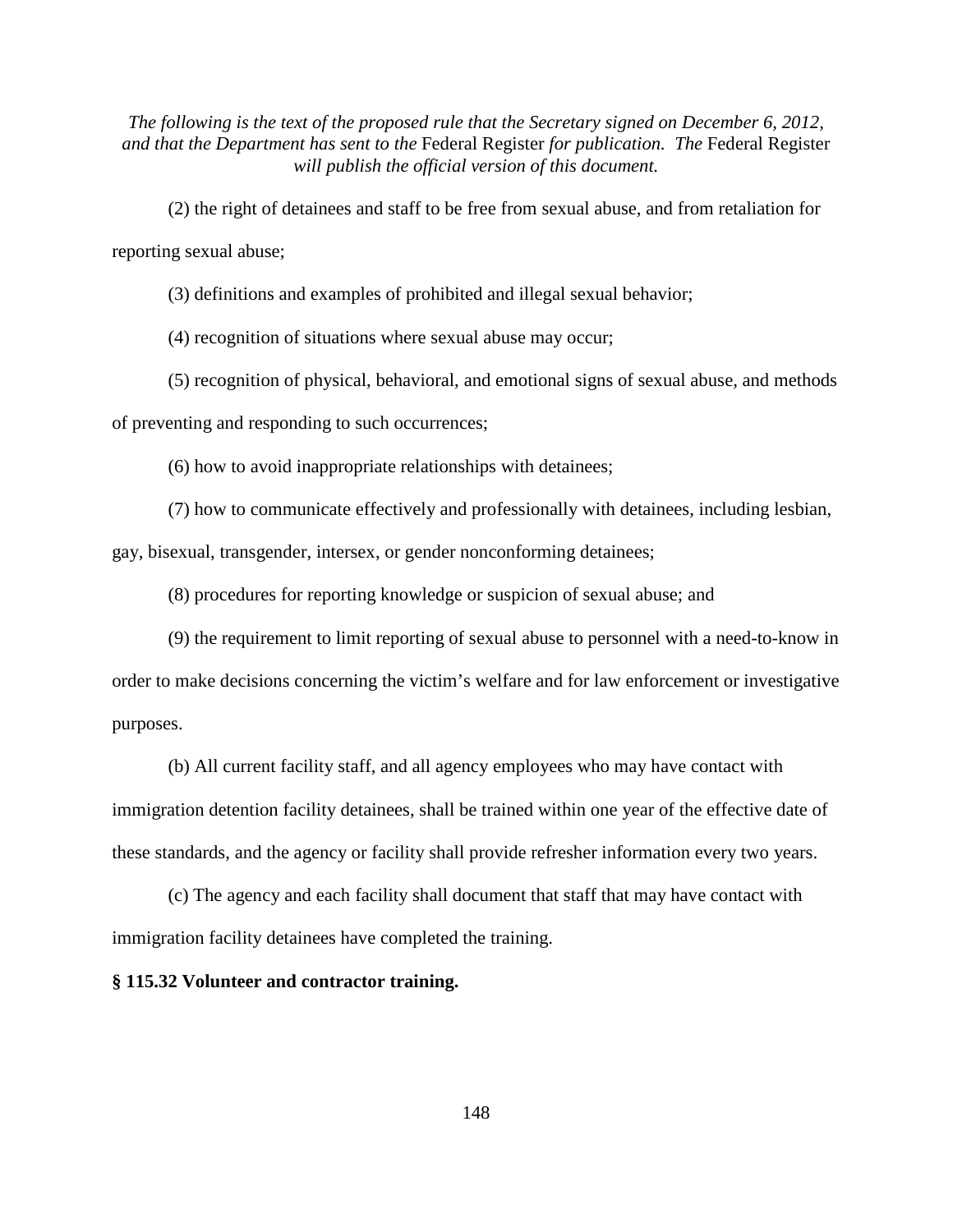(2) the right of detainees and staff to be free from sexual abuse, and from retaliation for reporting sexual abuse;

(3) definitions and examples of prohibited and illegal sexual behavior;

(4) recognition of situations where sexual abuse may occur;

(5) recognition of physical, behavioral, and emotional signs of sexual abuse, and methods of preventing and responding to such occurrences;

(6) how to avoid inappropriate relationships with detainees;

(7) how to communicate effectively and professionally with detainees, including lesbian, gay, bisexual, transgender, intersex, or gender nonconforming detainees;

(8) procedures for reporting knowledge or suspicion of sexual abuse; and

(9) the requirement to limit reporting of sexual abuse to personnel with a need-to-know in order to make decisions concerning the victim's welfare and for law enforcement or investigative purposes.

(b) All current facility staff, and all agency employees who may have contact with immigration detention facility detainees, shall be trained within one year of the effective date of these standards, and the agency or facility shall provide refresher information every two years.

(c) The agency and each facility shall document that staff that may have contact with immigration facility detainees have completed the training.

**§ 115.32 Volunteer and contractor training.**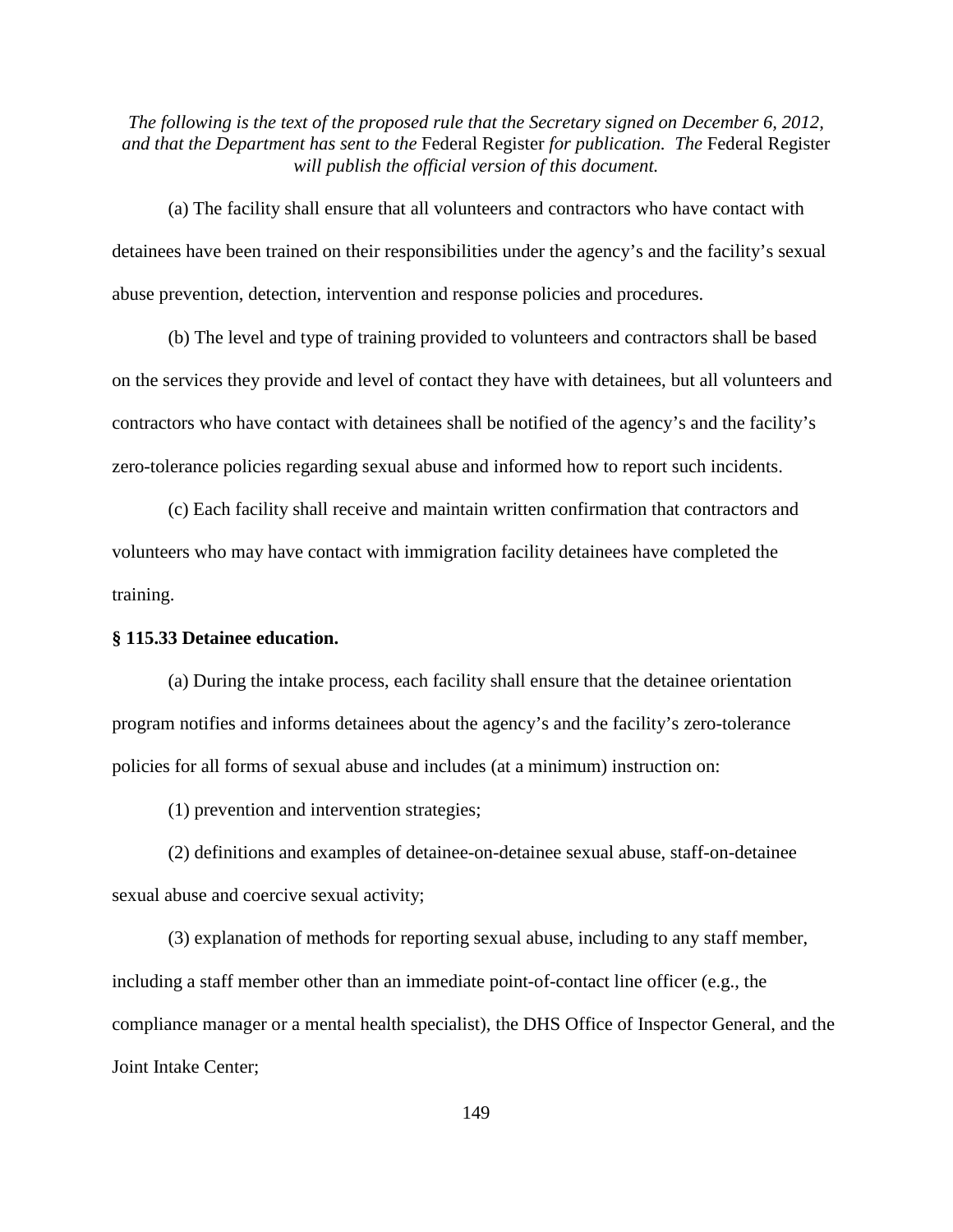*The following is the text of the proposed rule that the Secretary signed on December 6, 2012, and that the Department has sent to the* Federal Register *for publication. The* Federal Register *will publish the official version of this document.*

(a) The facility shall ensure that all volunteers and contractors who have contact with detainees have been trained on their responsibilities under the agency's and the facility's sexual abuse prevention, detection, intervention and response policies and procedures.

(b) The level and type of training provided to volunteers and contractors shall be based on the services they provide and level of contact they have with detainees, but all volunteers and contractors who have contact with detainees shall be notified of the agency's and the facility's zero-tolerance policies regarding sexual abuse and informed how to report such incidents.

(c) Each facility shall receive and maintain written confirmation that contractors and volunteers who may have contact with immigration facility detainees have completed the training.

**§ 115.33 Detainee education.**

(a) During the intake process, each facility shall ensure that the detainee orientation program notifies and informs detainees about the agency's and the facility's zero-tolerance policies for all forms of sexual abuse and includes (at a minimum) instruction on:

(1) prevention and intervention strategies;

(2) definitions and examples of detainee-on-detainee sexual abuse, staff-on-detainee sexual abuse and coercive sexual activity;

(3) explanation of methods for reporting sexual abuse, including to any staff member, including a staff member other than an immediate point-of-contact line officer (e.g., the compliance manager or a mental health specialist), the DHS Office of Inspector General, and the Joint Intake Center;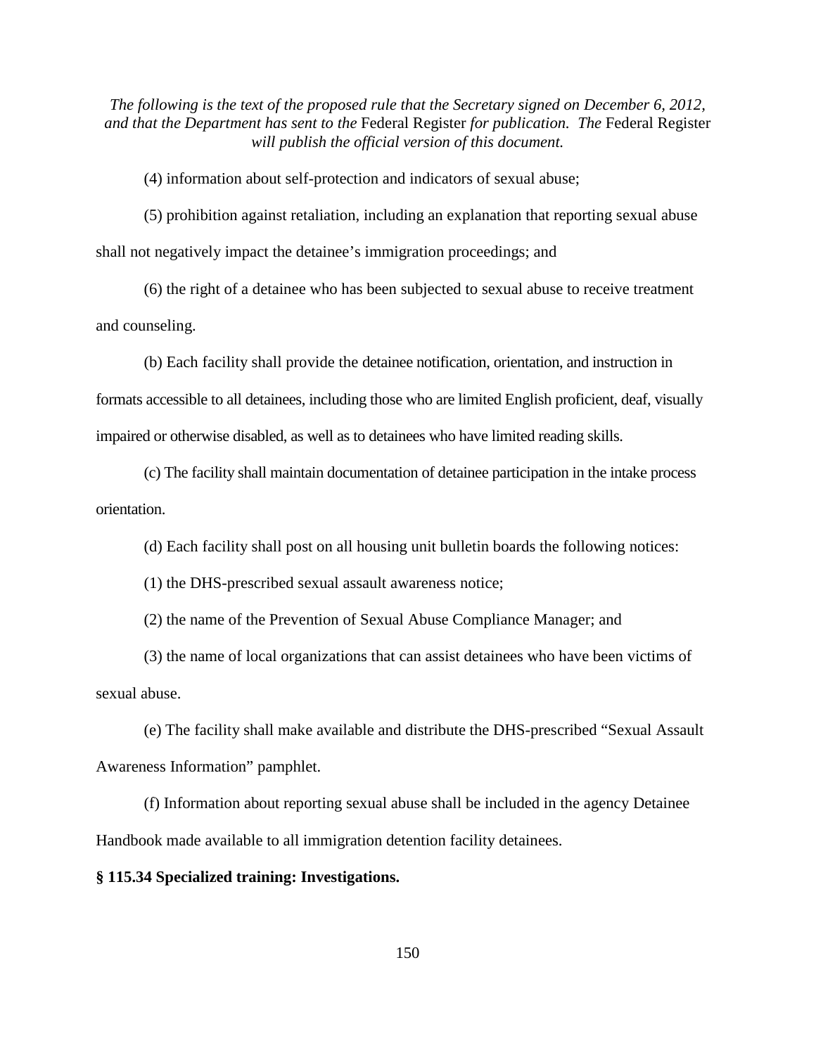(4) information about self-protection and indicators of sexual abuse;

(5) prohibition against retaliation, including an explanation that reporting sexual abuse shall not negatively impact the detainee's immigration proceedings; and

(6) the right of a detainee who has been subjected to sexual abuse to receive treatment and counseling.

(b) Each facility shall provide the detainee notification, orientation, and instruction in formats accessible to all detainees, including those who are limited English proficient, deaf, visually impaired or otherwise disabled, as well as to detainees who have limited reading skills.

(c) The facility shall maintain documentation of detainee participation in the intake process orientation.

(d) Each facility shall post on all housing unit bulletin boards the following notices:

(1) the DHS-prescribed sexual assault awareness notice;

(2) the name of the Prevention of Sexual Abuse Compliance Manager; and

(3) the name of local organizations that can assist detainees who have been victims of sexual abuse.

(e) The facility shall make available and distribute the DHS-prescribed "Sexual Assault Awareness Information" pamphlet.

(f) Information about reporting sexual abuse shall be included in the agency Detainee Handbook made available to all immigration detention facility detainees.

**§ 115.34 Specialized training: Investigations.**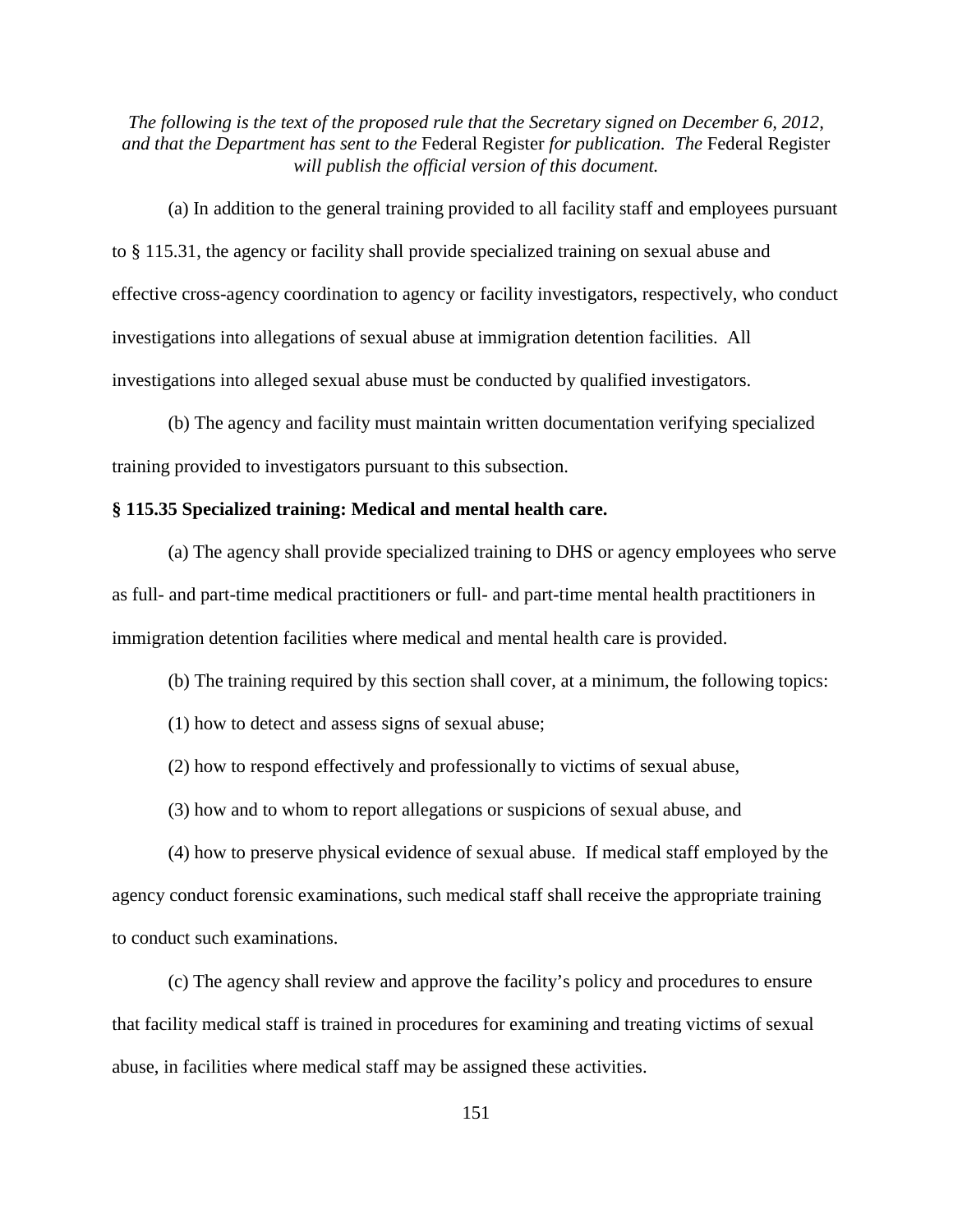*The following is the text of the proposed rule that the Secretary signed on December 6, 2012, and that the Department has sent to the* Federal Register *for publication. The* Federal Register *will publish the official version of this document.*

(a) In addition to the general training provided to all facility staff and employees pursuant to § 115.31, the agency or facility shall provide specialized training on sexual abuse and effective cross-agency coordination to agency or facility investigators, respectively, who conduct investigations into allegations of sexual abuse at immigration detention facilities. All investigations into alleged sexual abuse must be conducted by qualified investigators.

(b) The agency and facility must maintain written documentation verifying specialized training provided to investigators pursuant to this subsection.

**§ 115.35 Specialized training: Medical and mental health care.**

(a) The agency shall provide specialized training to DHS or agency employees who serve as full- and part-time medical practitioners or full- and part-time mental health practitioners in immigration detention facilities where medical and mental health care is provided.

(b) The training required by this section shall cover, at a minimum, the following topics:

(1) how to detect and assess signs of sexual abuse;

(2) how to respond effectively and professionally to victims of sexual abuse,

(3) how and to whom to report allegations or suspicions of sexual abuse, and

(4) how to preserve physical evidence of sexual abuse. If medical staff employed by the agency conduct forensic examinations, such medical staff shall receive the appropriate training to conduct such examinations.

(c) The agency shall review and approve the facility's policy and procedures to ensure that facility medical staff is trained in procedures for examining and treating victims of sexual abuse, in facilities where medical staff may be assigned these activities.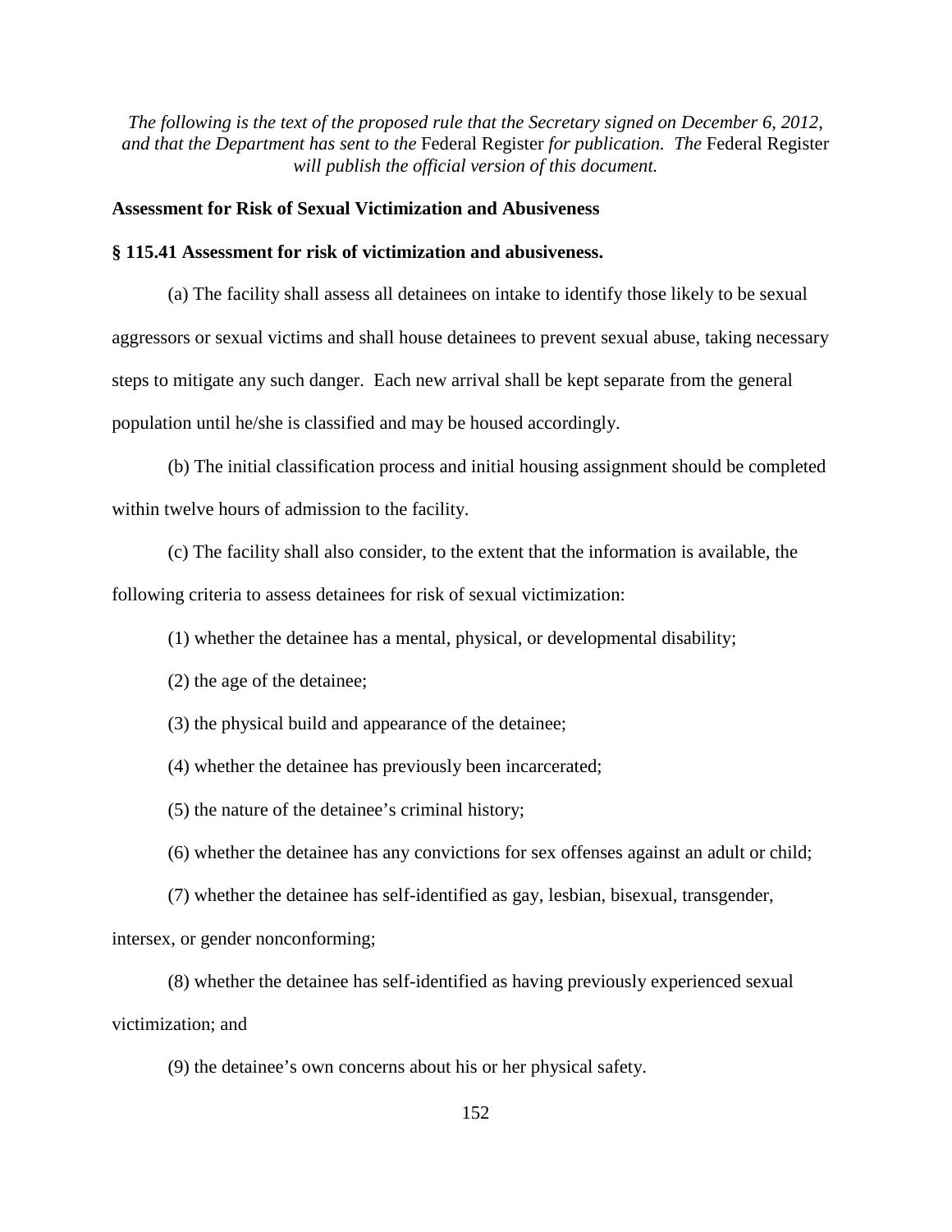*The following is the text of the proposed rule that the Secretary signed on December 6, 2012, and that the Department has sent to the* Federal Register *for publication. The* Federal Register *will publish the official version of this document.*

**Assessment for Risk of Sexual Victimization and Abusiveness**

**§ 115.41 Assessment for risk of victimization and abusiveness.**

(a) The facility shall assess all detainees on intake to identify those likely to be sexual aggressors or sexual victims and shall house detainees to prevent sexual abuse, taking necessary steps to mitigate any such danger. Each new arrival shall be kept separate from the general population until he/she is classified and may be housed accordingly.

(b) The initial classification process and initial housing assignment should be completed within twelve hours of admission to the facility.

(c) The facility shall also consider, to the extent that the information is available, the following criteria to assess detainees for risk of sexual victimization:

(1) whether the detainee has a mental, physical, or developmental disability;

(2) the age of the detainee;

(3) the physical build and appearance of the detainee;

(4) whether the detainee has previously been incarcerated;

(5) the nature of the detainee's criminal history;

(6) whether the detainee has any convictions for sex offenses against an adult or child;

(7) whether the detainee has self-identified as gay, lesbian, bisexual, transgender, intersex, or gender nonconforming;

(8) whether the detainee has self-identified as having previously experienced sexual victimization; and

(9) the detainee's own concerns about his or her physical safety.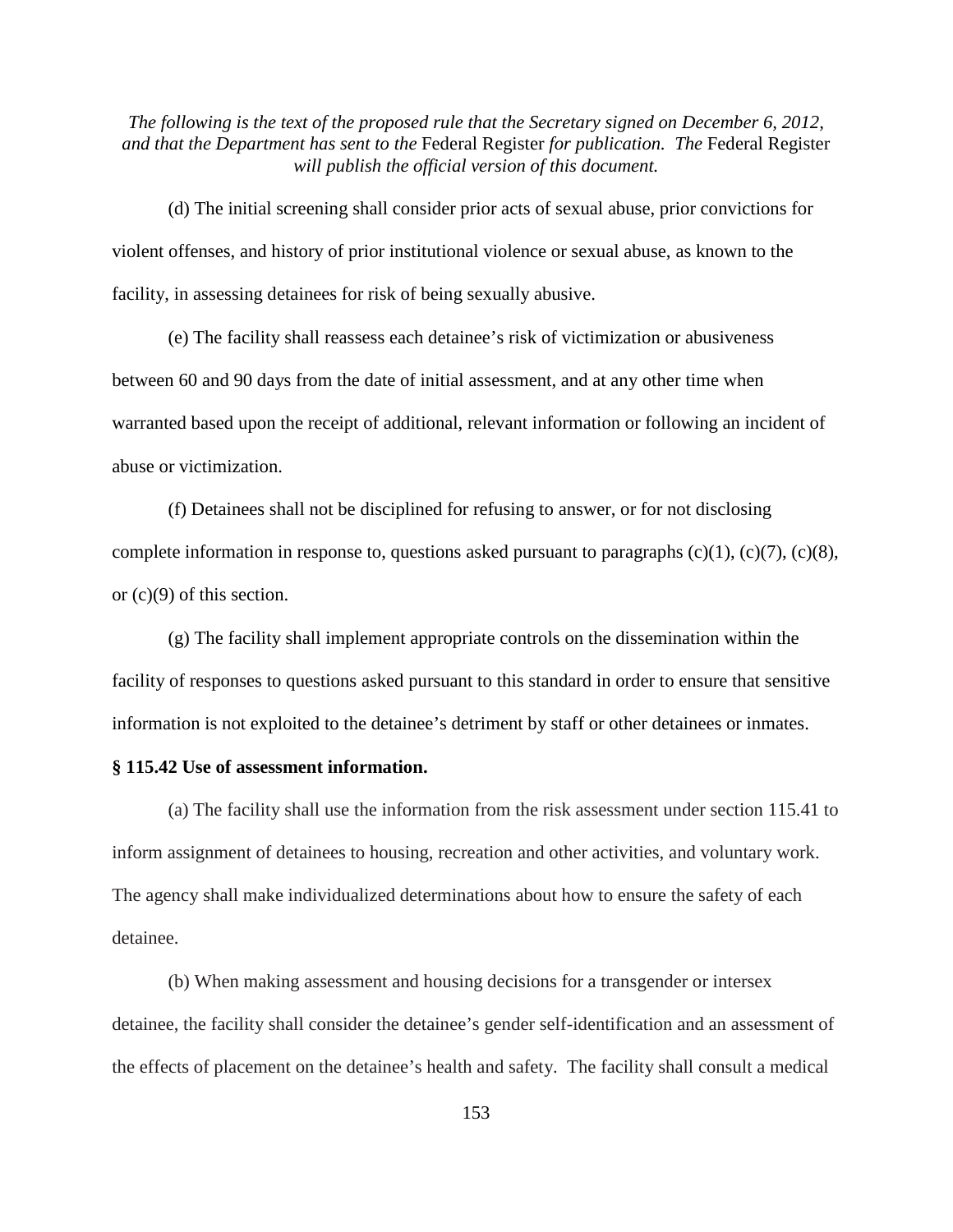*The following is the text of the proposed rule that the Secretary signed on December 6, 2012, and that the Department has sent to the* Federal Register *for publication. The* Federal Register *will publish the official version of this document.*

(d) The initial screening shall consider prior acts of sexual abuse, prior convictions for violent offenses, and history of prior institutional violence or sexual abuse, as known to the facility, in assessing detainees for risk of being sexually abusive.

(e) The facility shall reassess each detainee's risk of victimization or abusiveness between 60 and 90 days from the date of initial assessment, and at any other time when warranted based upon the receipt of additional, relevant information or following an incident of abuse or victimization.

(f) Detainees shall not be disciplined for refusing to answer, or for not disclosing complete information in response to, questions asked pursuant to paragraphs (c)(1), (c)(7), (c)(8), or (c)(9) of this section.

(g) The facility shall implement appropriate controls on the dissemination within the facility of responses to questions asked pursuant to this standard in order to ensure that sensitive information is not exploited to the detainee's detriment by staff or other detainees or inmates.

**§ 115.42 Use of assessment information.**

(a) The facility shall use the information from the risk assessment under section 115.41 to inform assignment of detainees to housing, recreation and other activities, and voluntary work. The agency shall make individualized determinations about how to ensure the safety of each detainee.

(b) When making assessment and housing decisions for a transgender or intersex detainee, the facility shall consider the detainee's gender self-identification and an assessment of the effects of placement on the detainee's health and safety. The facility shall consult a medical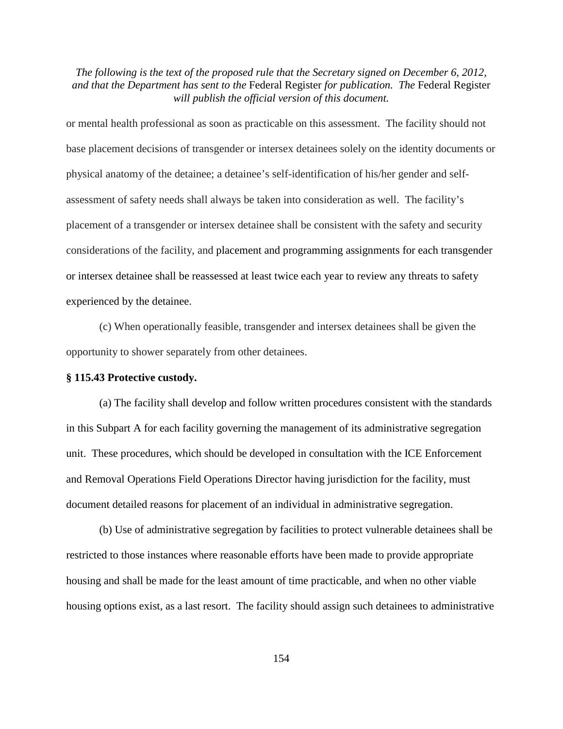or mental health professional as soon as practicable on this assessment. The facility should not base placement decisions of transgender or intersex detainees solely on the identity documents or physical anatomy of the detainee; a detainee's self-identification of his/her gender and self-assessment of safety needs shall always be taken into consideration as well. The facility's placement of a transgender or intersex detainee shall be consistent with the safety and security considerations of the facility, and placement and programming assignments for each transgender or intersex detainee shall be reassessed at least twice each year to review any threats to safety experienced by the detainee.

(c) When operationally feasible, transgender and intersex detainees shall be given the opportunity to shower separately from other detainees.

**§ 115.43 Protective custody.**

(a) The facility shall develop and follow written procedures consistent with the standards in this Subpart A for each facility governing the management of its administrative segregation unit. These procedures, which should be developed in consultation with the ICE Enforcement and Removal Operations Field Operations Director having jurisdiction for the facility, must document detailed reasons for placement of an individual in administrative segregation.

(b) Use of administrative segregation by facilities to protect vulnerable detainees shall be restricted to those instances where reasonable efforts have been made to provide appropriate housing and shall be made for the least amount of time practicable, and when no other viable housing options exist, as a last resort. The facility should assign such detainees to administrative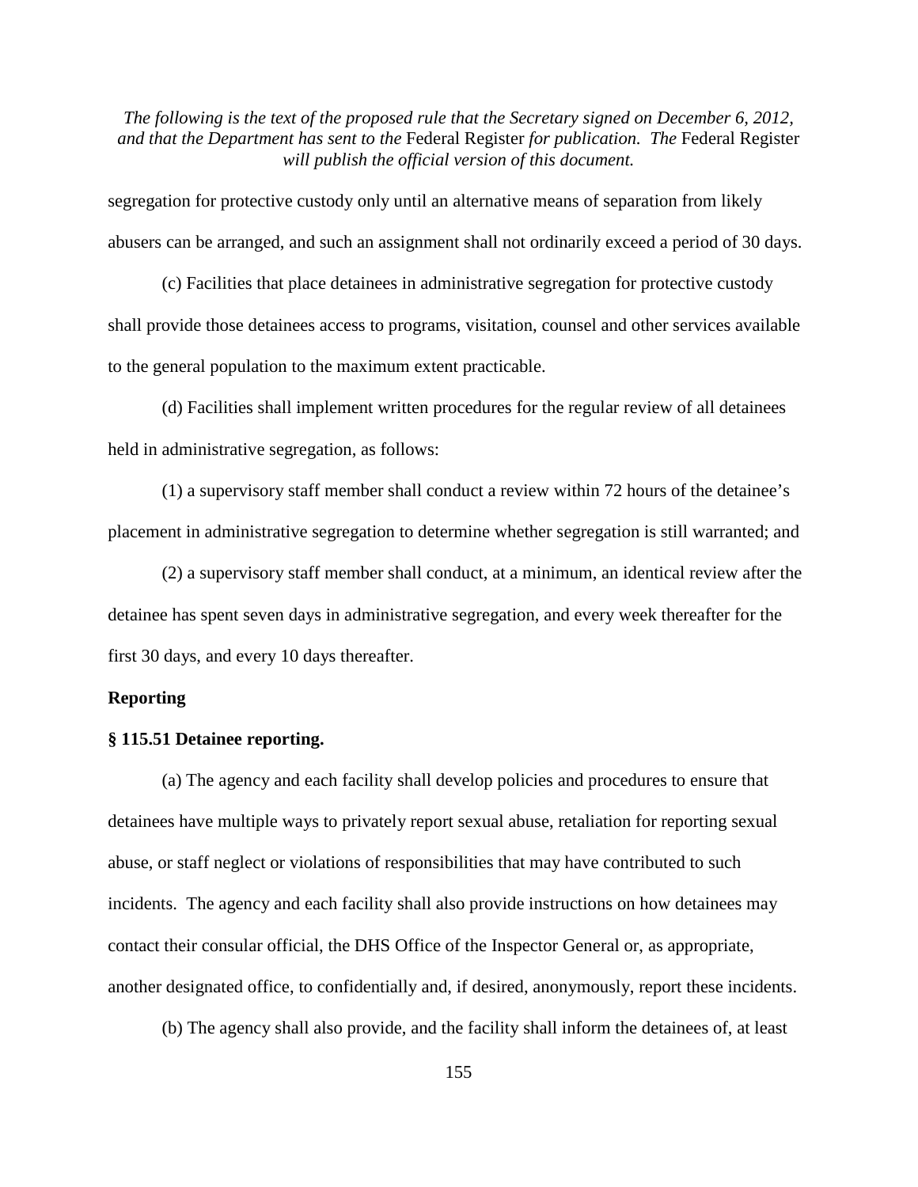segregation for protective custody only until an alternative means of separation from likely abusers can be arranged, and such an assignment shall not ordinarily exceed a period of 30 days.

(c) Facilities that place detainees in administrative segregation for protective custody shall provide those detainees access to programs, visitation, counsel and other services available to the general population to the maximum extent practicable.

(d) Facilities shall implement written procedures for the regular review of all detainees held in administrative segregation, as follows:

(1) a supervisory staff member shall conduct a review within 72 hours of the detainee's placement in administrative segregation to determine whether segregation is still warranted; and

(2) a supervisory staff member shall conduct, at a minimum, an identical review after the detainee has spent seven days in administrative segregation, and every week thereafter for the first 30 days, and every 10 days thereafter.

**Reporting**

**§ 115.51 Detainee reporting.**

(a) The agency and each facility shall develop policies and procedures to ensure that detainees have multiple ways to privately report sexual abuse, retaliation for reporting sexual abuse, or staff neglect or violations of responsibilities that may have contributed to such incidents. The agency and each facility shall also provide instructions on how detainees may contact their consular official, the DHS Office of the Inspector General or, as appropriate, another designated office, to confidentially and, if desired, anonymously, report these incidents.

(b) The agency shall also provide, and the facility shall inform the detainees of, at least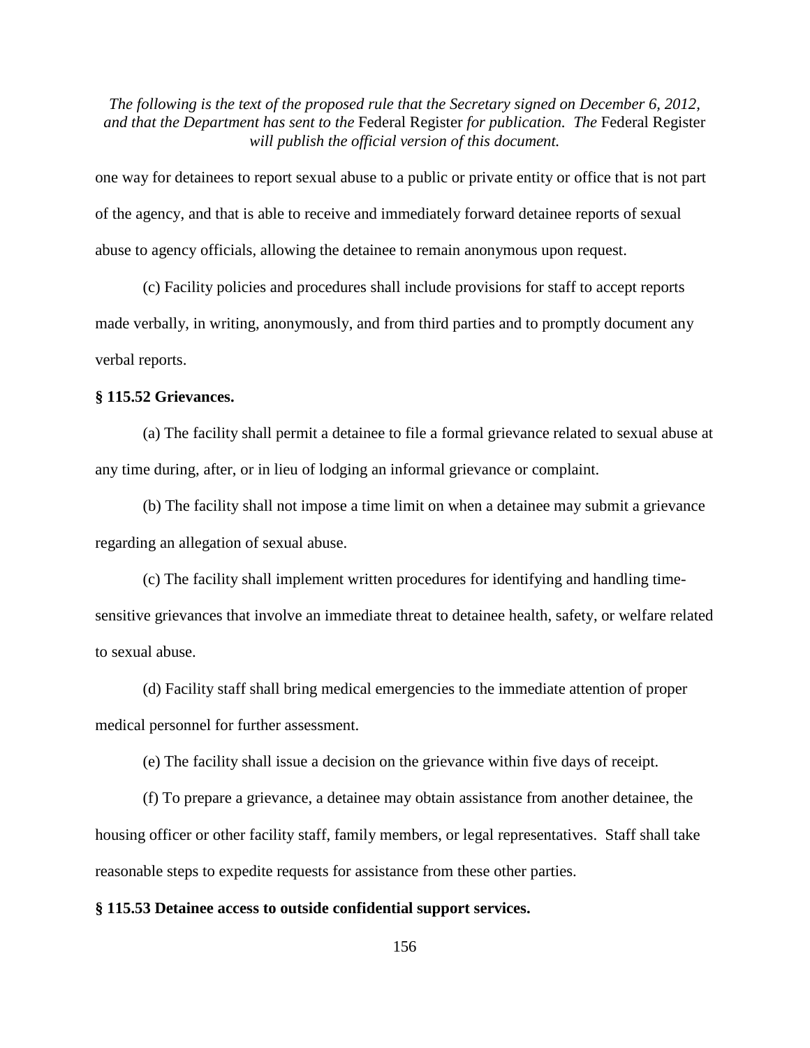one way for detainees to report sexual abuse to a public or private entity or office that is not part of the agency, and that is able to receive and immediately forward detainee reports of sexual abuse to agency officials, allowing the detainee to remain anonymous upon request.

(c) Facility policies and procedures shall include provisions for staff to accept reports made verbally, in writing, anonymously, and from third parties and to promptly document any verbal reports.

**§ 115.52 Grievances.**

(a) The facility shall permit a detainee to file a formal grievance related to sexual abuse at any time during, after, or in lieu of lodging an informal grievance or complaint.

(b) The facility shall not impose a time limit on when a detainee may submit a grievance regarding an allegation of sexual abuse.

(c) The facility shall implement written procedures for identifying and handling time-sensitive grievances that involve an immediate threat to detainee health, safety, or welfare related to sexual abuse.

(d) Facility staff shall bring medical emergencies to the immediate attention of proper medical personnel for further assessment.

(e) The facility shall issue a decision on the grievance within five days of receipt.

(f) To prepare a grievance, a detainee may obtain assistance from another detainee, the housing officer or other facility staff, family members, or legal representatives. Staff shall take reasonable steps to expedite requests for assistance from these other parties.

**§ 115.53 Detainee access to outside confidential support services.**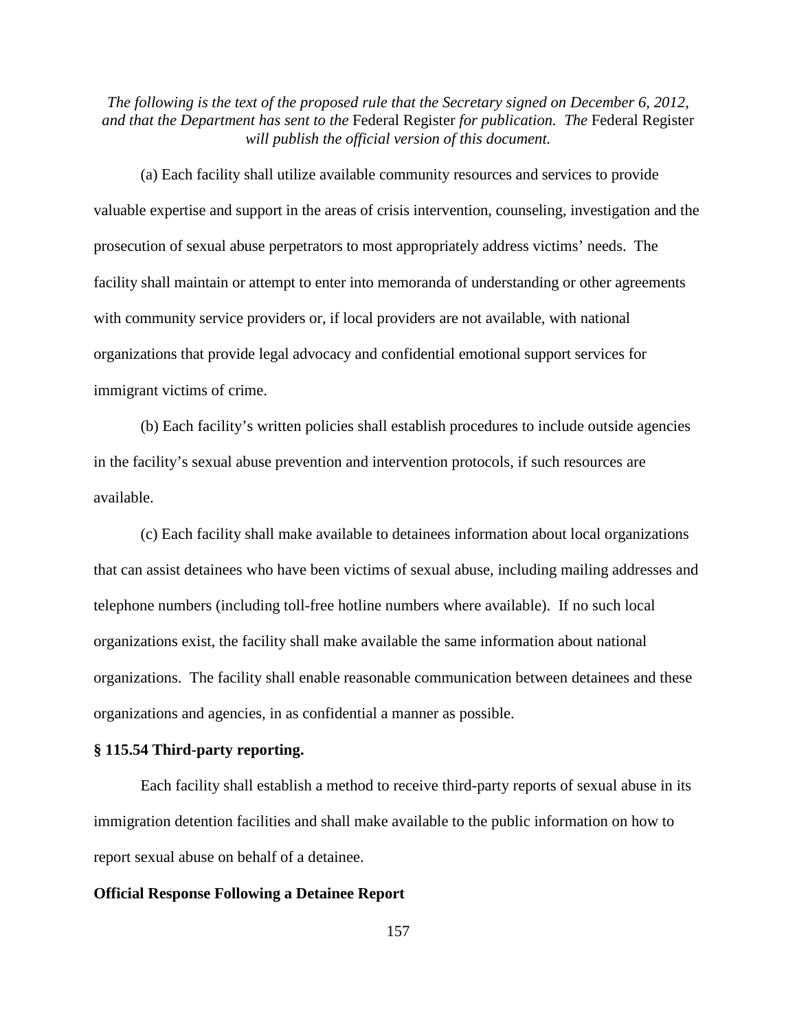*The following is the text of the proposed rule that the Secretary signed on December 6, 2012, and that the Department has sent to the* Federal Register *for publication. The* Federal Register *will publish the official version of this document.*

(a) Each facility shall utilize available community resources and services to provide valuable expertise and support in the areas of crisis intervention, counseling, investigation and the prosecution of sexual abuse perpetrators to most appropriately address victims' needs. The facility shall maintain or attempt to enter into memoranda of understanding or other agreements with community service providers or, if local providers are not available, with national organizations that provide legal advocacy and confidential emotional support services for immigrant victims of crime.

(b) Each facility's written policies shall establish procedures to include outside agencies in the facility's sexual abuse prevention and intervention protocols, if such resources are available.

(c) Each facility shall make available to detainees information about local organizations that can assist detainees who have been victims of sexual abuse, including mailing addresses and telephone numbers (including toll-free hotline numbers where available). If no such local organizations exist, the facility shall make available the same information about national organizations. The facility shall enable reasonable communication between detainees and these organizations and agencies, in as confidential a manner as possible.

**§ 115.54 Third-party reporting.**

Each facility shall establish a method to receive third-party reports of sexual abuse in its immigration detention facilities and shall make available to the public information on how to report sexual abuse on behalf of a detainee.

**Official Response Following a Detainee Report**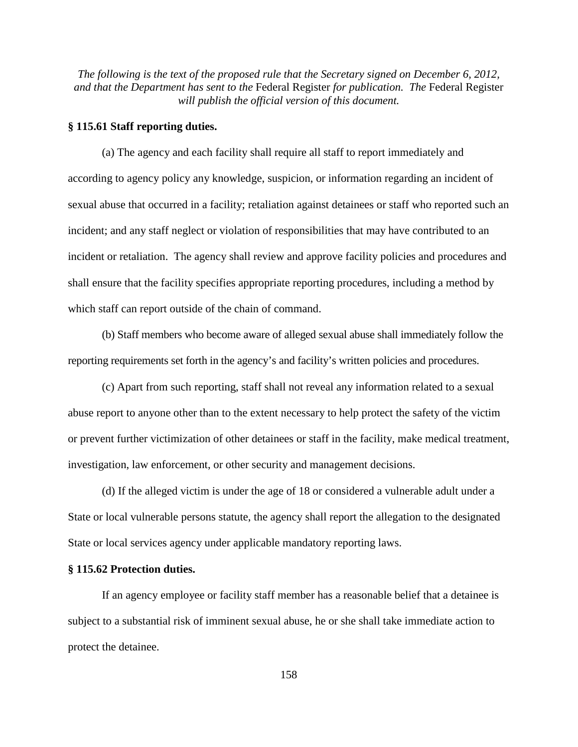*The following is the text of the proposed rule that the Secretary signed on December 6, 2012, and that the Department has sent to the* Federal Register *for publication. The* Federal Register *will publish the official version of this document.*

**§ 115.61 Staff reporting duties.**

(a) The agency and each facility shall require all staff to report immediately and according to agency policy any knowledge, suspicion, or information regarding an incident of sexual abuse that occurred in a facility; retaliation against detainees or staff who reported such an incident; and any staff neglect or violation of responsibilities that may have contributed to an incident or retaliation. The agency shall review and approve facility policies and procedures and shall ensure that the facility specifies appropriate reporting procedures, including a method by which staff can report outside of the chain of command.

(b) Staff members who become aware of alleged sexual abuse shall immediately follow the reporting requirements set forth in the agency's and facility's written policies and procedures.

(c) Apart from such reporting, staff shall not reveal any information related to a sexual abuse report to anyone other than to the extent necessary to help protect the safety of the victim or prevent further victimization of other detainees or staff in the facility, make medical treatment, investigation, law enforcement, or other security and management decisions.

(d) If the alleged victim is under the age of 18 or considered a vulnerable adult under a State or local vulnerable persons statute, the agency shall report the allegation to the designated State or local services agency under applicable mandatory reporting laws.

**§ 115.62 Protection duties.**

If an agency employee or facility staff member has a reasonable belief that a detainee is subject to a substantial risk of imminent sexual abuse, he or she shall take immediate action to protect the detainee.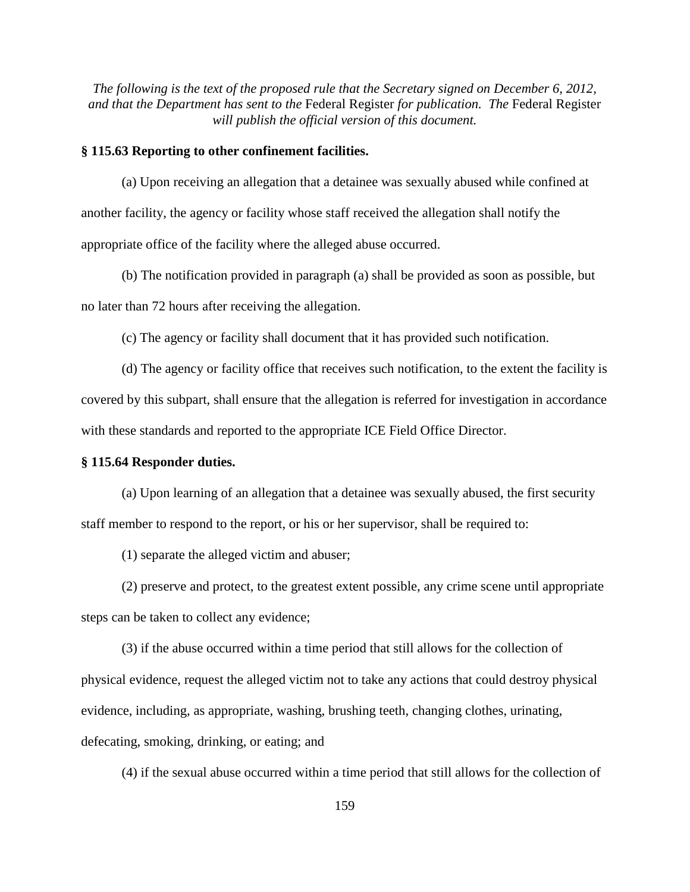*The following is the text of the proposed rule that the Secretary signed on December 6, 2012, and that the Department has sent to the* Federal Register *for publication. The* Federal Register *will publish the official version of this document.*

**§ 115.63 Reporting to other confinement facilities.**

(a) Upon receiving an allegation that a detainee was sexually abused while confined at another facility, the agency or facility whose staff received the allegation shall notify the appropriate office of the facility where the alleged abuse occurred.

(b) The notification provided in paragraph (a) shall be provided as soon as possible, but no later than 72 hours after receiving the allegation.

(c) The agency or facility shall document that it has provided such notification.

(d) The agency or facility office that receives such notification, to the extent the facility is covered by this subpart, shall ensure that the allegation is referred for investigation in accordance with these standards and reported to the appropriate ICE Field Office Director.

**§ 115.64 Responder duties.**

(a) Upon learning of an allegation that a detainee was sexually abused, the first security staff member to respond to the report, or his or her supervisor, shall be required to:

(1) separate the alleged victim and abuser;

(2) preserve and protect, to the greatest extent possible, any crime scene until appropriate steps can be taken to collect any evidence;

(3) if the abuse occurred within a time period that still allows for the collection of physical evidence, request the alleged victim not to take any actions that could destroy physical evidence, including, as appropriate, washing, brushing teeth, changing clothes, urinating, defecating, smoking, drinking, or eating; and

(4) if the sexual abuse occurred within a time period that still allows for the collection of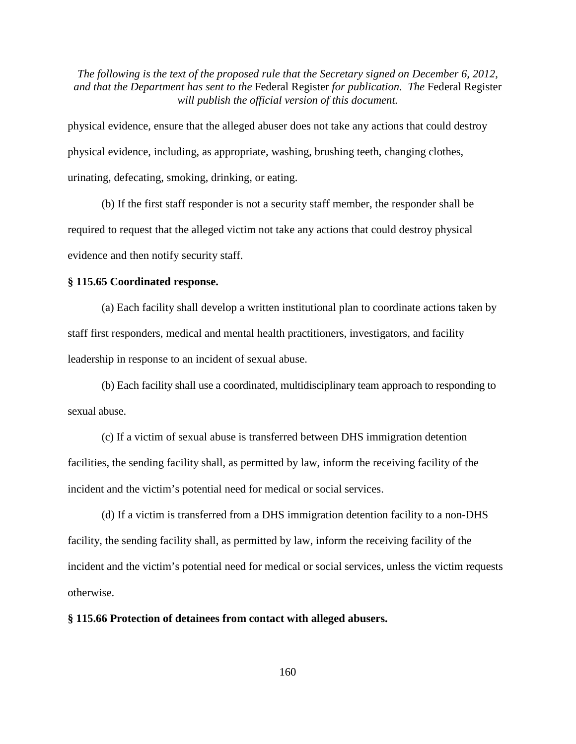physical evidence, ensure that the alleged abuser does not take any actions that could destroy physical evidence, including, as appropriate, washing, brushing teeth, changing clothes, urinating, defecating, smoking, drinking, or eating.

(b) If the first staff responder is not a security staff member, the responder shall be required to request that the alleged victim not take any actions that could destroy physical evidence and then notify security staff.

**§ 115.65 Coordinated response.**

(a) Each facility shall develop a written institutional plan to coordinate actions taken by staff first responders, medical and mental health practitioners, investigators, and facility leadership in response to an incident of sexual abuse.

(b) Each facility shall use a coordinated, multidisciplinary team approach to responding to sexual abuse.

(c) If a victim of sexual abuse is transferred between DHS immigration detention facilities, the sending facility shall, as permitted by law, inform the receiving facility of the incident and the victim's potential need for medical or social services.

(d) If a victim is transferred from a DHS immigration detention facility to a non-DHS facility, the sending facility shall, as permitted by law, inform the receiving facility of the incident and the victim's potential need for medical or social services, unless the victim requests otherwise.

**§ 115.66 Protection of detainees from contact with alleged abusers.**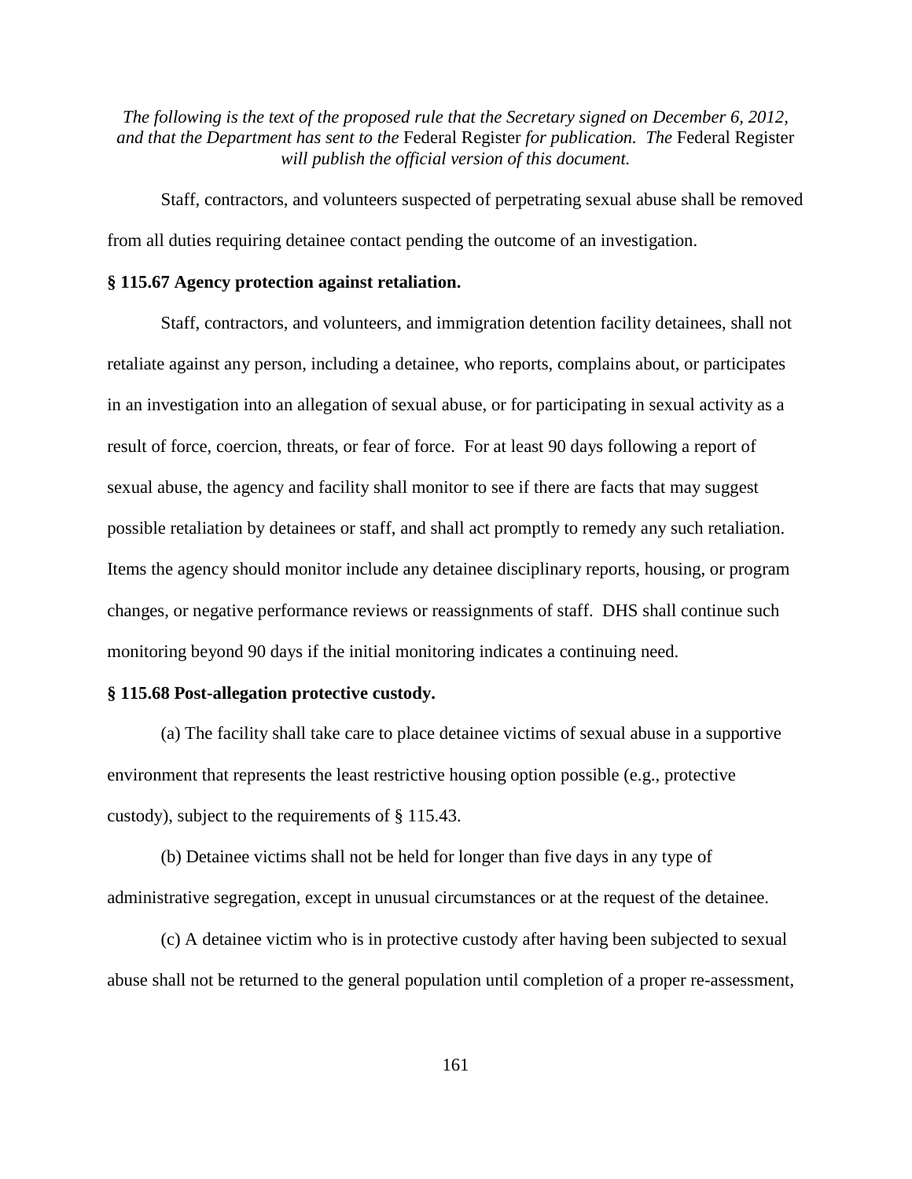*The following is the text of the proposed rule that the Secretary signed on December 6, 2012, and that the Department has sent to the* Federal Register *for publication. The* Federal Register *will publish the official version of this document.*

Staff, contractors, and volunteers suspected of perpetrating sexual abuse shall be removed from all duties requiring detainee contact pending the outcome of an investigation.

**§ 115.67 Agency protection against retaliation.**

Staff, contractors, and volunteers, and immigration detention facility detainees, shall not retaliate against any person, including a detainee, who reports, complains about, or participates in an investigation into an allegation of sexual abuse, or for participating in sexual activity as a result of force, coercion, threats, or fear of force. For at least 90 days following a report of sexual abuse, the agency and facility shall monitor to see if there are facts that may suggest possible retaliation by detainees or staff, and shall act promptly to remedy any such retaliation. Items the agency should monitor include any detainee disciplinary reports, housing, or program changes, or negative performance reviews or reassignments of staff. DHS shall continue such monitoring beyond 90 days if the initial monitoring indicates a continuing need.

**§ 115.68 Post-allegation protective custody.**

(a) The facility shall take care to place detainee victims of sexual abuse in a supportive environment that represents the least restrictive housing option possible (e.g., protective custody), subject to the requirements of § 115.43.

(b) Detainee victims shall not be held for longer than five days in any type of administrative segregation, except in unusual circumstances or at the request of the detainee.

(c) A detainee victim who is in protective custody after having been subjected to sexual abuse shall not be returned to the general population until completion of a proper re-assessment,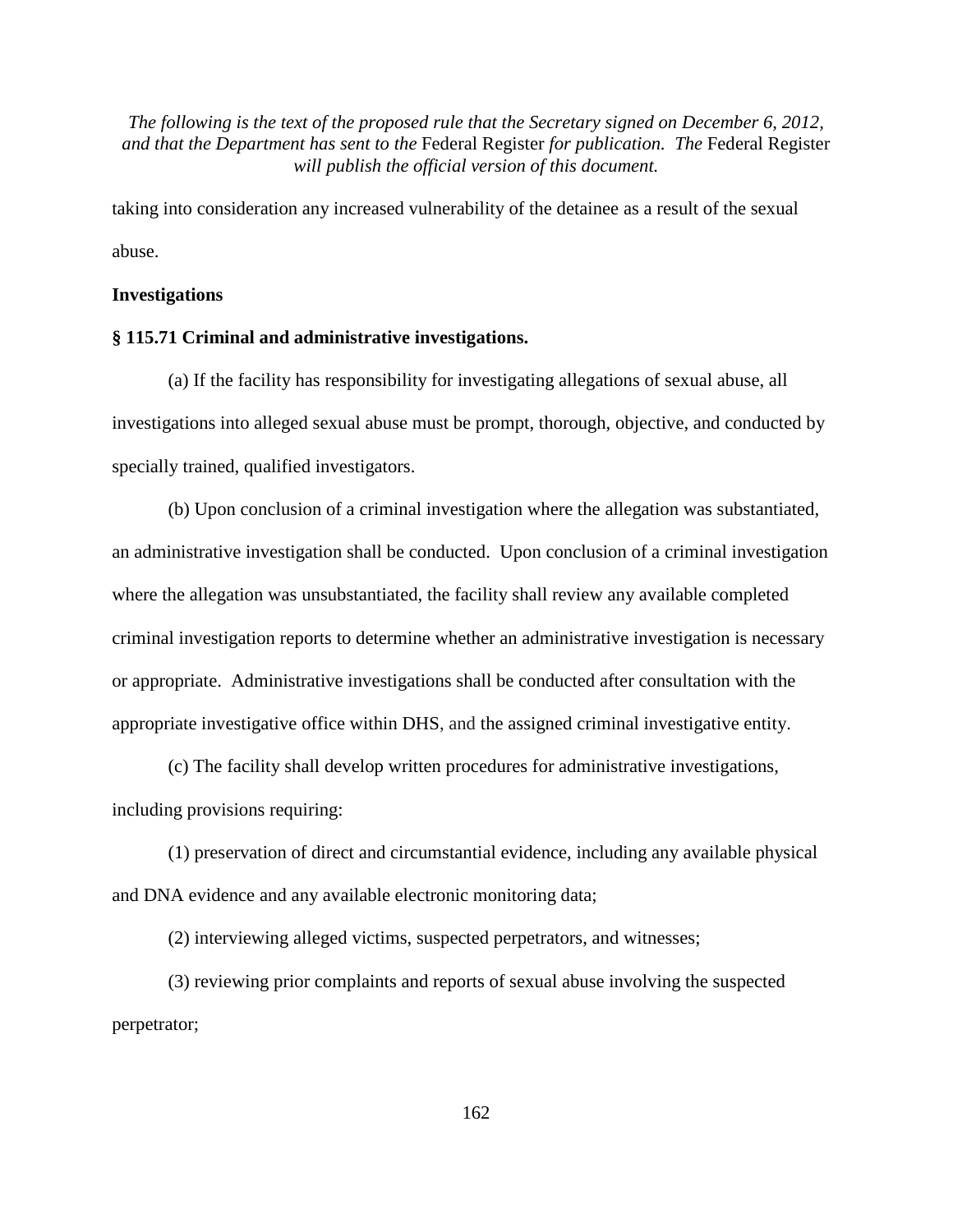taking into consideration any increased vulnerability of the detainee as a result of the sexual abuse.

**Investigations**

**§ 115.71 Criminal and administrative investigations.**

(a) If the facility has responsibility for investigating allegations of sexual abuse, all investigations into alleged sexual abuse must be prompt, thorough, objective, and conducted by specially trained, qualified investigators.

(b) Upon conclusion of a criminal investigation where the allegation was substantiated, an administrative investigation shall be conducted. Upon conclusion of a criminal investigation where the allegation was unsubstantiated, the facility shall review any available completed criminal investigation reports to determine whether an administrative investigation is necessary or appropriate. Administrative investigations shall be conducted after consultation with the appropriate investigative office within DHS, and the assigned criminal investigative entity.

(c) The facility shall develop written procedures for administrative investigations, including provisions requiring:

(1) preservation of direct and circumstantial evidence, including any available physical and DNA evidence and any available electronic monitoring data;

(2) interviewing alleged victims, suspected perpetrators, and witnesses;

(3) reviewing prior complaints and reports of sexual abuse involving the suspected perpetrator;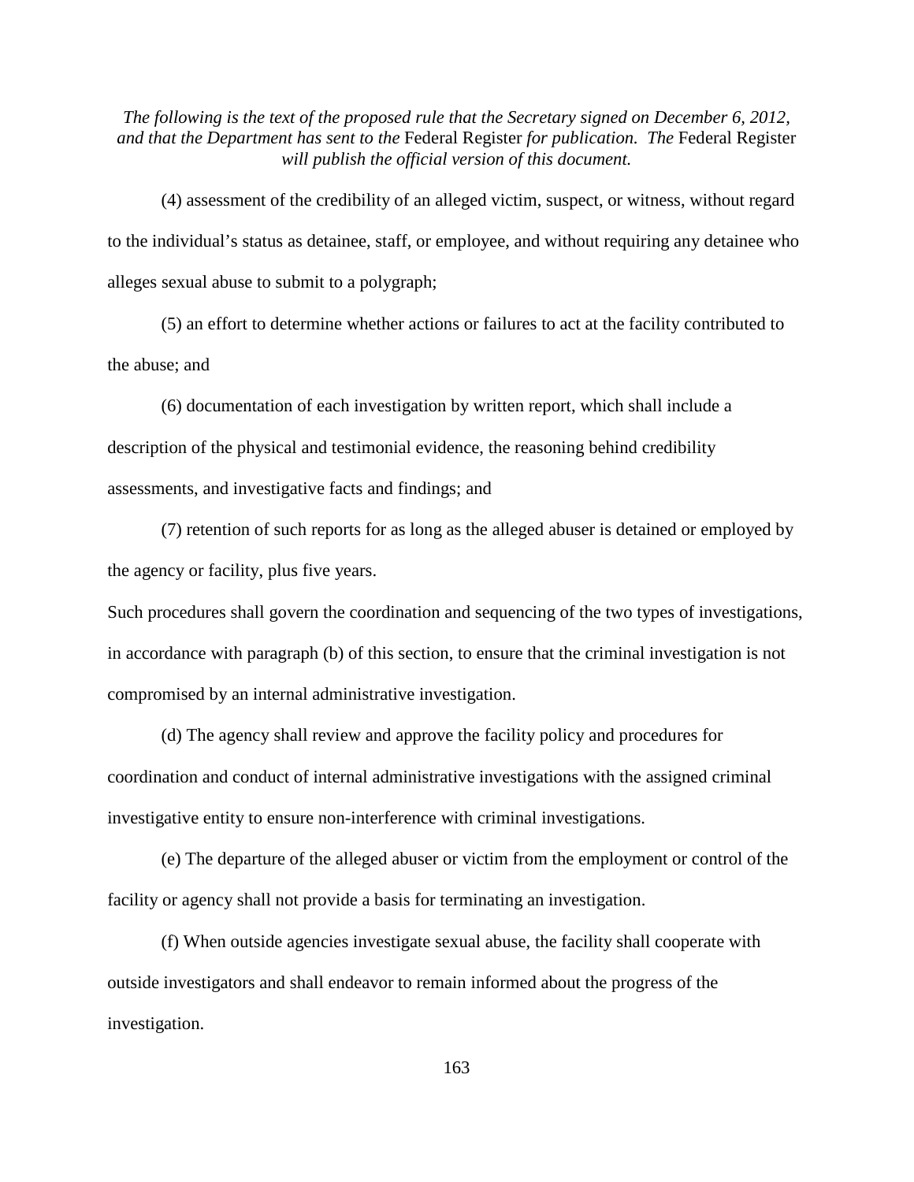*The following is the text of the proposed rule that the Secretary signed on December 6, 2012, and that the Department has sent to the* Federal Register *for publication. The* Federal Register *will publish the official version of this document.*

(4) assessment of the credibility of an alleged victim, suspect, or witness, without regard to the individual's status as detainee, staff, or employee, and without requiring any detainee who alleges sexual abuse to submit to a polygraph;

(5) an effort to determine whether actions or failures to act at the facility contributed to the abuse; and

(6) documentation of each investigation by written report, which shall include a description of the physical and testimonial evidence, the reasoning behind credibility assessments, and investigative facts and findings; and

(7) retention of such reports for as long as the alleged abuser is detained or employed by the agency or facility, plus five years.

Such procedures shall govern the coordination and sequencing of the two types of investigations, in accordance with paragraph (b) of this section, to ensure that the criminal investigation is not compromised by an internal administrative investigation.

(d) The agency shall review and approve the facility policy and procedures for coordination and conduct of internal administrative investigations with the assigned criminal investigative entity to ensure non-interference with criminal investigations.

(e) The departure of the alleged abuser or victim from the employment or control of the facility or agency shall not provide a basis for terminating an investigation.

(f) When outside agencies investigate sexual abuse, the facility shall cooperate with outside investigators and shall endeavor to remain informed about the progress of the investigation.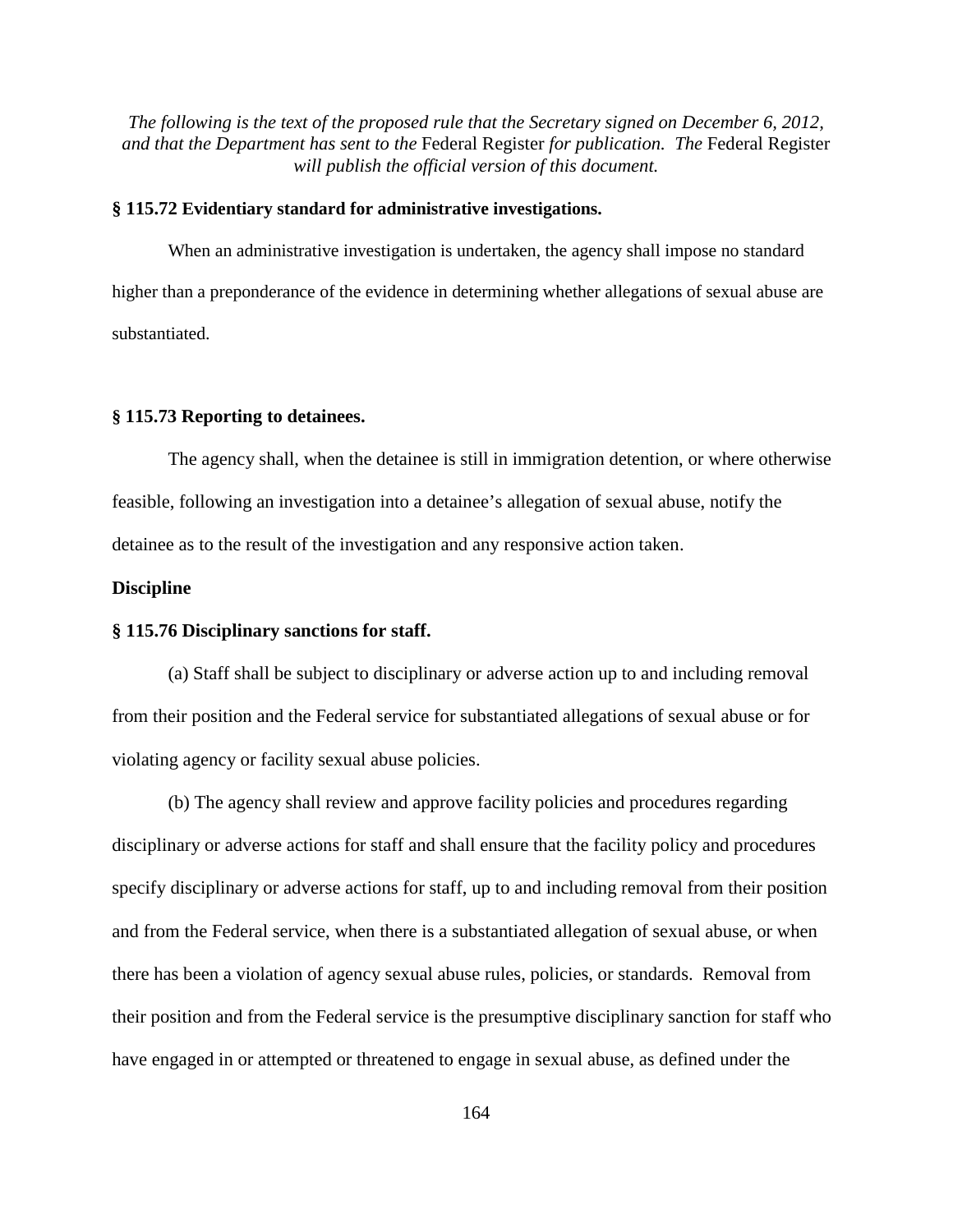*The following is the text of the proposed rule that the Secretary signed on December 6, 2012, and that the Department has sent to the* Federal Register *for publication. The* Federal Register *will publish the official version of this document.*

**§ 115.72 Evidentiary standard for administrative investigations.**

When an administrative investigation is undertaken, the agency shall impose no standard higher than a preponderance of the evidence in determining whether allegations of sexual abuse are substantiated.

**§ 115.73 Reporting to detainees.**

The agency shall, when the detainee is still in immigration detention, or where otherwise feasible, following an investigation into a detainee's allegation of sexual abuse, notify the detainee as to the result of the investigation and any responsive action taken.

**Discipline**

**§ 115.76 Disciplinary sanctions for staff.**

(a) Staff shall be subject to disciplinary or adverse action up to and including removal from their position and the Federal service for substantiated allegations of sexual abuse or for violating agency or facility sexual abuse policies.

(b) The agency shall review and approve facility policies and procedures regarding disciplinary or adverse actions for staff and shall ensure that the facility policy and procedures specify disciplinary or adverse actions for staff, up to and including removal from their position and from the Federal service, when there is a substantiated allegation of sexual abuse, or when there has been a violation of agency sexual abuse rules, policies, or standards. Removal from their position and from the Federal service is the presumptive disciplinary sanction for staff who have engaged in or attempted or threatened to engage in sexual abuse, as defined under the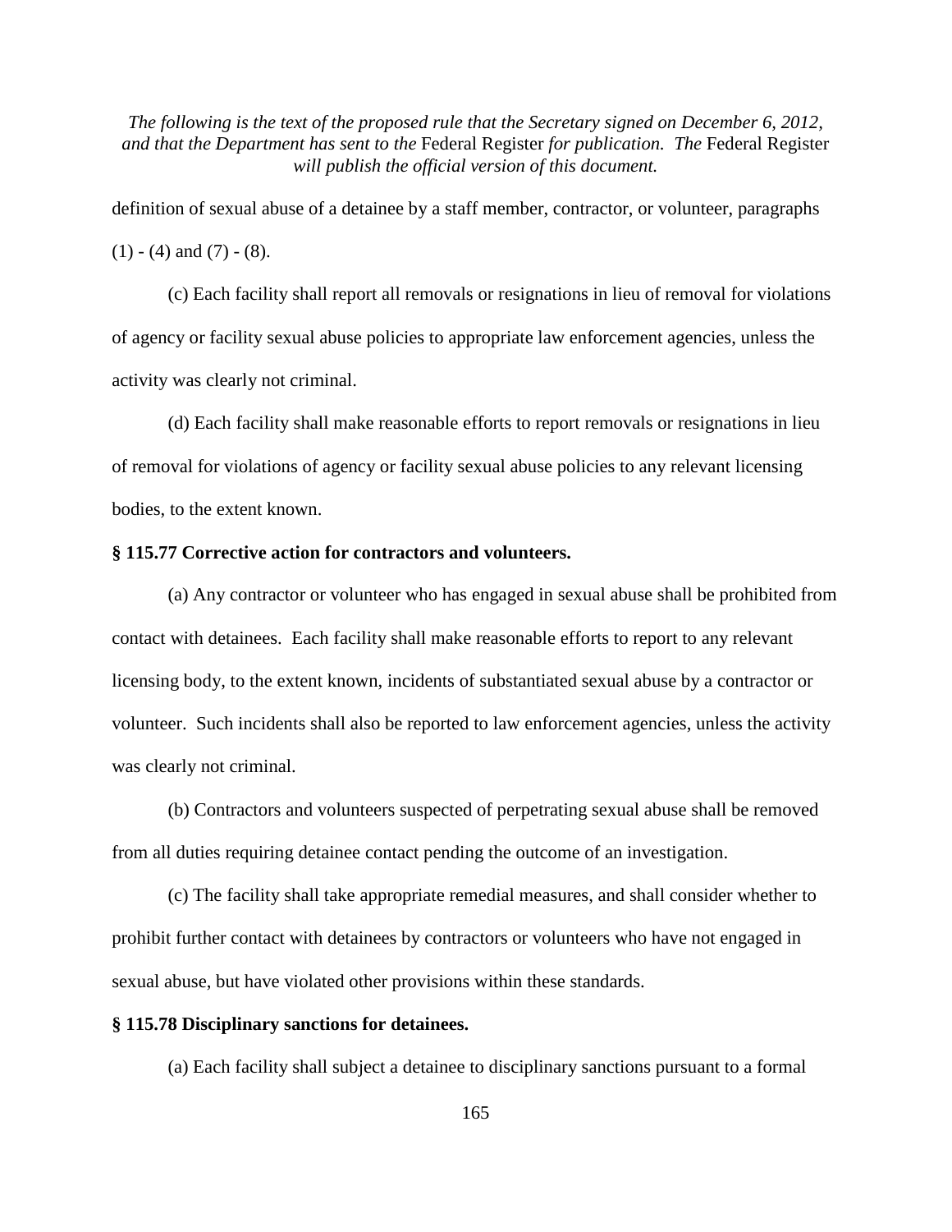definition of sexual abuse of a detainee by a staff member, contractor, or volunteer, paragraphs (1) - (4) and (7) - (8).

(c) Each facility shall report all removals or resignations in lieu of removal for violations of agency or facility sexual abuse policies to appropriate law enforcement agencies, unless the activity was clearly not criminal.

(d) Each facility shall make reasonable efforts to report removals or resignations in lieu of removal for violations of agency or facility sexual abuse policies to any relevant licensing bodies, to the extent known.

**§ 115.77 Corrective action for contractors and volunteers.**

(a) Any contractor or volunteer who has engaged in sexual abuse shall be prohibited from contact with detainees. Each facility shall make reasonable efforts to report to any relevant licensing body, to the extent known, incidents of substantiated sexual abuse by a contractor or volunteer. Such incidents shall also be reported to law enforcement agencies, unless the activity was clearly not criminal.

(b) Contractors and volunteers suspected of perpetrating sexual abuse shall be removed from all duties requiring detainee contact pending the outcome of an investigation.

(c) The facility shall take appropriate remedial measures, and shall consider whether to prohibit further contact with detainees by contractors or volunteers who have not engaged in sexual abuse, but have violated other provisions within these standards.

**§ 115.78 Disciplinary sanctions for detainees.**

(a) Each facility shall subject a detainee to disciplinary sanctions pursuant to a formal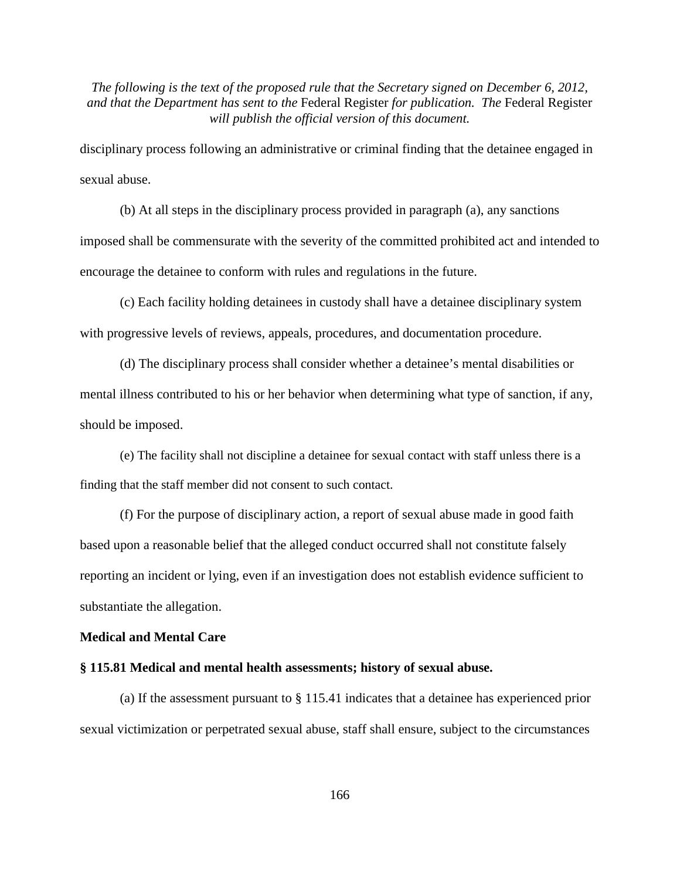disciplinary process following an administrative or criminal finding that the detainee engaged in sexual abuse.

(b) At all steps in the disciplinary process provided in paragraph (a), any sanctions imposed shall be commensurate with the severity of the committed prohibited act and intended to encourage the detainee to conform with rules and regulations in the future.

(c) Each facility holding detainees in custody shall have a detainee disciplinary system with progressive levels of reviews, appeals, procedures, and documentation procedure.

(d) The disciplinary process shall consider whether a detainee's mental disabilities or mental illness contributed to his or her behavior when determining what type of sanction, if any, should be imposed.

(e) The facility shall not discipline a detainee for sexual contact with staff unless there is a finding that the staff member did not consent to such contact.

(f) For the purpose of disciplinary action, a report of sexual abuse made in good faith based upon a reasonable belief that the alleged conduct occurred shall not constitute falsely reporting an incident or lying, even if an investigation does not establish evidence sufficient to substantiate the allegation.

**Medical and Mental Care**

**§ 115.81 Medical and mental health assessments; history of sexual abuse.**

(a) If the assessment pursuant to § 115.41 indicates that a detainee has experienced prior sexual victimization or perpetrated sexual abuse, staff shall ensure, subject to the circumstances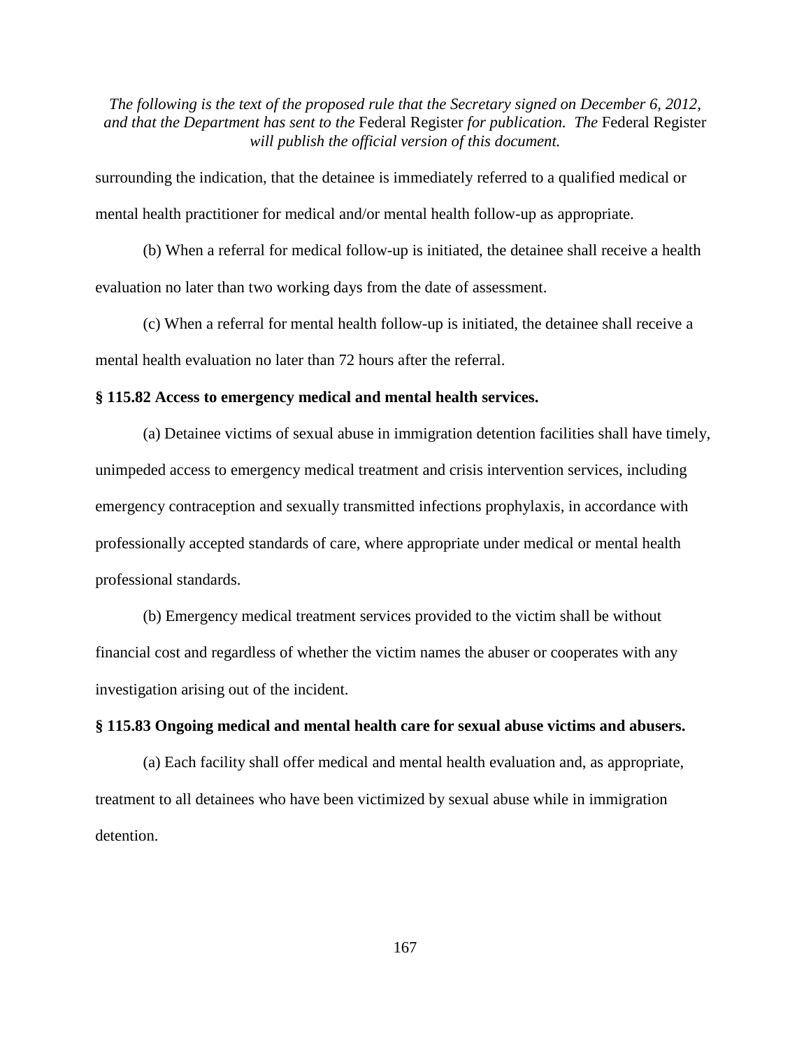surrounding the indication, that the detainee is immediately referred to a qualified medical or mental health practitioner for medical and/or mental health follow-up as appropriate.

(b) When a referral for medical follow-up is initiated, the detainee shall receive a health evaluation no later than two working days from the date of assessment.

(c) When a referral for mental health follow-up is initiated, the detainee shall receive a mental health evaluation no later than 72 hours after the referral.

**§ 115.82 Access to emergency medical and mental health services.**

(a) Detainee victims of sexual abuse in immigration detention facilities shall have timely, unimpeded access to emergency medical treatment and crisis intervention services, including emergency contraception and sexually transmitted infections prophylaxis, in accordance with professionally accepted standards of care, where appropriate under medical or mental health professional standards.

(b) Emergency medical treatment services provided to the victim shall be without financial cost and regardless of whether the victim names the abuser or cooperates with any investigation arising out of the incident.

**§ 115.83 Ongoing medical and mental health care for sexual abuse victims and abusers.**

(a) Each facility shall offer medical and mental health evaluation and, as appropriate, treatment to all detainees who have been victimized by sexual abuse while in immigration detention.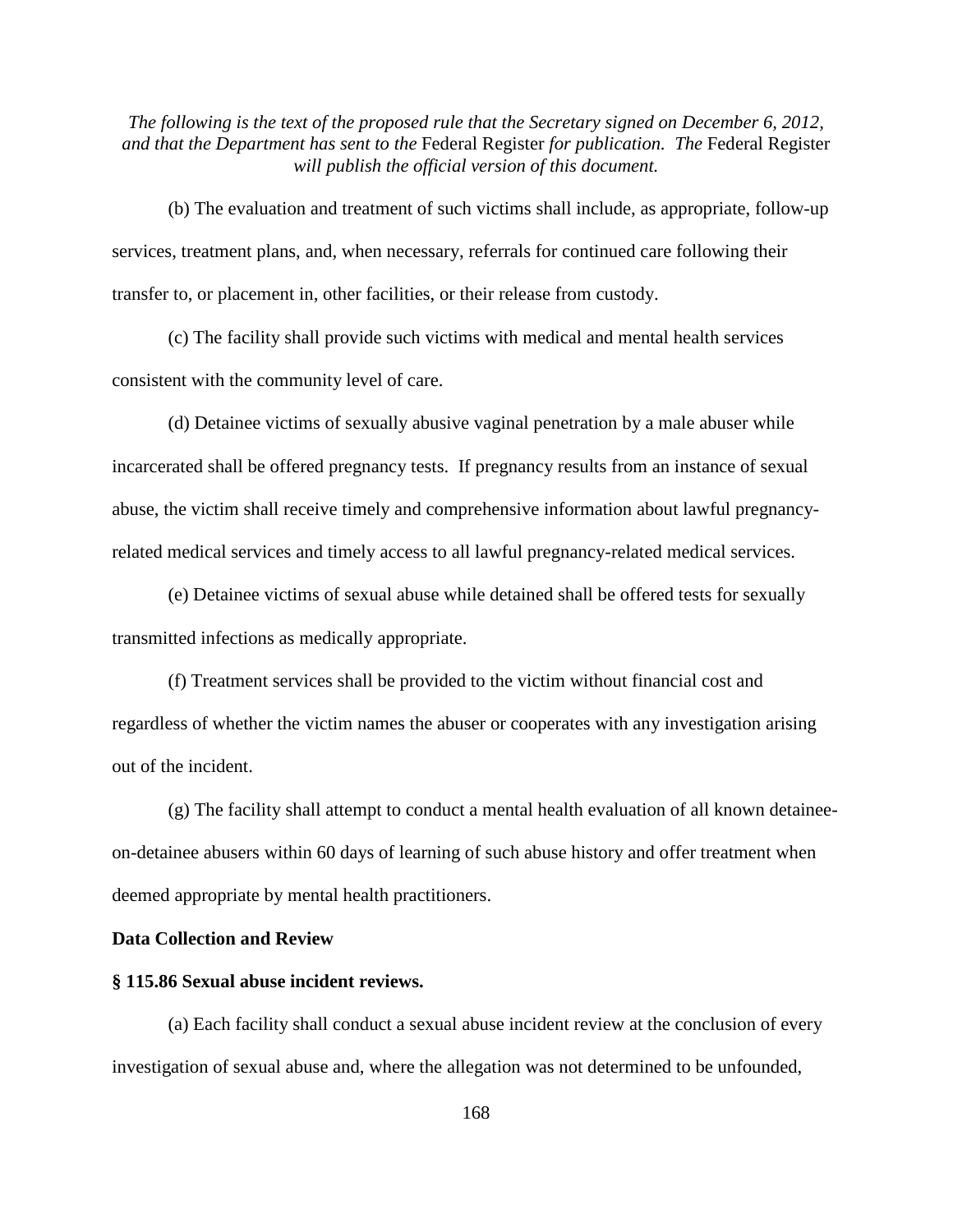*The following is the text of the proposed rule that the Secretary signed on December 6, 2012, and that the Department has sent to the* Federal Register *for publication. The* Federal Register *will publish the official version of this document.*

(b) The evaluation and treatment of such victims shall include, as appropriate, follow-up services, treatment plans, and, when necessary, referrals for continued care following their transfer to, or placement in, other facilities, or their release from custody.

(c) The facility shall provide such victims with medical and mental health services consistent with the community level of care.

(d) Detainee victims of sexually abusive vaginal penetration by a male abuser while incarcerated shall be offered pregnancy tests. If pregnancy results from an instance of sexual abuse, the victim shall receive timely and comprehensive information about lawful pregnancy-related medical services and timely access to all lawful pregnancy-related medical services.

(e) Detainee victims of sexual abuse while detained shall be offered tests for sexually transmitted infections as medically appropriate.

(f) Treatment services shall be provided to the victim without financial cost and regardless of whether the victim names the abuser or cooperates with any investigation arising out of the incident.

(g) The facility shall attempt to conduct a mental health evaluation of all known detainee-on-detainee abusers within 60 days of learning of such abuse history and offer treatment when deemed appropriate by mental health practitioners.

**Data Collection and Review**

**§ 115.86 Sexual abuse incident reviews.**

(a) Each facility shall conduct a sexual abuse incident review at the conclusion of every investigation of sexual abuse and, where the allegation was not determined to be unfounded,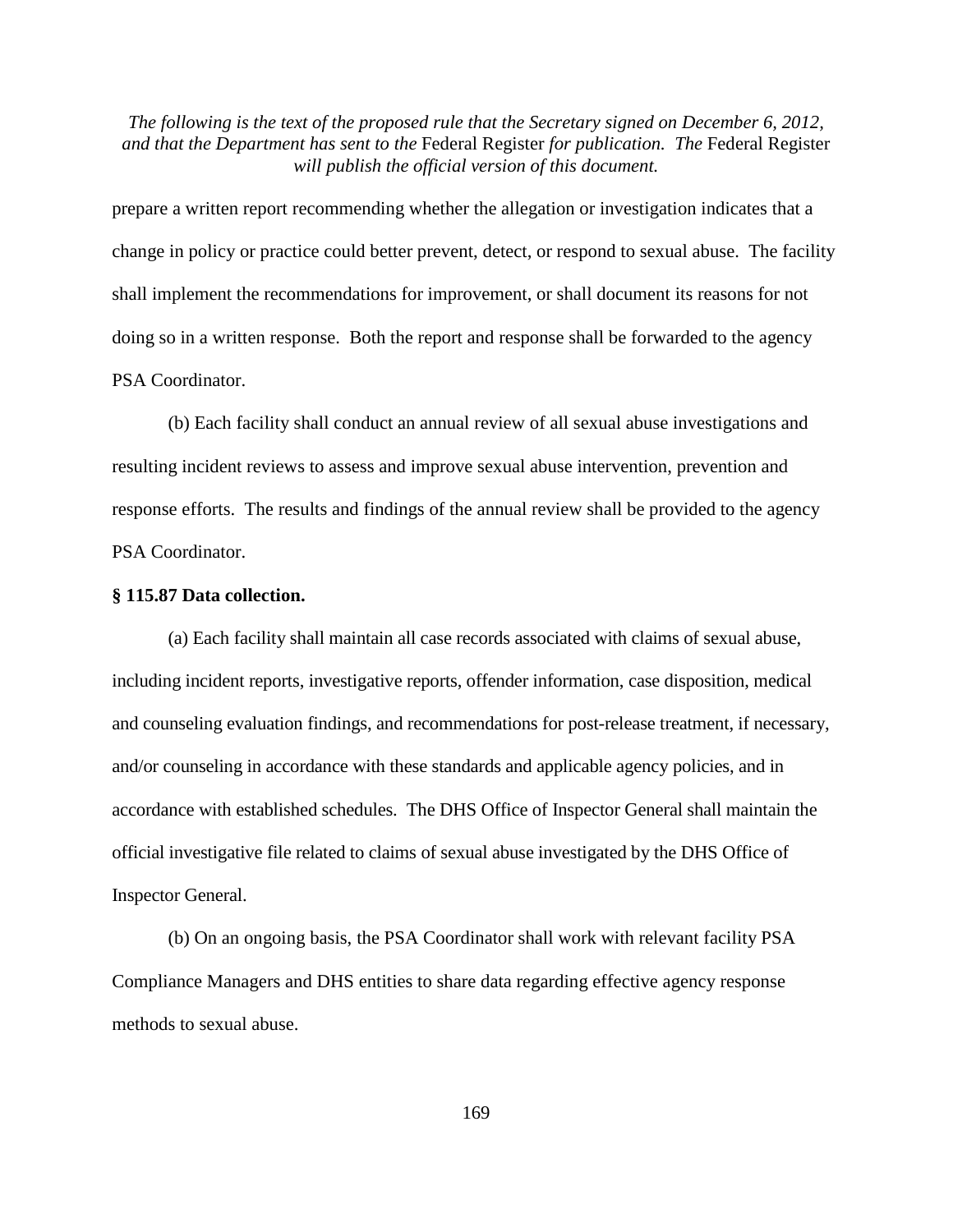prepare a written report recommending whether the allegation or investigation indicates that a change in policy or practice could better prevent, detect, or respond to sexual abuse. The facility shall implement the recommendations for improvement, or shall document its reasons for not doing so in a written response. Both the report and response shall be forwarded to the agency PSA Coordinator.

(b) Each facility shall conduct an annual review of all sexual abuse investigations and resulting incident reviews to assess and improve sexual abuse intervention, prevention and response efforts. The results and findings of the annual review shall be provided to the agency PSA Coordinator.

**§ 115.87 Data collection.**

(a) Each facility shall maintain all case records associated with claims of sexual abuse, including incident reports, investigative reports, offender information, case disposition, medical and counseling evaluation findings, and recommendations for post-release treatment, if necessary, and/or counseling in accordance with these standards and applicable agency policies, and in accordance with established schedules. The DHS Office of Inspector General shall maintain the official investigative file related to claims of sexual abuse investigated by the DHS Office of Inspector General.

(b) On an ongoing basis, the PSA Coordinator shall work with relevant facility PSA Compliance Managers and DHS entities to share data regarding effective agency response methods to sexual abuse.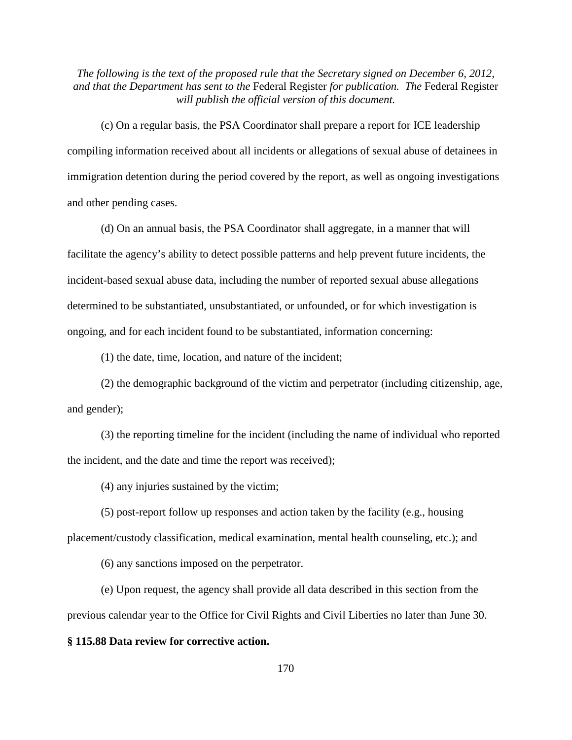*The following is the text of the proposed rule that the Secretary signed on December 6, 2012, and that the Department has sent to the* Federal Register *for publication. The* Federal Register *will publish the official version of this document.*

(c) On a regular basis, the PSA Coordinator shall prepare a report for ICE leadership compiling information received about all incidents or allegations of sexual abuse of detainees in immigration detention during the period covered by the report, as well as ongoing investigations and other pending cases.

(d) On an annual basis, the PSA Coordinator shall aggregate, in a manner that will facilitate the agency's ability to detect possible patterns and help prevent future incidents, the incident-based sexual abuse data, including the number of reported sexual abuse allegations determined to be substantiated, unsubstantiated, or unfounded, or for which investigation is ongoing, and for each incident found to be substantiated, information concerning:

(1) the date, time, location, and nature of the incident;

(2) the demographic background of the victim and perpetrator (including citizenship, age, and gender);

(3) the reporting timeline for the incident (including the name of individual who reported the incident, and the date and time the report was received);

(4) any injuries sustained by the victim;

(5) post-report follow up responses and action taken by the facility (e.g., housing placement/custody classification, medical examination, mental health counseling, etc.); and

(6) any sanctions imposed on the perpetrator.

(e) Upon request, the agency shall provide all data described in this section from the previous calendar year to the Office for Civil Rights and Civil Liberties no later than June 30.

**§ 115.88 Data review for corrective action.**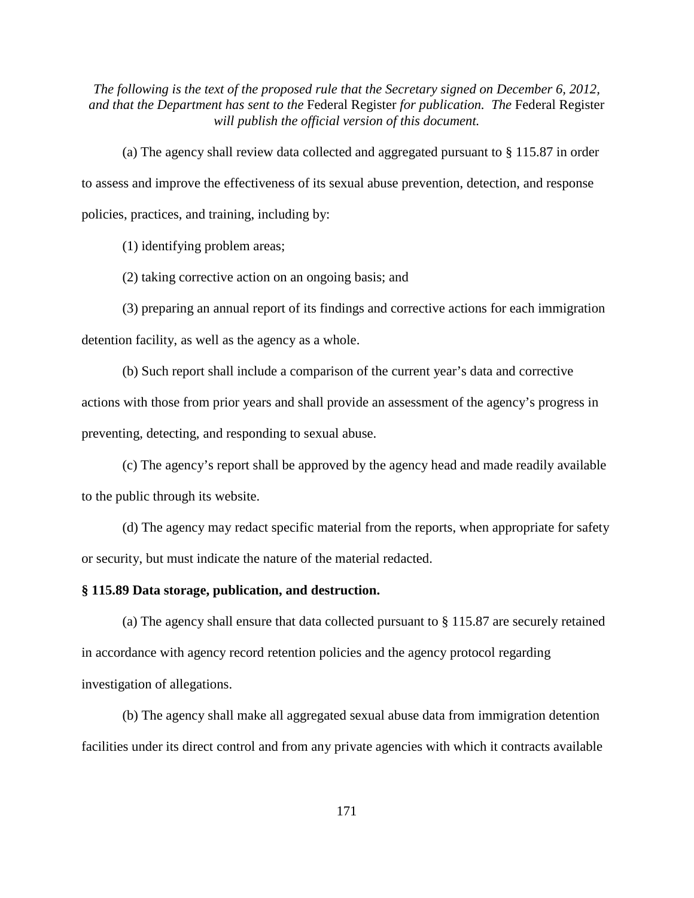*The following is the text of the proposed rule that the Secretary signed on December 6, 2012, and that the Department has sent to the* Federal Register *for publication. The* Federal Register *will publish the official version of this document.*

(a) The agency shall review data collected and aggregated pursuant to § 115.87 in order to assess and improve the effectiveness of its sexual abuse prevention, detection, and response policies, practices, and training, including by:

(1) identifying problem areas;

(2) taking corrective action on an ongoing basis; and

(3) preparing an annual report of its findings and corrective actions for each immigration detention facility, as well as the agency as a whole.

(b) Such report shall include a comparison of the current year's data and corrective actions with those from prior years and shall provide an assessment of the agency's progress in preventing, detecting, and responding to sexual abuse.

(c) The agency's report shall be approved by the agency head and made readily available to the public through its website.

(d) The agency may redact specific material from the reports, when appropriate for safety or security, but must indicate the nature of the material redacted.

**§ 115.89 Data storage, publication, and destruction.**

(a) The agency shall ensure that data collected pursuant to § 115.87 are securely retained in accordance with agency record retention policies and the agency protocol regarding investigation of allegations.

(b) The agency shall make all aggregated sexual abuse data from immigration detention facilities under its direct control and from any private agencies with which it contracts available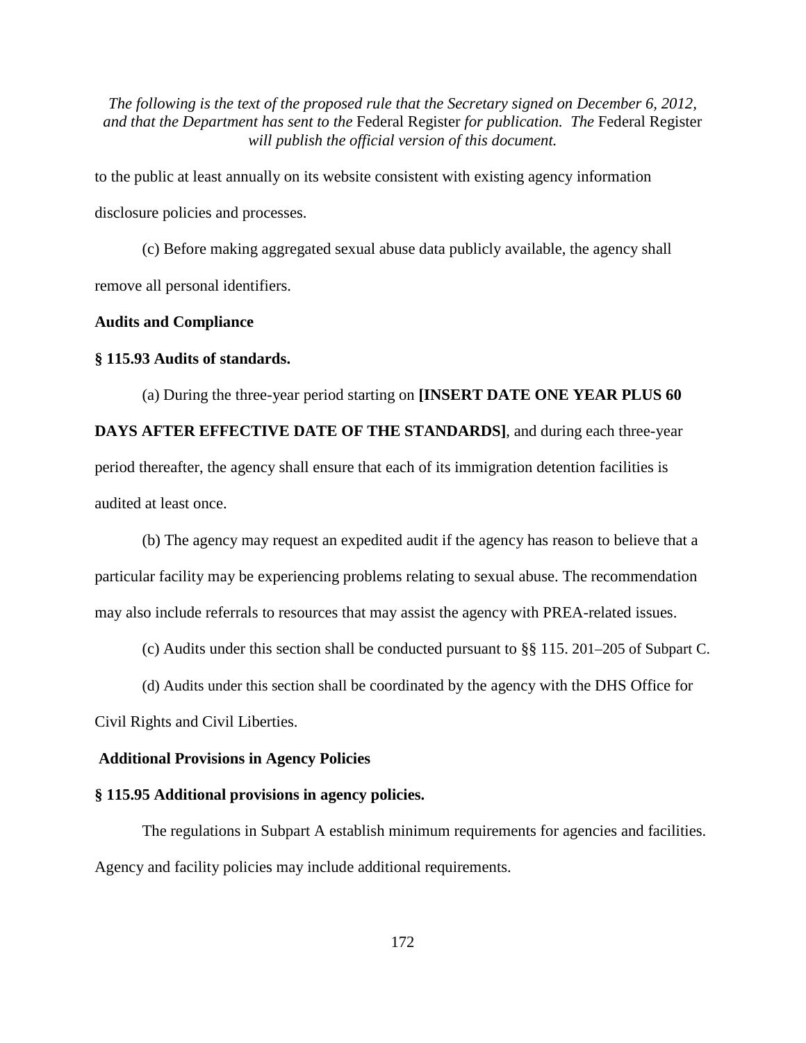to the public at least annually on its website consistent with existing agency information disclosure policies and processes.

(c) Before making aggregated sexual abuse data publicly available, the agency shall remove all personal identifiers.

**Audits and Compliance**

**§ 115.93 Audits of standards.**

(a) During the three-year period starting on **[INSERT DATE ONE YEAR PLUS 60 DAYS AFTER EFFECTIVE DATE OF THE STANDARDS]**, and during each three-year period thereafter, the agency shall ensure that each of its immigration detention facilities is audited at least once.

(b) The agency may request an expedited audit if the agency has reason to believe that a particular facility may be experiencing problems relating to sexual abuse. The recommendation may also include referrals to resources that may assist the agency with PREA-related issues.

(c) Audits under this section shall be conducted pursuant to §§ 115. 201–205 of Subpart C.

(d) Audits under this section shall be coordinated by the agency with the DHS Office for Civil Rights and Civil Liberties.

**Additional Provisions in Agency Policies**

**§ 115.95 Additional provisions in agency policies.**

The regulations in Subpart A establish minimum requirements for agencies and facilities. Agency and facility policies may include additional requirements.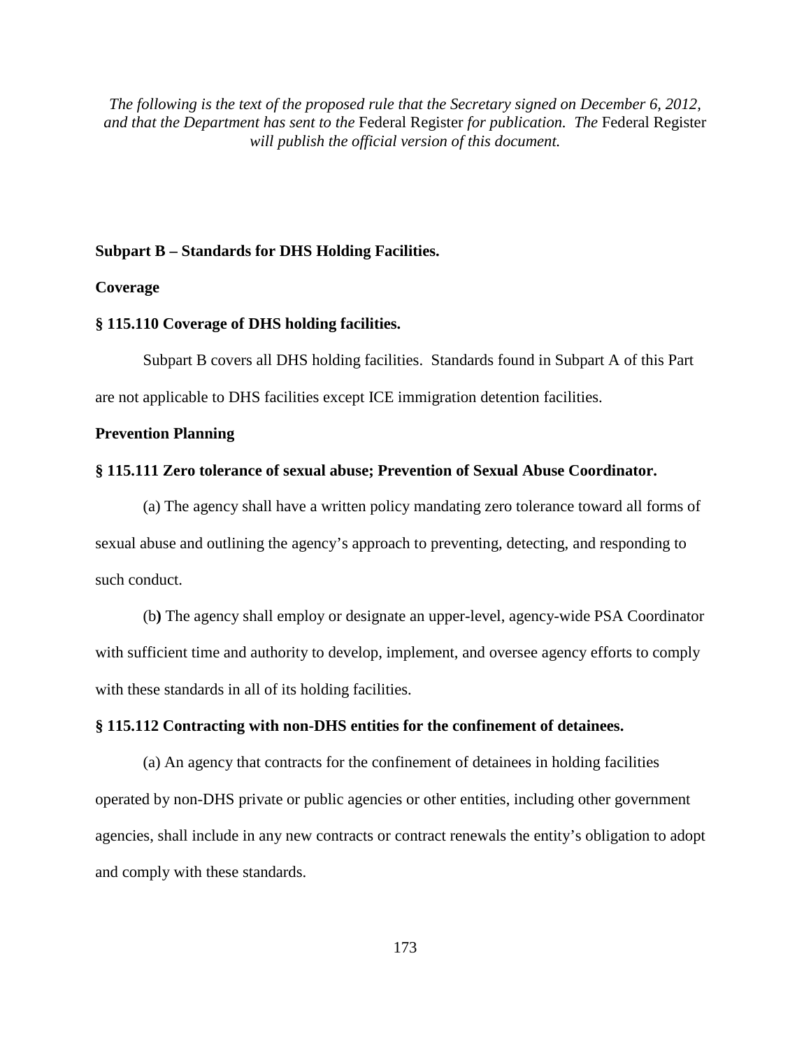*The following is the text of the proposed rule that the Secretary signed on December 6, 2012, and that the Department has sent to the* Federal Register *for publication. The* Federal Register *will publish the official version of this document.*

**Subpart B – Standards for DHS Holding Facilities.**

**Coverage**

**§ 115.110 Coverage of DHS holding facilities.**

Subpart B covers all DHS holding facilities. Standards found in Subpart A of this Part are not applicable to DHS facilities except ICE immigration detention facilities.

**Prevention Planning**

**§ 115.111 Zero tolerance of sexual abuse; Prevention of Sexual Abuse Coordinator.**

(a) The agency shall have a written policy mandating zero tolerance toward all forms of sexual abuse and outlining the agency's approach to preventing, detecting, and responding to such conduct.

(b) The agency shall employ or designate an upper-level, agency-wide PSA Coordinator with sufficient time and authority to develop, implement, and oversee agency efforts to comply with these standards in all of its holding facilities.

**§ 115.112 Contracting with non-DHS entities for the confinement of detainees.**

(a) An agency that contracts for the confinement of detainees in holding facilities operated by non-DHS private or public agencies or other entities, including other government agencies, shall include in any new contracts or contract renewals the entity's obligation to adopt and comply with these standards.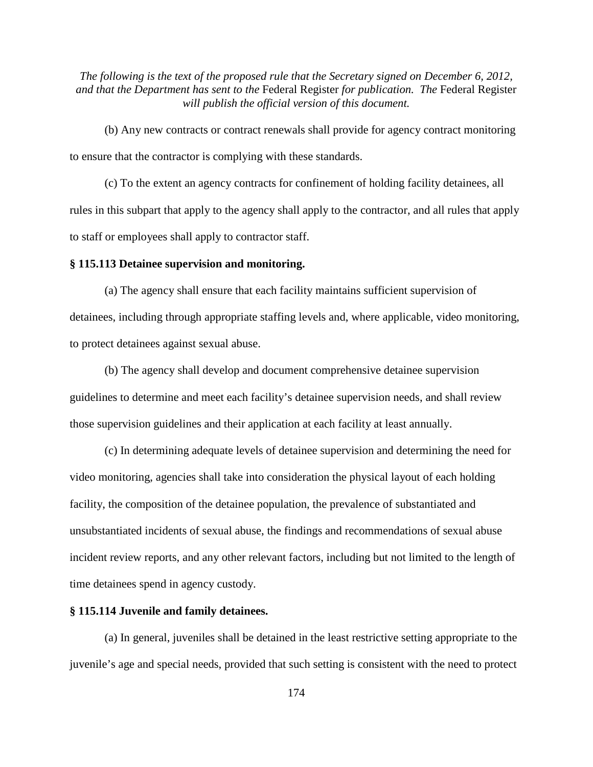(b) Any new contracts or contract renewals shall provide for agency contract monitoring to ensure that the contractor is complying with these standards.

(c) To the extent an agency contracts for confinement of holding facility detainees, all rules in this subpart that apply to the agency shall apply to the contractor, and all rules that apply to staff or employees shall apply to contractor staff.

**§ 115.113 Detainee supervision and monitoring.**

(a) The agency shall ensure that each facility maintains sufficient supervision of detainees, including through appropriate staffing levels and, where applicable, video monitoring, to protect detainees against sexual abuse.

(b) The agency shall develop and document comprehensive detainee supervision guidelines to determine and meet each facility's detainee supervision needs, and shall review those supervision guidelines and their application at each facility at least annually.

(c) In determining adequate levels of detainee supervision and determining the need for video monitoring, agencies shall take into consideration the physical layout of each holding facility, the composition of the detainee population, the prevalence of substantiated and unsubstantiated incidents of sexual abuse, the findings and recommendations of sexual abuse incident review reports, and any other relevant factors, including but not limited to the length of time detainees spend in agency custody.

**§ 115.114 Juvenile and family detainees.**

(a) In general, juveniles shall be detained in the least restrictive setting appropriate to the juvenile's age and special needs, provided that such setting is consistent with the need to protect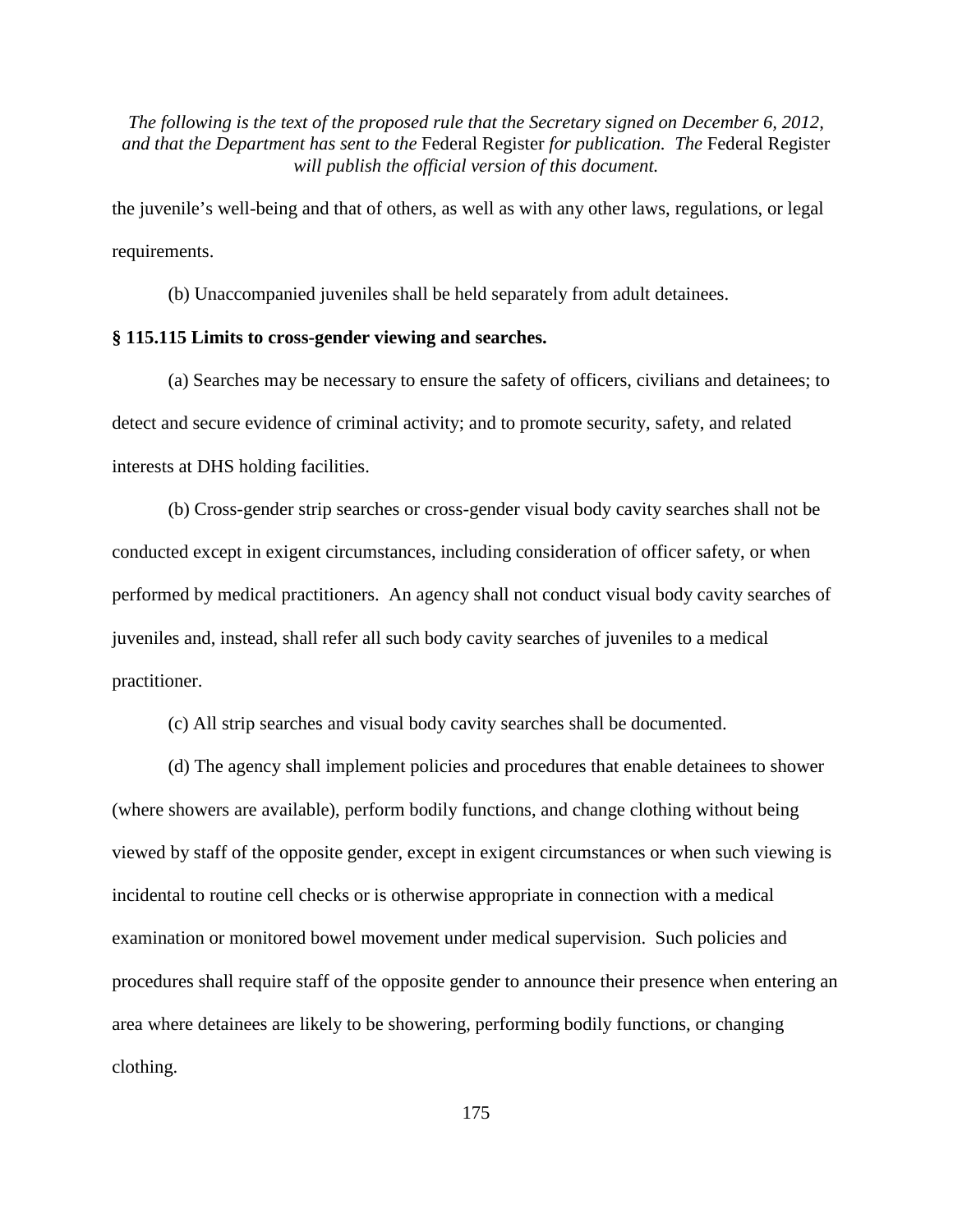the juvenile's well-being and that of others, as well as with any other laws, regulations, or legal requirements.

(b) Unaccompanied juveniles shall be held separately from adult detainees.

**§ 115.115 Limits to cross-gender viewing and searches.**

(a) Searches may be necessary to ensure the safety of officers, civilians and detainees; to detect and secure evidence of criminal activity; and to promote security, safety, and related interests at DHS holding facilities.

(b) Cross-gender strip searches or cross-gender visual body cavity searches shall not be conducted except in exigent circumstances, including consideration of officer safety, or when performed by medical practitioners. An agency shall not conduct visual body cavity searches of juveniles and, instead, shall refer all such body cavity searches of juveniles to a medical practitioner.

(c) All strip searches and visual body cavity searches shall be documented.

(d) The agency shall implement policies and procedures that enable detainees to shower (where showers are available), perform bodily functions, and change clothing without being viewed by staff of the opposite gender, except in exigent circumstances or when such viewing is incidental to routine cell checks or is otherwise appropriate in connection with a medical examination or monitored bowel movement under medical supervision. Such policies and procedures shall require staff of the opposite gender to announce their presence when entering an area where detainees are likely to be showering, performing bodily functions, or changing clothing.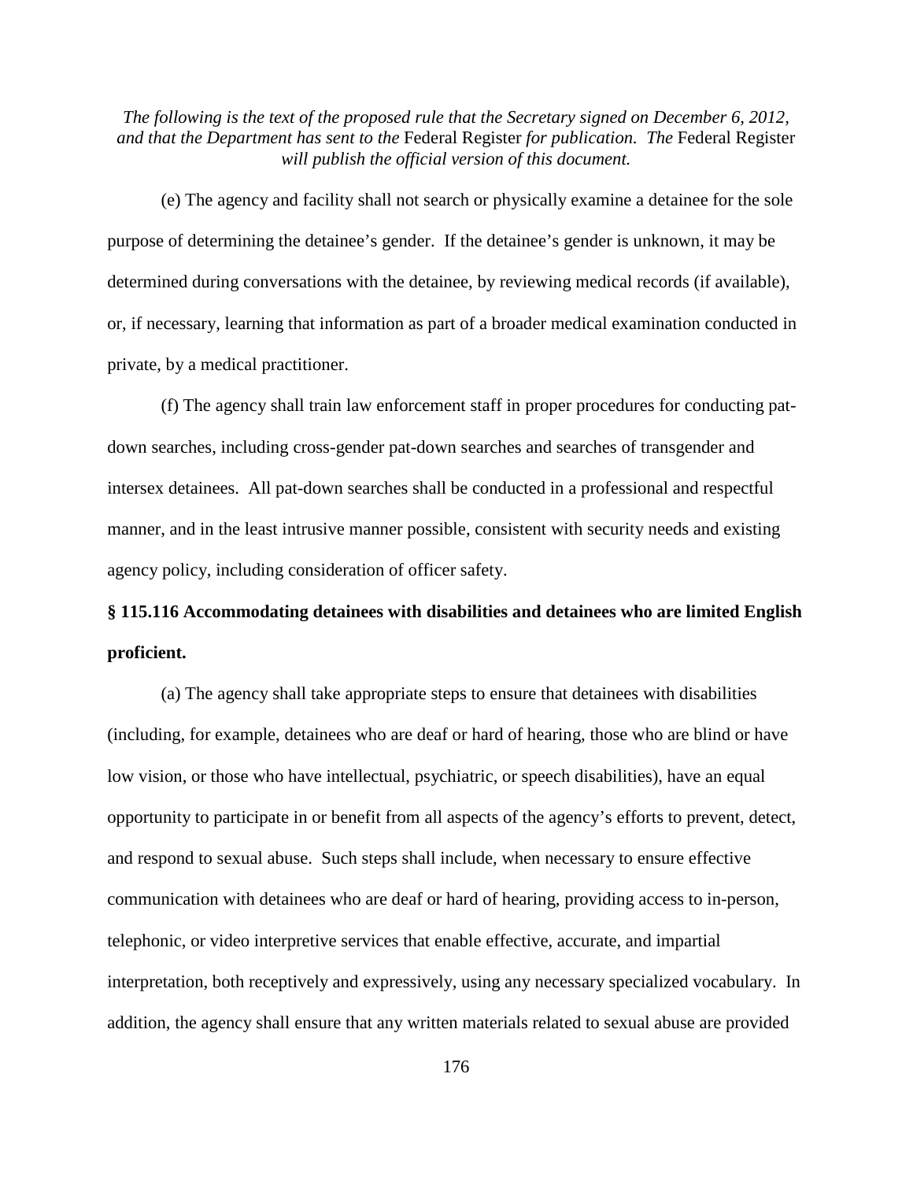*The following is the text of the proposed rule that the Secretary signed on December 6, 2012, and that the Department has sent to the* Federal Register *for publication. The* Federal Register *will publish the official version of this document.*

(e) The agency and facility shall not search or physically examine a detainee for the sole purpose of determining the detainee's gender. If the detainee's gender is unknown, it may be determined during conversations with the detainee, by reviewing medical records (if available), or, if necessary, learning that information as part of a broader medical examination conducted in private, by a medical practitioner.

(f) The agency shall train law enforcement staff in proper procedures for conducting pat-down searches, including cross-gender pat-down searches and searches of transgender and intersex detainees. All pat-down searches shall be conducted in a professional and respectful manner, and in the least intrusive manner possible, consistent with security needs and existing agency policy, including consideration of officer safety.

**§ 115.116 Accommodating detainees with disabilities and detainees who are limited English proficient.**

(a) The agency shall take appropriate steps to ensure that detainees with disabilities (including, for example, detainees who are deaf or hard of hearing, those who are blind or have low vision, or those who have intellectual, psychiatric, or speech disabilities), have an equal opportunity to participate in or benefit from all aspects of the agency's efforts to prevent, detect, and respond to sexual abuse. Such steps shall include, when necessary to ensure effective communication with detainees who are deaf or hard of hearing, providing access to in-person, telephonic, or video interpretive services that enable effective, accurate, and impartial interpretation, both receptively and expressively, using any necessary specialized vocabulary. In addition, the agency shall ensure that any written materials related to sexual abuse are provided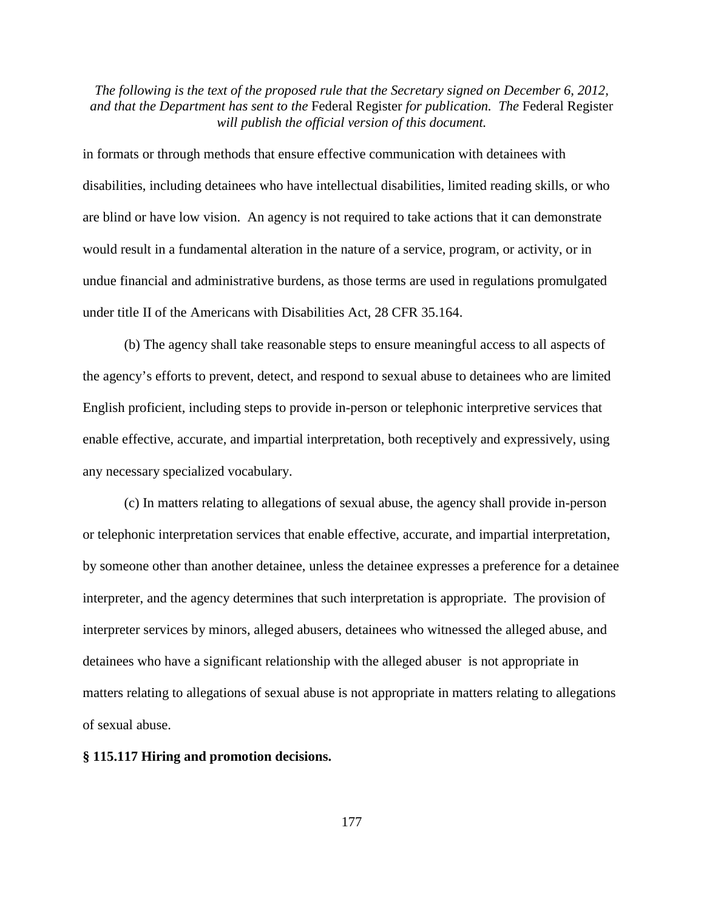in formats or through methods that ensure effective communication with detainees with disabilities, including detainees who have intellectual disabilities, limited reading skills, or who are blind or have low vision. An agency is not required to take actions that it can demonstrate would result in a fundamental alteration in the nature of a service, program, or activity, or in undue financial and administrative burdens, as those terms are used in regulations promulgated under title II of the Americans with Disabilities Act, 28 CFR 35.164.

(b) The agency shall take reasonable steps to ensure meaningful access to all aspects of the agency's efforts to prevent, detect, and respond to sexual abuse to detainees who are limited English proficient, including steps to provide in-person or telephonic interpretive services that enable effective, accurate, and impartial interpretation, both receptively and expressively, using any necessary specialized vocabulary.

(c) In matters relating to allegations of sexual abuse, the agency shall provide in-person or telephonic interpretation services that enable effective, accurate, and impartial interpretation, by someone other than another detainee, unless the detainee expresses a preference for a detainee interpreter, and the agency determines that such interpretation is appropriate. The provision of interpreter services by minors, alleged abusers, detainees who witnessed the alleged abuse, and detainees who have a significant relationship with the alleged abuser is not appropriate in matters relating to allegations of sexual abuse is not appropriate in matters relating to allegations of sexual abuse.

**§ 115.117 Hiring and promotion decisions.**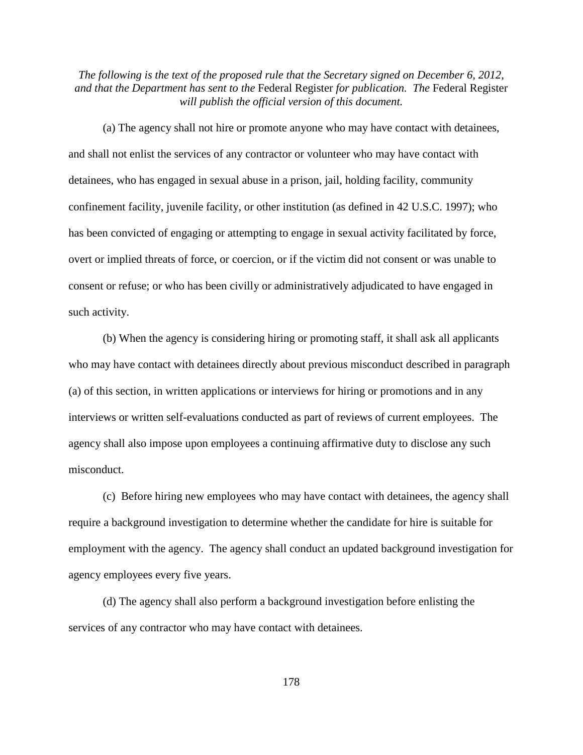*The following is the text of the proposed rule that the Secretary signed on December 6, 2012, and that the Department has sent to the* Federal Register *for publication. The* Federal Register *will publish the official version of this document.*

(a) The agency shall not hire or promote anyone who may have contact with detainees, and shall not enlist the services of any contractor or volunteer who may have contact with detainees, who has engaged in sexual abuse in a prison, jail, holding facility, community confinement facility, juvenile facility, or other institution (as defined in 42 U.S.C. 1997); who has been convicted of engaging or attempting to engage in sexual activity facilitated by force, overt or implied threats of force, or coercion, or if the victim did not consent or was unable to consent or refuse; or who has been civilly or administratively adjudicated to have engaged in such activity.

(b) When the agency is considering hiring or promoting staff, it shall ask all applicants who may have contact with detainees directly about previous misconduct described in paragraph (a) of this section, in written applications or interviews for hiring or promotions and in any interviews or written self-evaluations conducted as part of reviews of current employees. The agency shall also impose upon employees a continuing affirmative duty to disclose any such misconduct.

(c) Before hiring new employees who may have contact with detainees, the agency shall require a background investigation to determine whether the candidate for hire is suitable for employment with the agency. The agency shall conduct an updated background investigation for agency employees every five years.

(d) The agency shall also perform a background investigation before enlisting the services of any contractor who may have contact with detainees.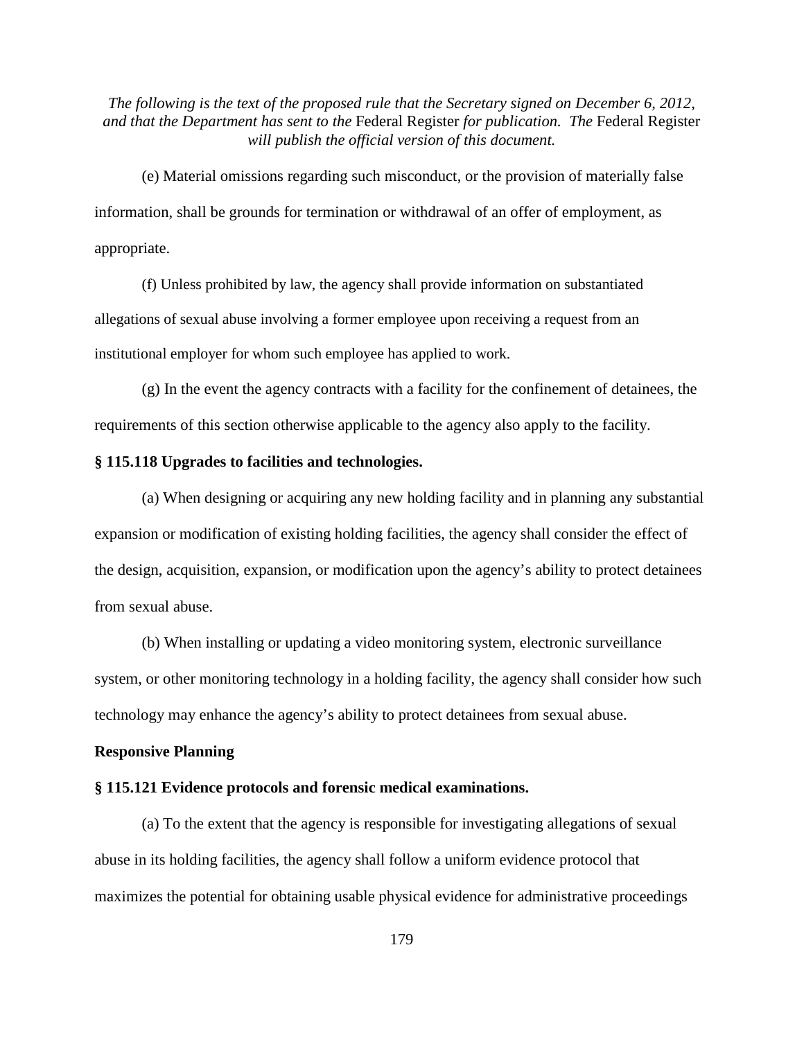*The following is the text of the proposed rule that the Secretary signed on December 6, 2012, and that the Department has sent to the* Federal Register *for publication. The* Federal Register *will publish the official version of this document.*

(e) Material omissions regarding such misconduct, or the provision of materially false information, shall be grounds for termination or withdrawal of an offer of employment, as appropriate.

(f) Unless prohibited by law, the agency shall provide information on substantiated allegations of sexual abuse involving a former employee upon receiving a request from an institutional employer for whom such employee has applied to work.

(g) In the event the agency contracts with a facility for the confinement of detainees, the requirements of this section otherwise applicable to the agency also apply to the facility.

**§ 115.118 Upgrades to facilities and technologies.**

(a) When designing or acquiring any new holding facility and in planning any substantial expansion or modification of existing holding facilities, the agency shall consider the effect of the design, acquisition, expansion, or modification upon the agency's ability to protect detainees from sexual abuse.

(b) When installing or updating a video monitoring system, electronic surveillance system, or other monitoring technology in a holding facility, the agency shall consider how such technology may enhance the agency's ability to protect detainees from sexual abuse.

**Responsive Planning**

**§ 115.121 Evidence protocols and forensic medical examinations.**

(a) To the extent that the agency is responsible for investigating allegations of sexual abuse in its holding facilities, the agency shall follow a uniform evidence protocol that maximizes the potential for obtaining usable physical evidence for administrative proceedings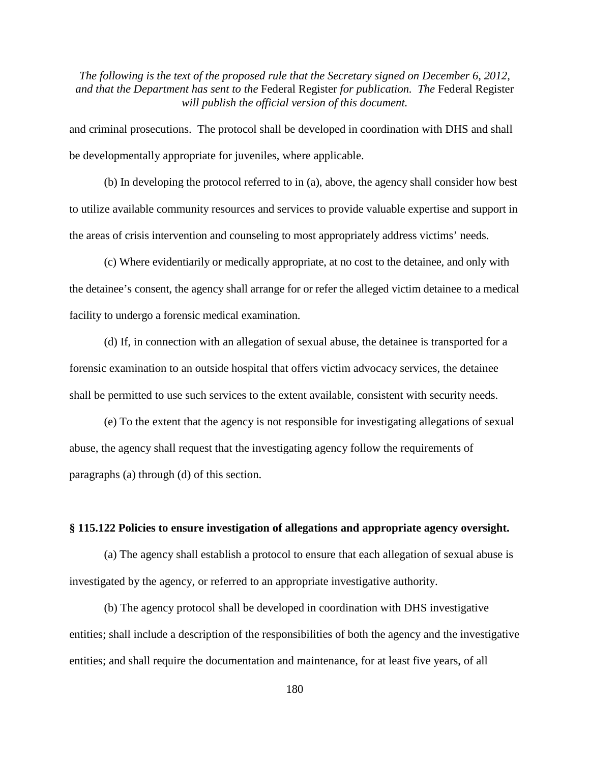and criminal prosecutions. The protocol shall be developed in coordination with DHS and shall be developmentally appropriate for juveniles, where applicable.

(b) In developing the protocol referred to in (a), above, the agency shall consider how best to utilize available community resources and services to provide valuable expertise and support in the areas of crisis intervention and counseling to most appropriately address victims' needs.

(c) Where evidentiarily or medically appropriate, at no cost to the detainee, and only with the detainee's consent, the agency shall arrange for or refer the alleged victim detainee to a medical facility to undergo a forensic medical examination.

(d) If, in connection with an allegation of sexual abuse, the detainee is transported for a forensic examination to an outside hospital that offers victim advocacy services, the detainee shall be permitted to use such services to the extent available, consistent with security needs.

(e) To the extent that the agency is not responsible for investigating allegations of sexual abuse, the agency shall request that the investigating agency follow the requirements of paragraphs (a) through (d) of this section.

**§ 115.122 Policies to ensure investigation of allegations and appropriate agency oversight.**

(a) The agency shall establish a protocol to ensure that each allegation of sexual abuse is investigated by the agency, or referred to an appropriate investigative authority.

(b) The agency protocol shall be developed in coordination with DHS investigative entities; shall include a description of the responsibilities of both the agency and the investigative entities; and shall require the documentation and maintenance, for at least five years, of all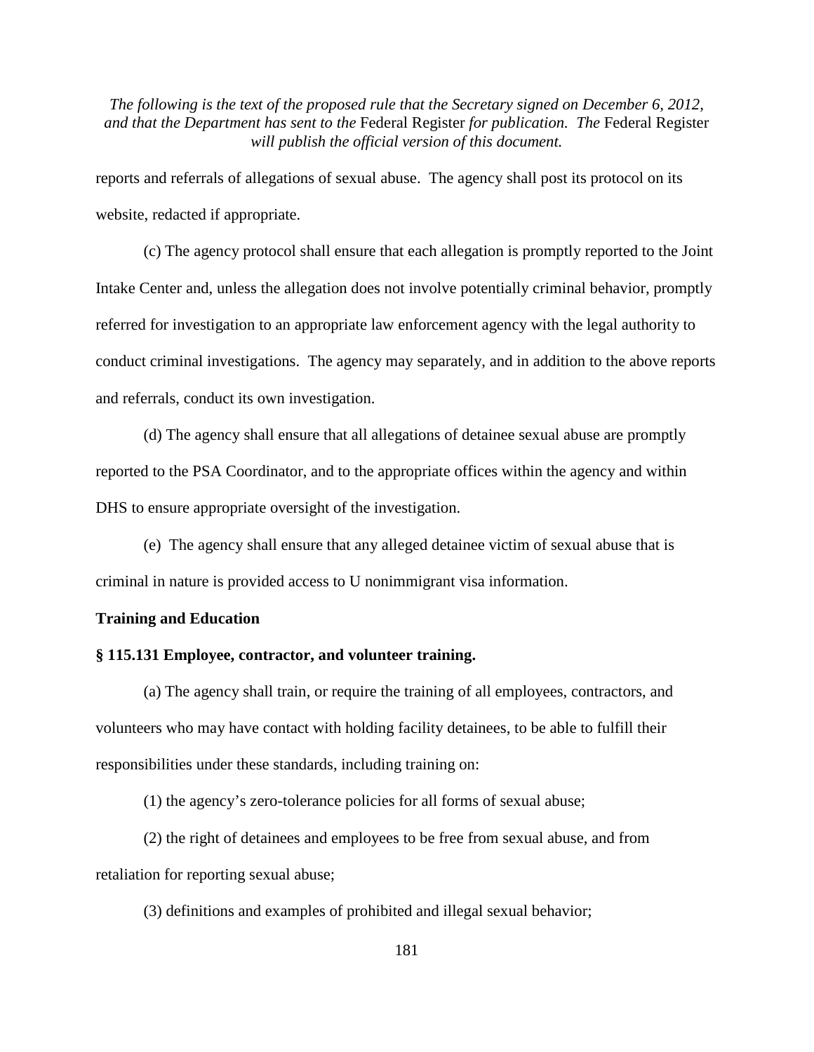reports and referrals of allegations of sexual abuse. The agency shall post its protocol on its website, redacted if appropriate.

(c) The agency protocol shall ensure that each allegation is promptly reported to the Joint Intake Center and, unless the allegation does not involve potentially criminal behavior, promptly referred for investigation to an appropriate law enforcement agency with the legal authority to conduct criminal investigations. The agency may separately, and in addition to the above reports and referrals, conduct its own investigation.

(d) The agency shall ensure that all allegations of detainee sexual abuse are promptly reported to the PSA Coordinator, and to the appropriate offices within the agency and within DHS to ensure appropriate oversight of the investigation.

(e) The agency shall ensure that any alleged detainee victim of sexual abuse that is criminal in nature is provided access to U nonimmigrant visa information.

**Training and Education**

**§ 115.131 Employee, contractor, and volunteer training.**

(a) The agency shall train, or require the training of all employees, contractors, and volunteers who may have contact with holding facility detainees, to be able to fulfill their responsibilities under these standards, including training on:

(1) the agency's zero-tolerance policies for all forms of sexual abuse;

(2) the right of detainees and employees to be free from sexual abuse, and from retaliation for reporting sexual abuse;

(3) definitions and examples of prohibited and illegal sexual behavior;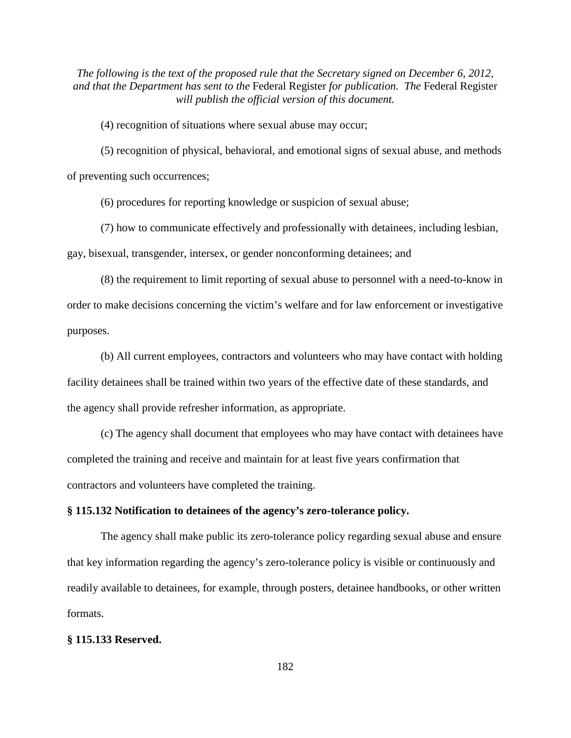(4) recognition of situations where sexual abuse may occur;

(5) recognition of physical, behavioral, and emotional signs of sexual abuse, and methods of preventing such occurrences;

(6) procedures for reporting knowledge or suspicion of sexual abuse;

(7) how to communicate effectively and professionally with detainees, including lesbian, gay, bisexual, transgender, intersex, or gender nonconforming detainees; and

(8) the requirement to limit reporting of sexual abuse to personnel with a need-to-know in order to make decisions concerning the victim's welfare and for law enforcement or investigative purposes.

(b) All current employees, contractors and volunteers who may have contact with holding facility detainees shall be trained within two years of the effective date of these standards, and the agency shall provide refresher information, as appropriate.

(c) The agency shall document that employees who may have contact with detainees have completed the training and receive and maintain for at least five years confirmation that contractors and volunteers have completed the training.

**§ 115.132 Notification to detainees of the agency's zero-tolerance policy.**

The agency shall make public its zero-tolerance policy regarding sexual abuse and ensure that key information regarding the agency's zero-tolerance policy is visible or continuously and readily available to detainees, for example, through posters, detainee handbooks, or other written formats.

**§ 115.133 Reserved.**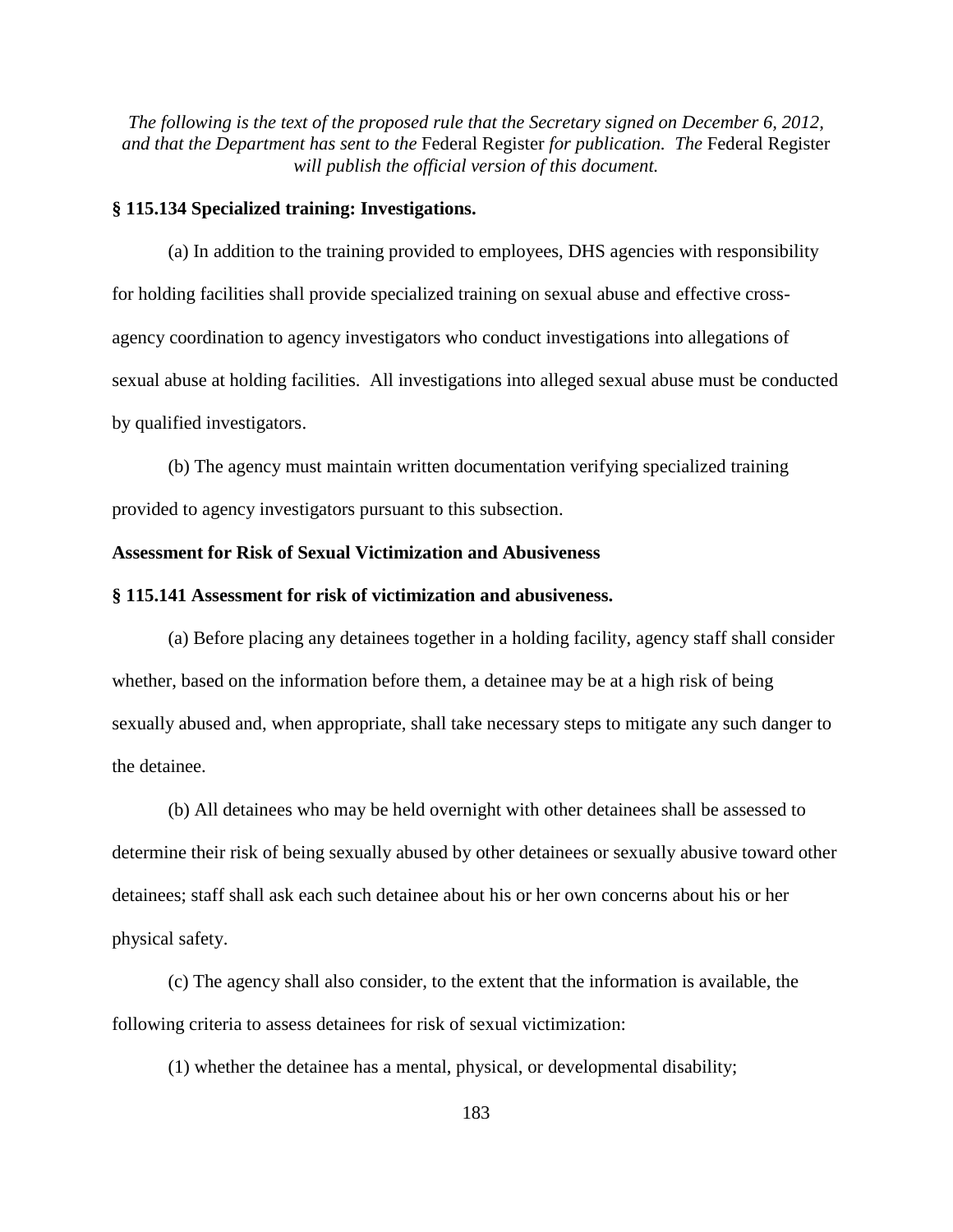*The following is the text of the proposed rule that the Secretary signed on December 6, 2012, and that the Department has sent to the* Federal Register *for publication. The* Federal Register *will publish the official version of this document.*

**§ 115.134 Specialized training: Investigations.**

(a) In addition to the training provided to employees, DHS agencies with responsibility for holding facilities shall provide specialized training on sexual abuse and effective cross-agency coordination to agency investigators who conduct investigations into allegations of sexual abuse at holding facilities. All investigations into alleged sexual abuse must be conducted by qualified investigators.

(b) The agency must maintain written documentation verifying specialized training provided to agency investigators pursuant to this subsection.

**Assessment for Risk of Sexual Victimization and Abusiveness**

**§ 115.141 Assessment for risk of victimization and abusiveness.**

(a) Before placing any detainees together in a holding facility, agency staff shall consider whether, based on the information before them, a detainee may be at a high risk of being sexually abused and, when appropriate, shall take necessary steps to mitigate any such danger to the detainee.

(b) All detainees who may be held overnight with other detainees shall be assessed to determine their risk of being sexually abused by other detainees or sexually abusive toward other detainees; staff shall ask each such detainee about his or her own concerns about his or her physical safety.

(c) The agency shall also consider, to the extent that the information is available, the following criteria to assess detainees for risk of sexual victimization:

(1) whether the detainee has a mental, physical, or developmental disability;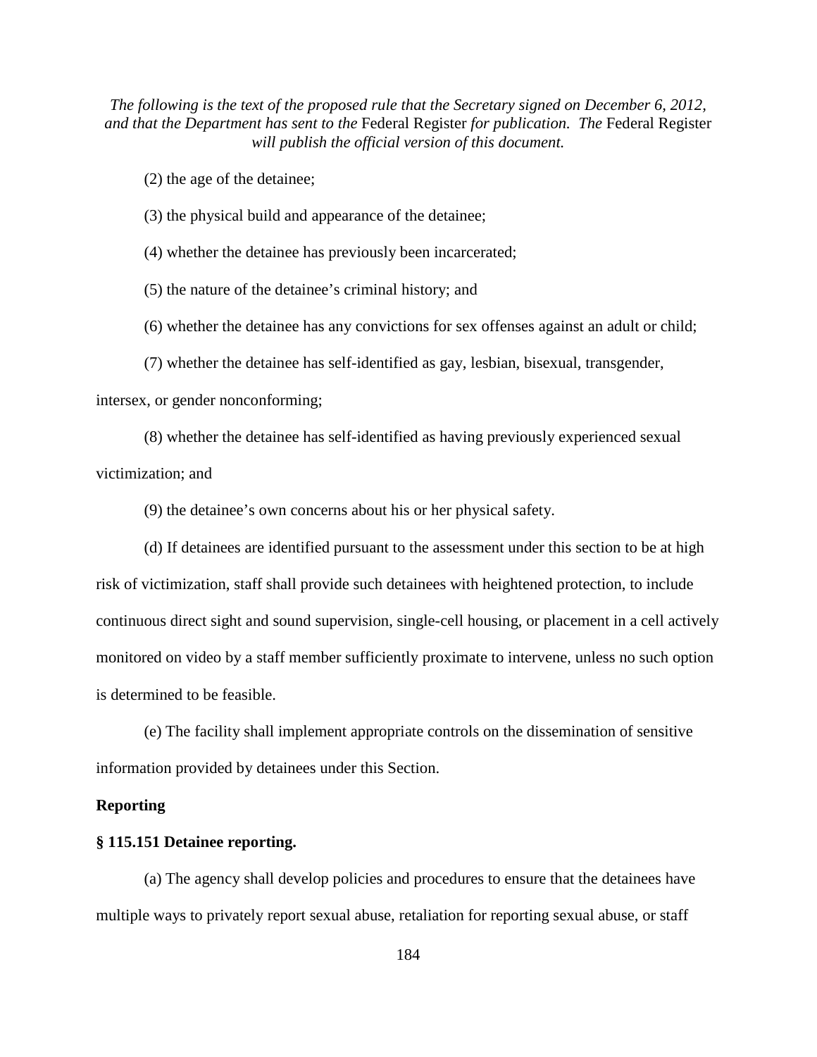(2) the age of the detainee;

(3) the physical build and appearance of the detainee;

(4) whether the detainee has previously been incarcerated;

(5) the nature of the detainee's criminal history; and

(6) whether the detainee has any convictions for sex offenses against an adult or child;

(7) whether the detainee has self-identified as gay, lesbian, bisexual, transgender, intersex, or gender nonconforming;

(8) whether the detainee has self-identified as having previously experienced sexual victimization; and

(9) the detainee's own concerns about his or her physical safety.

(d) If detainees are identified pursuant to the assessment under this section to be at high risk of victimization, staff shall provide such detainees with heightened protection, to include continuous direct sight and sound supervision, single-cell housing, or placement in a cell actively monitored on video by a staff member sufficiently proximate to intervene, unless no such option is determined to be feasible.

(e) The facility shall implement appropriate controls on the dissemination of sensitive information provided by detainees under this Section.

**Reporting**

**§ 115.151 Detainee reporting.**

(a) The agency shall develop policies and procedures to ensure that the detainees have multiple ways to privately report sexual abuse, retaliation for reporting sexual abuse, or staff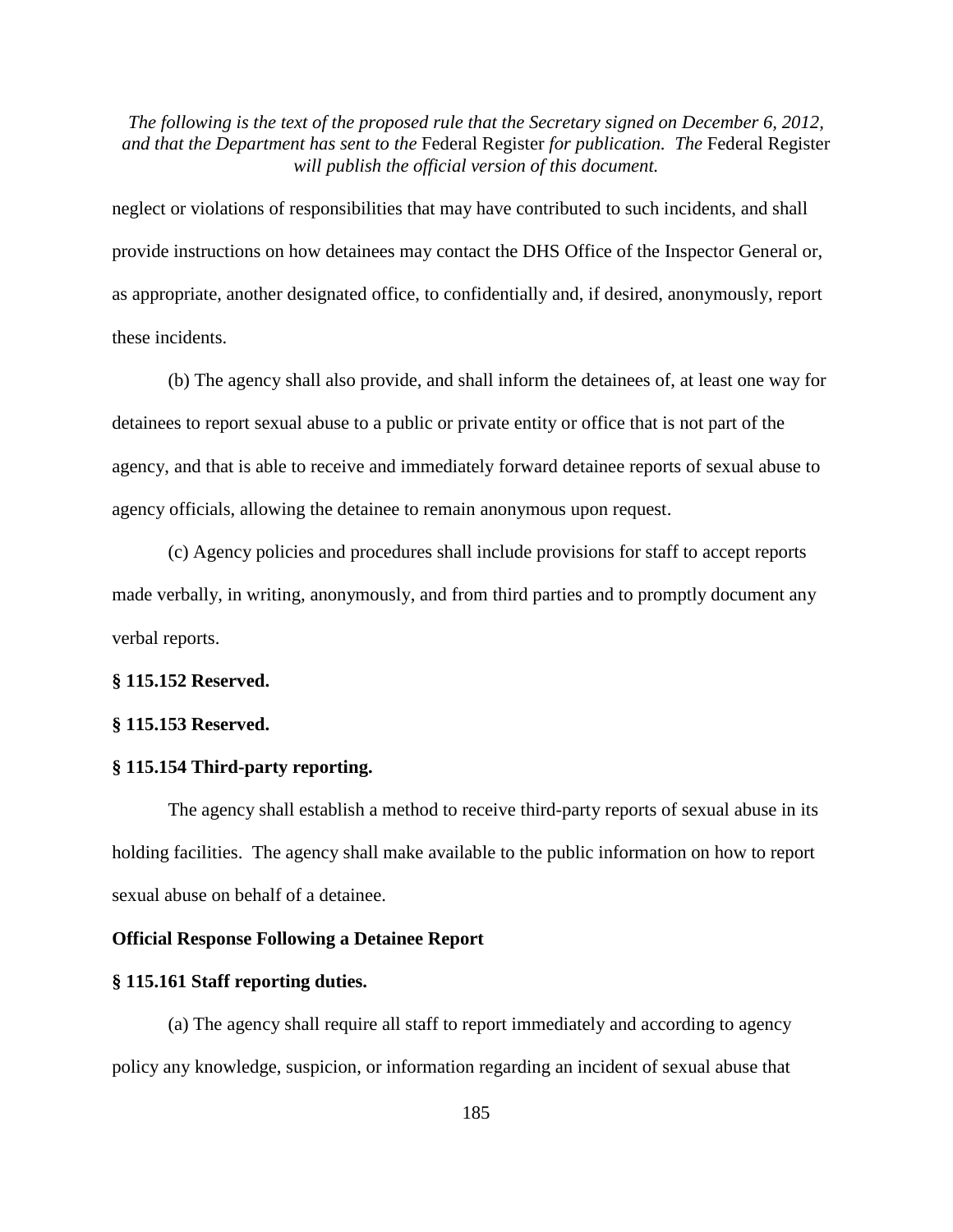neglect or violations of responsibilities that may have contributed to such incidents, and shall provide instructions on how detainees may contact the DHS Office of the Inspector General or, as appropriate, another designated office, to confidentially and, if desired, anonymously, report these incidents.

(b) The agency shall also provide, and shall inform the detainees of, at least one way for detainees to report sexual abuse to a public or private entity or office that is not part of the agency, and that is able to receive and immediately forward detainee reports of sexual abuse to agency officials, allowing the detainee to remain anonymous upon request.

(c) Agency policies and procedures shall include provisions for staff to accept reports made verbally, in writing, anonymously, and from third parties and to promptly document any verbal reports.

**§ 115.152 Reserved.**

**§ 115.153 Reserved.**

**§ 115.154 Third-party reporting.**

The agency shall establish a method to receive third-party reports of sexual abuse in its holding facilities. The agency shall make available to the public information on how to report sexual abuse on behalf of a detainee.

**Official Response Following a Detainee Report**

**§ 115.161 Staff reporting duties.**

(a) The agency shall require all staff to report immediately and according to agency policy any knowledge, suspicion, or information regarding an incident of sexual abuse that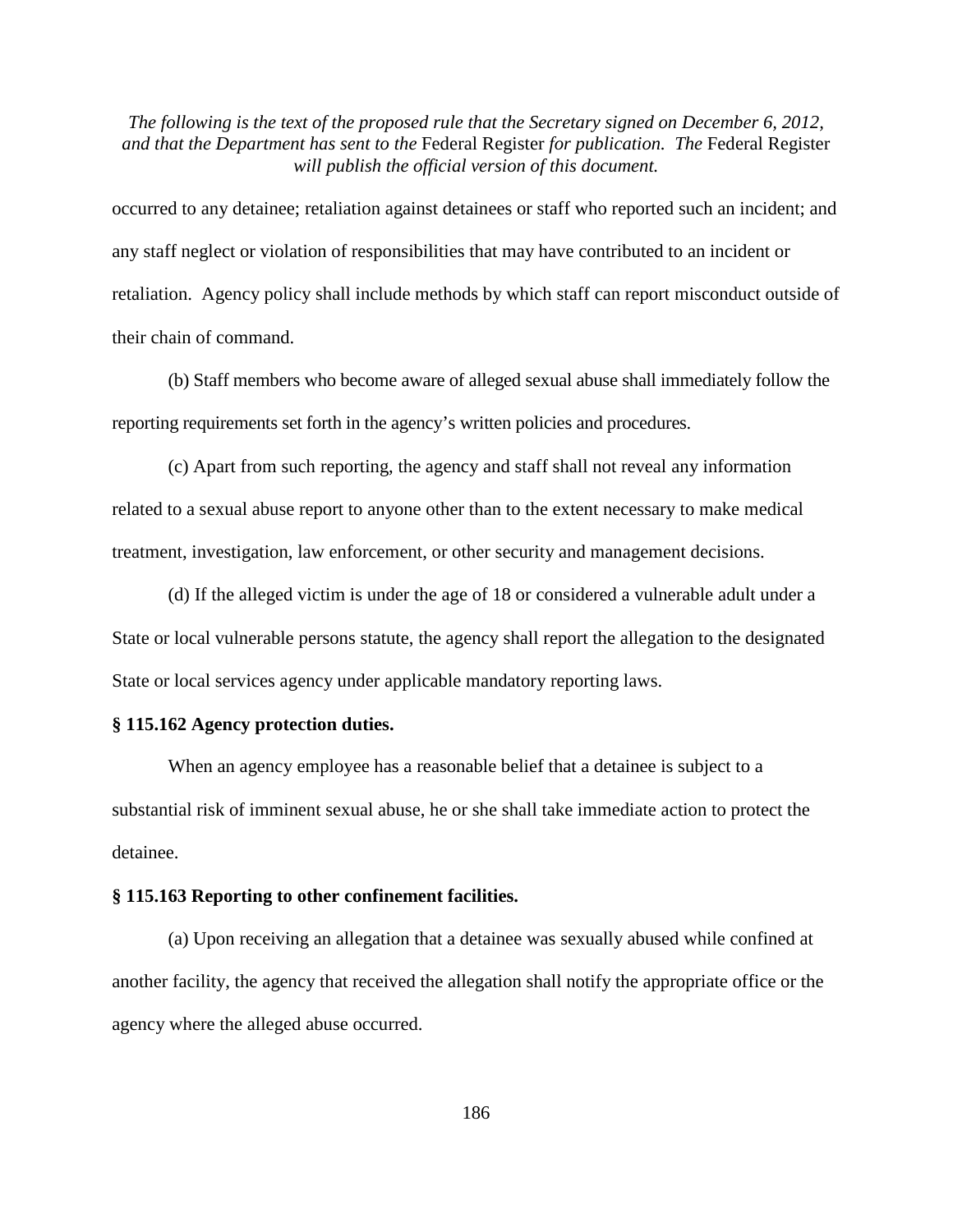occurred to any detainee; retaliation against detainees or staff who reported such an incident; and any staff neglect or violation of responsibilities that may have contributed to an incident or retaliation. Agency policy shall include methods by which staff can report misconduct outside of their chain of command.

(b) Staff members who become aware of alleged sexual abuse shall immediately follow the reporting requirements set forth in the agency's written policies and procedures.

(c) Apart from such reporting, the agency and staff shall not reveal any information related to a sexual abuse report to anyone other than to the extent necessary to make medical treatment, investigation, law enforcement, or other security and management decisions.

(d) If the alleged victim is under the age of 18 or considered a vulnerable adult under a State or local vulnerable persons statute, the agency shall report the allegation to the designated State or local services agency under applicable mandatory reporting laws.

**§ 115.162 Agency protection duties.**

When an agency employee has a reasonable belief that a detainee is subject to a substantial risk of imminent sexual abuse, he or she shall take immediate action to protect the detainee.

**§ 115.163 Reporting to other confinement facilities.**

(a) Upon receiving an allegation that a detainee was sexually abused while confined at another facility, the agency that received the allegation shall notify the appropriate office or the agency where the alleged abuse occurred.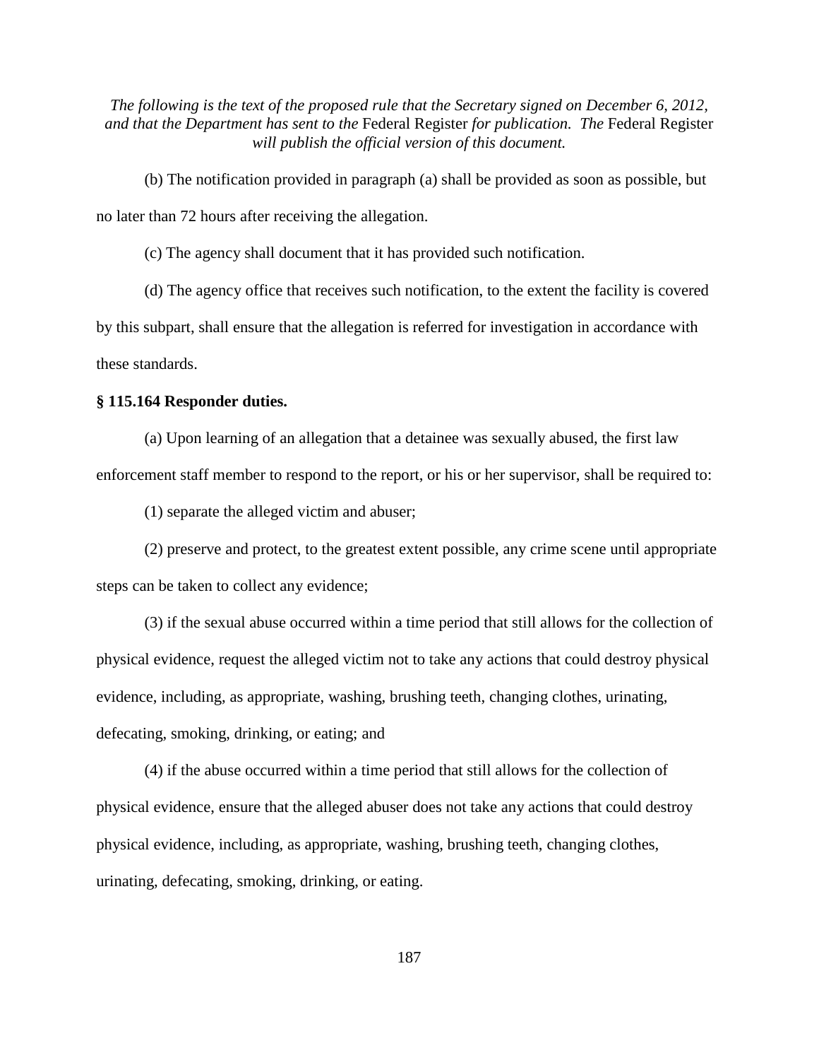*The following is the text of the proposed rule that the Secretary signed on December 6, 2012, and that the Department has sent to the* Federal Register *for publication. The* Federal Register *will publish the official version of this document.*

(b) The notification provided in paragraph (a) shall be provided as soon as possible, but no later than 72 hours after receiving the allegation.

(c) The agency shall document that it has provided such notification.

(d) The agency office that receives such notification, to the extent the facility is covered by this subpart, shall ensure that the allegation is referred for investigation in accordance with these standards.

**§ 115.164 Responder duties.**

(a) Upon learning of an allegation that a detainee was sexually abused, the first law enforcement staff member to respond to the report, or his or her supervisor, shall be required to:

(1) separate the alleged victim and abuser;

(2) preserve and protect, to the greatest extent possible, any crime scene until appropriate steps can be taken to collect any evidence;

(3) if the sexual abuse occurred within a time period that still allows for the collection of physical evidence, request the alleged victim not to take any actions that could destroy physical evidence, including, as appropriate, washing, brushing teeth, changing clothes, urinating, defecating, smoking, drinking, or eating; and

(4) if the abuse occurred within a time period that still allows for the collection of physical evidence, ensure that the alleged abuser does not take any actions that could destroy physical evidence, including, as appropriate, washing, brushing teeth, changing clothes, urinating, defecating, smoking, drinking, or eating.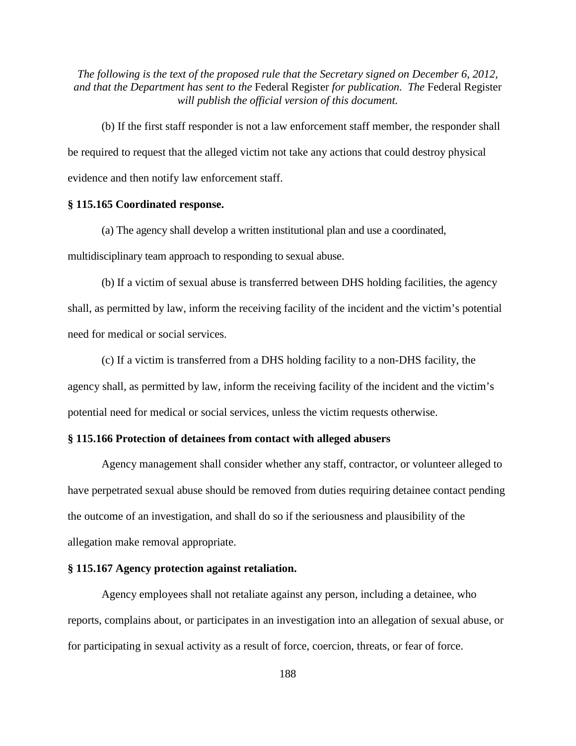*The following is the text of the proposed rule that the Secretary signed on December 6, 2012, and that the Department has sent to the* Federal Register *for publication. The* Federal Register *will publish the official version of this document.*

(b) If the first staff responder is not a law enforcement staff member, the responder shall be required to request that the alleged victim not take any actions that could destroy physical evidence and then notify law enforcement staff.

**§ 115.165 Coordinated response.**

(a) The agency shall develop a written institutional plan and use a coordinated, multidisciplinary team approach to responding to sexual abuse.

(b) If a victim of sexual abuse is transferred between DHS holding facilities, the agency shall, as permitted by law, inform the receiving facility of the incident and the victim's potential need for medical or social services.

(c) If a victim is transferred from a DHS holding facility to a non-DHS facility, the agency shall, as permitted by law, inform the receiving facility of the incident and the victim's potential need for medical or social services, unless the victim requests otherwise.

**§ 115.166 Protection of detainees from contact with alleged abusers**

Agency management shall consider whether any staff, contractor, or volunteer alleged to have perpetrated sexual abuse should be removed from duties requiring detainee contact pending the outcome of an investigation, and shall do so if the seriousness and plausibility of the allegation make removal appropriate.

**§ 115.167 Agency protection against retaliation.**

Agency employees shall not retaliate against any person, including a detainee, who reports, complains about, or participates in an investigation into an allegation of sexual abuse, or for participating in sexual activity as a result of force, coercion, threats, or fear of force.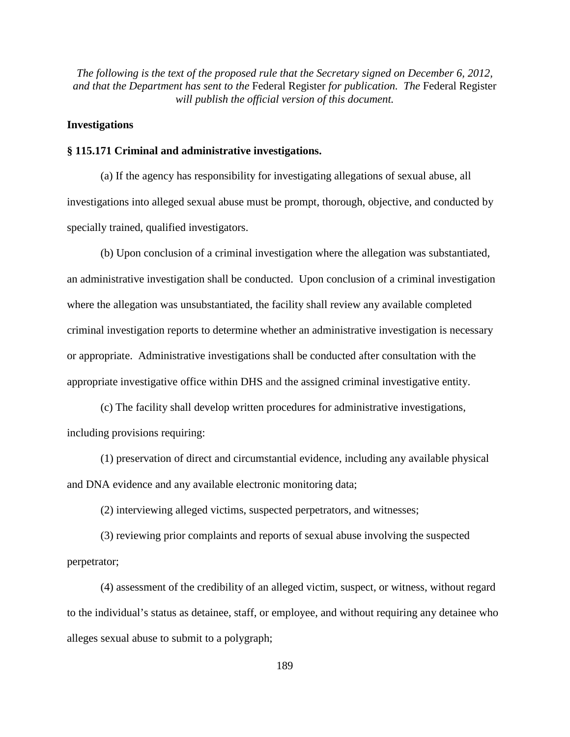*The following is the text of the proposed rule that the Secretary signed on December 6, 2012, and that the Department has sent to the* Federal Register *for publication. The* Federal Register *will publish the official version of this document.*

**Investigations**

**§ 115.171 Criminal and administrative investigations.**

(a) If the agency has responsibility for investigating allegations of sexual abuse, all investigations into alleged sexual abuse must be prompt, thorough, objective, and conducted by specially trained, qualified investigators.

(b) Upon conclusion of a criminal investigation where the allegation was substantiated, an administrative investigation shall be conducted. Upon conclusion of a criminal investigation where the allegation was unsubstantiated, the facility shall review any available completed criminal investigation reports to determine whether an administrative investigation is necessary or appropriate. Administrative investigations shall be conducted after consultation with the appropriate investigative office within DHS and the assigned criminal investigative entity.

(c) The facility shall develop written procedures for administrative investigations, including provisions requiring:

(1) preservation of direct and circumstantial evidence, including any available physical and DNA evidence and any available electronic monitoring data;

(2) interviewing alleged victims, suspected perpetrators, and witnesses;

(3) reviewing prior complaints and reports of sexual abuse involving the suspected perpetrator;

(4) assessment of the credibility of an alleged victim, suspect, or witness, without regard to the individual's status as detainee, staff, or employee, and without requiring any detainee who alleges sexual abuse to submit to a polygraph;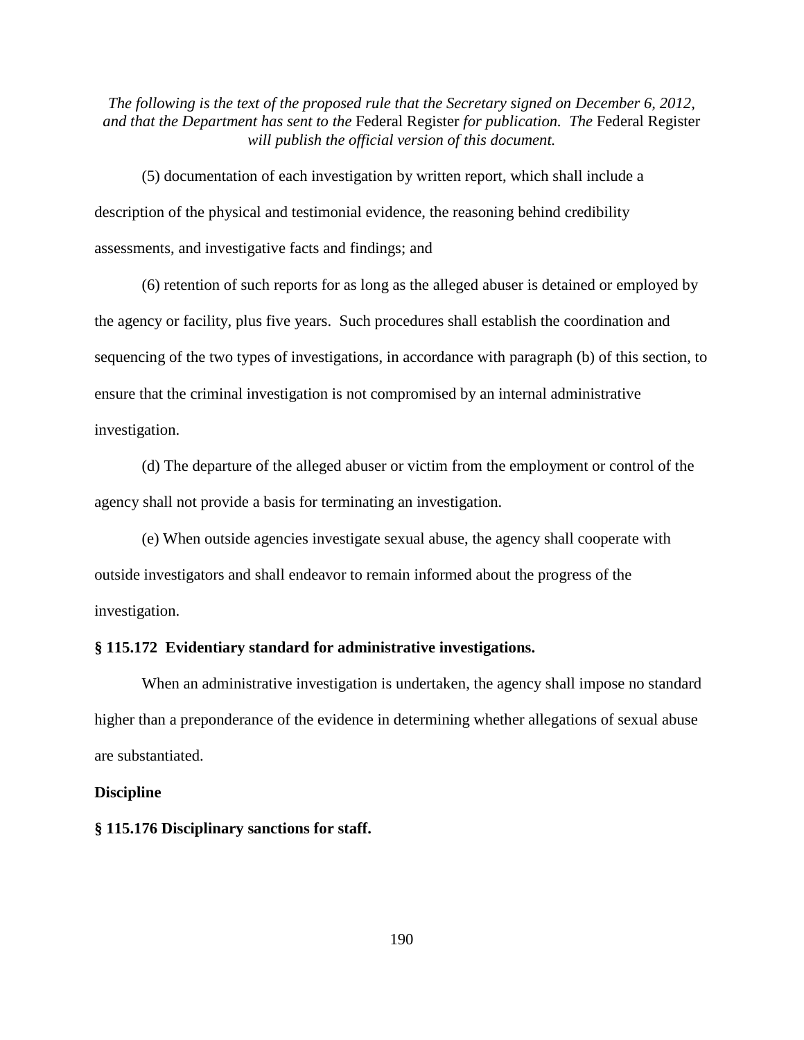*The following is the text of the proposed rule that the Secretary signed on December 6, 2012, and that the Department has sent to the* Federal Register *for publication. The* Federal Register *will publish the official version of this document.*

(5) documentation of each investigation by written report, which shall include a description of the physical and testimonial evidence, the reasoning behind credibility assessments, and investigative facts and findings; and

(6) retention of such reports for as long as the alleged abuser is detained or employed by the agency or facility, plus five years. Such procedures shall establish the coordination and sequencing of the two types of investigations, in accordance with paragraph (b) of this section, to ensure that the criminal investigation is not compromised by an internal administrative investigation.

(d) The departure of the alleged abuser or victim from the employment or control of the agency shall not provide a basis for terminating an investigation.

(e) When outside agencies investigate sexual abuse, the agency shall cooperate with outside investigators and shall endeavor to remain informed about the progress of the investigation.

**§ 115.172 Evidentiary standard for administrative investigations.**

When an administrative investigation is undertaken, the agency shall impose no standard higher than a preponderance of the evidence in determining whether allegations of sexual abuse are substantiated.

**Discipline**

**§ 115.176 Disciplinary sanctions for staff.**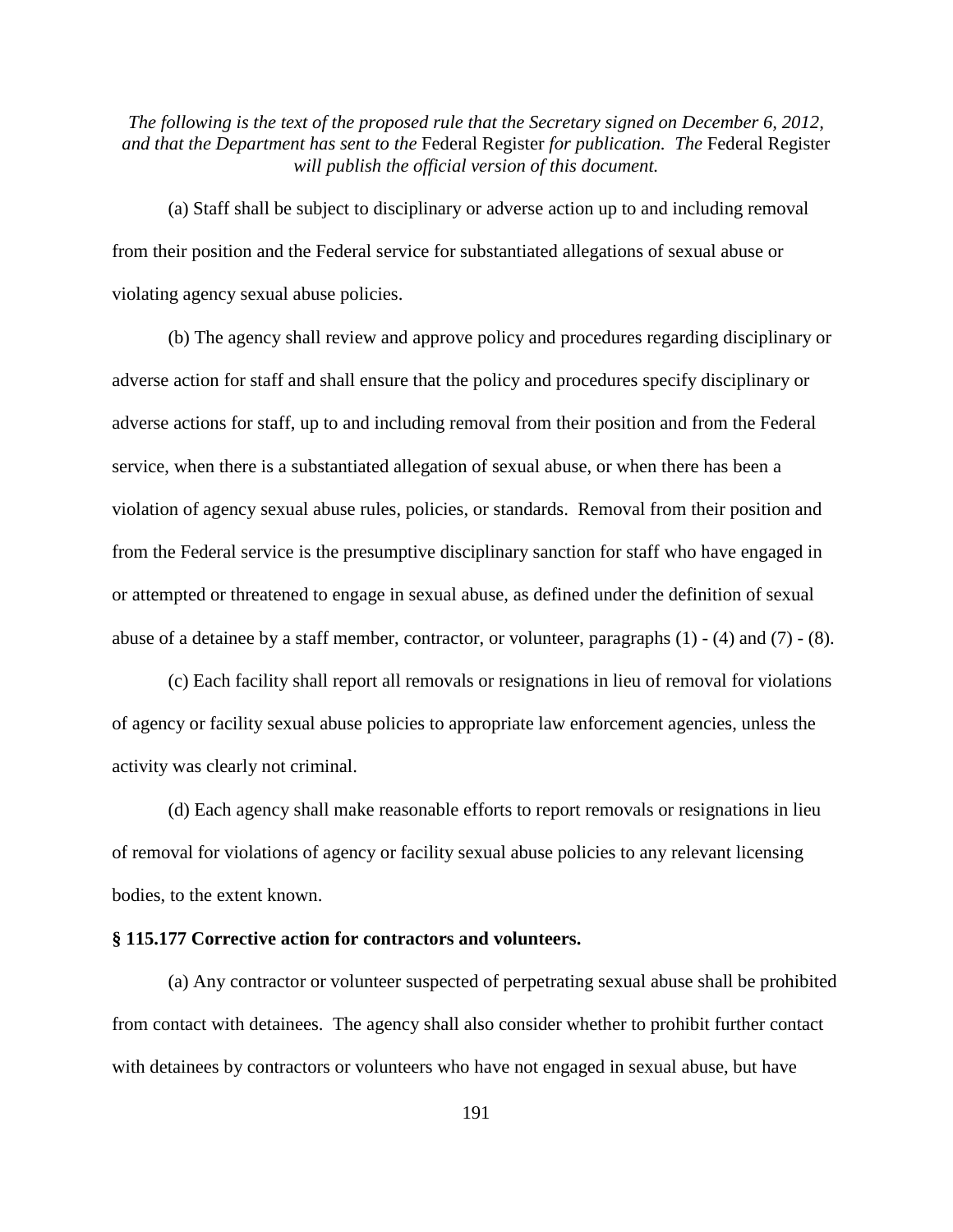*The following is the text of the proposed rule that the Secretary signed on December 6, 2012, and that the Department has sent to the* Federal Register *for publication. The* Federal Register *will publish the official version of this document.*

(a) Staff shall be subject to disciplinary or adverse action up to and including removal from their position and the Federal service for substantiated allegations of sexual abuse or violating agency sexual abuse policies.

(b) The agency shall review and approve policy and procedures regarding disciplinary or adverse action for staff and shall ensure that the policy and procedures specify disciplinary or adverse actions for staff, up to and including removal from their position and from the Federal service, when there is a substantiated allegation of sexual abuse, or when there has been a violation of agency sexual abuse rules, policies, or standards. Removal from their position and from the Federal service is the presumptive disciplinary sanction for staff who have engaged in or attempted or threatened to engage in sexual abuse, as defined under the definition of sexual abuse of a detainee by a staff member, contractor, or volunteer, paragraphs (1) - (4) and (7) - (8).

(c) Each facility shall report all removals or resignations in lieu of removal for violations of agency or facility sexual abuse policies to appropriate law enforcement agencies, unless the activity was clearly not criminal.

(d) Each agency shall make reasonable efforts to report removals or resignations in lieu of removal for violations of agency or facility sexual abuse policies to any relevant licensing bodies, to the extent known.

**§ 115.177 Corrective action for contractors and volunteers.**

(a) Any contractor or volunteer suspected of perpetrating sexual abuse shall be prohibited from contact with detainees. The agency shall also consider whether to prohibit further contact with detainees by contractors or volunteers who have not engaged in sexual abuse, but have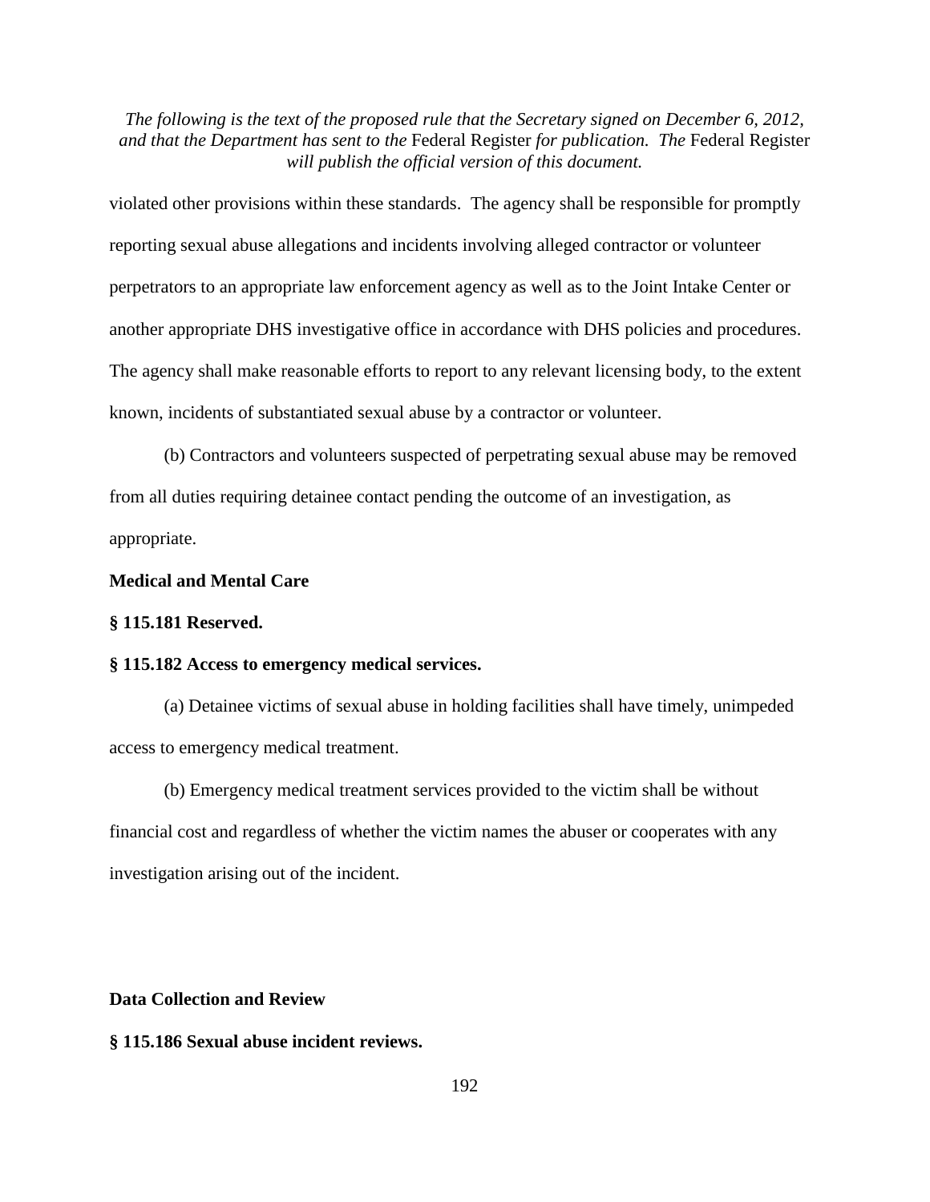violated other provisions within these standards. The agency shall be responsible for promptly reporting sexual abuse allegations and incidents involving alleged contractor or volunteer perpetrators to an appropriate law enforcement agency as well as to the Joint Intake Center or another appropriate DHS investigative office in accordance with DHS policies and procedures. The agency shall make reasonable efforts to report to any relevant licensing body, to the extent known, incidents of substantiated sexual abuse by a contractor or volunteer.

(b) Contractors and volunteers suspected of perpetrating sexual abuse may be removed from all duties requiring detainee contact pending the outcome of an investigation, as appropriate.

**Medical and Mental Care**

**§ 115.181 Reserved.**

**§ 115.182 Access to emergency medical services.**

(a) Detainee victims of sexual abuse in holding facilities shall have timely, unimpeded access to emergency medical treatment.

(b) Emergency medical treatment services provided to the victim shall be without financial cost and regardless of whether the victim names the abuser or cooperates with any investigation arising out of the incident.

**Data Collection and Review**

**§ 115.186 Sexual abuse incident reviews.**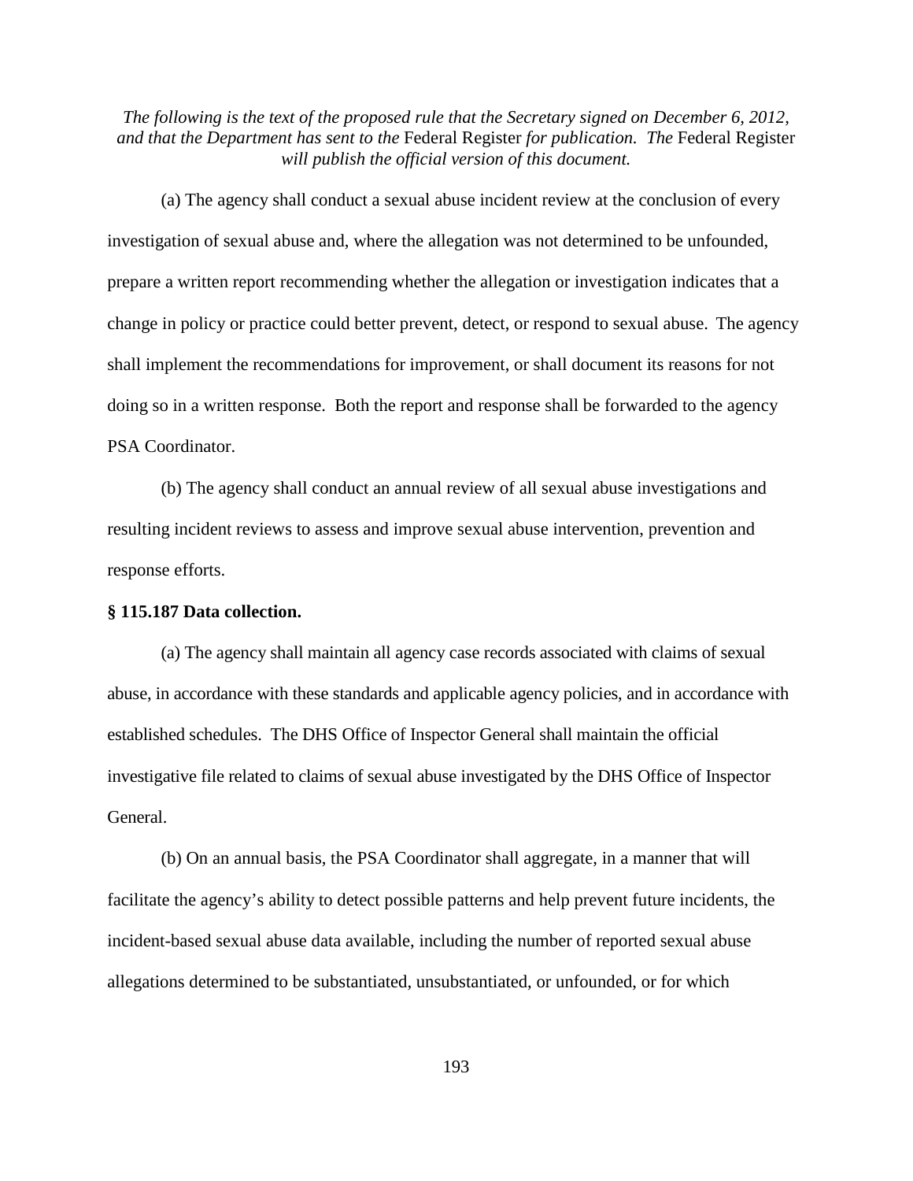*The following is the text of the proposed rule that the Secretary signed on December 6, 2012, and that the Department has sent to the* Federal Register *for publication. The* Federal Register *will publish the official version of this document.*

(a) The agency shall conduct a sexual abuse incident review at the conclusion of every investigation of sexual abuse and, where the allegation was not determined to be unfounded, prepare a written report recommending whether the allegation or investigation indicates that a change in policy or practice could better prevent, detect, or respond to sexual abuse. The agency shall implement the recommendations for improvement, or shall document its reasons for not doing so in a written response. Both the report and response shall be forwarded to the agency PSA Coordinator.

(b) The agency shall conduct an annual review of all sexual abuse investigations and resulting incident reviews to assess and improve sexual abuse intervention, prevention and response efforts.

**§ 115.187 Data collection.**

(a) The agency shall maintain all agency case records associated with claims of sexual abuse, in accordance with these standards and applicable agency policies, and in accordance with established schedules. The DHS Office of Inspector General shall maintain the official investigative file related to claims of sexual abuse investigated by the DHS Office of Inspector General.

(b) On an annual basis, the PSA Coordinator shall aggregate, in a manner that will facilitate the agency's ability to detect possible patterns and help prevent future incidents, the incident-based sexual abuse data available, including the number of reported sexual abuse allegations determined to be substantiated, unsubstantiated, or unfounded, or for which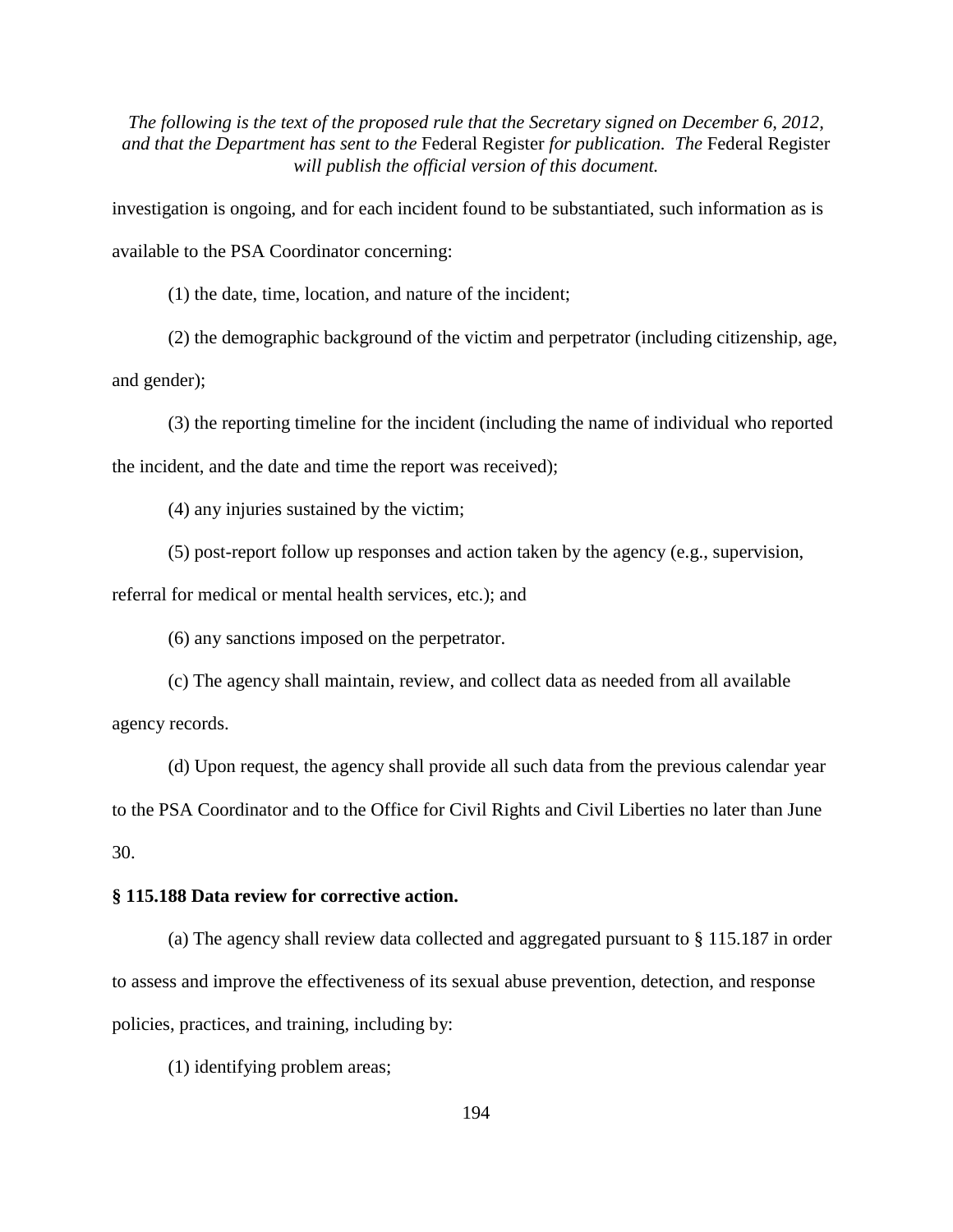investigation is ongoing, and for each incident found to be substantiated, such information as is available to the PSA Coordinator concerning:

(1) the date, time, location, and nature of the incident;

(2) the demographic background of the victim and perpetrator (including citizenship, age, and gender);

(3) the reporting timeline for the incident (including the name of individual who reported the incident, and the date and time the report was received);

(4) any injuries sustained by the victim;

(5) post-report follow up responses and action taken by the agency (e.g., supervision, referral for medical or mental health services, etc.); and

(6) any sanctions imposed on the perpetrator.

(c) The agency shall maintain, review, and collect data as needed from all available agency records.

(d) Upon request, the agency shall provide all such data from the previous calendar year to the PSA Coordinator and to the Office for Civil Rights and Civil Liberties no later than June 30.

**§ 115.188 Data review for corrective action.**

(a) The agency shall review data collected and aggregated pursuant to § 115.187 in order to assess and improve the effectiveness of its sexual abuse prevention, detection, and response policies, practices, and training, including by:

(1) identifying problem areas;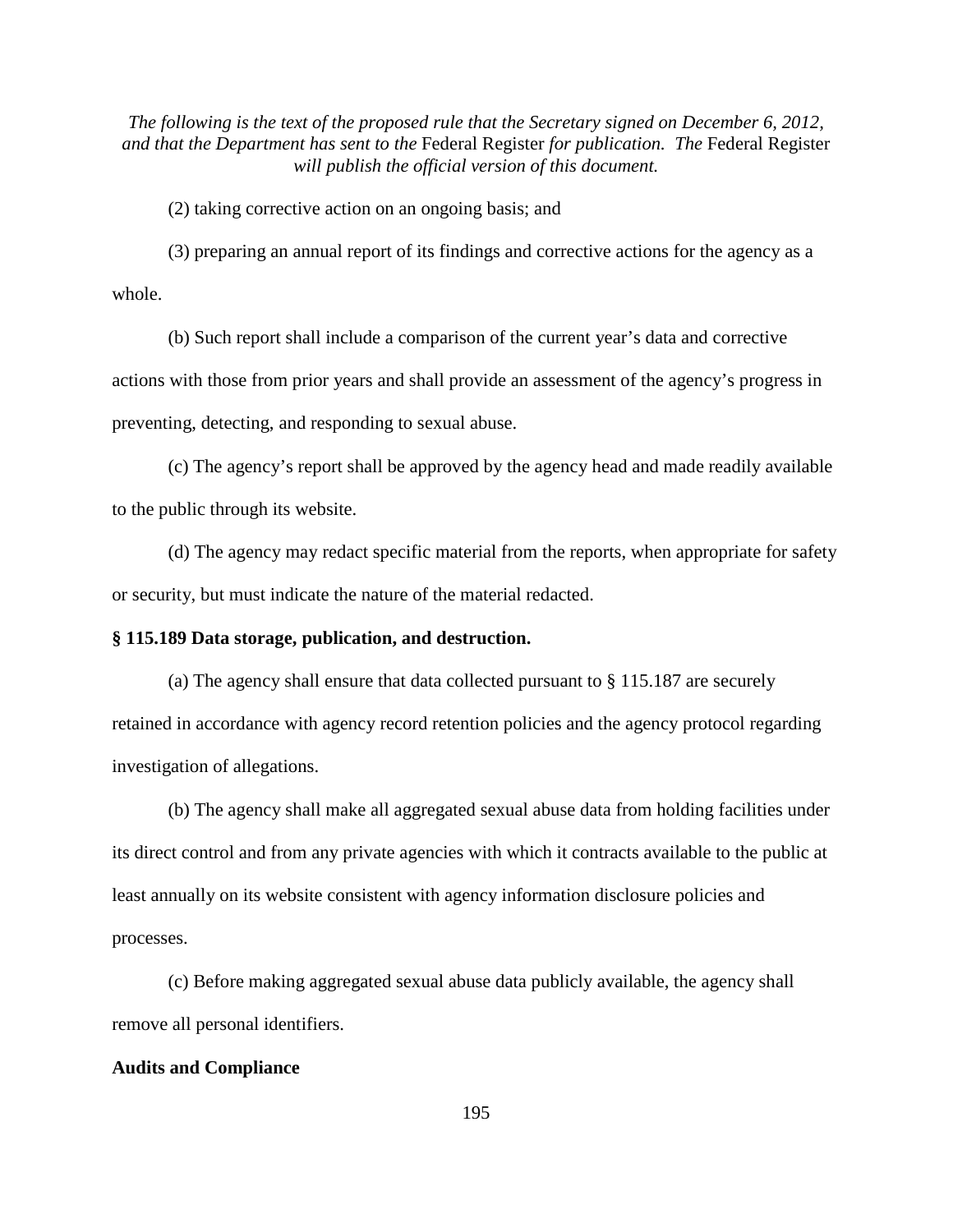(2) taking corrective action on an ongoing basis; and

(3) preparing an annual report of its findings and corrective actions for the agency as a whole.

(b) Such report shall include a comparison of the current year's data and corrective actions with those from prior years and shall provide an assessment of the agency's progress in preventing, detecting, and responding to sexual abuse.

(c) The agency's report shall be approved by the agency head and made readily available to the public through its website.

(d) The agency may redact specific material from the reports, when appropriate for safety or security, but must indicate the nature of the material redacted.

**§ 115.189 Data storage, publication, and destruction.**

(a) The agency shall ensure that data collected pursuant to § 115.187 are securely retained in accordance with agency record retention policies and the agency protocol regarding investigation of allegations.

(b) The agency shall make all aggregated sexual abuse data from holding facilities under its direct control and from any private agencies with which it contracts available to the public at least annually on its website consistent with agency information disclosure policies and processes.

(c) Before making aggregated sexual abuse data publicly available, the agency shall remove all personal identifiers.

**Audits and Compliance**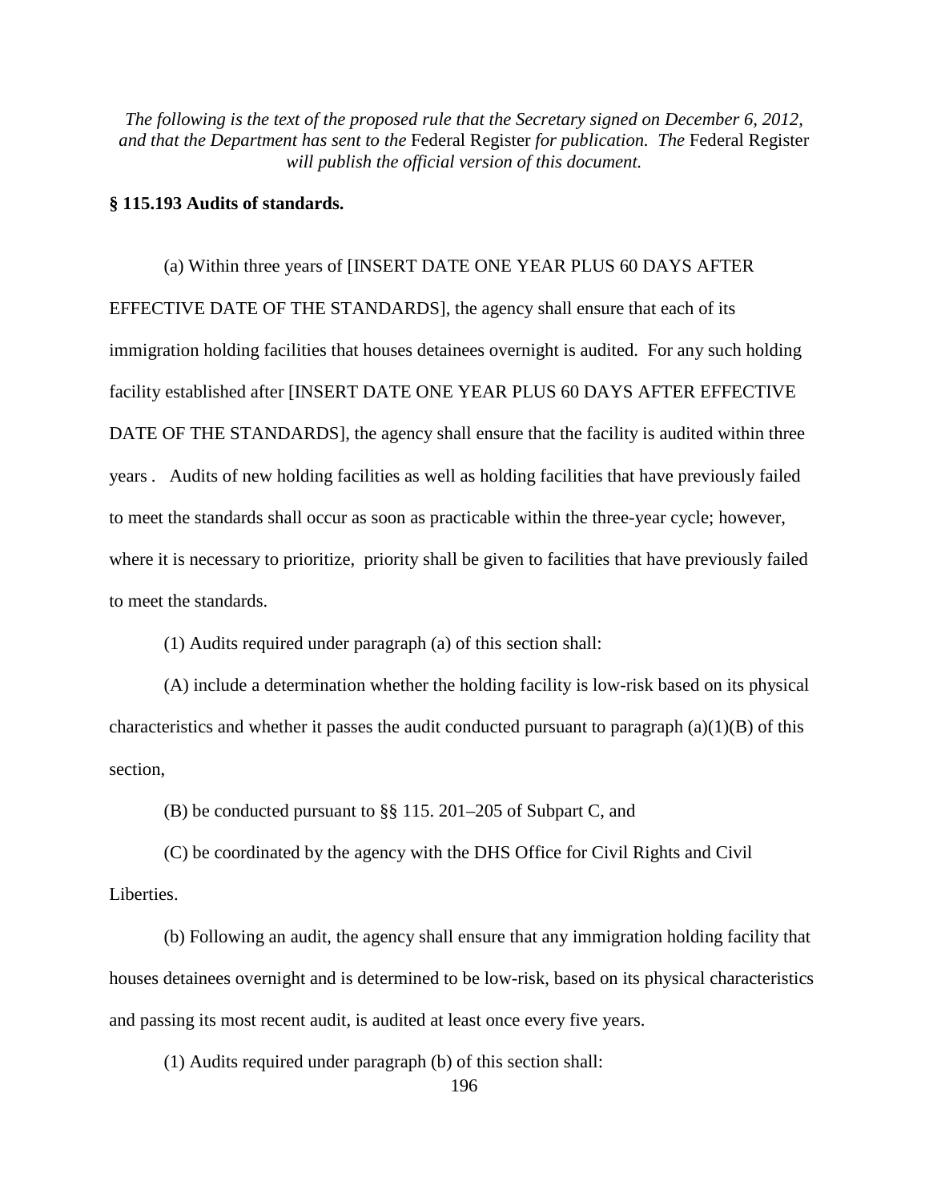*The following is the text of the proposed rule that the Secretary signed on December 6, 2012, and that the Department has sent to the* Federal Register *for publication. The* Federal Register *will publish the official version of this document.*

**§ 115.193 Audits of standards.**

(a) Within three years of [INSERT DATE ONE YEAR PLUS 60 DAYS AFTER EFFECTIVE DATE OF THE STANDARDS], the agency shall ensure that each of its immigration holding facilities that houses detainees overnight is audited. For any such holding facility established after [INSERT DATE ONE YEAR PLUS 60 DAYS AFTER EFFECTIVE DATE OF THE STANDARDS], the agency shall ensure that the facility is audited within three years . Audits of new holding facilities as well as holding facilities that have previously failed to meet the standards shall occur as soon as practicable within the three-year cycle; however, where it is necessary to prioritize, priority shall be given to facilities that have previously failed to meet the standards.

(1) Audits required under paragraph (a) of this section shall:

(A) include a determination whether the holding facility is low-risk based on its physical characteristics and whether it passes the audit conducted pursuant to paragraph (a)(1)(B) of this section,

(B) be conducted pursuant to §§ 115. 201–205 of Subpart C, and

(C) be coordinated by the agency with the DHS Office for Civil Rights and Civil Liberties.

(b) Following an audit, the agency shall ensure that any immigration holding facility that houses detainees overnight and is determined to be low-risk, based on its physical characteristics and passing its most recent audit, is audited at least once every five years.

(1) Audits required under paragraph (b) of this section shall: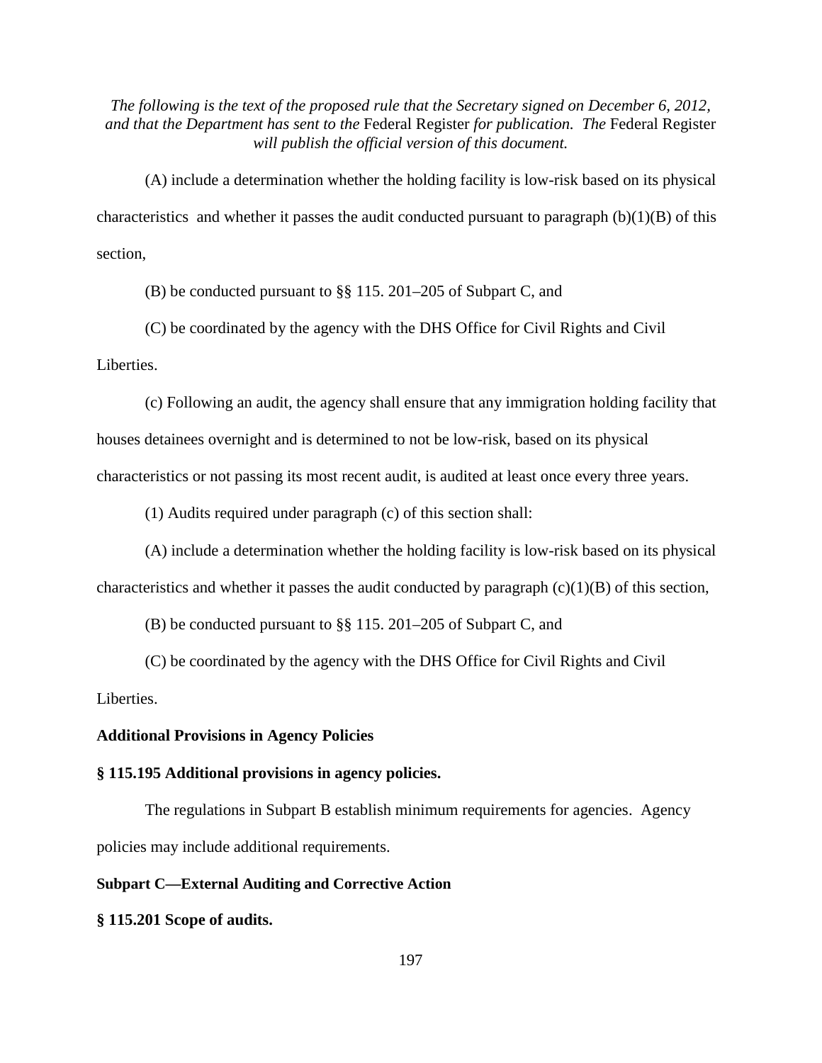*The following is the text of the proposed rule that the Secretary signed on December 6, 2012, and that the Department has sent to the* Federal Register *for publication. The* Federal Register *will publish the official version of this document.*

(A) include a determination whether the holding facility is low-risk based on its physical characteristics and whether it passes the audit conducted pursuant to paragraph (b)(1)(B) of this section,

(B) be conducted pursuant to §§ 115. 201–205 of Subpart C, and

(C) be coordinated by the agency with the DHS Office for Civil Rights and Civil Liberties.

(c) Following an audit, the agency shall ensure that any immigration holding facility that houses detainees overnight and is determined to not be low-risk, based on its physical characteristics or not passing its most recent audit, is audited at least once every three years.

(1) Audits required under paragraph (c) of this section shall:

(A) include a determination whether the holding facility is low-risk based on its physical characteristics and whether it passes the audit conducted by paragraph (c)(1)(B) of this section,

(B) be conducted pursuant to §§ 115. 201–205 of Subpart C, and

(C) be coordinated by the agency with the DHS Office for Civil Rights and Civil Liberties.

**Additional Provisions in Agency Policies**

**§ 115.195 Additional provisions in agency policies.**

The regulations in Subpart B establish minimum requirements for agencies. Agency policies may include additional requirements.

**Subpart C—External Auditing and Corrective Action**

**§ 115.201 Scope of audits.**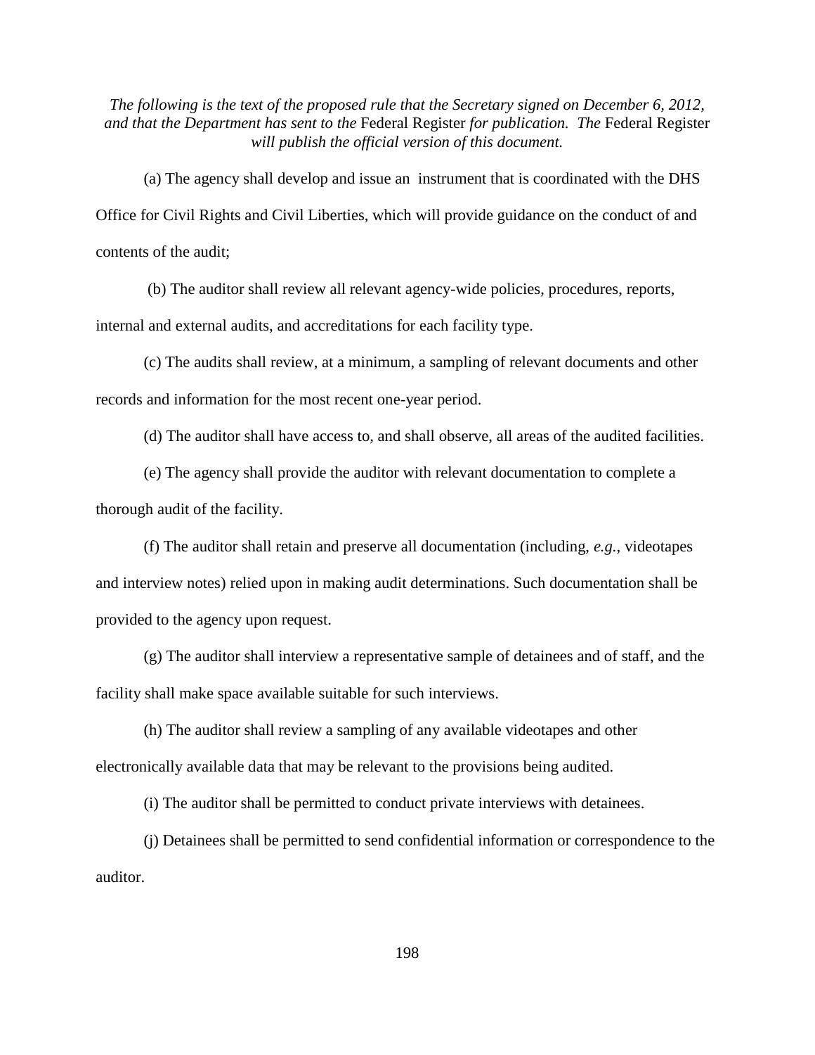*The following is the text of the proposed rule that the Secretary signed on December 6, 2012, and that the Department has sent to the* Federal Register *for publication. The* Federal Register *will publish the official version of this document.*

(a) The agency shall develop and issue an instrument that is coordinated with the DHS Office for Civil Rights and Civil Liberties, which will provide guidance on the conduct of and contents of the audit;

(b) The auditor shall review all relevant agency-wide policies, procedures, reports, internal and external audits, and accreditations for each facility type.

(c) The audits shall review, at a minimum, a sampling of relevant documents and other records and information for the most recent one-year period.

(d) The auditor shall have access to, and shall observe, all areas of the audited facilities.

(e) The agency shall provide the auditor with relevant documentation to complete a thorough audit of the facility.

(f) The auditor shall retain and preserve all documentation (including, *e.g.*, videotapes and interview notes) relied upon in making audit determinations. Such documentation shall be provided to the agency upon request.

(g) The auditor shall interview a representative sample of detainees and of staff, and the facility shall make space available suitable for such interviews.

(h) The auditor shall review a sampling of any available videotapes and other electronically available data that may be relevant to the provisions being audited.

(i) The auditor shall be permitted to conduct private interviews with detainees.

(j) Detainees shall be permitted to send confidential information or correspondence to the auditor.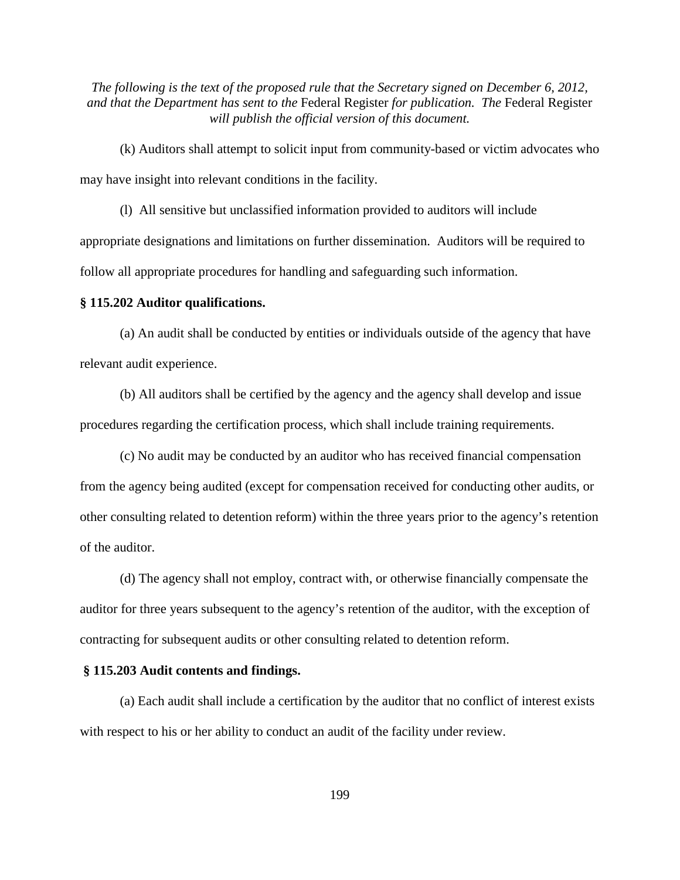*The following is the text of the proposed rule that the Secretary signed on December 6, 2012, and that the Department has sent to the* Federal Register *for publication. The* Federal Register *will publish the official version of this document.*

(k) Auditors shall attempt to solicit input from community-based or victim advocates who may have insight into relevant conditions in the facility.

(l) All sensitive but unclassified information provided to auditors will include appropriate designations and limitations on further dissemination. Auditors will be required to follow all appropriate procedures for handling and safeguarding such information.

**§ 115.202 Auditor qualifications.**

(a) An audit shall be conducted by entities or individuals outside of the agency that have relevant audit experience.

(b) All auditors shall be certified by the agency and the agency shall develop and issue procedures regarding the certification process, which shall include training requirements.

(c) No audit may be conducted by an auditor who has received financial compensation from the agency being audited (except for compensation received for conducting other audits, or other consulting related to detention reform) within the three years prior to the agency's retention of the auditor.

(d) The agency shall not employ, contract with, or otherwise financially compensate the auditor for three years subsequent to the agency's retention of the auditor, with the exception of contracting for subsequent audits or other consulting related to detention reform.

**§ 115.203 Audit contents and findings.**

(a) Each audit shall include a certification by the auditor that no conflict of interest exists with respect to his or her ability to conduct an audit of the facility under review.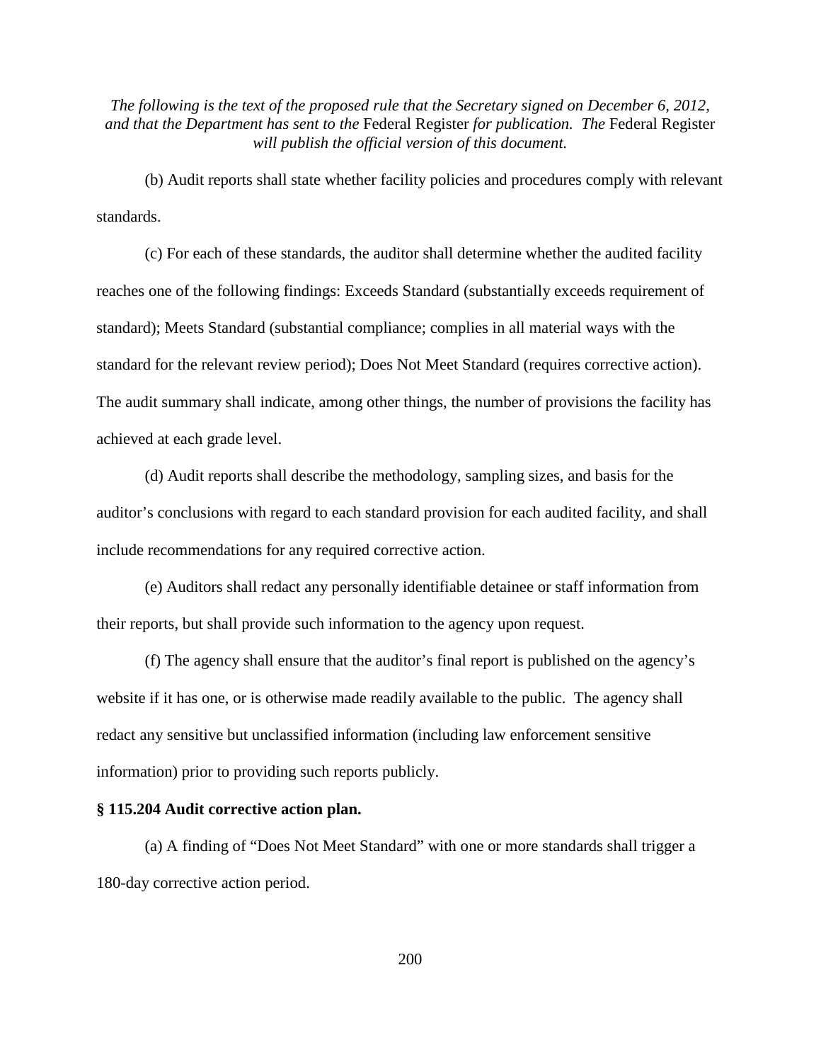*The following is the text of the proposed rule that the Secretary signed on December 6, 2012, and that the Department has sent to the* Federal Register *for publication. The* Federal Register *will publish the official version of this document.*

(b) Audit reports shall state whether facility policies and procedures comply with relevant standards.

(c) For each of these standards, the auditor shall determine whether the audited facility reaches one of the following findings: Exceeds Standard (substantially exceeds requirement of standard); Meets Standard (substantial compliance; complies in all material ways with the standard for the relevant review period); Does Not Meet Standard (requires corrective action). The audit summary shall indicate, among other things, the number of provisions the facility has achieved at each grade level.

(d) Audit reports shall describe the methodology, sampling sizes, and basis for the auditor's conclusions with regard to each standard provision for each audited facility, and shall include recommendations for any required corrective action.

(e) Auditors shall redact any personally identifiable detainee or staff information from their reports, but shall provide such information to the agency upon request.

(f) The agency shall ensure that the auditor's final report is published on the agency's website if it has one, or is otherwise made readily available to the public. The agency shall redact any sensitive but unclassified information (including law enforcement sensitive information) prior to providing such reports publicly.

**§ 115.204 Audit corrective action plan.**

(a) A finding of "Does Not Meet Standard" with one or more standards shall trigger a 180-day corrective action period.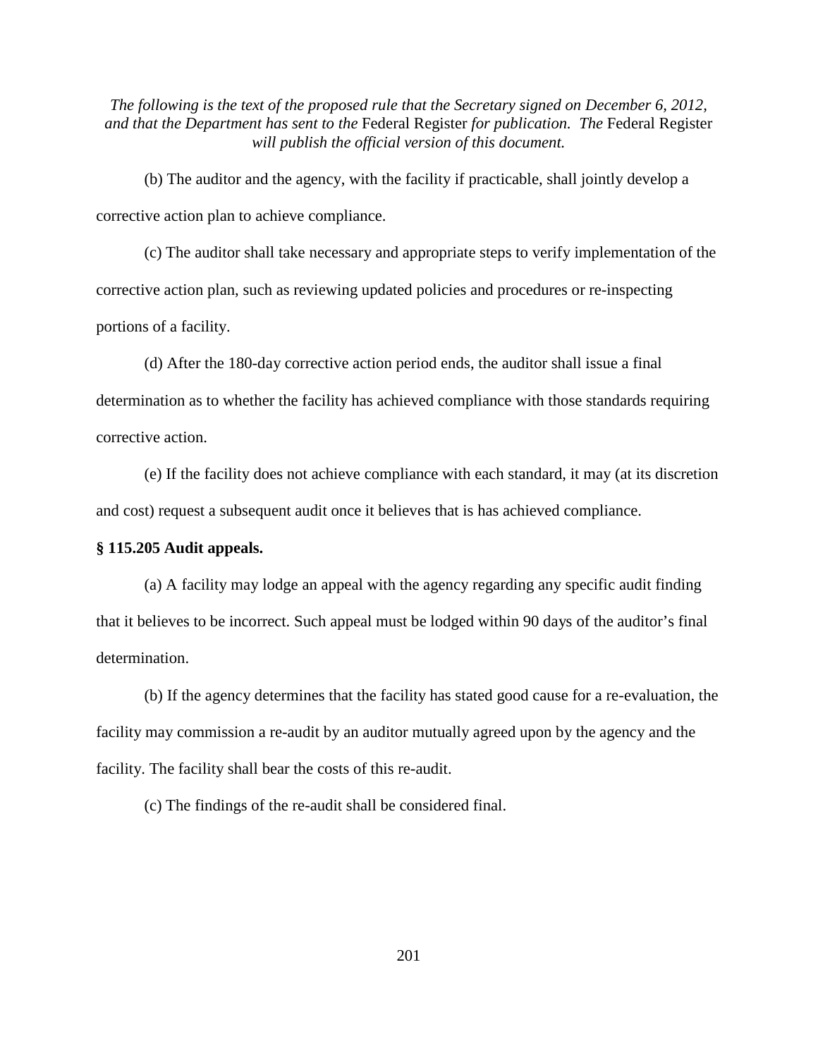*The following is the text of the proposed rule that the Secretary signed on December 6, 2012, and that the Department has sent to the* Federal Register *for publication. The* Federal Register *will publish the official version of this document.*

(b) The auditor and the agency, with the facility if practicable, shall jointly develop a corrective action plan to achieve compliance.

(c) The auditor shall take necessary and appropriate steps to verify implementation of the corrective action plan, such as reviewing updated policies and procedures or re-inspecting portions of a facility.

(d) After the 180-day corrective action period ends, the auditor shall issue a final determination as to whether the facility has achieved compliance with those standards requiring corrective action.

(e) If the facility does not achieve compliance with each standard, it may (at its discretion and cost) request a subsequent audit once it believes that is has achieved compliance.

**§ 115.205 Audit appeals.**

(a) A facility may lodge an appeal with the agency regarding any specific audit finding that it believes to be incorrect. Such appeal must be lodged within 90 days of the auditor's final determination.

(b) If the agency determines that the facility has stated good cause for a re-evaluation, the facility may commission a re-audit by an auditor mutually agreed upon by the agency and the facility. The facility shall bear the costs of this re-audit.

(c) The findings of the re-audit shall be considered final.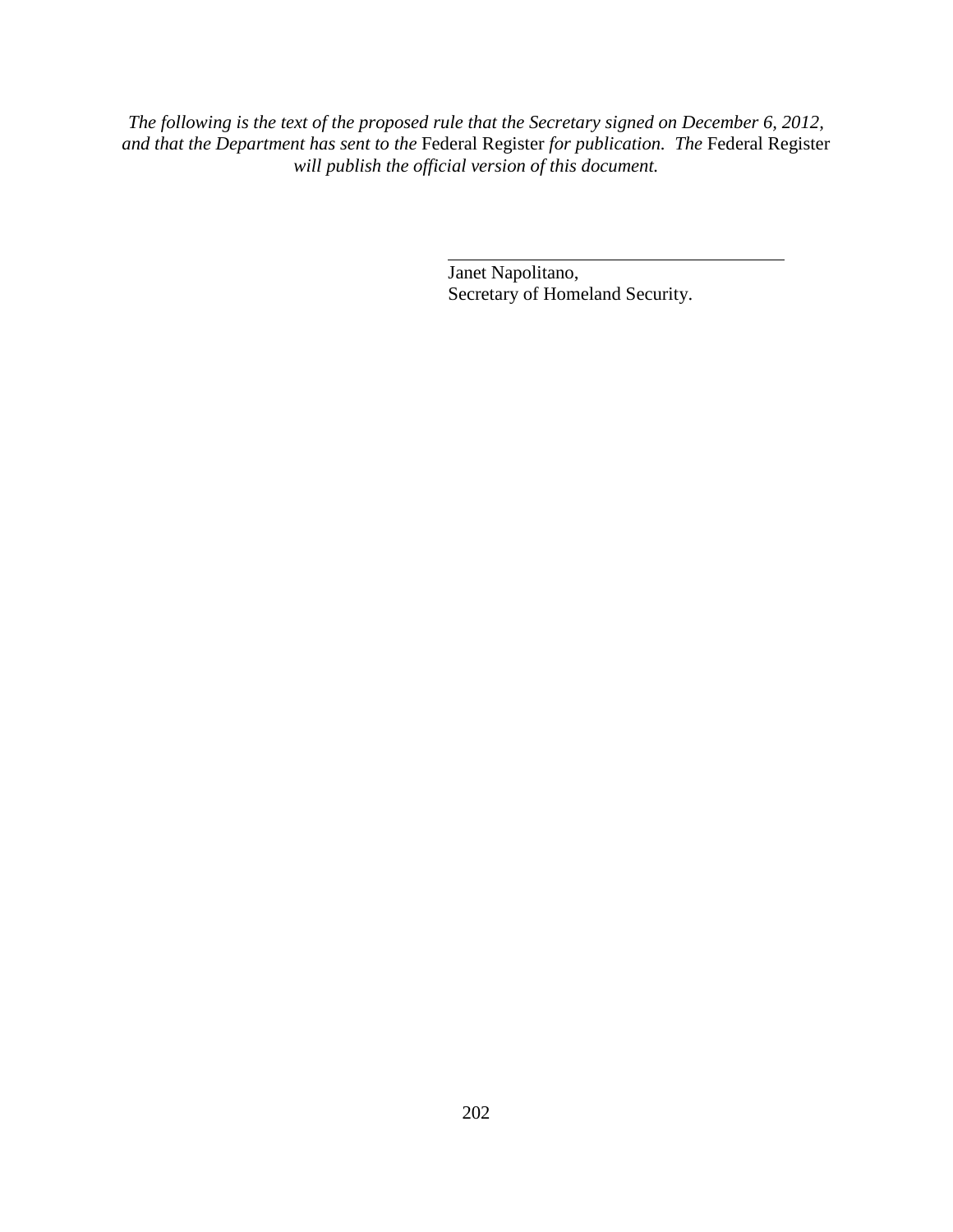*The following is the text of the proposed rule that the Secretary signed on December 6, 2012, and that the Department has sent to the* Federal Register *for publication. The* Federal Register *will publish the official version of this document.*

\_\_\_\_\_\_\_\_\_\_\_\_\_\_\_\_\_\_\_\_\_\_\_\_\_\_\_\_\_\_\_\_\_\_\_\_\_\_\_

Janet Napolitano,
Secretary of Homeland Security.